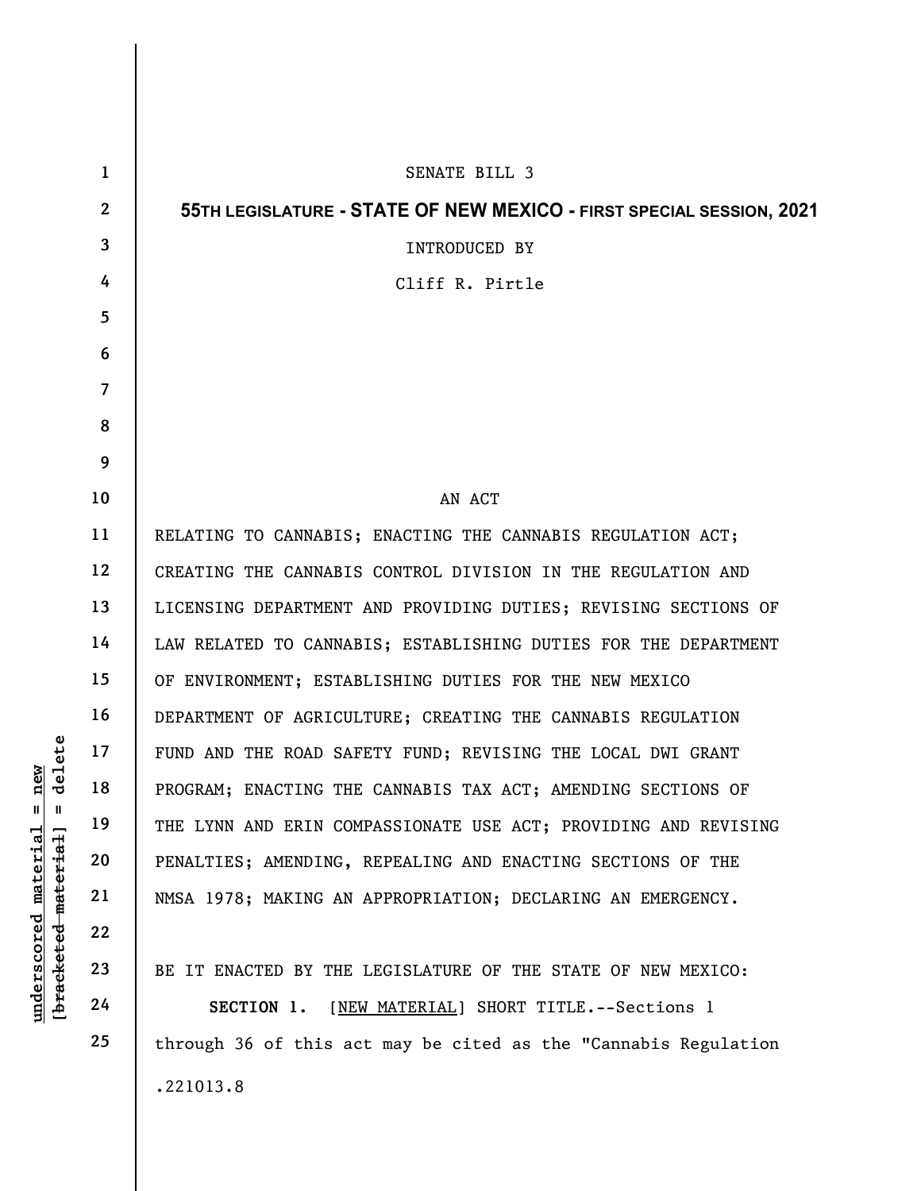SENATE BILL 3

**55TH LEGISLATURE - STATE OF NEW MEXICO - FIRST SPECIAL SESSION, 2021**

INTRODUCED BY

Cliff R. Pirtle

AN ACT

RELATING TO CANNABIS; ENACTING THE CANNABIS REGULATION ACT; CREATING THE CANNABIS CONTROL DIVISION IN THE REGULATION AND LICENSING DEPARTMENT AND PROVIDING DUTIES; REVISING SECTIONS OF LAW RELATED TO CANNABIS; ESTABLISHING DUTIES FOR THE DEPARTMENT OF ENVIRONMENT; ESTABLISHING DUTIES FOR THE NEW MEXICO DEPARTMENT OF AGRICULTURE; CREATING THE CANNABIS REGULATION FUND AND THE ROAD SAFETY FUND; REVISING THE LOCAL DWI GRANT PROGRAM; ENACTING THE CANNABIS TAX ACT; AMENDING SECTIONS OF THE LYNN AND ERIN COMPASSIONATE USE ACT; PROVIDING AND REVISING PENALTIES; AMENDING, REPEALING AND ENACTING SECTIONS OF THE NMSA 1978; MAKING AN APPROPRIATION; DECLARING AN EMERGENCY.

BE IT ENACTED BY THE LEGISLATURE OF THE STATE OF NEW MEXICO:

**SECTION 1.** [NEW MATERIAL] SHORT TITLE.--Sections 1 through 36 of this act may be cited as the "Cannabis Regulation

.221013.8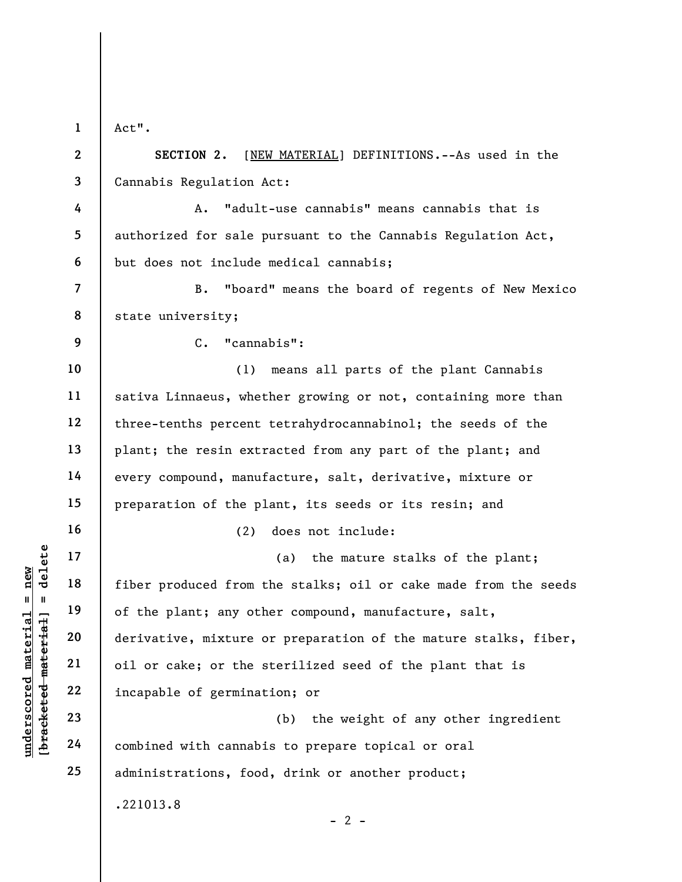Act".

**SECTION 2.** [NEW MATERIAL] DEFINITIONS.--As used in the Cannabis Regulation Act:

A. "adult-use cannabis" means cannabis that is authorized for sale pursuant to the Cannabis Regulation Act, but does not include medical cannabis;

B. "board" means the board of regents of New Mexico state university;

C. "cannabis":

(1) means all parts of the plant Cannabis sativa Linnaeus, whether growing or not, containing more than three-tenths percent tetrahydrocannabinol; the seeds of the plant; the resin extracted from any part of the plant; and every compound, manufacture, salt, derivative, mixture or preparation of the plant, its seeds or its resin; and

(2) does not include:

(a) the mature stalks of the plant; fiber produced from the stalks; oil or cake made from the seeds of the plant; any other compound, manufacture, salt, derivative, mixture or preparation of the mature stalks, fiber, oil or cake; or the sterilized seed of the plant that is incapable of germination; or

(b) the weight of any other ingredient combined with cannabis to prepare topical or oral administrations, food, drink or another product;

.221013.8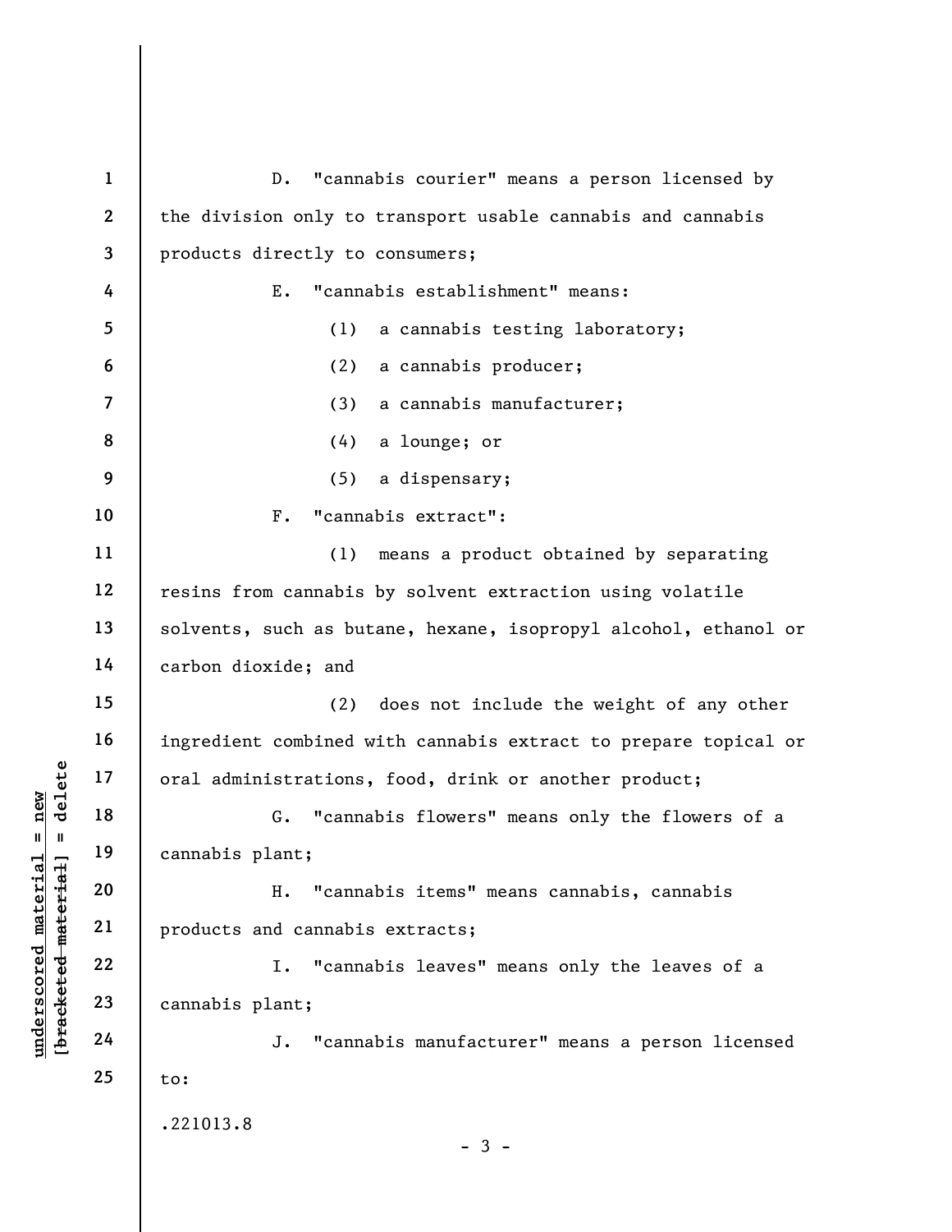D. "cannabis courier" means a person licensed by the division only to transport usable cannabis and cannabis products directly to consumers;

E. "cannabis establishment" means:

(1) a cannabis testing laboratory;

(2) a cannabis producer;

(3) a cannabis manufacturer;

(4) a lounge; or

(5) a dispensary;

F. "cannabis extract":

(1) means a product obtained by separating resins from cannabis by solvent extraction using volatile solvents, such as butane, hexane, isopropyl alcohol, ethanol or carbon dioxide; and

(2) does not include the weight of any other ingredient combined with cannabis extract to prepare topical or oral administrations, food, drink or another product;

G. "cannabis flowers" means only the flowers of a cannabis plant;

H. "cannabis items" means cannabis, cannabis products and cannabis extracts;

I. "cannabis leaves" means only the leaves of a cannabis plant;

J. "cannabis manufacturer" means a person licensed to:

.221013.8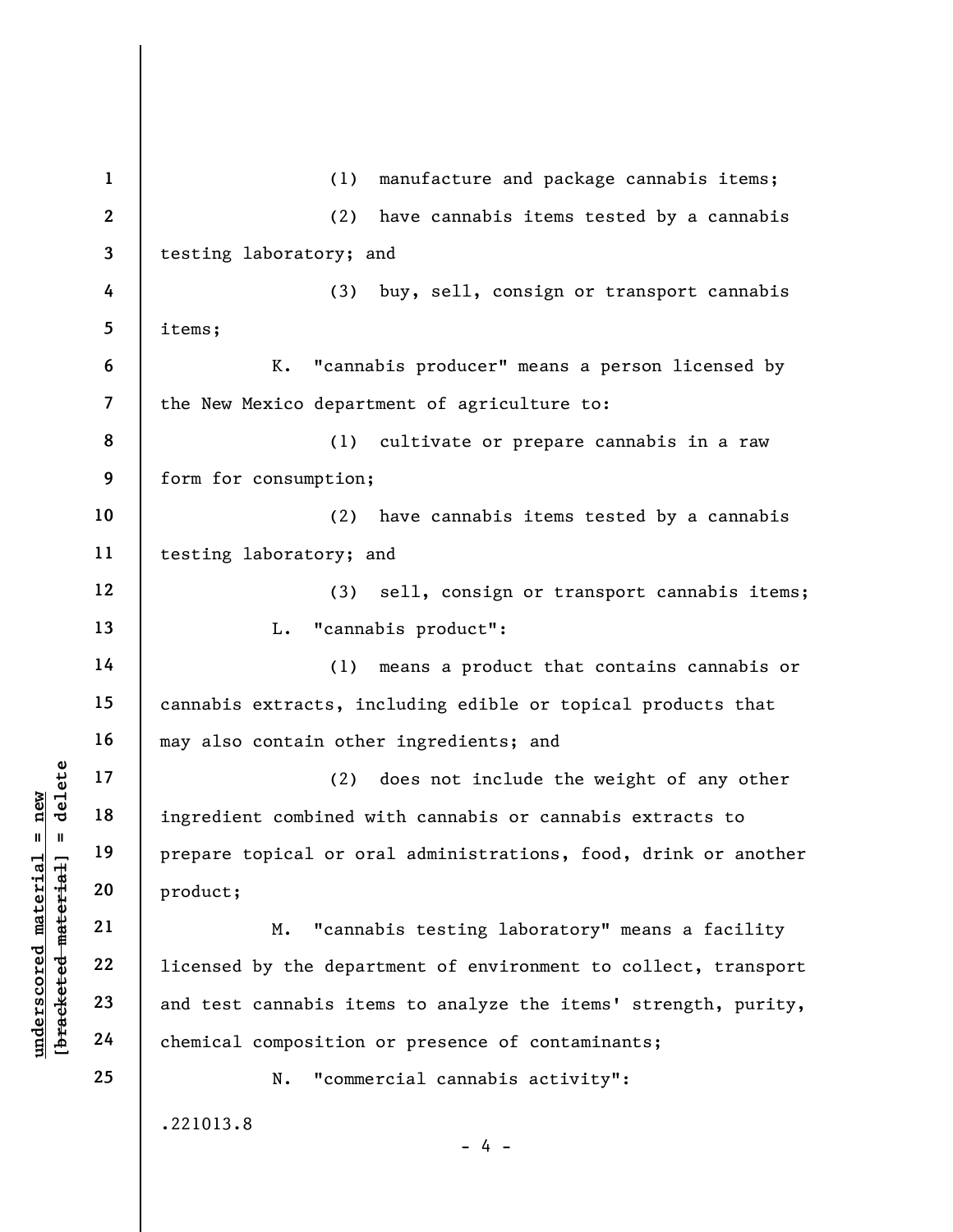(1) manufacture and package cannabis items;

(2) have cannabis items tested by a cannabis testing laboratory; and

(3) buy, sell, consign or transport cannabis items;

K. "cannabis producer" means a person licensed by the New Mexico department of agriculture to:

(1) cultivate or prepare cannabis in a raw form for consumption;

(2) have cannabis items tested by a cannabis testing laboratory; and

(3) sell, consign or transport cannabis items;

L. "cannabis product":

(1) means a product that contains cannabis or cannabis extracts, including edible or topical products that may also contain other ingredients; and

(2) does not include the weight of any other ingredient combined with cannabis or cannabis extracts to prepare topical or oral administrations, food, drink or another product;

M. "cannabis testing laboratory" means a facility licensed by the department of environment to collect, transport and test cannabis items to analyze the items' strength, purity, chemical composition or presence of contaminants;

N. "commercial cannabis activity":

.221013.8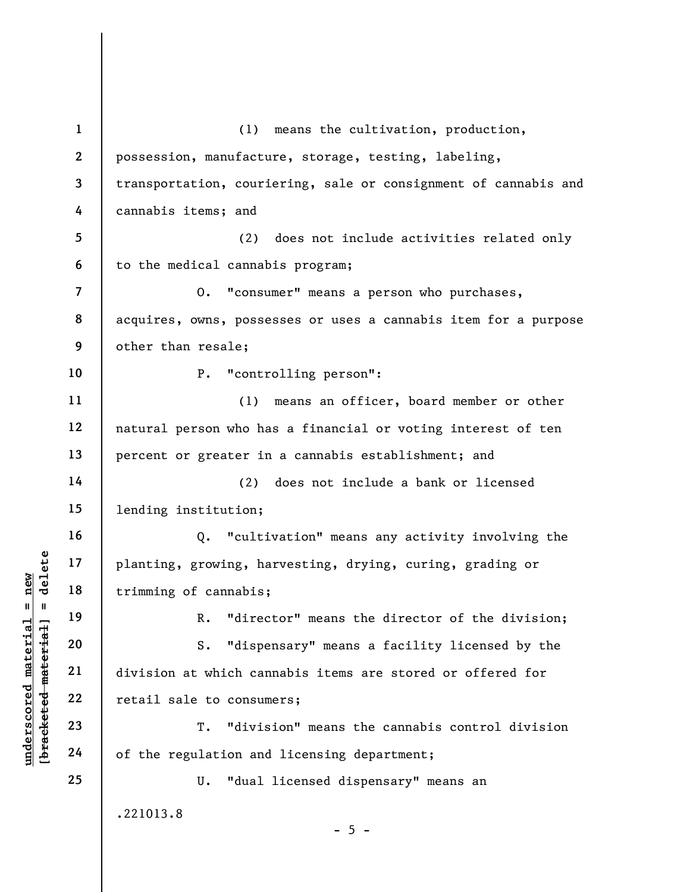(1) means the cultivation, production, possession, manufacture, storage, testing, labeling, transportation, couriering, sale or consignment of cannabis and cannabis items; and

(2) does not include activities related only to the medical cannabis program;

O. "consumer" means a person who purchases, acquires, owns, possesses or uses a cannabis item for a purpose other than resale;

P. "controlling person":

(1) means an officer, board member or other natural person who has a financial or voting interest of ten percent or greater in a cannabis establishment; and

(2) does not include a bank or licensed lending institution;

Q. "cultivation" means any activity involving the planting, growing, harvesting, drying, curing, grading or trimming of cannabis;

R. "director" means the director of the division;

S. "dispensary" means a facility licensed by the division at which cannabis items are stored or offered for retail sale to consumers;

T. "division" means the cannabis control division of the regulation and licensing department;

U. "dual licensed dispensary" means an

.221013.8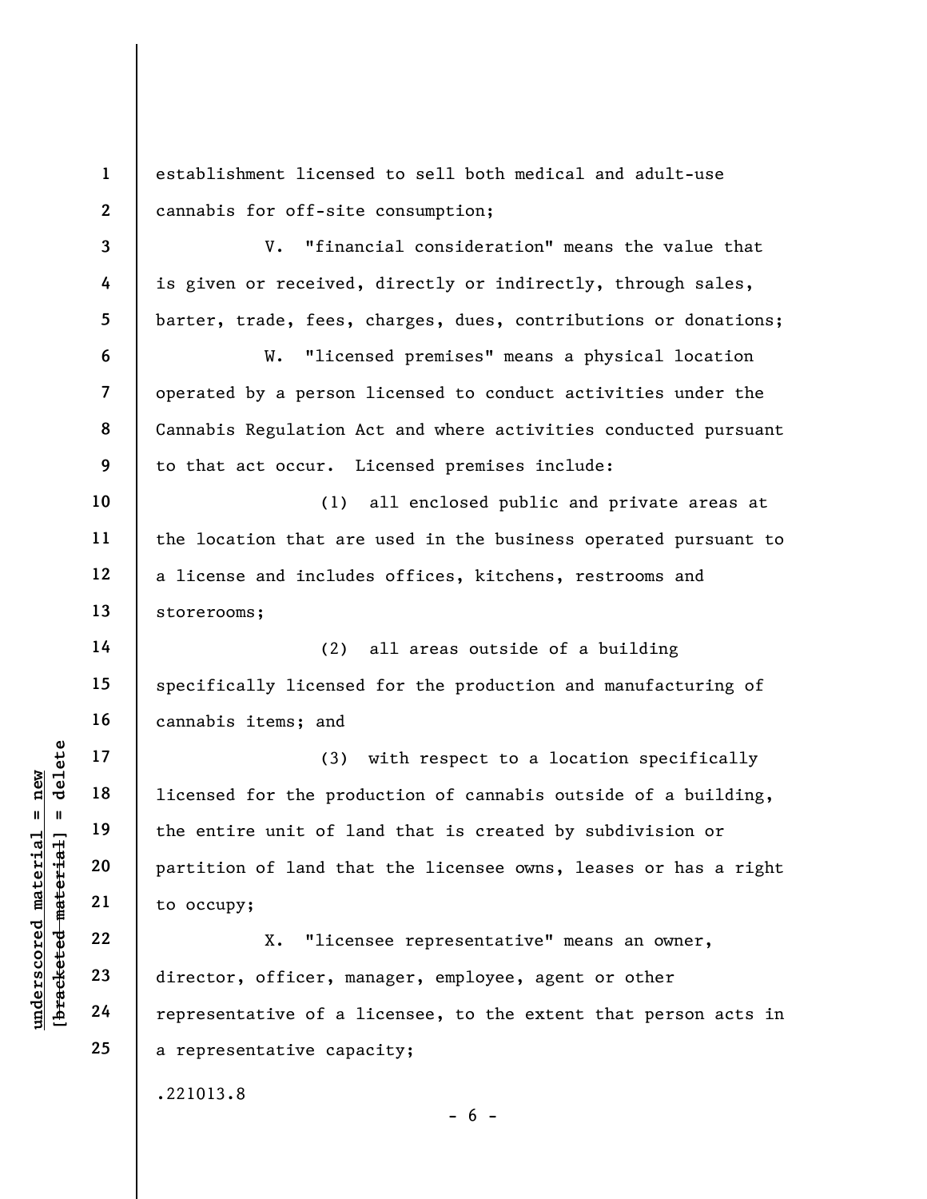establishment licensed to sell both medical and adult-use cannabis for off-site consumption;

V. "financial consideration" means the value that is given or received, directly or indirectly, through sales, barter, trade, fees, charges, dues, contributions or donations;

W. "licensed premises" means a physical location operated by a person licensed to conduct activities under the Cannabis Regulation Act and where activities conducted pursuant to that act occur. Licensed premises include:

(1) all enclosed public and private areas at the location that are used in the business operated pursuant to a license and includes offices, kitchens, restrooms and storerooms;

(2) all areas outside of a building specifically licensed for the production and manufacturing of cannabis items; and

(3) with respect to a location specifically licensed for the production of cannabis outside of a building, the entire unit of land that is created by subdivision or partition of land that the licensee owns, leases or has a right to occupy;

X. "licensee representative" means an owner, director, officer, manager, employee, agent or other representative of a licensee, to the extent that person acts in a representative capacity;

.221013.8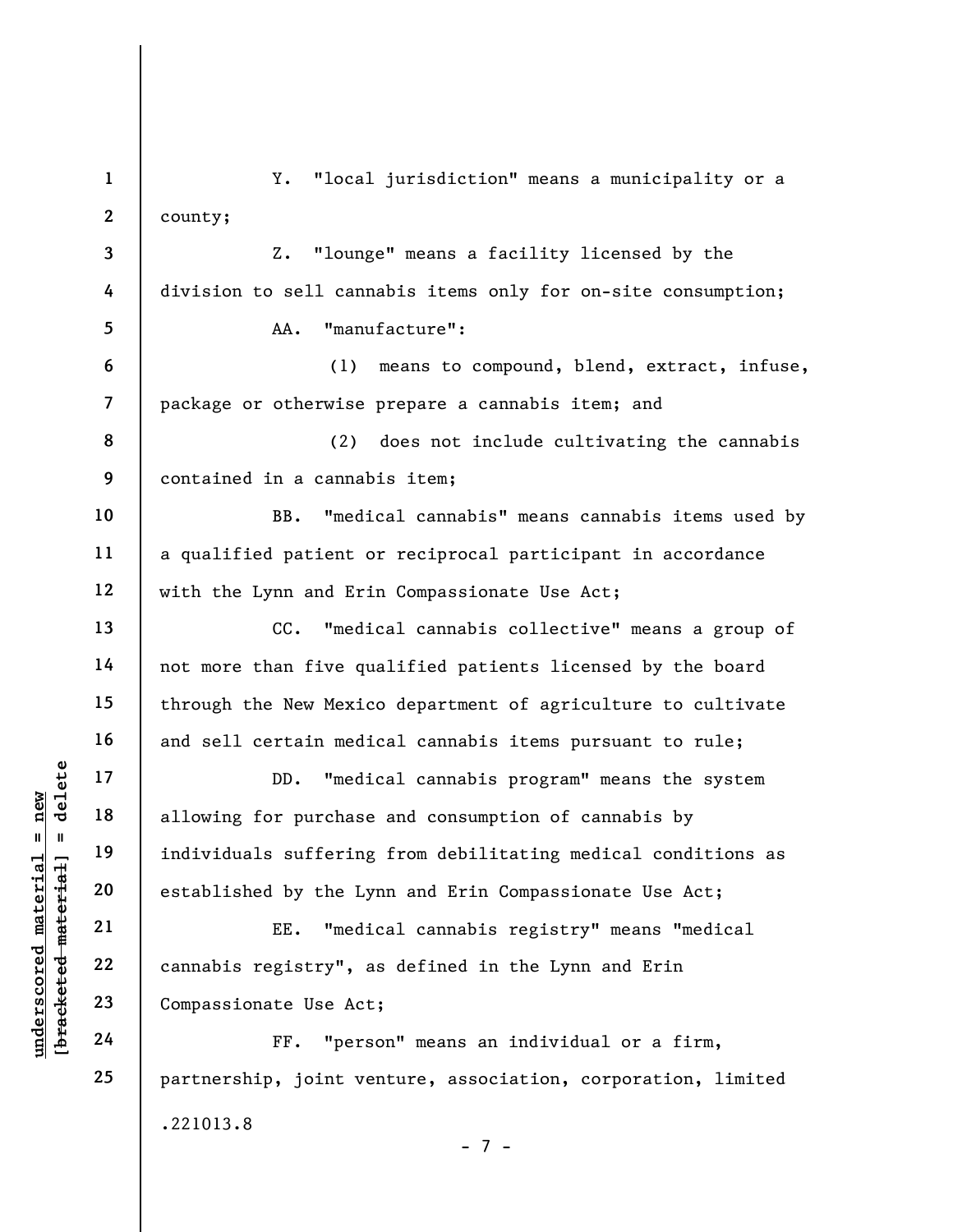Y. "local jurisdiction" means a municipality or a county;

Z. "lounge" means a facility licensed by the division to sell cannabis items only for on-site consumption;

AA. "manufacture":

(1) means to compound, blend, extract, infuse, package or otherwise prepare a cannabis item; and

(2) does not include cultivating the cannabis contained in a cannabis item;

BB. "medical cannabis" means cannabis items used by a qualified patient or reciprocal participant in accordance with the Lynn and Erin Compassionate Use Act;

CC. "medical cannabis collective" means a group of not more than five qualified patients licensed by the board through the New Mexico department of agriculture to cultivate and sell certain medical cannabis items pursuant to rule;

DD. "medical cannabis program" means the system allowing for purchase and consumption of cannabis by individuals suffering from debilitating medical conditions as established by the Lynn and Erin Compassionate Use Act;

EE. "medical cannabis registry" means "medical cannabis registry", as defined in the Lynn and Erin Compassionate Use Act;

FF. "person" means an individual or a firm, partnership, joint venture, association, corporation, limited

.221013.8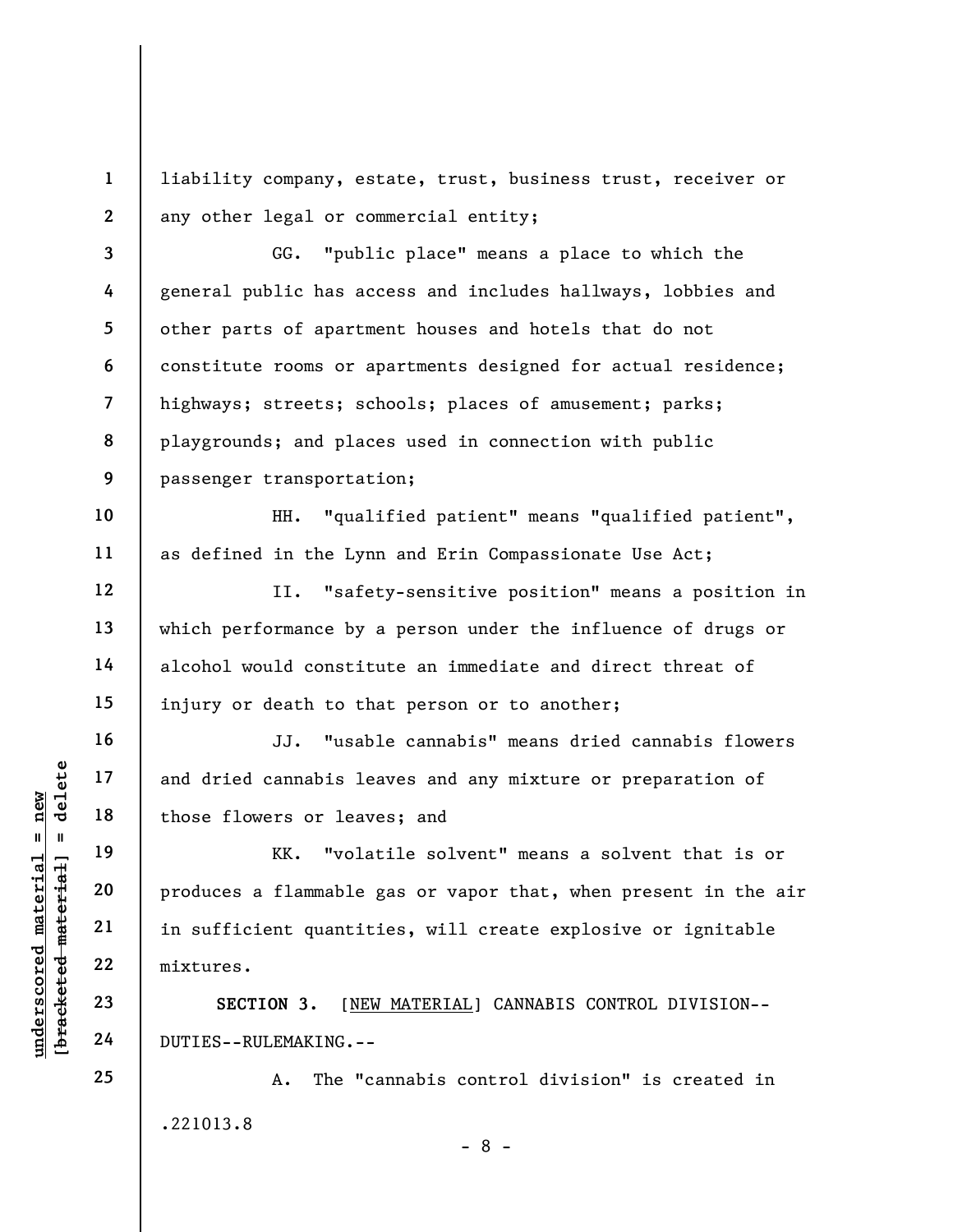liability company, estate, trust, business trust, receiver or any other legal or commercial entity;

GG. "public place" means a place to which the general public has access and includes hallways, lobbies and other parts of apartment houses and hotels that do not constitute rooms or apartments designed for actual residence; highways; streets; schools; places of amusement; parks; playgrounds; and places used in connection with public passenger transportation;

HH. "qualified patient" means "qualified patient", as defined in the Lynn and Erin Compassionate Use Act;

II. "safety-sensitive position" means a position in which performance by a person under the influence of drugs or alcohol would constitute an immediate and direct threat of injury or death to that person or to another;

JJ. "usable cannabis" means dried cannabis flowers and dried cannabis leaves and any mixture or preparation of those flowers or leaves; and

KK. "volatile solvent" means a solvent that is or produces a flammable gas or vapor that, when present in the air in sufficient quantities, will create explosive or ignitable mixtures.

**SECTION 3.** [NEW MATERIAL] CANNABIS CONTROL DIVISION--DUTIES--RULEMAKING.--

A. The "cannabis control division" is created in

.221013.8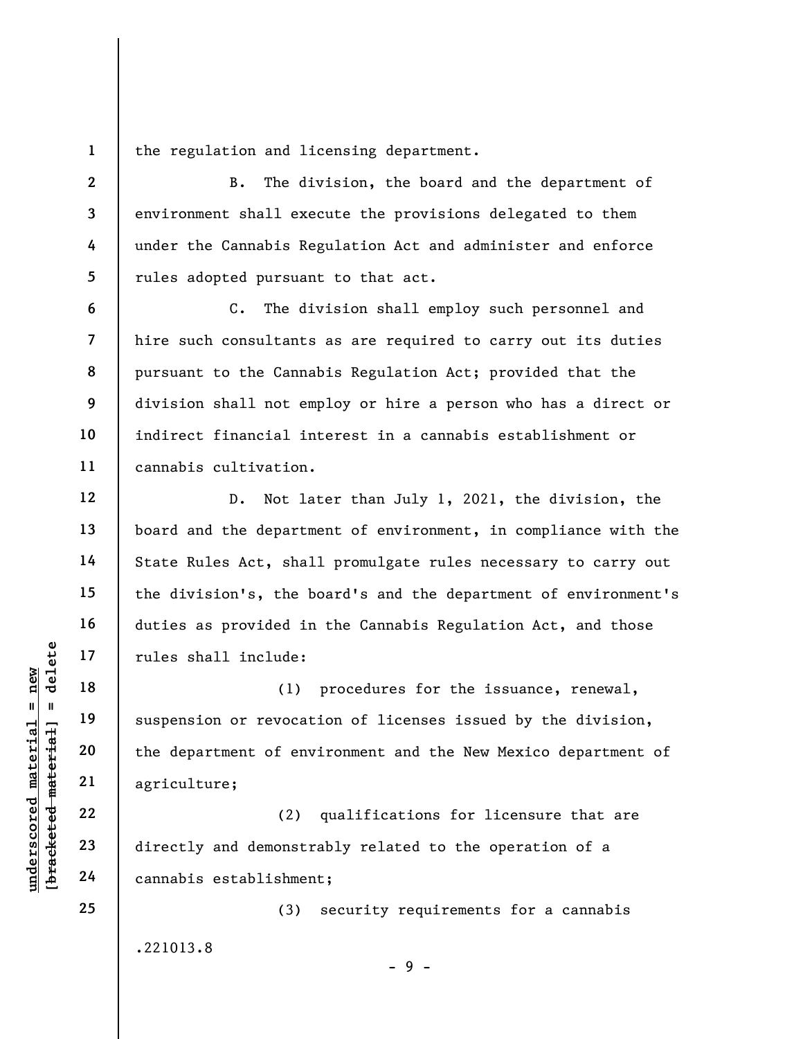the regulation and licensing department.

B. The division, the board and the department of environment shall execute the provisions delegated to them under the Cannabis Regulation Act and administer and enforce rules adopted pursuant to that act.

C. The division shall employ such personnel and hire such consultants as are required to carry out its duties pursuant to the Cannabis Regulation Act; provided that the division shall not employ or hire a person who has a direct or indirect financial interest in a cannabis establishment or cannabis cultivation.

D. Not later than July 1, 2021, the division, the board and the department of environment, in compliance with the State Rules Act, shall promulgate rules necessary to carry out the division's, the board's and the department of environment's duties as provided in the Cannabis Regulation Act, and those rules shall include:

(1) procedures for the issuance, renewal, suspension or revocation of licenses issued by the division, the department of environment and the New Mexico department of agriculture;

(2) qualifications for licensure that are directly and demonstrably related to the operation of a cannabis establishment;

(3) security requirements for a cannabis

.221013.8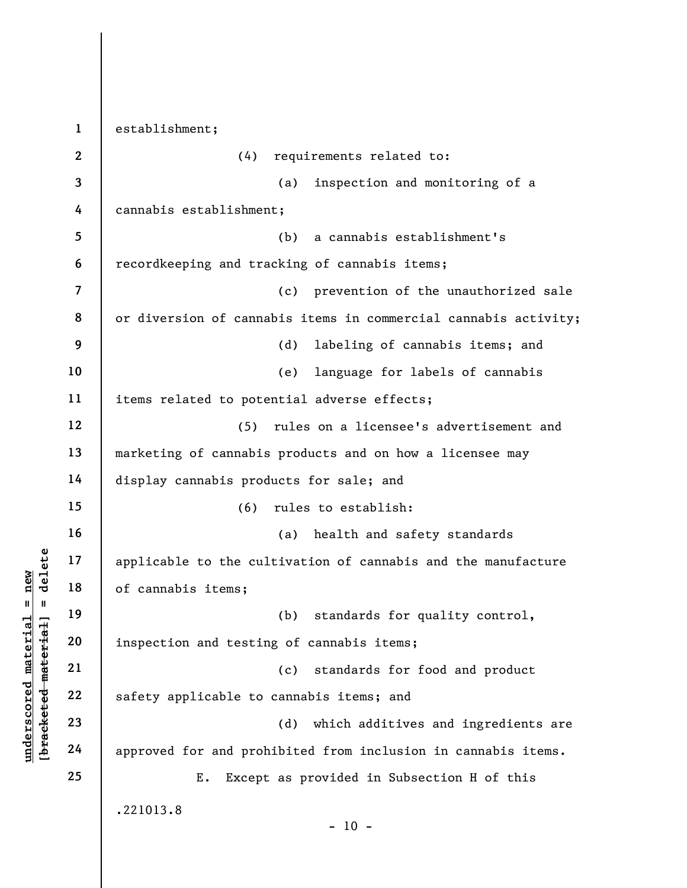establishment;

(4) requirements related to:

(a) inspection and monitoring of a cannabis establishment;

(b) a cannabis establishment's recordkeeping and tracking of cannabis items;

(c) prevention of the unauthorized sale or diversion of cannabis items in commercial cannabis activity;

(d) labeling of cannabis items; and

(e) language for labels of cannabis items related to potential adverse effects;

(5) rules on a licensee's advertisement and marketing of cannabis products and on how a licensee may display cannabis products for sale; and

(6) rules to establish:

(a) health and safety standards applicable to the cultivation of cannabis and the manufacture of cannabis items;

(b) standards for quality control, inspection and testing of cannabis items;

(c) standards for food and product safety applicable to cannabis items; and

(d) which additives and ingredients are approved for and prohibited from inclusion in cannabis items.

E. Except as provided in Subsection H of this

.221013.8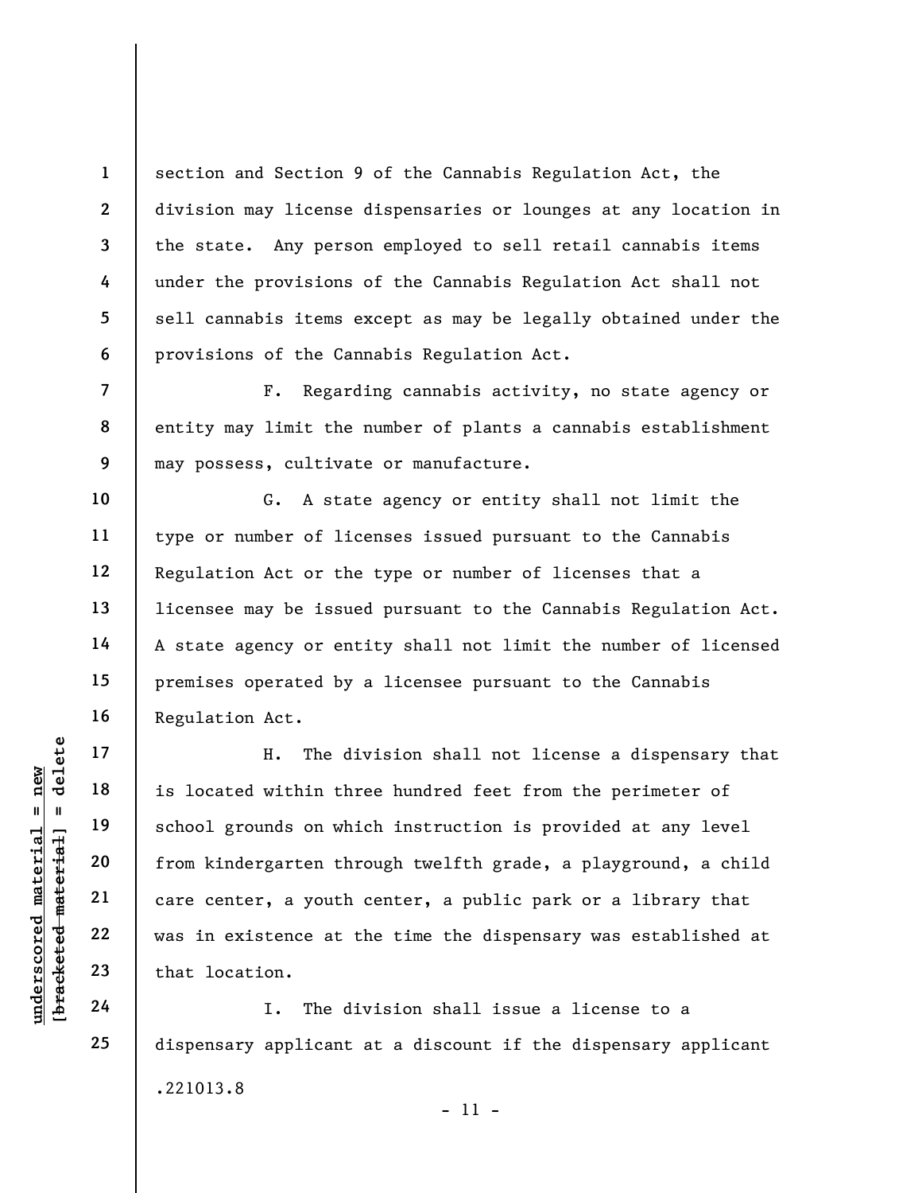section and Section 9 of the Cannabis Regulation Act, the division may license dispensaries or lounges at any location in the state. Any person employed to sell retail cannabis items under the provisions of the Cannabis Regulation Act shall not sell cannabis items except as may be legally obtained under the provisions of the Cannabis Regulation Act.

F. Regarding cannabis activity, no state agency or entity may limit the number of plants a cannabis establishment may possess, cultivate or manufacture.

G. A state agency or entity shall not limit the type or number of licenses issued pursuant to the Cannabis Regulation Act or the type or number of licenses that a licensee may be issued pursuant to the Cannabis Regulation Act. A state agency or entity shall not limit the number of licensed premises operated by a licensee pursuant to the Cannabis Regulation Act.

H. The division shall not license a dispensary that is located within three hundred feet from the perimeter of school grounds on which instruction is provided at any level from kindergarten through twelfth grade, a playground, a child care center, a youth center, a public park or a library that was in existence at the time the dispensary was established at that location.

I. The division shall issue a license to a dispensary applicant at a discount if the dispensary applicant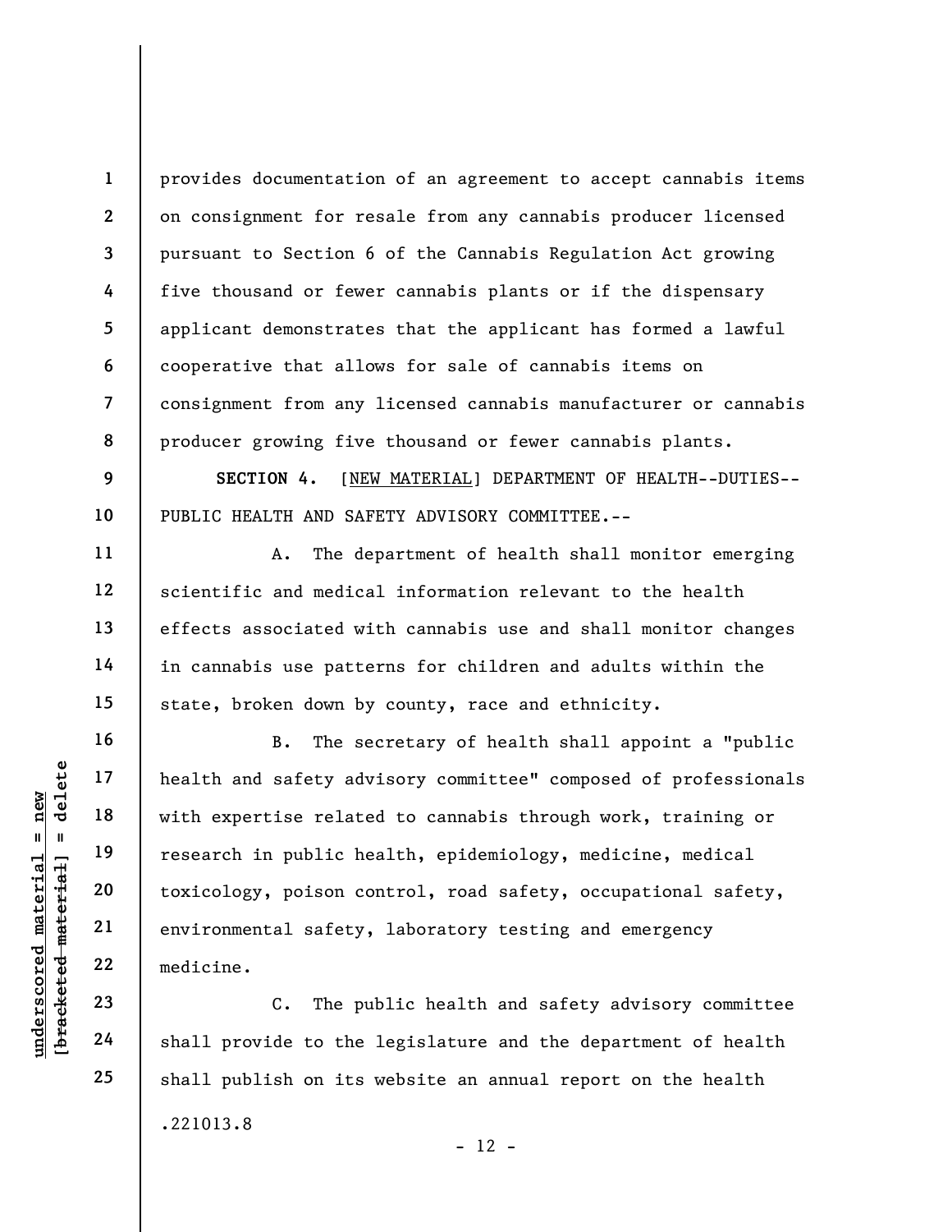provides documentation of an agreement to accept cannabis items on consignment for resale from any cannabis producer licensed pursuant to Section 6 of the Cannabis Regulation Act growing five thousand or fewer cannabis plants or if the dispensary applicant demonstrates that the applicant has formed a lawful cooperative that allows for sale of cannabis items on consignment from any licensed cannabis manufacturer or cannabis producer growing five thousand or fewer cannabis plants.

**SECTION 4.** [NEW MATERIAL] DEPARTMENT OF HEALTH--DUTIES--PUBLIC HEALTH AND SAFETY ADVISORY COMMITTEE.--

A. The department of health shall monitor emerging scientific and medical information relevant to the health effects associated with cannabis use and shall monitor changes in cannabis use patterns for children and adults within the state, broken down by county, race and ethnicity.

B. The secretary of health shall appoint a "public health and safety advisory committee" composed of professionals with expertise related to cannabis through work, training or research in public health, epidemiology, medicine, medical toxicology, poison control, road safety, occupational safety, environmental safety, laboratory testing and emergency medicine.

C. The public health and safety advisory committee shall provide to the legislature and the department of health shall publish on its website an annual report on the health

.221013.8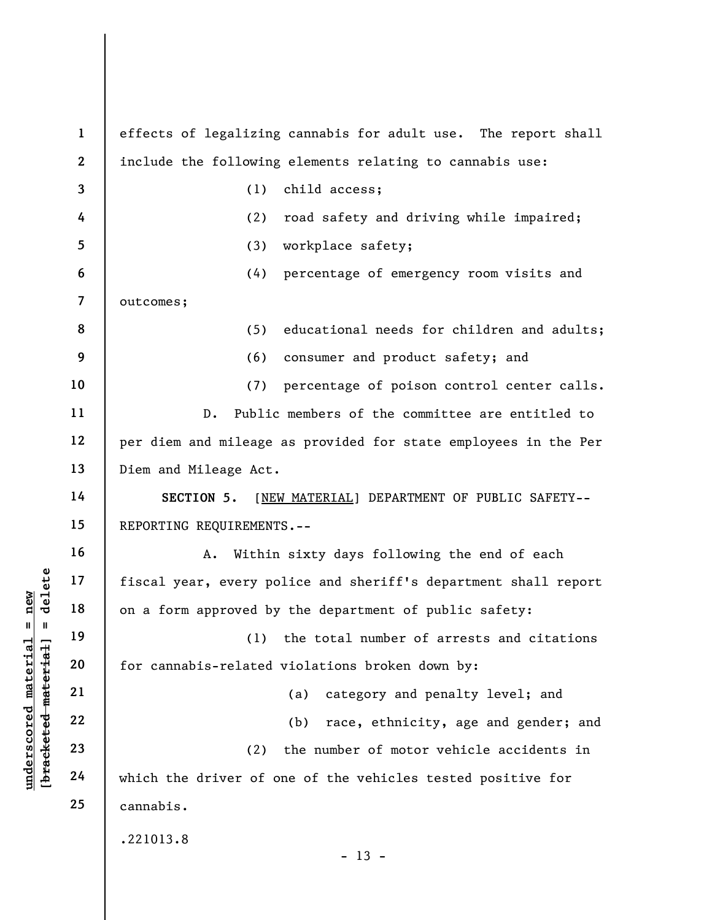effects of legalizing cannabis for adult use. The report shall include the following elements relating to cannabis use:

(1) child access;

(2) road safety and driving while impaired;

(3) workplace safety;

(4) percentage of emergency room visits and outcomes;

(5) educational needs for children and adults;

(6) consumer and product safety; and

(7) percentage of poison control center calls.

D. Public members of the committee are entitled to per diem and mileage as provided for state employees in the Per Diem and Mileage Act.

**SECTION 5.** [NEW MATERIAL] DEPARTMENT OF PUBLIC SAFETY--REPORTING REQUIREMENTS.--

A. Within sixty days following the end of each fiscal year, every police and sheriff's department shall report on a form approved by the department of public safety:

(1) the total number of arrests and citations for cannabis-related violations broken down by:

(a) category and penalty level; and

(b) race, ethnicity, age and gender; and

(2) the number of motor vehicle accidents in which the driver of one of the vehicles tested positive for cannabis.

.221013.8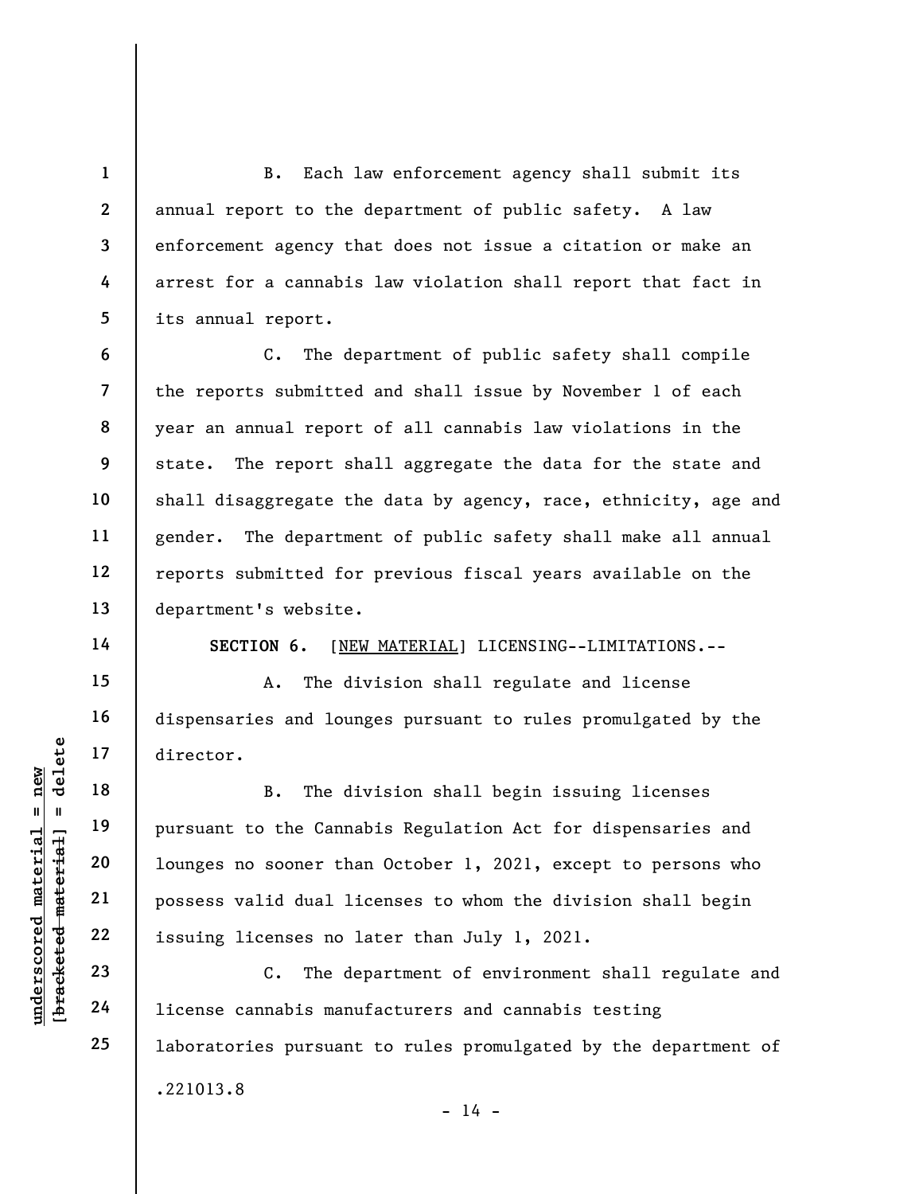B. Each law enforcement agency shall submit its annual report to the department of public safety. A law enforcement agency that does not issue a citation or make an arrest for a cannabis law violation shall report that fact in its annual report.

C. The department of public safety shall compile the reports submitted and shall issue by November 1 of each year an annual report of all cannabis law violations in the state. The report shall aggregate the data for the state and shall disaggregate the data by agency, race, ethnicity, age and gender. The department of public safety shall make all annual reports submitted for previous fiscal years available on the department's website.

**SECTION 6.** [NEW MATERIAL] LICENSING--LIMITATIONS.--

A. The division shall regulate and license dispensaries and lounges pursuant to rules promulgated by the director.

B. The division shall begin issuing licenses pursuant to the Cannabis Regulation Act for dispensaries and lounges no sooner than October 1, 2021, except to persons who possess valid dual licenses to whom the division shall begin issuing licenses no later than July 1, 2021.

C. The department of environment shall regulate and license cannabis manufacturers and cannabis testing laboratories pursuant to rules promulgated by the department of

.221013.8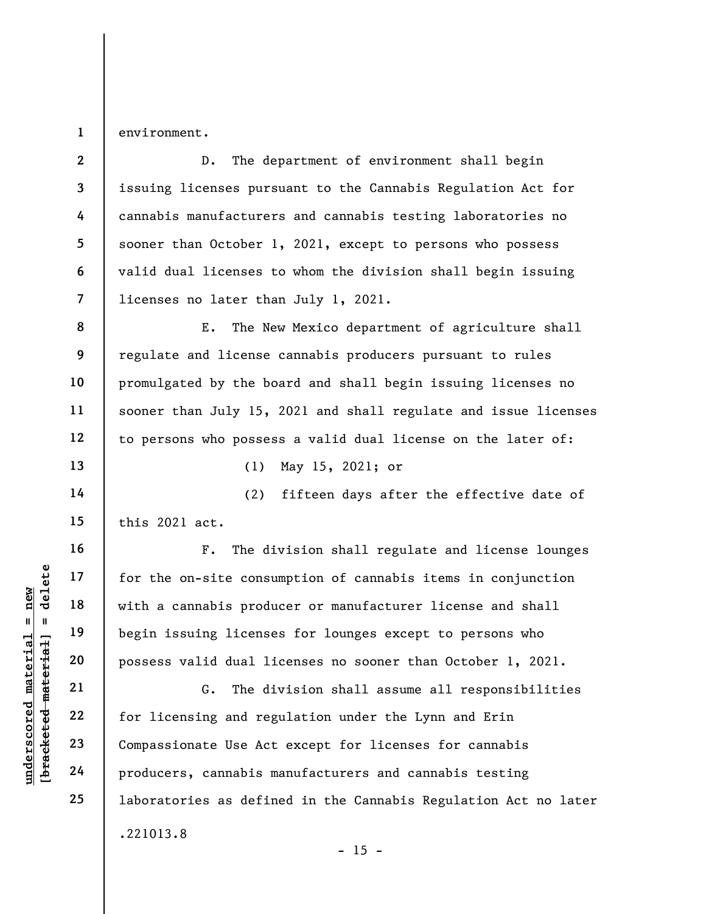environment.

D. The department of environment shall begin issuing licenses pursuant to the Cannabis Regulation Act for cannabis manufacturers and cannabis testing laboratories no sooner than October 1, 2021, except to persons who possess valid dual licenses to whom the division shall begin issuing licenses no later than July 1, 2021.

E. The New Mexico department of agriculture shall regulate and license cannabis producers pursuant to rules promulgated by the board and shall begin issuing licenses no sooner than July 15, 2021 and shall regulate and issue licenses to persons who possess a valid dual license on the later of:

(1) May 15, 2021; or

(2) fifteen days after the effective date of this 2021 act.

F. The division shall regulate and license lounges for the on-site consumption of cannabis items in conjunction with a cannabis producer or manufacturer license and shall begin issuing licenses for lounges except to persons who possess valid dual licenses no sooner than October 1, 2021.

G. The division shall assume all responsibilities for licensing and regulation under the Lynn and Erin Compassionate Use Act except for licenses for cannabis producers, cannabis manufacturers and cannabis testing laboratories as defined in the Cannabis Regulation Act no later

.221013.8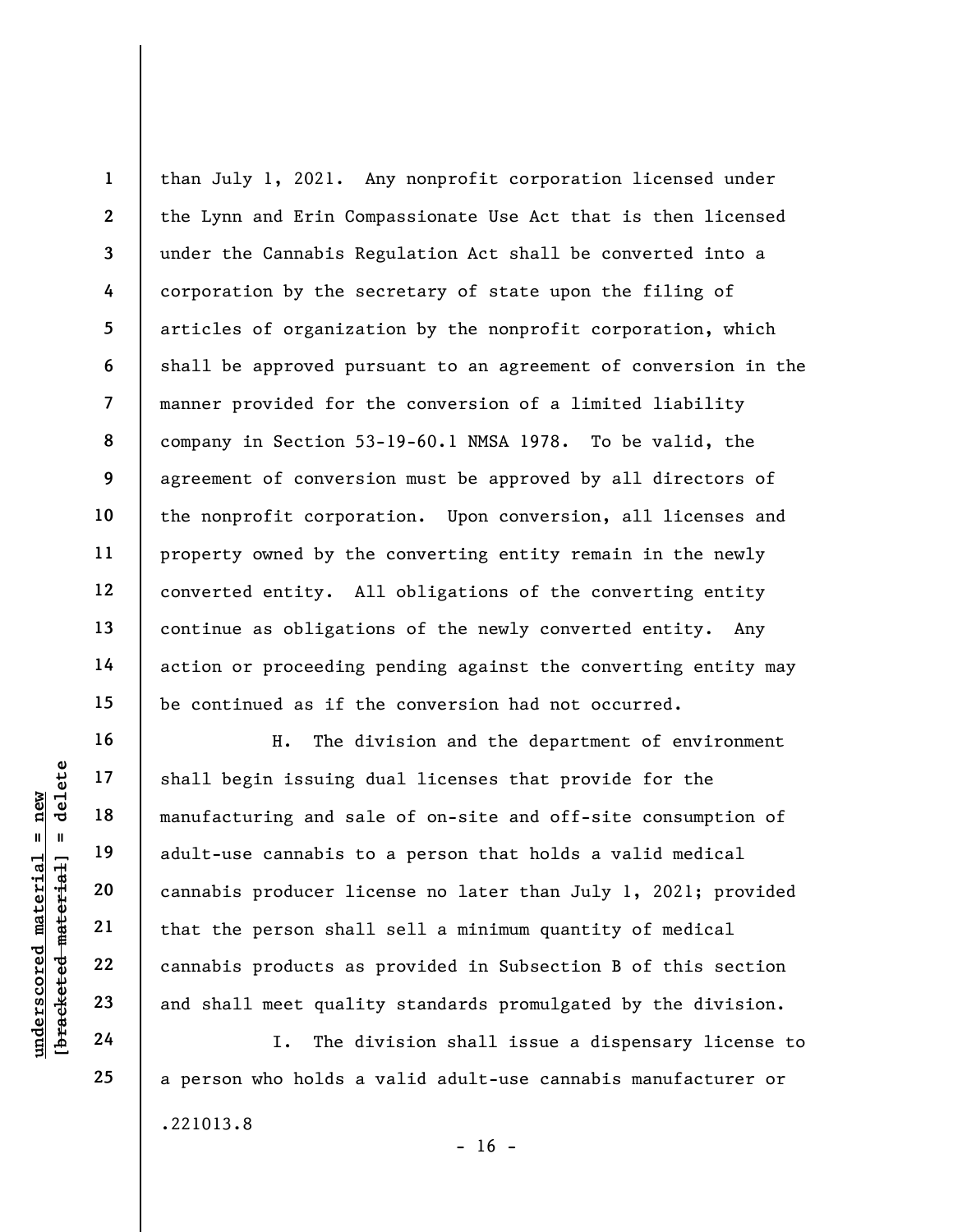than July 1, 2021. Any nonprofit corporation licensed under the Lynn and Erin Compassionate Use Act that is then licensed under the Cannabis Regulation Act shall be converted into a corporation by the secretary of state upon the filing of articles of organization by the nonprofit corporation, which shall be approved pursuant to an agreement of conversion in the manner provided for the conversion of a limited liability company in Section 53-19-60.1 NMSA 1978. To be valid, the agreement of conversion must be approved by all directors of the nonprofit corporation. Upon conversion, all licenses and property owned by the converting entity remain in the newly converted entity. All obligations of the converting entity continue as obligations of the newly converted entity. Any action or proceeding pending against the converting entity may be continued as if the conversion had not occurred.

H. The division and the department of environment shall begin issuing dual licenses that provide for the manufacturing and sale of on-site and off-site consumption of adult-use cannabis to a person that holds a valid medical cannabis producer license no later than July 1, 2021; provided that the person shall sell a minimum quantity of medical cannabis products as provided in Subsection B of this section and shall meet quality standards promulgated by the division.

I. The division shall issue a dispensary license to a person who holds a valid adult-use cannabis manufacturer or

.221013.8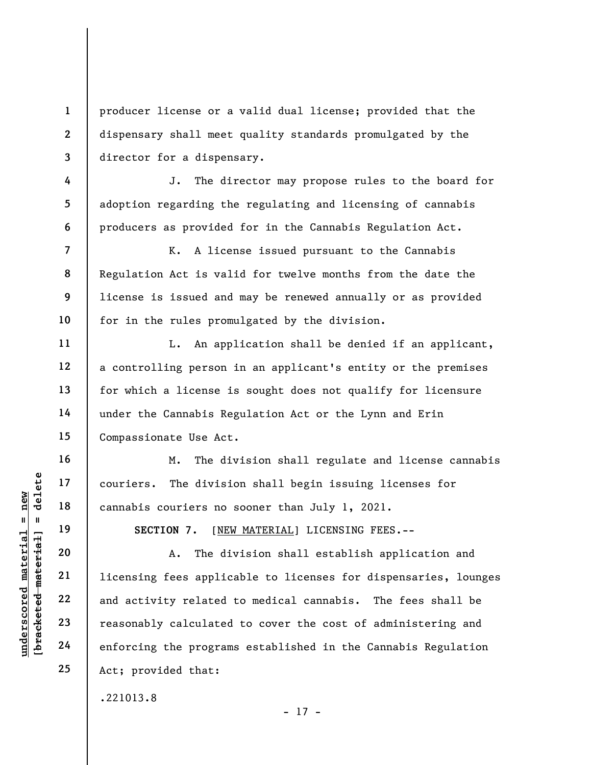producer license or a valid dual license; provided that the dispensary shall meet quality standards promulgated by the director for a dispensary.

J. The director may propose rules to the board for adoption regarding the regulating and licensing of cannabis producers as provided for in the Cannabis Regulation Act.

K. A license issued pursuant to the Cannabis Regulation Act is valid for twelve months from the date the license is issued and may be renewed annually or as provided for in the rules promulgated by the division.

L. An application shall be denied if an applicant, a controlling person in an applicant's entity or the premises for which a license is sought does not qualify for licensure under the Cannabis Regulation Act or the Lynn and Erin Compassionate Use Act.

M. The division shall regulate and license cannabis couriers. The division shall begin issuing licenses for cannabis couriers no sooner than July 1, 2021.

**SECTION 7.** [NEW MATERIAL] LICENSING FEES.--

A. The division shall establish application and licensing fees applicable to licenses for dispensaries, lounges and activity related to medical cannabis. The fees shall be reasonably calculated to cover the cost of administering and enforcing the programs established in the Cannabis Regulation Act; provided that:

.221013.8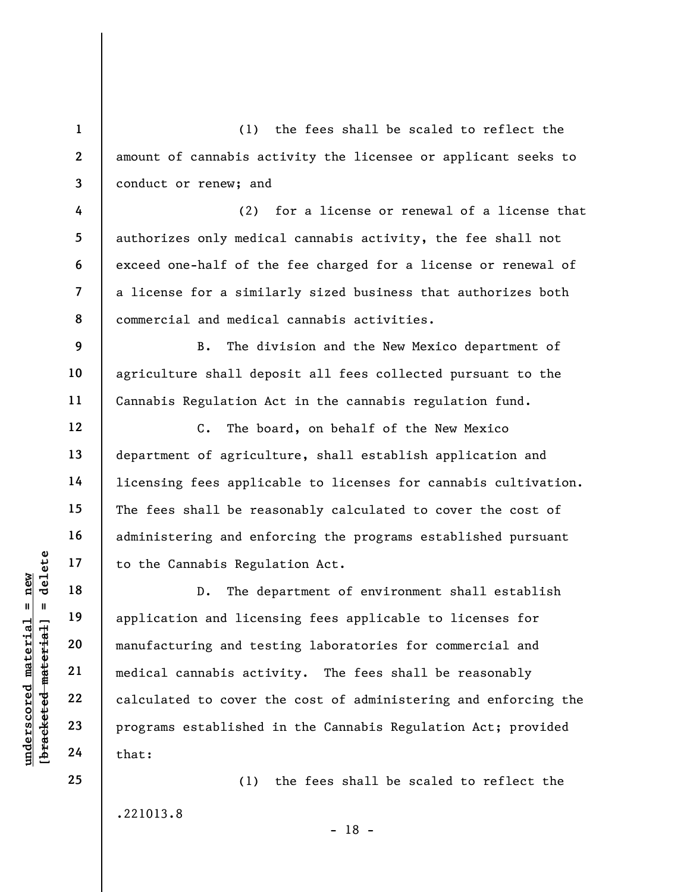(1) the fees shall be scaled to reflect the amount of cannabis activity the licensee or applicant seeks to conduct or renew; and

(2) for a license or renewal of a license that authorizes only medical cannabis activity, the fee shall not exceed one-half of the fee charged for a license or renewal of a license for a similarly sized business that authorizes both commercial and medical cannabis activities.

B. The division and the New Mexico department of agriculture shall deposit all fees collected pursuant to the Cannabis Regulation Act in the cannabis regulation fund.

C. The board, on behalf of the New Mexico department of agriculture, shall establish application and licensing fees applicable to licenses for cannabis cultivation. The fees shall be reasonably calculated to cover the cost of administering and enforcing the programs established pursuant to the Cannabis Regulation Act.

D. The department of environment shall establish application and licensing fees applicable to licenses for manufacturing and testing laboratories for commercial and medical cannabis activity. The fees shall be reasonably calculated to cover the cost of administering and enforcing the programs established in the Cannabis Regulation Act; provided that:

(1) the fees shall be scaled to reflect the

.221013.8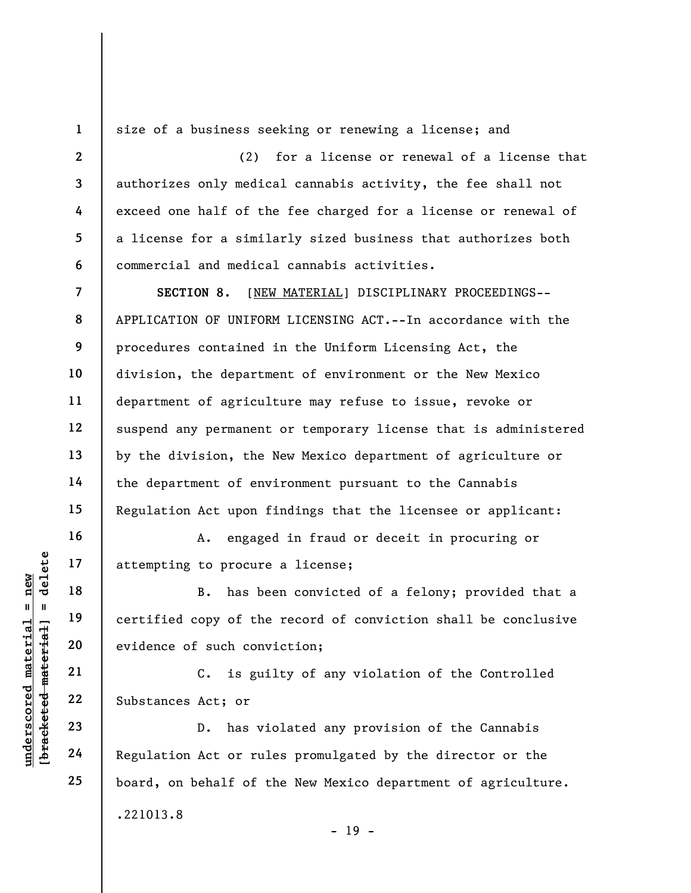size of a business seeking or renewing a license; and

(2) for a license or renewal of a license that authorizes only medical cannabis activity, the fee shall not exceed one half of the fee charged for a license or renewal of a license for a similarly sized business that authorizes both commercial and medical cannabis activities.

**SECTION 8.** [NEW MATERIAL] DISCIPLINARY PROCEEDINGS--APPLICATION OF UNIFORM LICENSING ACT.--In accordance with the procedures contained in the Uniform Licensing Act, the division, the department of environment or the New Mexico department of agriculture may refuse to issue, revoke or suspend any permanent or temporary license that is administered by the division, the New Mexico department of agriculture or the department of environment pursuant to the Cannabis Regulation Act upon findings that the licensee or applicant:

A. engaged in fraud or deceit in procuring or attempting to procure a license;

B. has been convicted of a felony; provided that a certified copy of the record of conviction shall be conclusive evidence of such conviction;

C. is guilty of any violation of the Controlled Substances Act; or

D. has violated any provision of the Cannabis Regulation Act or rules promulgated by the director or the board, on behalf of the New Mexico department of agriculture.

.221013.8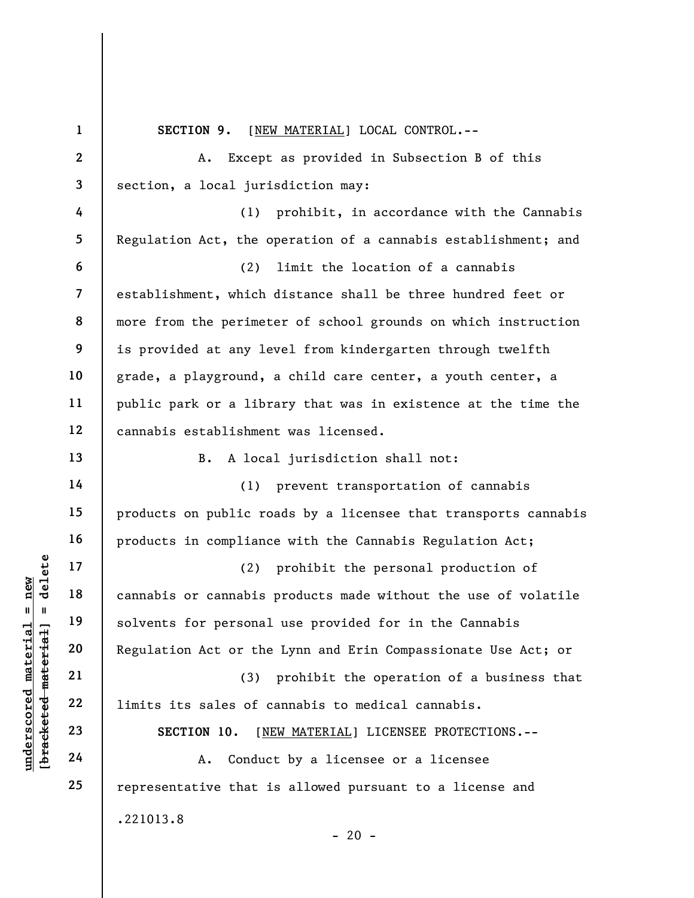**SECTION 9.** [NEW MATERIAL] LOCAL CONTROL.--

A. Except as provided in Subsection B of this section, a local jurisdiction may:

(1) prohibit, in accordance with the Cannabis Regulation Act, the operation of a cannabis establishment; and

(2) limit the location of a cannabis establishment, which distance shall be three hundred feet or more from the perimeter of school grounds on which instruction is provided at any level from kindergarten through twelfth grade, a playground, a child care center, a youth center, a public park or a library that was in existence at the time the cannabis establishment was licensed.

B. A local jurisdiction shall not:

(1) prevent transportation of cannabis products on public roads by a licensee that transports cannabis products in compliance with the Cannabis Regulation Act;

(2) prohibit the personal production of cannabis or cannabis products made without the use of volatile solvents for personal use provided for in the Cannabis Regulation Act or the Lynn and Erin Compassionate Use Act; or

(3) prohibit the operation of a business that limits its sales of cannabis to medical cannabis.

**SECTION 10.** [NEW MATERIAL] LICENSEE PROTECTIONS.--

A. Conduct by a licensee or a licensee representative that is allowed pursuant to a license and

.221013.8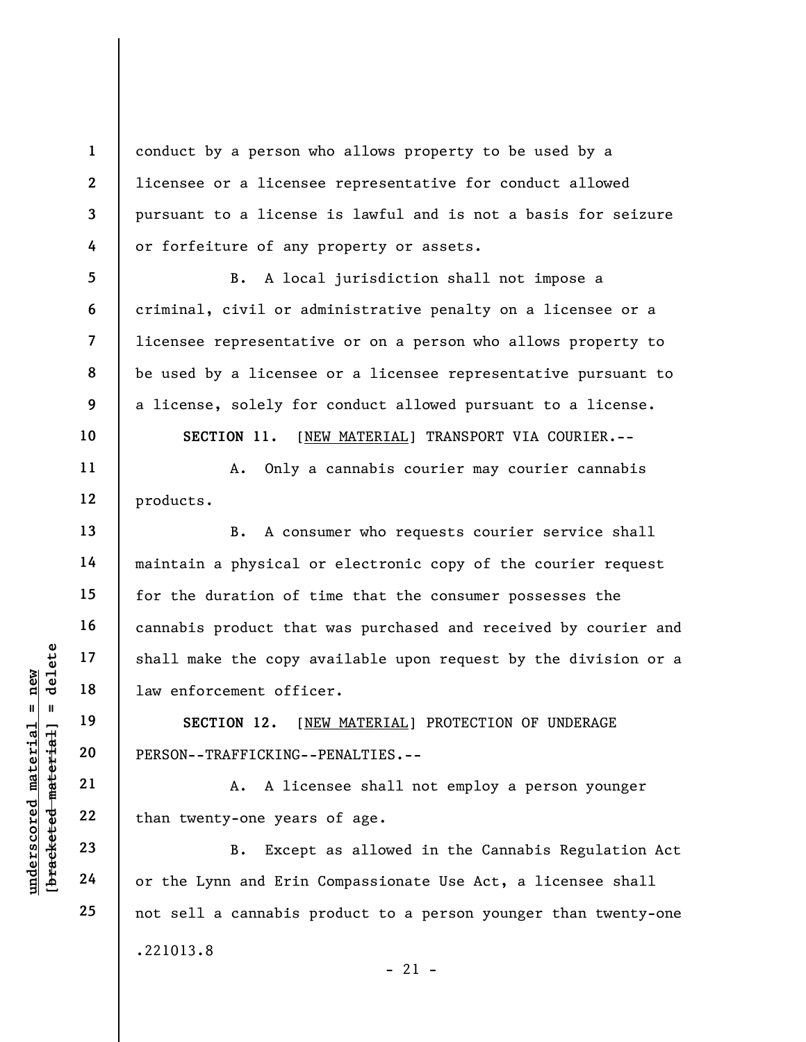conduct by a person who allows property to be used by a licensee or a licensee representative for conduct allowed pursuant to a license is lawful and is not a basis for seizure or forfeiture of any property or assets.

B. A local jurisdiction shall not impose a criminal, civil or administrative penalty on a licensee or a licensee representative or on a person who allows property to be used by a licensee or a licensee representative pursuant to a license, solely for conduct allowed pursuant to a license.

**SECTION 11.** [NEW MATERIAL] TRANSPORT VIA COURIER.--

A. Only a cannabis courier may courier cannabis products.

B. A consumer who requests courier service shall maintain a physical or electronic copy of the courier request for the duration of time that the consumer possesses the cannabis product that was purchased and received by courier and shall make the copy available upon request by the division or a law enforcement officer.

**SECTION 12.** [NEW MATERIAL] PROTECTION OF UNDERAGE PERSON--TRAFFICKING--PENALTIES.--

A. A licensee shall not employ a person younger than twenty-one years of age.

B. Except as allowed in the Cannabis Regulation Act or the Lynn and Erin Compassionate Use Act, a licensee shall not sell a cannabis product to a person younger than twenty-one

.221013.8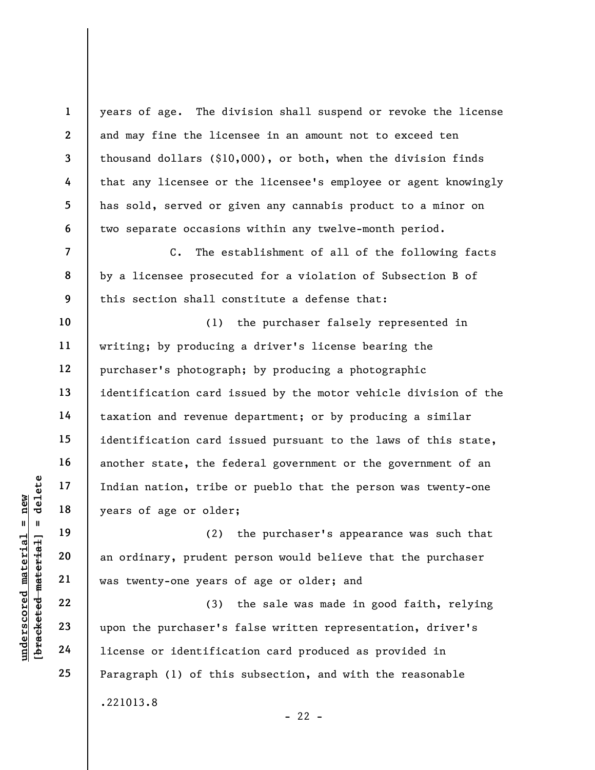years of age. The division shall suspend or revoke the license and may fine the licensee in an amount not to exceed ten thousand dollars ($10,000), or both, when the division finds that any licensee or the licensee's employee or agent knowingly has sold, served or given any cannabis product to a minor on two separate occasions within any twelve-month period.

C. The establishment of all of the following facts by a licensee prosecuted for a violation of Subsection B of this section shall constitute a defense that:

(1) the purchaser falsely represented in writing; by producing a driver's license bearing the purchaser's photograph; by producing a photographic identification card issued by the motor vehicle division of the taxation and revenue department; or by producing a similar identification card issued pursuant to the laws of this state, another state, the federal government or the government of an Indian nation, tribe or pueblo that the person was twenty-one years of age or older;

(2) the purchaser's appearance was such that an ordinary, prudent person would believe that the purchaser was twenty-one years of age or older; and

(3) the sale was made in good faith, relying upon the purchaser's false written representation, driver's license or identification card produced as provided in Paragraph (1) of this subsection, and with the reasonable

.221013.8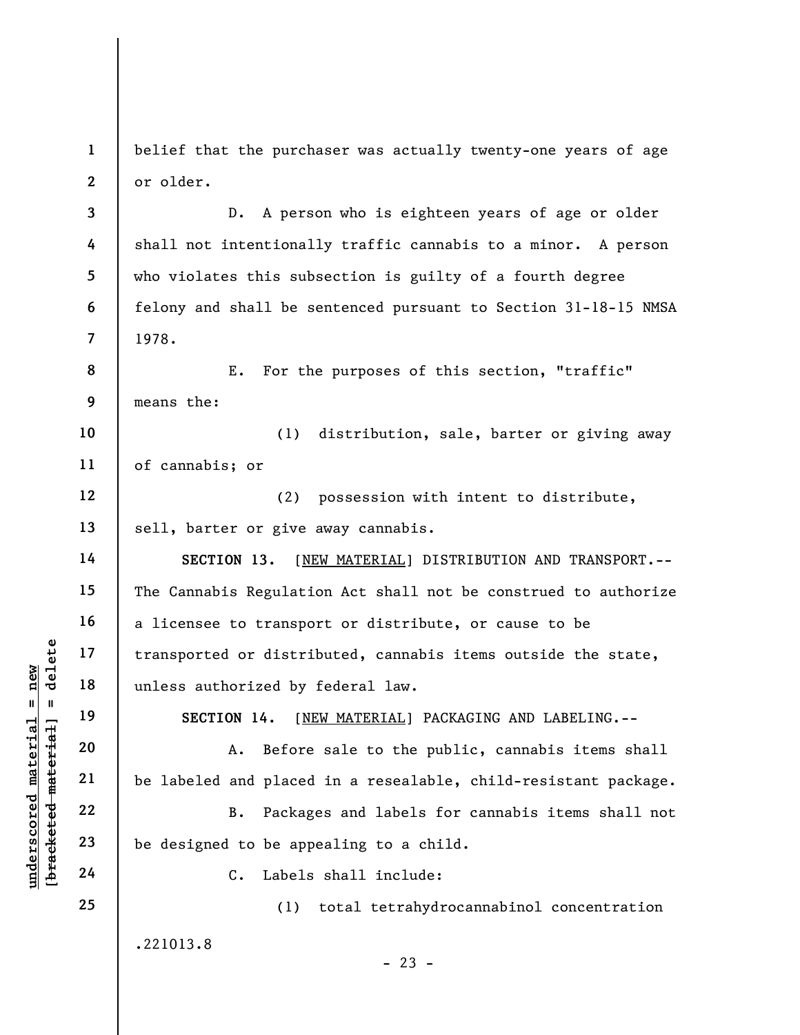belief that the purchaser was actually twenty-one years of age or older.

D. A person who is eighteen years of age or older shall not intentionally traffic cannabis to a minor. A person who violates this subsection is guilty of a fourth degree felony and shall be sentenced pursuant to Section 31-18-15 NMSA 1978.

E. For the purposes of this section, "traffic" means the:

(1) distribution, sale, barter or giving away of cannabis; or

(2) possession with intent to distribute, sell, barter or give away cannabis.

**SECTION 13.** [NEW MATERIAL] DISTRIBUTION AND TRANSPORT.--The Cannabis Regulation Act shall not be construed to authorize a licensee to transport or distribute, or cause to be transported or distributed, cannabis items outside the state, unless authorized by federal law.

**SECTION 14.** [NEW MATERIAL] PACKAGING AND LABELING.--

A. Before sale to the public, cannabis items shall be labeled and placed in a resealable, child-resistant package.

B. Packages and labels for cannabis items shall not be designed to be appealing to a child.

C. Labels shall include:

(1) total tetrahydrocannabinol concentration

.221013.8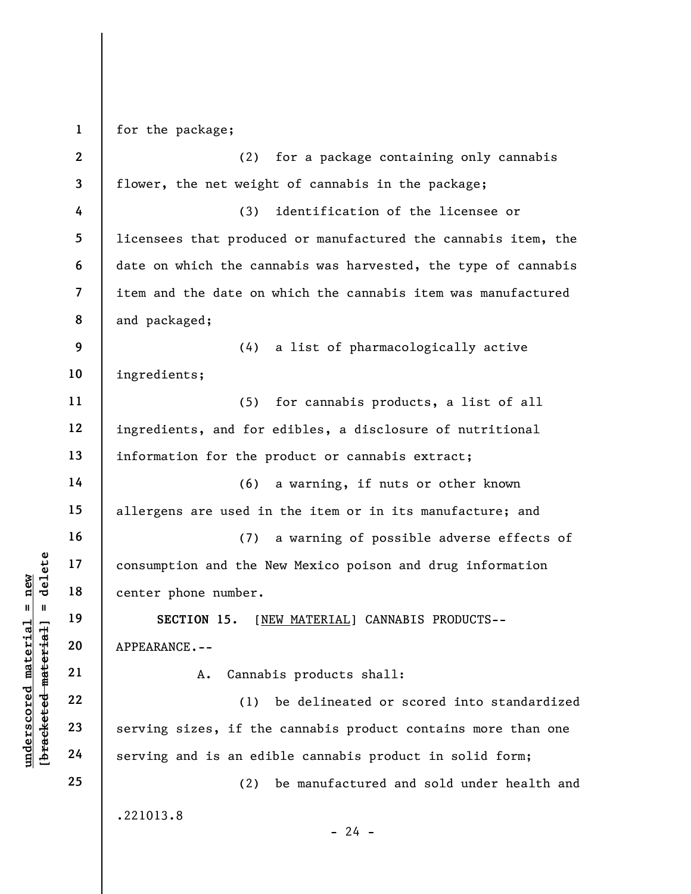for the package;

(2) for a package containing only cannabis flower, the net weight of cannabis in the package;

(3) identification of the licensee or licensees that produced or manufactured the cannabis item, the date on which the cannabis was harvested, the type of cannabis item and the date on which the cannabis item was manufactured and packaged;

(4) a list of pharmacologically active ingredients;

(5) for cannabis products, a list of all ingredients, and for edibles, a disclosure of nutritional information for the product or cannabis extract;

(6) a warning, if nuts or other known allergens are used in the item or in its manufacture; and

(7) a warning of possible adverse effects of consumption and the New Mexico poison and drug information center phone number.

**SECTION 15.** [NEW MATERIAL] CANNABIS PRODUCTS--APPEARANCE.--

A. Cannabis products shall:

(1) be delineated or scored into standardized serving sizes, if the cannabis product contains more than one serving and is an edible cannabis product in solid form;

(2) be manufactured and sold under health and

.221013.8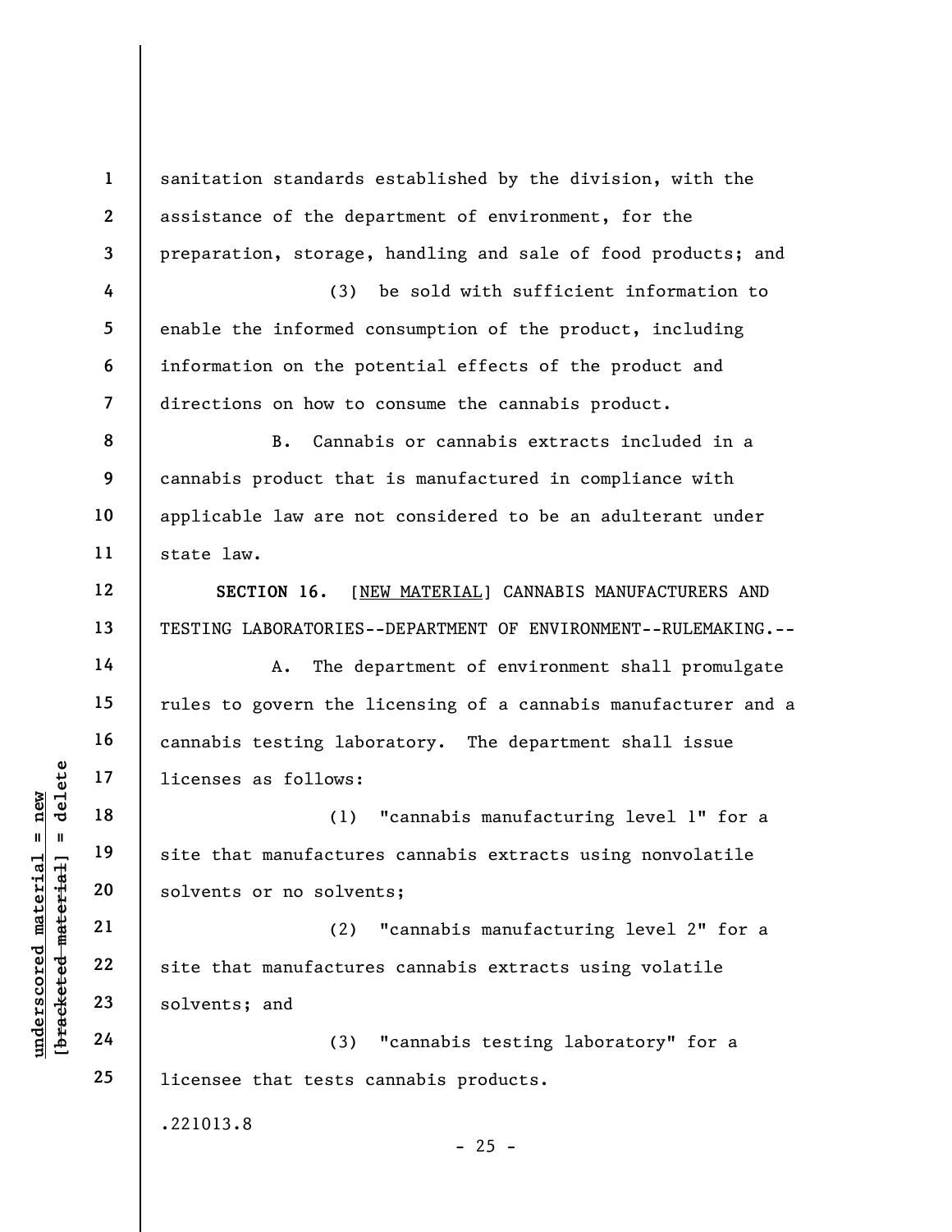sanitation standards established by the division, with the assistance of the department of environment, for the preparation, storage, handling and sale of food products; and

(3) be sold with sufficient information to enable the informed consumption of the product, including information on the potential effects of the product and directions on how to consume the cannabis product.

B. Cannabis or cannabis extracts included in a cannabis product that is manufactured in compliance with applicable law are not considered to be an adulterant under state law.

**SECTION 16.** [NEW MATERIAL] CANNABIS MANUFACTURERS AND TESTING LABORATORIES--DEPARTMENT OF ENVIRONMENT--RULEMAKING.--

A. The department of environment shall promulgate rules to govern the licensing of a cannabis manufacturer and a cannabis testing laboratory. The department shall issue licenses as follows:

(1) "cannabis manufacturing level 1" for a site that manufactures cannabis extracts using nonvolatile solvents or no solvents;

(2) "cannabis manufacturing level 2" for a site that manufactures cannabis extracts using volatile solvents; and

(3) "cannabis testing laboratory" for a licensee that tests cannabis products.

.221013.8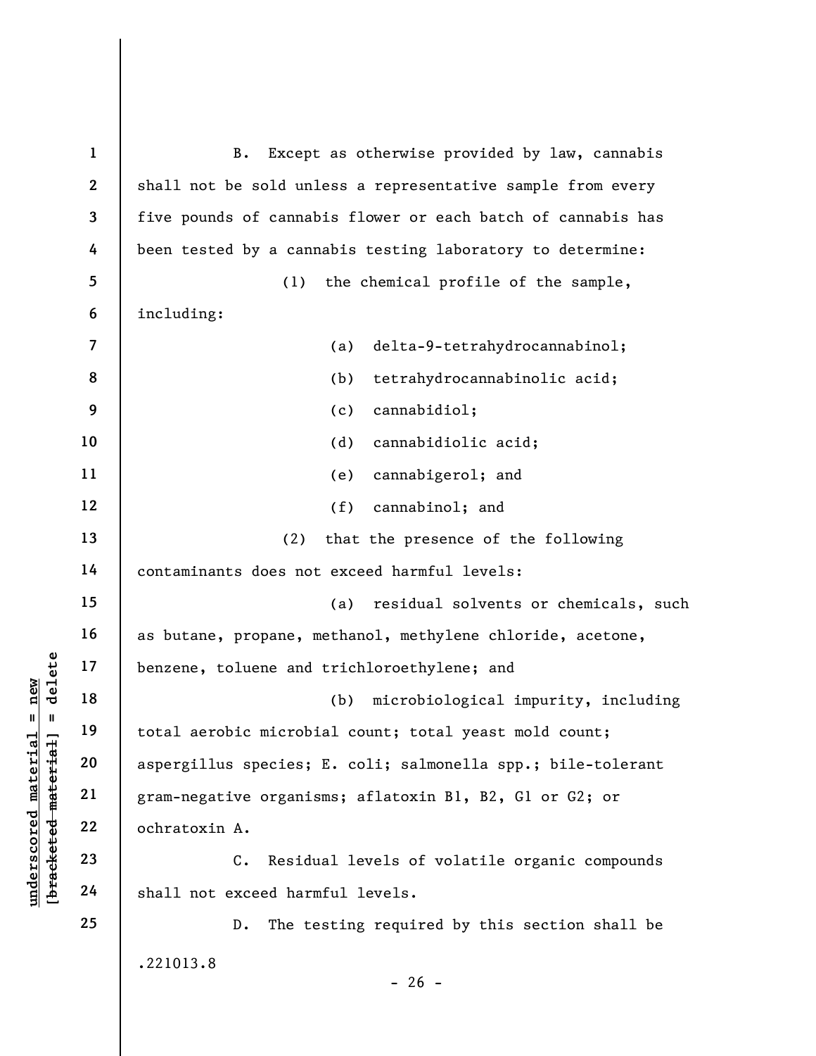B. Except as otherwise provided by law, cannabis shall not be sold unless a representative sample from every five pounds of cannabis flower or each batch of cannabis has been tested by a cannabis testing laboratory to determine:

(1) the chemical profile of the sample, including:

(a) delta-9-tetrahydrocannabinol;

(b) tetrahydrocannabinolic acid;

(c) cannabidiol;

(d) cannabidiolic acid;

(e) cannabigerol; and

(f) cannabinol; and

(2) that the presence of the following contaminants does not exceed harmful levels:

(a) residual solvents or chemicals, such as butane, propane, methanol, methylene chloride, acetone, benzene, toluene and trichloroethylene; and

(b) microbiological impurity, including total aerobic microbial count; total yeast mold count; aspergillus species; E. coli; salmonella spp.; bile-tolerant gram-negative organisms; aflatoxin B1, B2, G1 or G2; or ochratoxin A.

C. Residual levels of volatile organic compounds shall not exceed harmful levels.

D. The testing required by this section shall be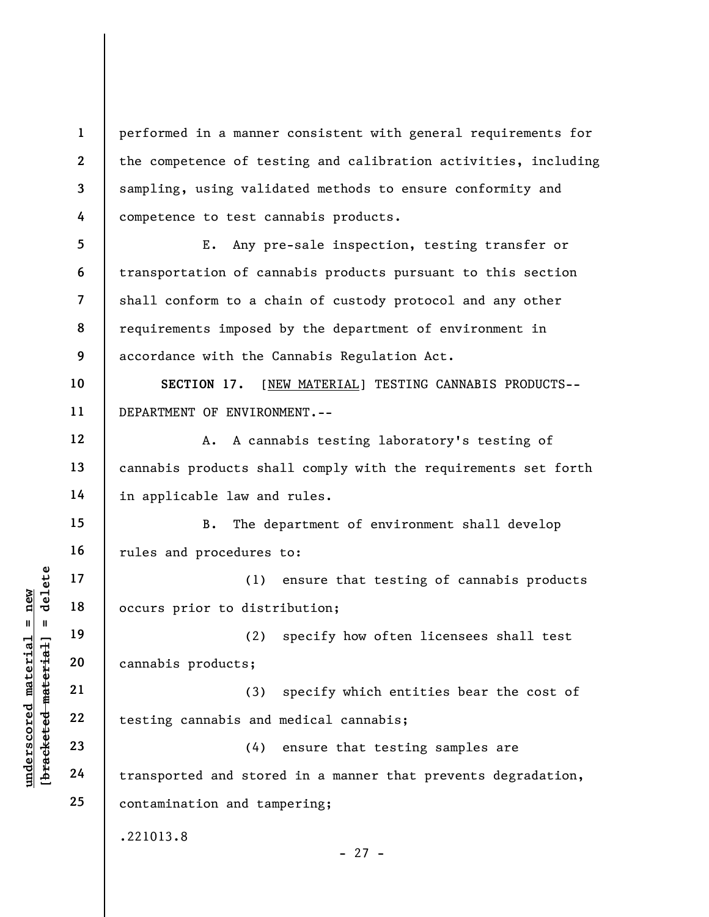performed in a manner consistent with general requirements for the competence of testing and calibration activities, including sampling, using validated methods to ensure conformity and competence to test cannabis products.

E. Any pre-sale inspection, testing transfer or transportation of cannabis products pursuant to this section shall conform to a chain of custody protocol and any other requirements imposed by the department of environment in accordance with the Cannabis Regulation Act.

**SECTION 17.** [NEW MATERIAL] TESTING CANNABIS PRODUCTS--DEPARTMENT OF ENVIRONMENT.--

A. A cannabis testing laboratory's testing of cannabis products shall comply with the requirements set forth in applicable law and rules.

B. The department of environment shall develop rules and procedures to:

(1) ensure that testing of cannabis products occurs prior to distribution;

(2) specify how often licensees shall test cannabis products;

(3) specify which entities bear the cost of testing cannabis and medical cannabis;

(4) ensure that testing samples are transported and stored in a manner that prevents degradation, contamination and tampering;

.221013.8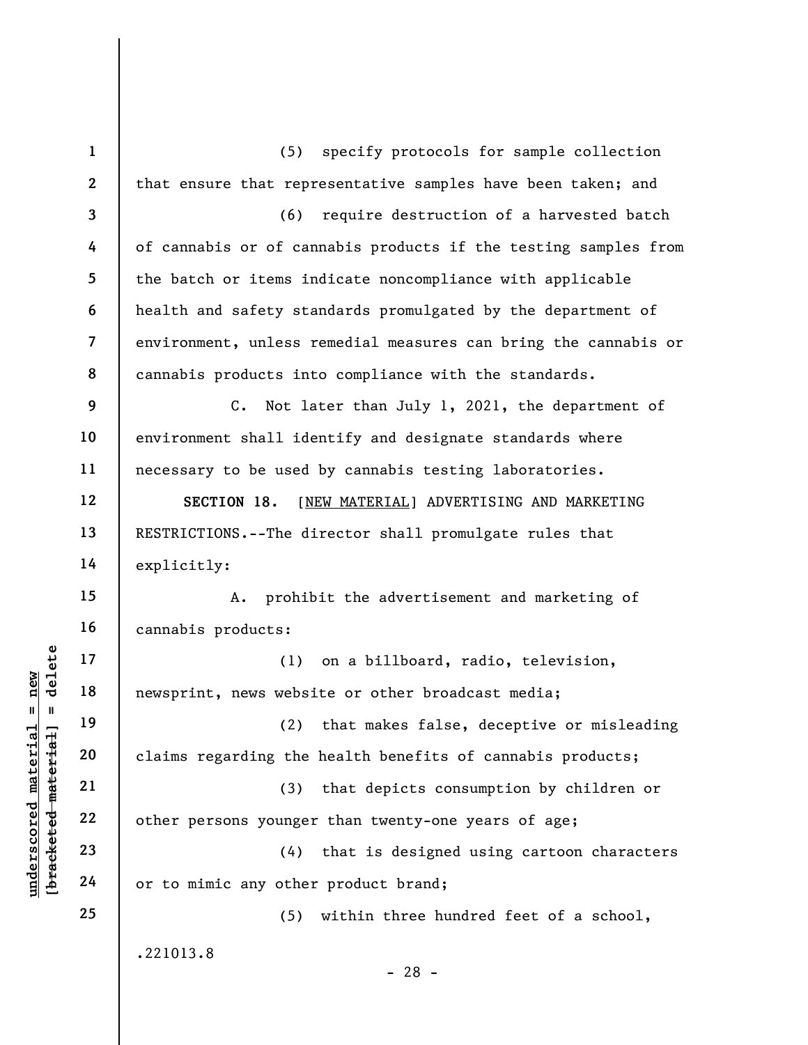(5) specify protocols for sample collection that ensure that representative samples have been taken; and

(6) require destruction of a harvested batch of cannabis or of cannabis products if the testing samples from the batch or items indicate noncompliance with applicable health and safety standards promulgated by the department of environment, unless remedial measures can bring the cannabis or cannabis products into compliance with the standards.

C. Not later than July 1, 2021, the department of environment shall identify and designate standards where necessary to be used by cannabis testing laboratories.

**SECTION 18.** [NEW MATERIAL] ADVERTISING AND MARKETING RESTRICTIONS.--The director shall promulgate rules that explicitly:

A. prohibit the advertisement and marketing of cannabis products:

(1) on a billboard, radio, television, newsprint, news website or other broadcast media;

(2) that makes false, deceptive or misleading claims regarding the health benefits of cannabis products;

(3) that depicts consumption by children or other persons younger than twenty-one years of age;

(4) that is designed using cartoon characters or to mimic any other product brand;

(5) within three hundred feet of a school,

.221013.8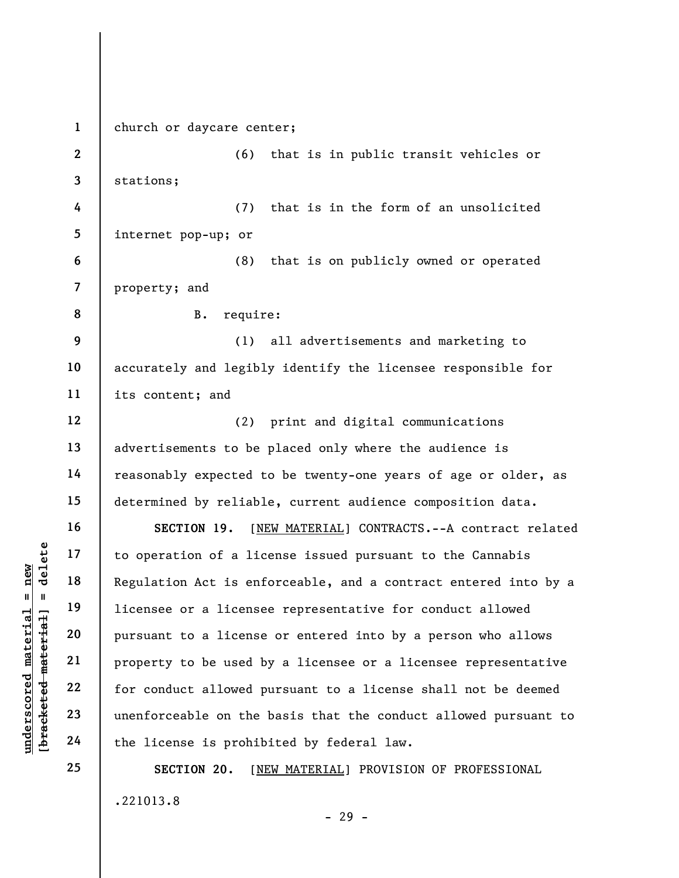church or daycare center;

(6) that is in public transit vehicles or stations;

(7) that is in the form of an unsolicited internet pop-up; or

(8) that is on publicly owned or operated property; and

B. require:

(1) all advertisements and marketing to accurately and legibly identify the licensee responsible for its content; and

(2) print and digital communications advertisements to be placed only where the audience is reasonably expected to be twenty-one years of age or older, as determined by reliable, current audience composition data.

**SECTION 19.** [NEW MATERIAL] CONTRACTS.--A contract related to operation of a license issued pursuant to the Cannabis Regulation Act is enforceable, and a contract entered into by a licensee or a licensee representative for conduct allowed pursuant to a license or entered into by a person who allows property to be used by a licensee or a licensee representative for conduct allowed pursuant to a license shall not be deemed unenforceable on the basis that the conduct allowed pursuant to the license is prohibited by federal law.

**SECTION 20.** [NEW MATERIAL] PROVISION OF PROFESSIONAL

.221013.8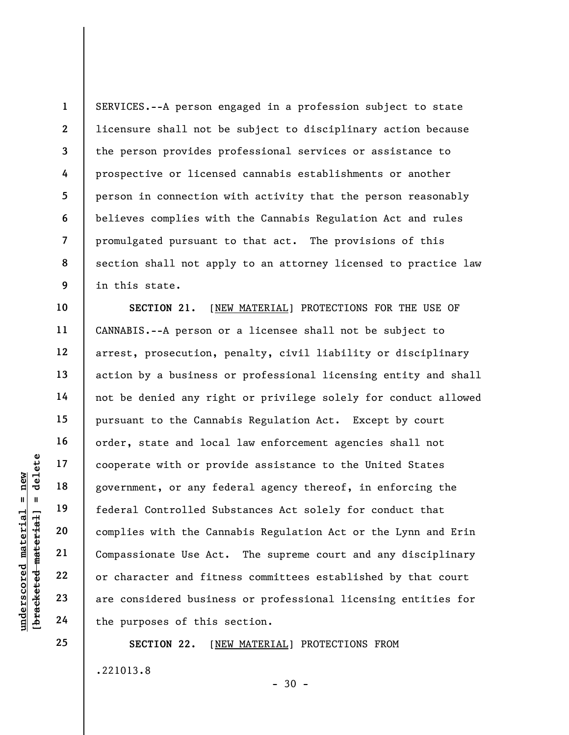SERVICES.--A person engaged in a profession subject to state licensure shall not be subject to disciplinary action because the person provides professional services or assistance to prospective or licensed cannabis establishments or another person in connection with activity that the person reasonably believes complies with the Cannabis Regulation Act and rules promulgated pursuant to that act. The provisions of this section shall not apply to an attorney licensed to practice law in this state.

**SECTION 21.** [NEW MATERIAL] PROTECTIONS FOR THE USE OF CANNABIS.--A person or a licensee shall not be subject to arrest, prosecution, penalty, civil liability or disciplinary action by a business or professional licensing entity and shall not be denied any right or privilege solely for conduct allowed pursuant to the Cannabis Regulation Act. Except by court order, state and local law enforcement agencies shall not cooperate with or provide assistance to the United States government, or any federal agency thereof, in enforcing the federal Controlled Substances Act solely for conduct that complies with the Cannabis Regulation Act or the Lynn and Erin Compassionate Use Act. The supreme court and any disciplinary or character and fitness committees established by that court are considered business or professional licensing entities for the purposes of this section.

**SECTION 22.** [NEW MATERIAL] PROTECTIONS FROM

.221013.8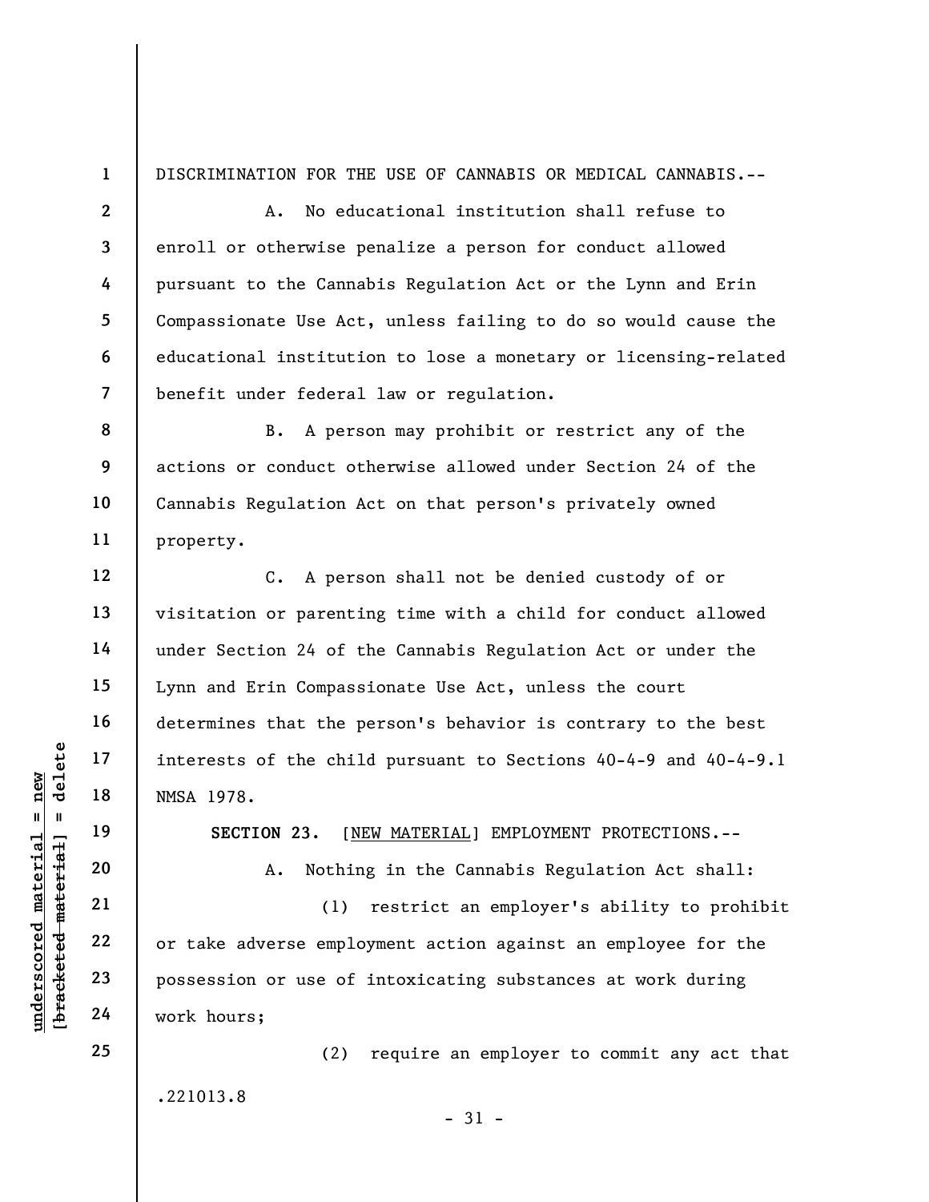DISCRIMINATION FOR THE USE OF CANNABIS OR MEDICAL CANNABIS.--

A. No educational institution shall refuse to enroll or otherwise penalize a person for conduct allowed pursuant to the Cannabis Regulation Act or the Lynn and Erin Compassionate Use Act, unless failing to do so would cause the educational institution to lose a monetary or licensing-related benefit under federal law or regulation.

B. A person may prohibit or restrict any of the actions or conduct otherwise allowed under Section 24 of the Cannabis Regulation Act on that person's privately owned property.

C. A person shall not be denied custody of or visitation or parenting time with a child for conduct allowed under Section 24 of the Cannabis Regulation Act or under the Lynn and Erin Compassionate Use Act, unless the court determines that the person's behavior is contrary to the best interests of the child pursuant to Sections 40-4-9 and 40-4-9.1 NMSA 1978.

**SECTION 23.** [NEW MATERIAL] EMPLOYMENT PROTECTIONS.--

A. Nothing in the Cannabis Regulation Act shall:

(1) restrict an employer's ability to prohibit or take adverse employment action against an employee for the possession or use of intoxicating substances at work during work hours;

(2) require an employer to commit any act that

.221013.8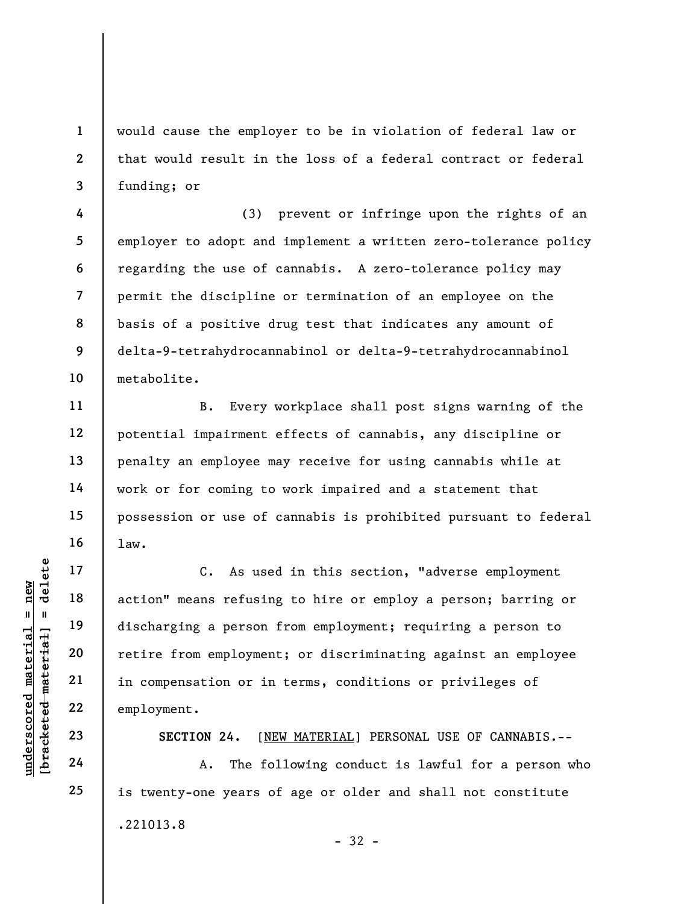would cause the employer to be in violation of federal law or that would result in the loss of a federal contract or federal funding; or

(3) prevent or infringe upon the rights of an employer to adopt and implement a written zero-tolerance policy regarding the use of cannabis. A zero-tolerance policy may permit the discipline or termination of an employee on the basis of a positive drug test that indicates any amount of delta-9-tetrahydrocannabinol or delta-9-tetrahydrocannabinol metabolite.

B. Every workplace shall post signs warning of the potential impairment effects of cannabis, any discipline or penalty an employee may receive for using cannabis while at work or for coming to work impaired and a statement that possession or use of cannabis is prohibited pursuant to federal law.

C. As used in this section, "adverse employment action" means refusing to hire or employ a person; barring or discharging a person from employment; requiring a person to retire from employment; or discriminating against an employee in compensation or in terms, conditions or privileges of employment.

**SECTION 24.** [NEW MATERIAL] PERSONAL USE OF CANNABIS.--

A. The following conduct is lawful for a person who is twenty-one years of age or older and shall not constitute

.221013.8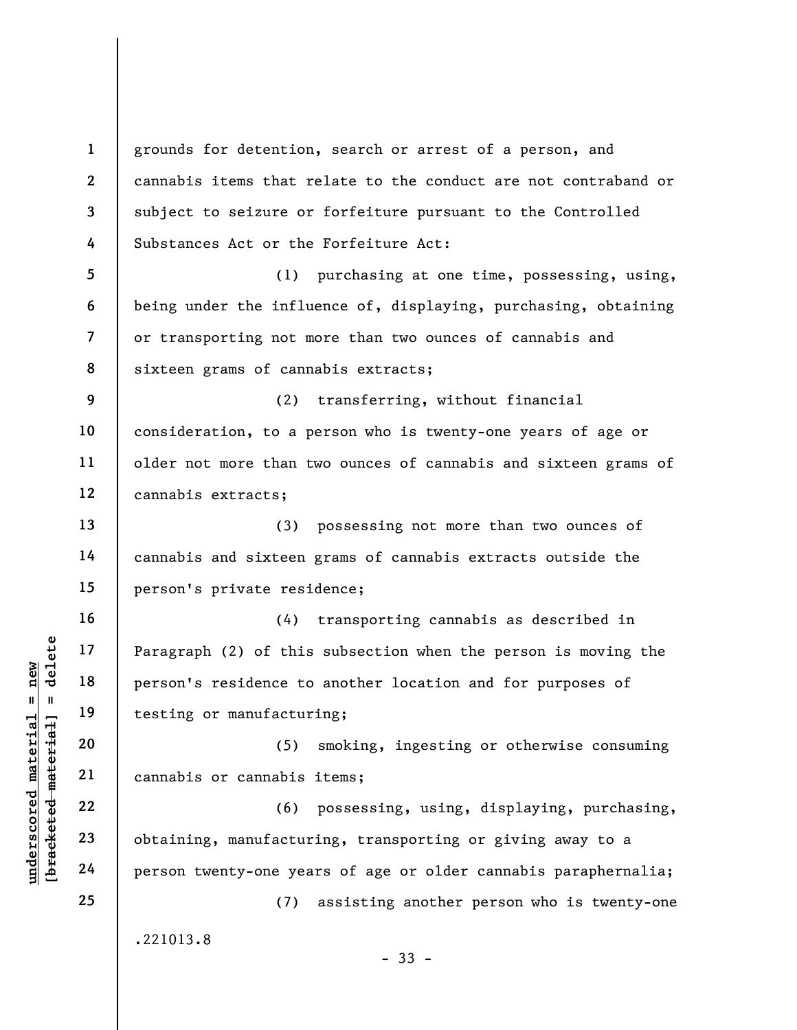grounds for detention, search or arrest of a person, and cannabis items that relate to the conduct are not contraband or subject to seizure or forfeiture pursuant to the Controlled Substances Act or the Forfeiture Act:

(1) purchasing at one time, possessing, using, being under the influence of, displaying, purchasing, obtaining or transporting not more than two ounces of cannabis and sixteen grams of cannabis extracts;

(2) transferring, without financial consideration, to a person who is twenty-one years of age or older not more than two ounces of cannabis and sixteen grams of cannabis extracts;

(3) possessing not more than two ounces of cannabis and sixteen grams of cannabis extracts outside the person's private residence;

(4) transporting cannabis as described in Paragraph (2) of this subsection when the person is moving the person's residence to another location and for purposes of testing or manufacturing;

(5) smoking, ingesting or otherwise consuming cannabis or cannabis items;

(6) possessing, using, displaying, purchasing, obtaining, manufacturing, transporting or giving away to a person twenty-one years of age or older cannabis paraphernalia;

(7) assisting another person who is twenty-one

.221013.8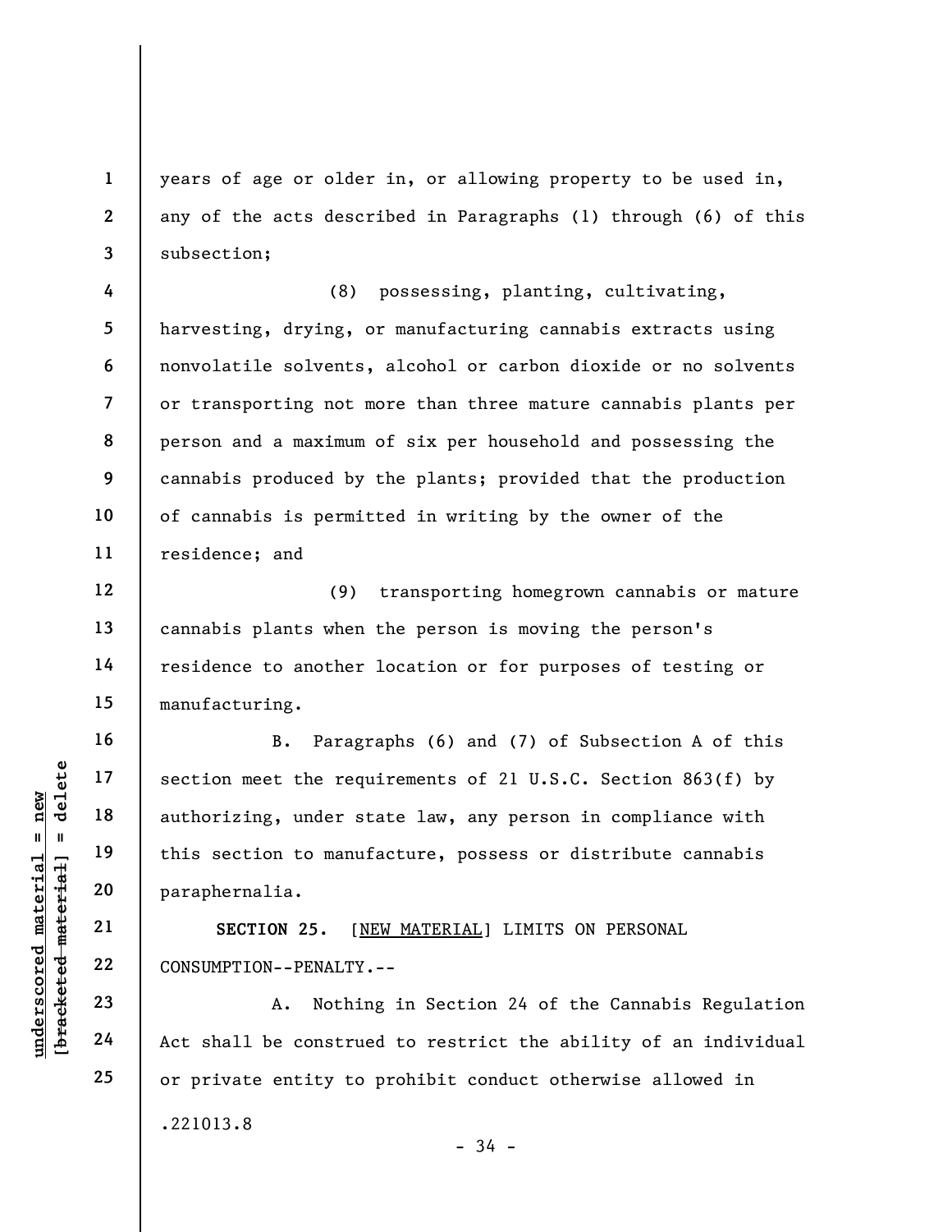years of age or older in, or allowing property to be used in, any of the acts described in Paragraphs (1) through (6) of this subsection;

(8) possessing, planting, cultivating, harvesting, drying, or manufacturing cannabis extracts using nonvolatile solvents, alcohol or carbon dioxide or no solvents or transporting not more than three mature cannabis plants per person and a maximum of six per household and possessing the cannabis produced by the plants; provided that the production of cannabis is permitted in writing by the owner of the residence; and

(9) transporting homegrown cannabis or mature cannabis plants when the person is moving the person's residence to another location or for purposes of testing or manufacturing.

B. Paragraphs (6) and (7) of Subsection A of this section meet the requirements of 21 U.S.C. Section 863(f) by authorizing, under state law, any person in compliance with this section to manufacture, possess or distribute cannabis paraphernalia.

**SECTION 25.** [NEW MATERIAL] LIMITS ON PERSONAL CONSUMPTION--PENALTY.--

A. Nothing in Section 24 of the Cannabis Regulation Act shall be construed to restrict the ability of an individual or private entity to prohibit conduct otherwise allowed in

.221013.8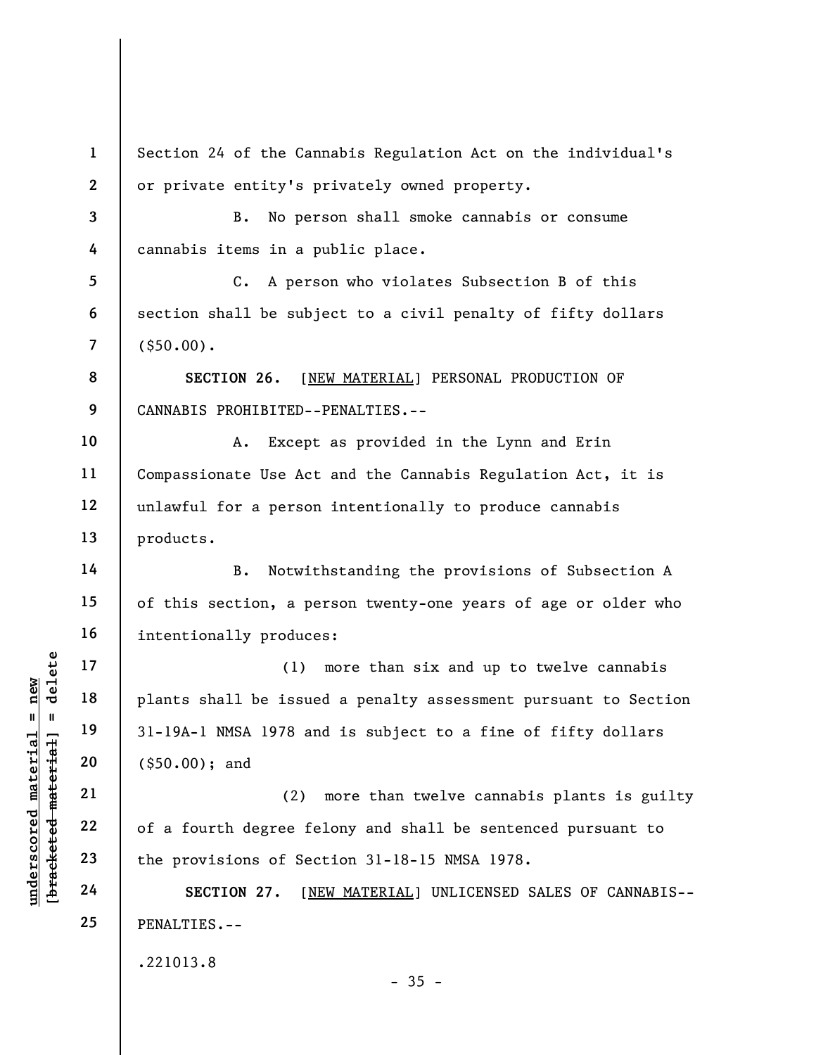Section 24 of the Cannabis Regulation Act on the individual's or private entity's privately owned property.

B. No person shall smoke cannabis or consume cannabis items in a public place.

C. A person who violates Subsection B of this section shall be subject to a civil penalty of fifty dollars ($50.00).

**SECTION 26.** [NEW MATERIAL] PERSONAL PRODUCTION OF CANNABIS PROHIBITED--PENALTIES.--

A. Except as provided in the Lynn and Erin Compassionate Use Act and the Cannabis Regulation Act, it is unlawful for a person intentionally to produce cannabis products.

B. Notwithstanding the provisions of Subsection A of this section, a person twenty-one years of age or older who intentionally produces:

(1) more than six and up to twelve cannabis plants shall be issued a penalty assessment pursuant to Section 31-19A-1 NMSA 1978 and is subject to a fine of fifty dollars ($50.00); and

(2) more than twelve cannabis plants is guilty of a fourth degree felony and shall be sentenced pursuant to the provisions of Section 31-18-15 NMSA 1978.

**SECTION 27.** [NEW MATERIAL] UNLICENSED SALES OF CANNABIS--PENALTIES.--

.221013.8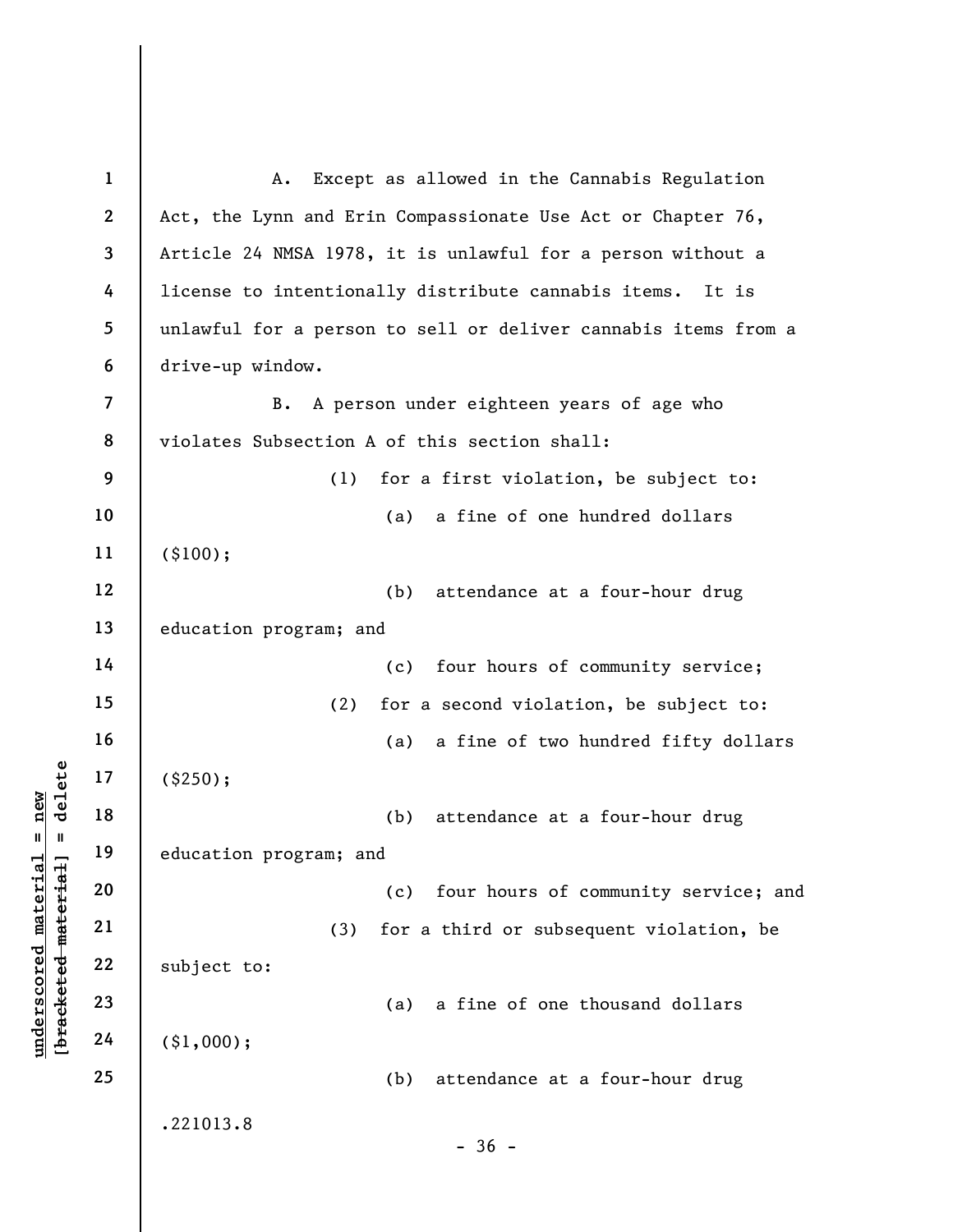A. Except as allowed in the Cannabis Regulation Act, the Lynn and Erin Compassionate Use Act or Chapter 76, Article 24 NMSA 1978, it is unlawful for a person without a license to intentionally distribute cannabis items. It is unlawful for a person to sell or deliver cannabis items from a drive-up window.

B. A person under eighteen years of age who violates Subsection A of this section shall:

(1) for a first violation, be subject to:

(a) a fine of one hundred dollars ($100);

(b) attendance at a four-hour drug education program; and

(c) four hours of community service;

(2) for a second violation, be subject to:

(a) a fine of two hundred fifty dollars ($250);

(b) attendance at a four-hour drug education program; and

(c) four hours of community service; and

(3) for a third or subsequent violation, be subject to:

(a) a fine of one thousand dollars ($1,000);

(b) attendance at a four-hour drug

.221013.8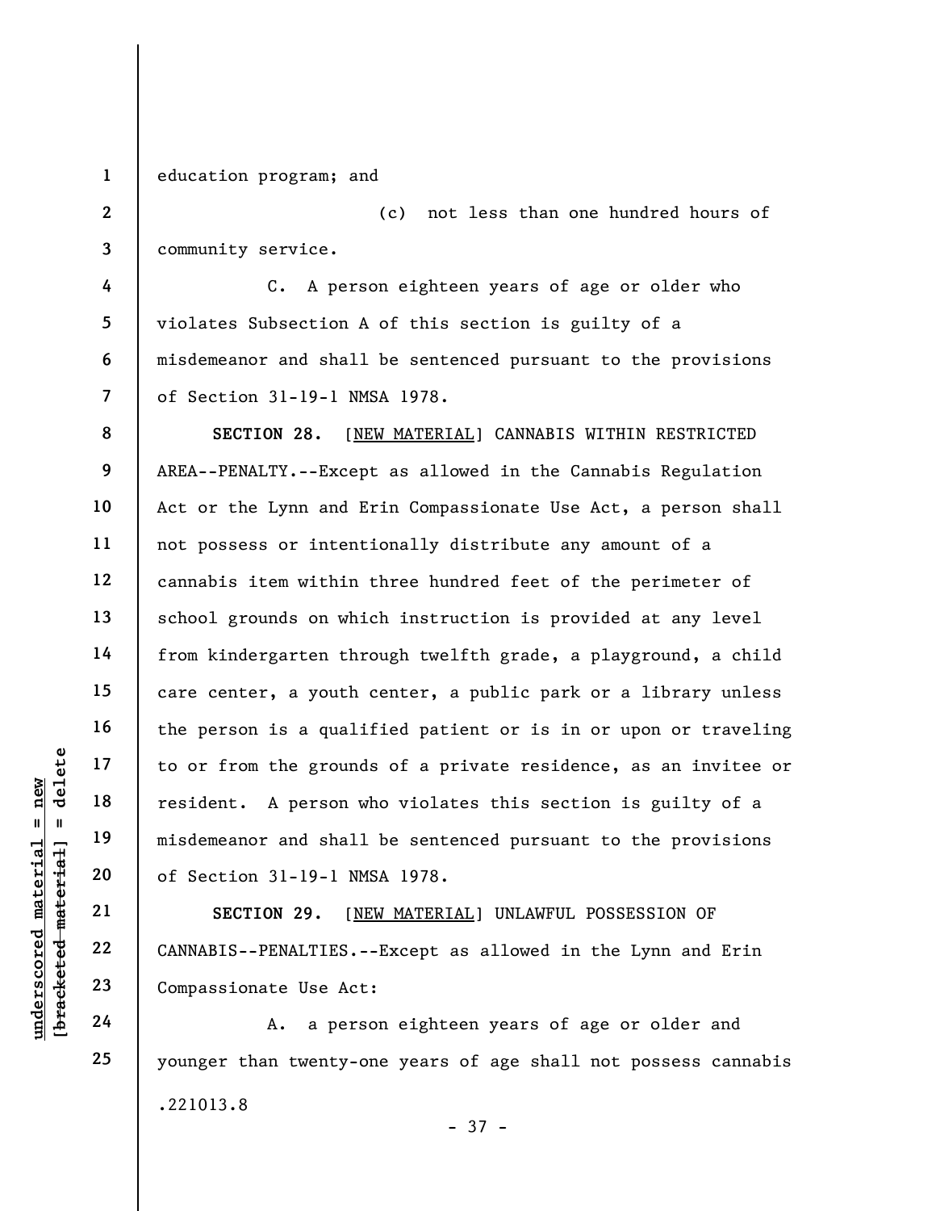education program; and

(c) not less than one hundred hours of community service.

C. A person eighteen years of age or older who violates Subsection A of this section is guilty of a misdemeanor and shall be sentenced pursuant to the provisions of Section 31-19-1 NMSA 1978.

**SECTION 28.** [NEW MATERIAL] CANNABIS WITHIN RESTRICTED AREA--PENALTY.--Except as allowed in the Cannabis Regulation Act or the Lynn and Erin Compassionate Use Act, a person shall not possess or intentionally distribute any amount of a cannabis item within three hundred feet of the perimeter of school grounds on which instruction is provided at any level from kindergarten through twelfth grade, a playground, a child care center, a youth center, a public park or a library unless the person is a qualified patient or is in or upon or traveling to or from the grounds of a private residence, as an invitee or resident. A person who violates this section is guilty of a misdemeanor and shall be sentenced pursuant to the provisions of Section 31-19-1 NMSA 1978.

**SECTION 29.** [NEW MATERIAL] UNLAWFUL POSSESSION OF CANNABIS--PENALTIES.--Except as allowed in the Lynn and Erin Compassionate Use Act:

A. a person eighteen years of age or older and younger than twenty-one years of age shall not possess cannabis

.221013.8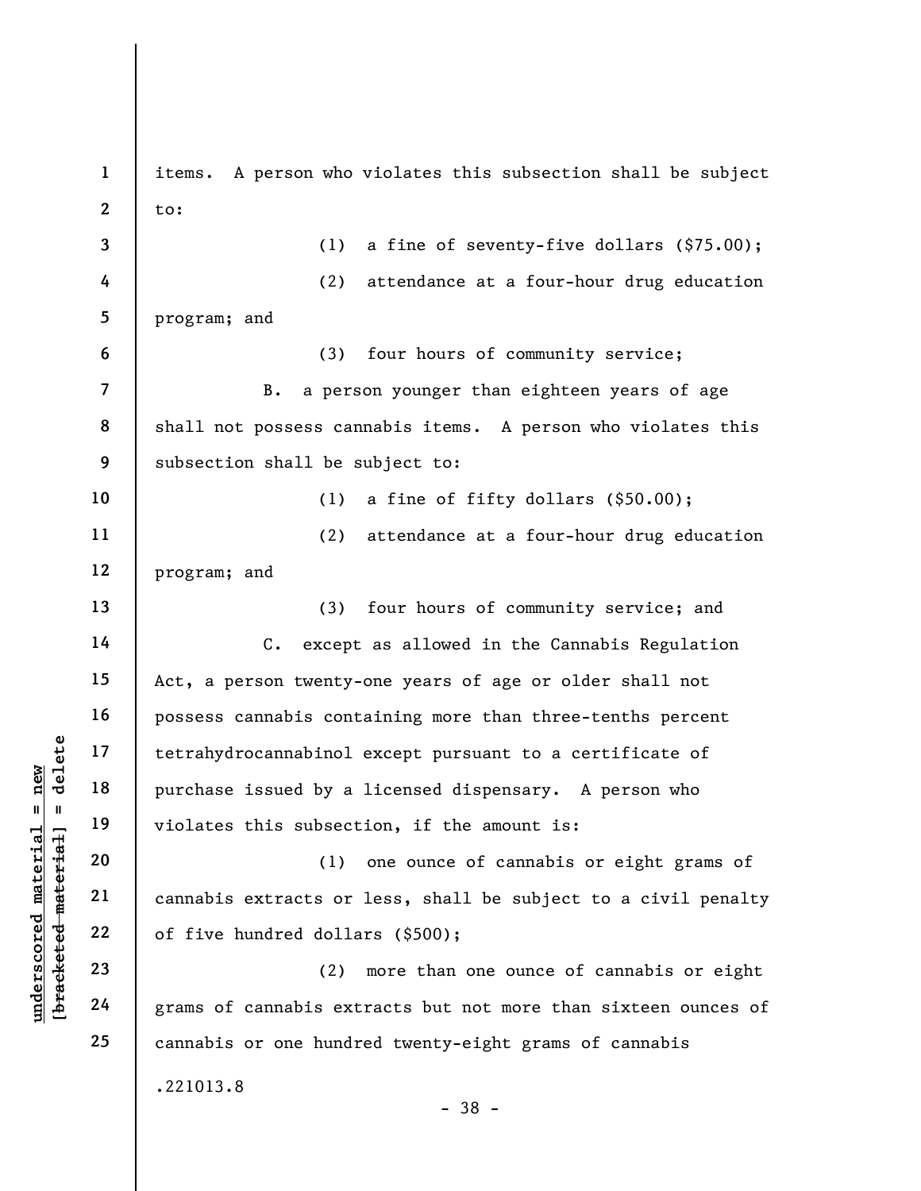items. A person who violates this subsection shall be subject to:

(1) a fine of seventy-five dollars ($75.00);

(2) attendance at a four-hour drug education program; and

(3) four hours of community service;

B. a person younger than eighteen years of age shall not possess cannabis items. A person who violates this subsection shall be subject to:

(1) a fine of fifty dollars ($50.00);

(2) attendance at a four-hour drug education program; and

(3) four hours of community service; and

C. except as allowed in the Cannabis Regulation Act, a person twenty-one years of age or older shall not possess cannabis containing more than three-tenths percent tetrahydrocannabinol except pursuant to a certificate of purchase issued by a licensed dispensary. A person who violates this subsection, if the amount is:

(1) one ounce of cannabis or eight grams of cannabis extracts or less, shall be subject to a civil penalty of five hundred dollars ($500);

(2) more than one ounce of cannabis or eight grams of cannabis extracts but not more than sixteen ounces of cannabis or one hundred twenty-eight grams of cannabis

.221013.8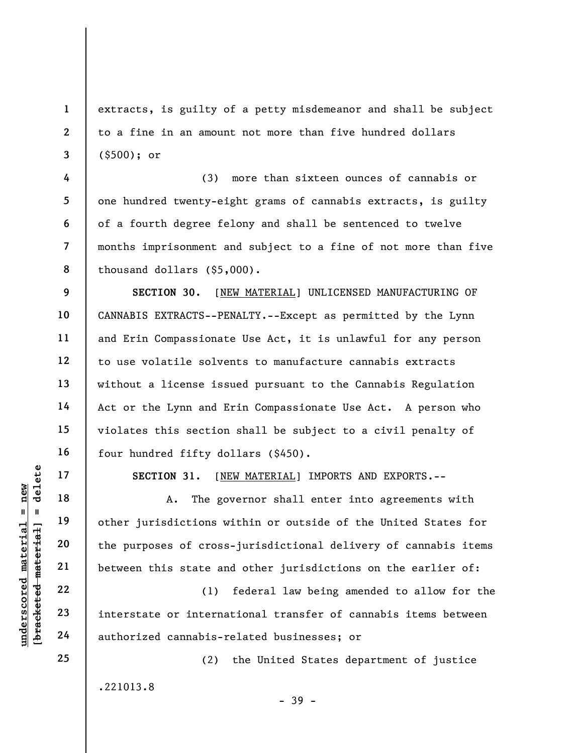extracts, is guilty of a petty misdemeanor and shall be subject to a fine in an amount not more than five hundred dollars ($500); or

(3) more than sixteen ounces of cannabis or one hundred twenty-eight grams of cannabis extracts, is guilty of a fourth degree felony and shall be sentenced to twelve months imprisonment and subject to a fine of not more than five thousand dollars ($5,000).

**SECTION 30.** [NEW MATERIAL] UNLICENSED MANUFACTURING OF CANNABIS EXTRACTS--PENALTY.--Except as permitted by the Lynn and Erin Compassionate Use Act, it is unlawful for any person to use volatile solvents to manufacture cannabis extracts without a license issued pursuant to the Cannabis Regulation Act or the Lynn and Erin Compassionate Use Act. A person who violates this section shall be subject to a civil penalty of four hundred fifty dollars ($450).

**SECTION 31.** [NEW MATERIAL] IMPORTS AND EXPORTS.--

A. The governor shall enter into agreements with other jurisdictions within or outside of the United States for the purposes of cross-jurisdictional delivery of cannabis items between this state and other jurisdictions on the earlier of:

(1) federal law being amended to allow for the interstate or international transfer of cannabis items between authorized cannabis-related businesses; or

(2) the United States department of justice

.221013.8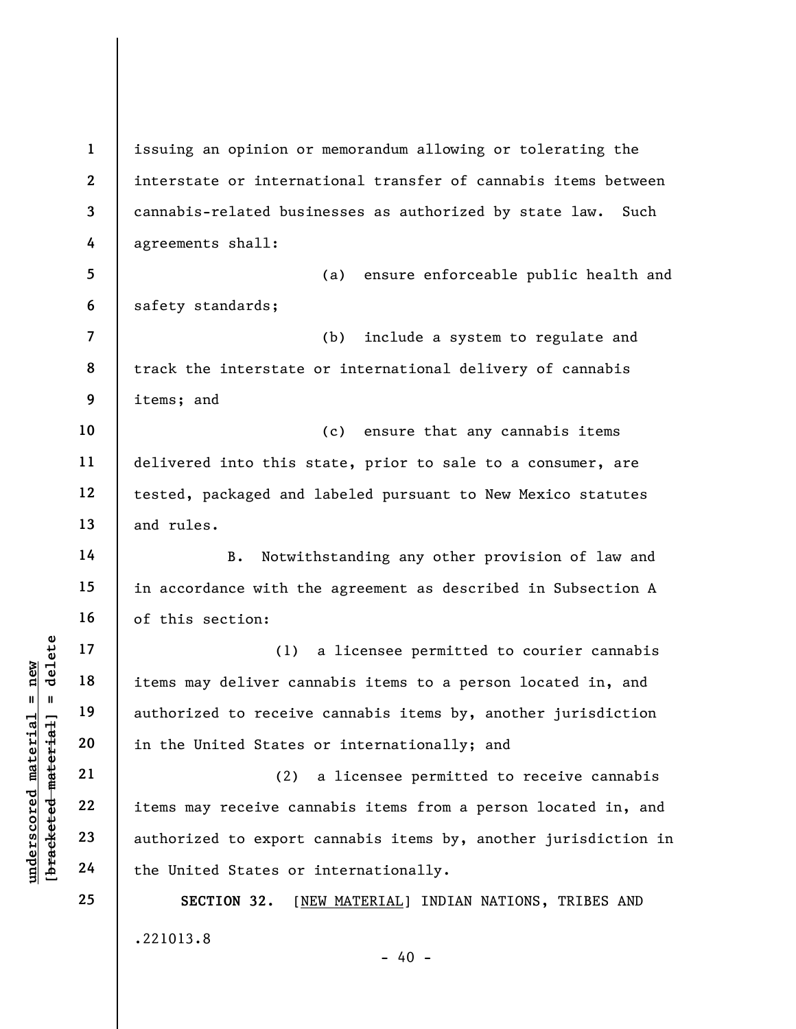issuing an opinion or memorandum allowing or tolerating the interstate or international transfer of cannabis items between cannabis-related businesses as authorized by state law. Such agreements shall:

(a) ensure enforceable public health and safety standards;

(b) include a system to regulate and track the interstate or international delivery of cannabis items; and

(c) ensure that any cannabis items delivered into this state, prior to sale to a consumer, are tested, packaged and labeled pursuant to New Mexico statutes and rules.

B. Notwithstanding any other provision of law and in accordance with the agreement as described in Subsection A of this section:

(1) a licensee permitted to courier cannabis items may deliver cannabis items to a person located in, and authorized to receive cannabis items by, another jurisdiction in the United States or internationally; and

(2) a licensee permitted to receive cannabis items may receive cannabis items from a person located in, and authorized to export cannabis items by, another jurisdiction in the United States or internationally.

**SECTION 32.** [NEW MATERIAL] INDIAN NATIONS, TRIBES AND

.221013.8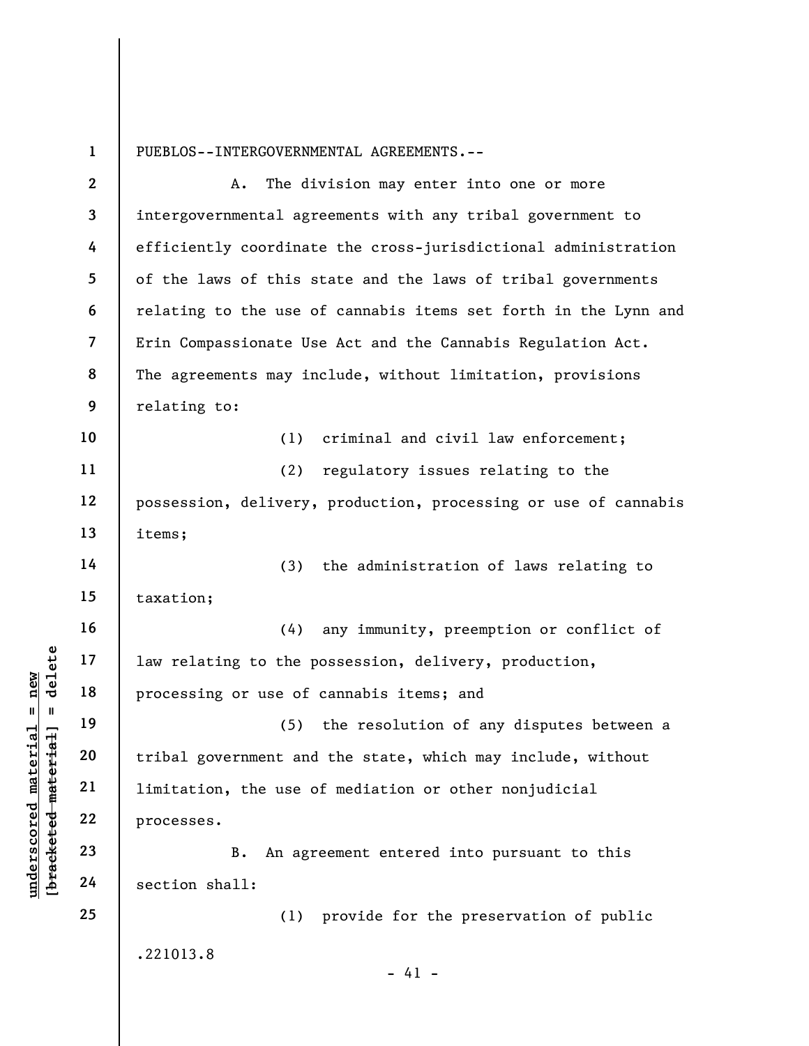PUEBLOS--INTERGOVERNMENTAL AGREEMENTS.--

A. The division may enter into one or more intergovernmental agreements with any tribal government to efficiently coordinate the cross-jurisdictional administration of the laws of this state and the laws of tribal governments relating to the use of cannabis items set forth in the Lynn and Erin Compassionate Use Act and the Cannabis Regulation Act. The agreements may include, without limitation, provisions relating to:

(1) criminal and civil law enforcement;

(2) regulatory issues relating to the possession, delivery, production, processing or use of cannabis items;

(3) the administration of laws relating to taxation;

(4) any immunity, preemption or conflict of law relating to the possession, delivery, production, processing or use of cannabis items; and

(5) the resolution of any disputes between a tribal government and the state, which may include, without limitation, the use of mediation or other nonjudicial processes.

B. An agreement entered into pursuant to this section shall:

(1) provide for the preservation of public

.221013.8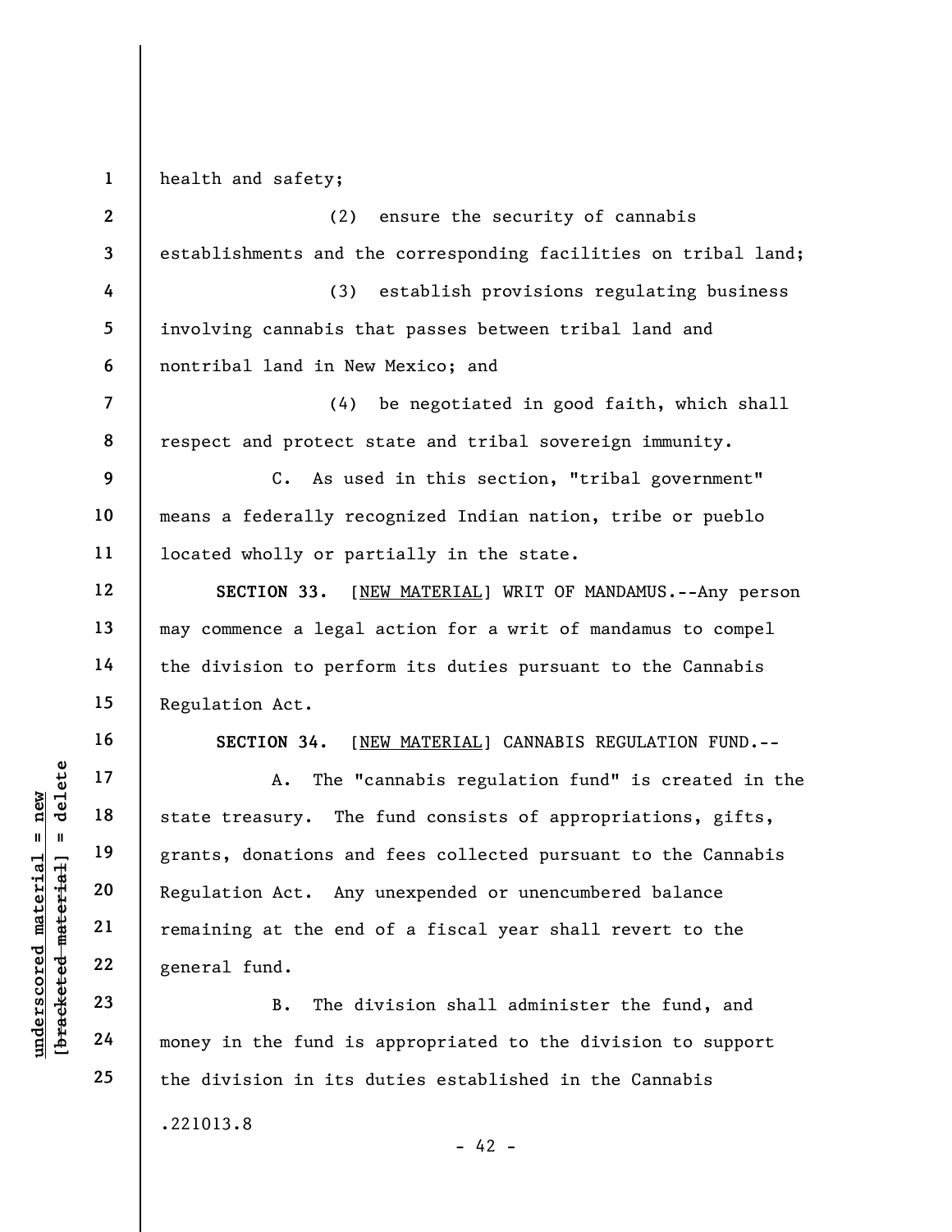health and safety;

(2) ensure the security of cannabis establishments and the corresponding facilities on tribal land;

(3) establish provisions regulating business involving cannabis that passes between tribal land and nontribal land in New Mexico; and

(4) be negotiated in good faith, which shall respect and protect state and tribal sovereign immunity.

C. As used in this section, "tribal government" means a federally recognized Indian nation, tribe or pueblo located wholly or partially in the state.

**SECTION 33.** [NEW MATERIAL] WRIT OF MANDAMUS.--Any person may commence a legal action for a writ of mandamus to compel the division to perform its duties pursuant to the Cannabis Regulation Act.

**SECTION 34.** [NEW MATERIAL] CANNABIS REGULATION FUND.--

A. The "cannabis regulation fund" is created in the state treasury. The fund consists of appropriations, gifts, grants, donations and fees collected pursuant to the Cannabis Regulation Act. Any unexpended or unencumbered balance remaining at the end of a fiscal year shall revert to the general fund.

B. The division shall administer the fund, and money in the fund is appropriated to the division to support the division in its duties established in the Cannabis

.221013.8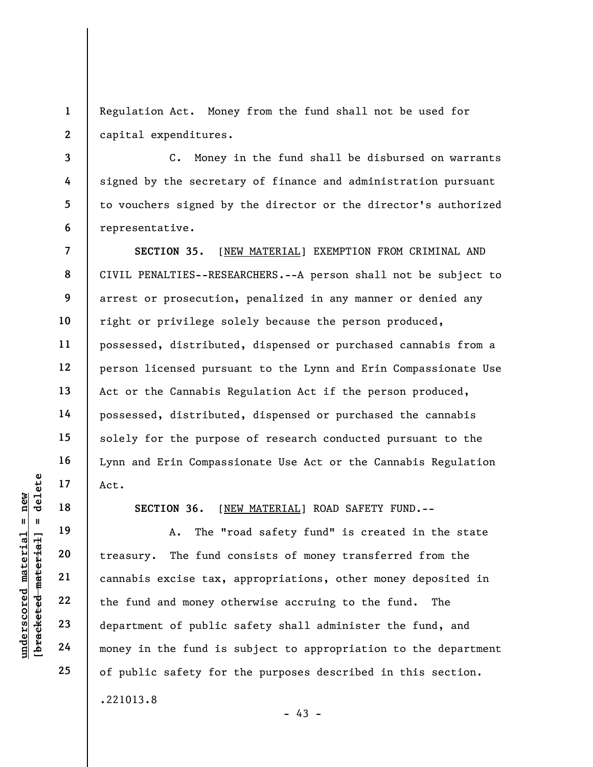Regulation Act. Money from the fund shall not be used for capital expenditures.

C. Money in the fund shall be disbursed on warrants signed by the secretary of finance and administration pursuant to vouchers signed by the director or the director's authorized representative.

**SECTION 35.** [<u>NEW MATERIAL</u>] EXEMPTION FROM CRIMINAL AND CIVIL PENALTIES--RESEARCHERS.--A person shall not be subject to arrest or prosecution, penalized in any manner or denied any right or privilege solely because the person produced, possessed, distributed, dispensed or purchased cannabis from a person licensed pursuant to the Lynn and Erin Compassionate Use Act or the Cannabis Regulation Act if the person produced, possessed, distributed, dispensed or purchased the cannabis solely for the purpose of research conducted pursuant to the Lynn and Erin Compassionate Use Act or the Cannabis Regulation Act.

**SECTION 36.** [<u>NEW MATERIAL</u>] ROAD SAFETY FUND.--

A. The "road safety fund" is created in the state treasury. The fund consists of money transferred from the cannabis excise tax, appropriations, other money deposited in the fund and money otherwise accruing to the fund. The department of public safety shall administer the fund, and money in the fund is subject to appropriation to the department of public safety for the purposes described in this section.

.221013.8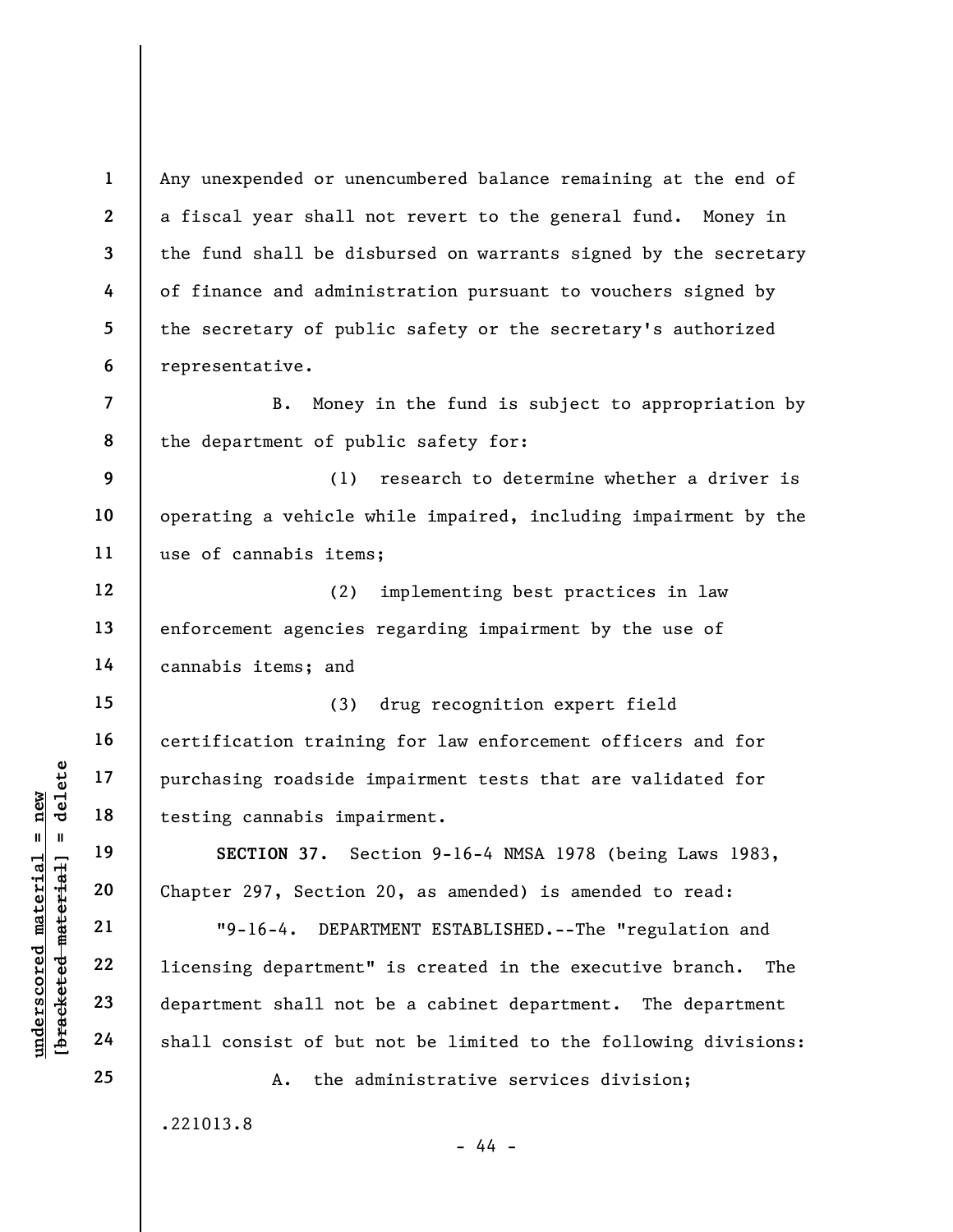Any unexpended or unencumbered balance remaining at the end of a fiscal year shall not revert to the general fund. Money in the fund shall be disbursed on warrants signed by the secretary of finance and administration pursuant to vouchers signed by the secretary of public safety or the secretary's authorized representative.

B. Money in the fund is subject to appropriation by the department of public safety for:

(1) research to determine whether a driver is operating a vehicle while impaired, including impairment by the use of cannabis items;

(2) implementing best practices in law enforcement agencies regarding impairment by the use of cannabis items; and

(3) drug recognition expert field certification training for law enforcement officers and for purchasing roadside impairment tests that are validated for testing cannabis impairment.

**SECTION 37.** Section 9-16-4 NMSA 1978 (being Laws 1983, Chapter 297, Section 20, as amended) is amended to read:

"9-16-4. DEPARTMENT ESTABLISHED.--The "regulation and licensing department" is created in the executive branch. The department shall not be a cabinet department. The department shall consist of but not be limited to the following divisions:

A. the administrative services division;

.221013.8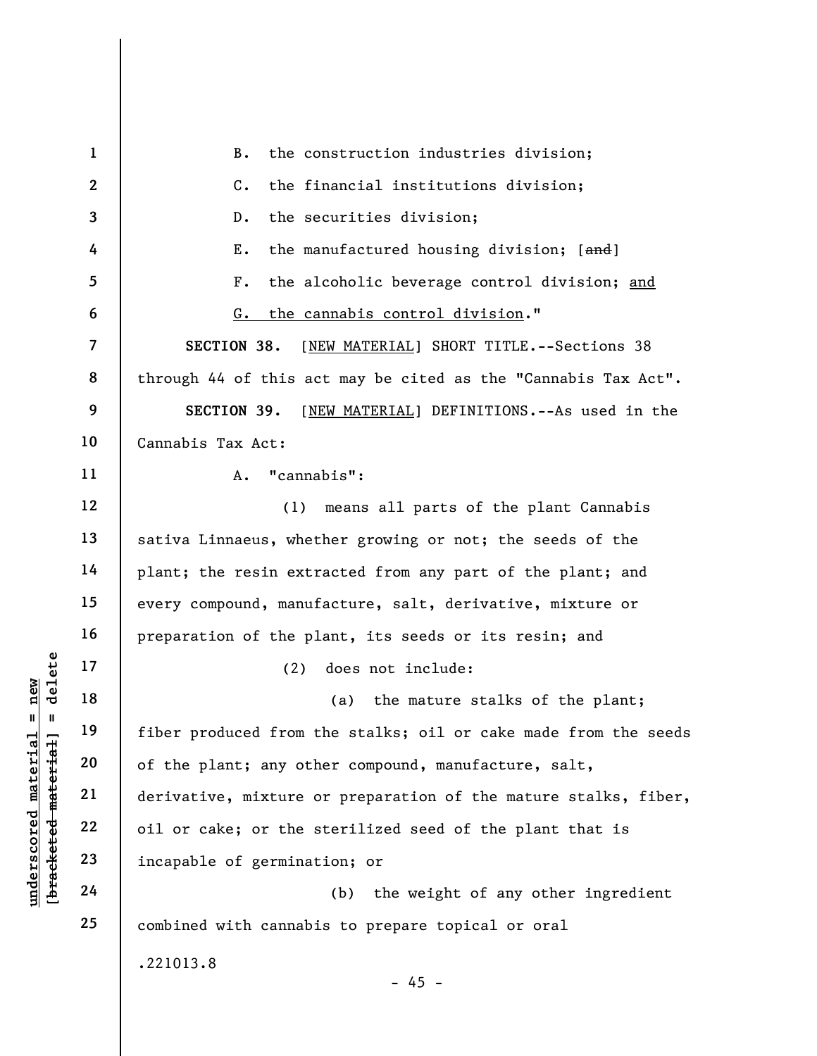B. the construction industries division;

C. the financial institutions division;

D. the securities division;

E. the manufactured housing division; [~~and~~]

F. the alcoholic beverage control division; <u>and</u>

<u>G. the cannabis control division</u>."

**SECTION 38.** [<u>NEW MATERIAL</u>] SHORT TITLE.--Sections 38 through 44 of this act may be cited as the "Cannabis Tax Act".

**SECTION 39.** [<u>NEW MATERIAL</u>] DEFINITIONS.--As used in the Cannabis Tax Act:

A. "cannabis":

(1) means all parts of the plant Cannabis sativa Linnaeus, whether growing or not; the seeds of the plant; the resin extracted from any part of the plant; and every compound, manufacture, salt, derivative, mixture or preparation of the plant, its seeds or its resin; and

(2) does not include:

(a) the mature stalks of the plant; fiber produced from the stalks; oil or cake made from the seeds of the plant; any other compound, manufacture, salt, derivative, mixture or preparation of the mature stalks, fiber, oil or cake; or the sterilized seed of the plant that is incapable of germination; or

(b) the weight of any other ingredient combined with cannabis to prepare topical or oral

.221013.8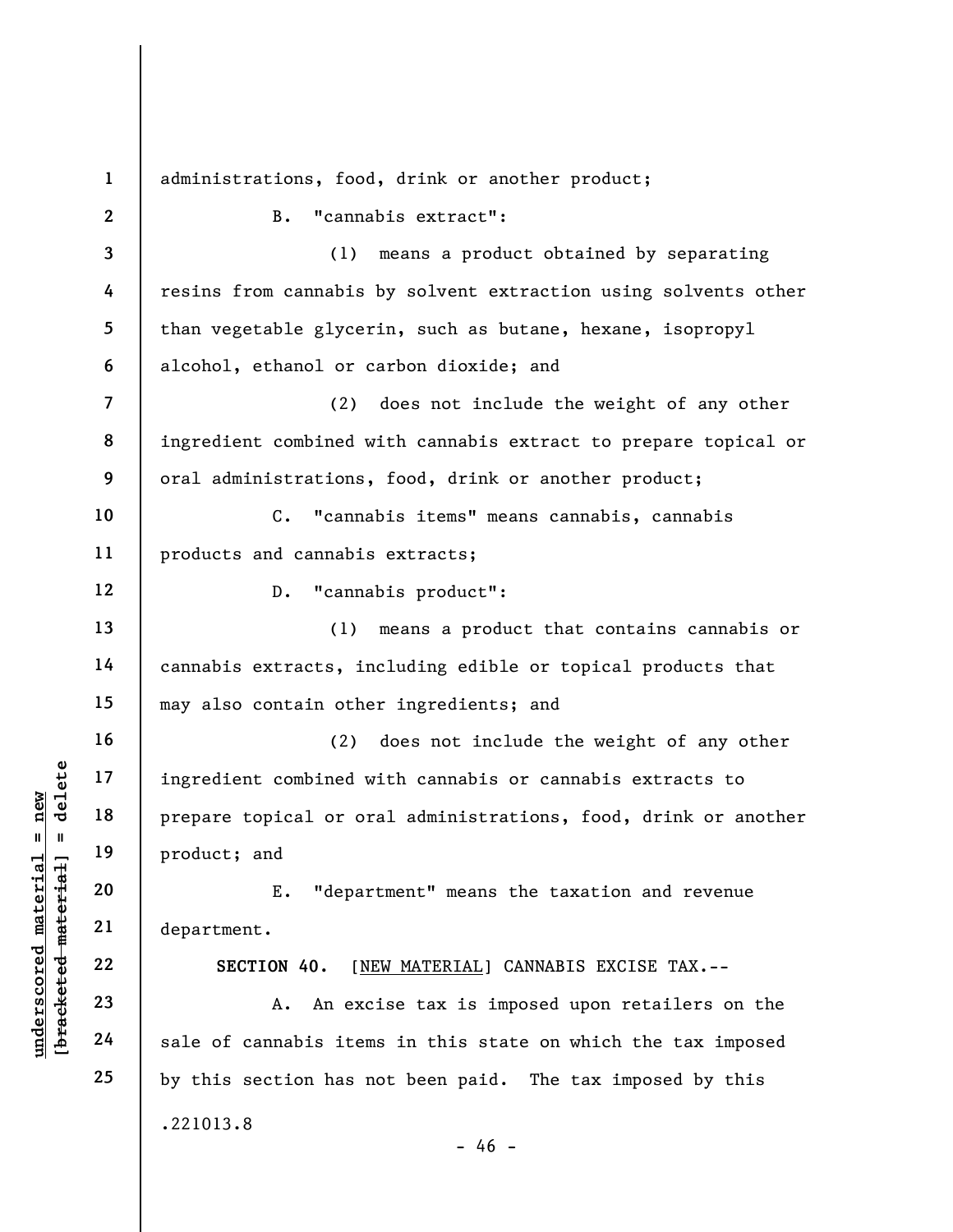administrations, food, drink or another product;

B. "cannabis extract":

(1) means a product obtained by separating resins from cannabis by solvent extraction using solvents other than vegetable glycerin, such as butane, hexane, isopropyl alcohol, ethanol or carbon dioxide; and

(2) does not include the weight of any other ingredient combined with cannabis extract to prepare topical or oral administrations, food, drink or another product;

C. "cannabis items" means cannabis, cannabis products and cannabis extracts;

D. "cannabis product":

(1) means a product that contains cannabis or cannabis extracts, including edible or topical products that may also contain other ingredients; and

(2) does not include the weight of any other ingredient combined with cannabis or cannabis extracts to prepare topical or oral administrations, food, drink or another product; and

E. "department" means the taxation and revenue department.

**SECTION 40.** [NEW MATERIAL] CANNABIS EXCISE TAX.--

A. An excise tax is imposed upon retailers on the sale of cannabis items in this state on which the tax imposed by this section has not been paid. The tax imposed by this

.221013.8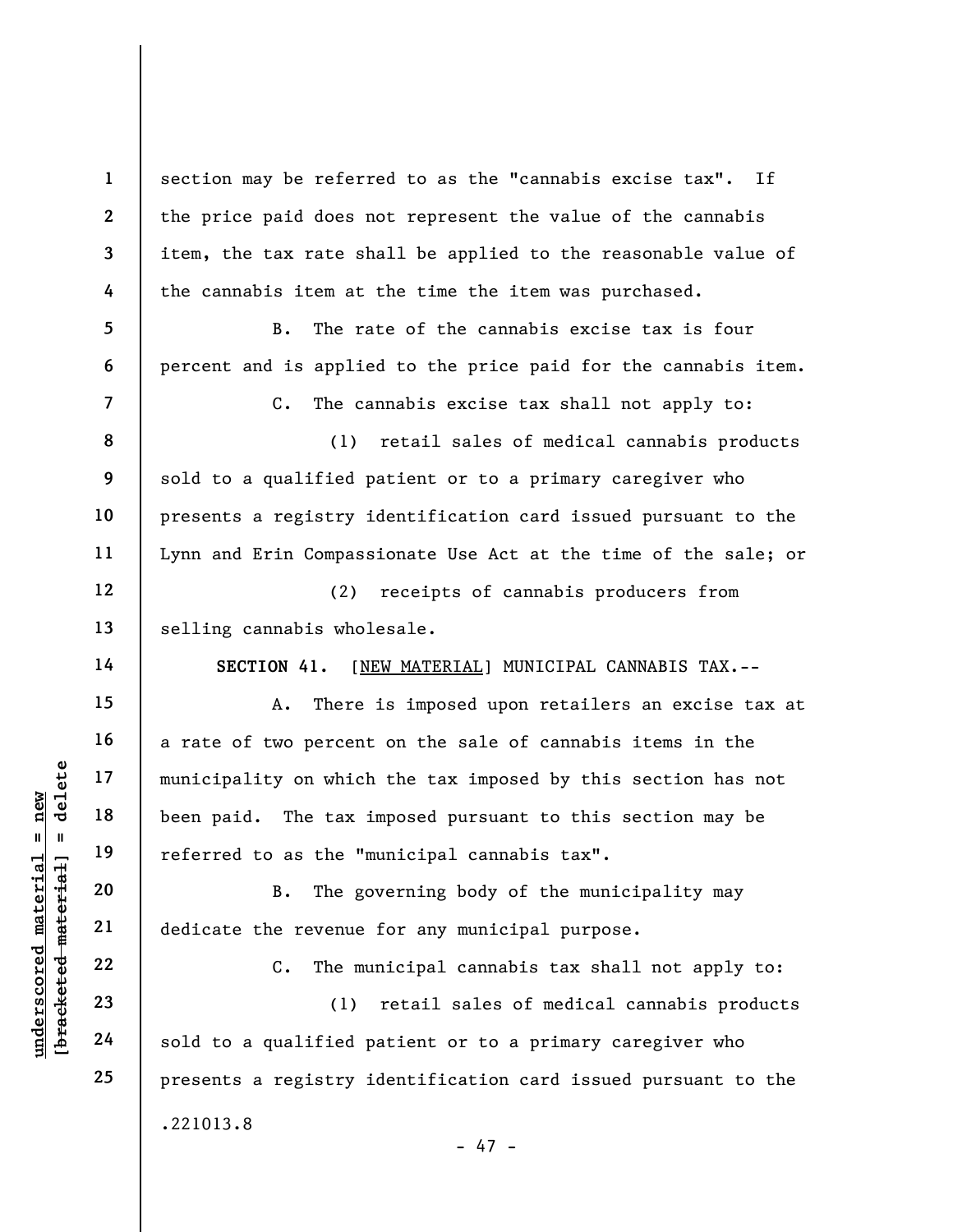section may be referred to as the "cannabis excise tax". If the price paid does not represent the value of the cannabis item, the tax rate shall be applied to the reasonable value of the cannabis item at the time the item was purchased.

B. The rate of the cannabis excise tax is four percent and is applied to the price paid for the cannabis item.

C. The cannabis excise tax shall not apply to:

(1) retail sales of medical cannabis products sold to a qualified patient or to a primary caregiver who presents a registry identification card issued pursuant to the Lynn and Erin Compassionate Use Act at the time of the sale; or

(2) receipts of cannabis producers from selling cannabis wholesale.

**SECTION 41.** [NEW MATERIAL] MUNICIPAL CANNABIS TAX.--

A. There is imposed upon retailers an excise tax at a rate of two percent on the sale of cannabis items in the municipality on which the tax imposed by this section has not been paid. The tax imposed pursuant to this section may be referred to as the "municipal cannabis tax".

B. The governing body of the municipality may dedicate the revenue for any municipal purpose.

C. The municipal cannabis tax shall not apply to:

(1) retail sales of medical cannabis products sold to a qualified patient or to a primary caregiver who presents a registry identification card issued pursuant to the

.221013.8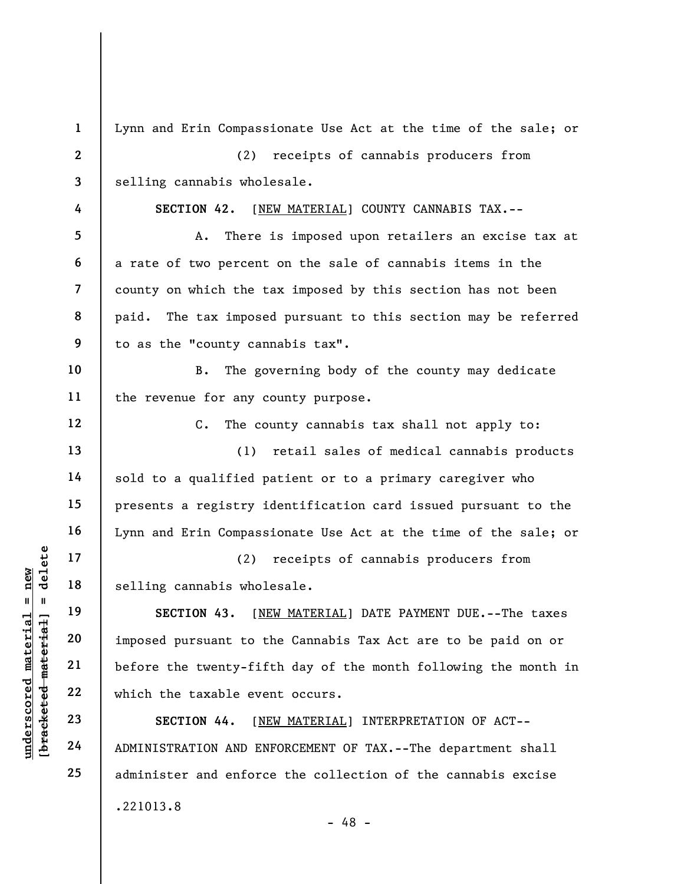Lynn and Erin Compassionate Use Act at the time of the sale; or

(2) receipts of cannabis producers from selling cannabis wholesale.

**SECTION 42.** [<u>NEW MATERIAL</u>] COUNTY CANNABIS TAX.--

A. There is imposed upon retailers an excise tax at a rate of two percent on the sale of cannabis items in the county on which the tax imposed by this section has not been paid. The tax imposed pursuant to this section may be referred to as the "county cannabis tax".

B. The governing body of the county may dedicate the revenue for any county purpose.

C. The county cannabis tax shall not apply to:

(1) retail sales of medical cannabis products sold to a qualified patient or to a primary caregiver who presents a registry identification card issued pursuant to the Lynn and Erin Compassionate Use Act at the time of the sale; or

(2) receipts of cannabis producers from selling cannabis wholesale.

**SECTION 43.** [<u>NEW MATERIAL</u>] DATE PAYMENT DUE.--The taxes imposed pursuant to the Cannabis Tax Act are to be paid on or before the twenty-fifth day of the month following the month in which the taxable event occurs.

**SECTION 44.** [<u>NEW MATERIAL</u>] INTERPRETATION OF ACT--ADMINISTRATION AND ENFORCEMENT OF TAX.--The department shall administer and enforce the collection of the cannabis excise

.221013.8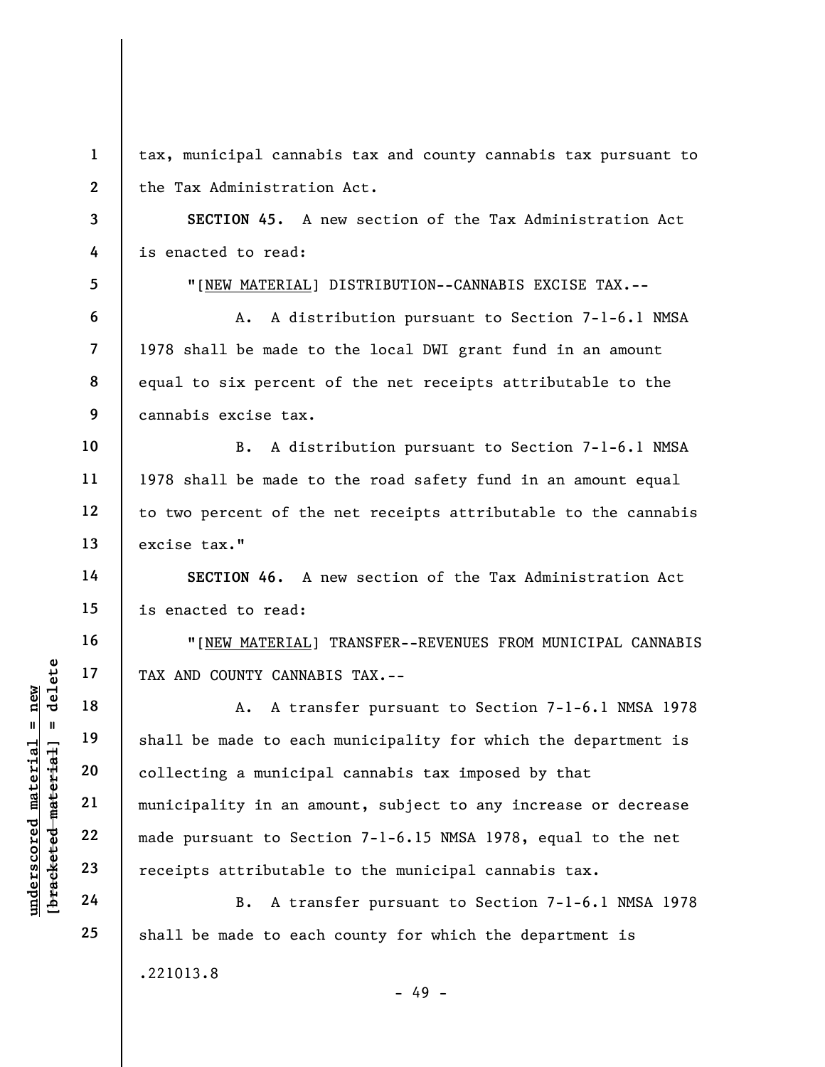tax, municipal cannabis tax and county cannabis tax pursuant to the Tax Administration Act.

**SECTION 45.** A new section of the Tax Administration Act is enacted to read:

"[NEW MATERIAL] DISTRIBUTION--CANNABIS EXCISE TAX.--

A. A distribution pursuant to Section 7-1-6.1 NMSA 1978 shall be made to the local DWI grant fund in an amount equal to six percent of the net receipts attributable to the cannabis excise tax.

B. A distribution pursuant to Section 7-1-6.1 NMSA 1978 shall be made to the road safety fund in an amount equal to two percent of the net receipts attributable to the cannabis excise tax."

**SECTION 46.** A new section of the Tax Administration Act is enacted to read:

"[NEW MATERIAL] TRANSFER--REVENUES FROM MUNICIPAL CANNABIS TAX AND COUNTY CANNABIS TAX.--

A. A transfer pursuant to Section 7-1-6.1 NMSA 1978 shall be made to each municipality for which the department is collecting a municipal cannabis tax imposed by that municipality in an amount, subject to any increase or decrease made pursuant to Section 7-1-6.15 NMSA 1978, equal to the net receipts attributable to the municipal cannabis tax.

B. A transfer pursuant to Section 7-1-6.1 NMSA 1978 shall be made to each county for which the department is

.221013.8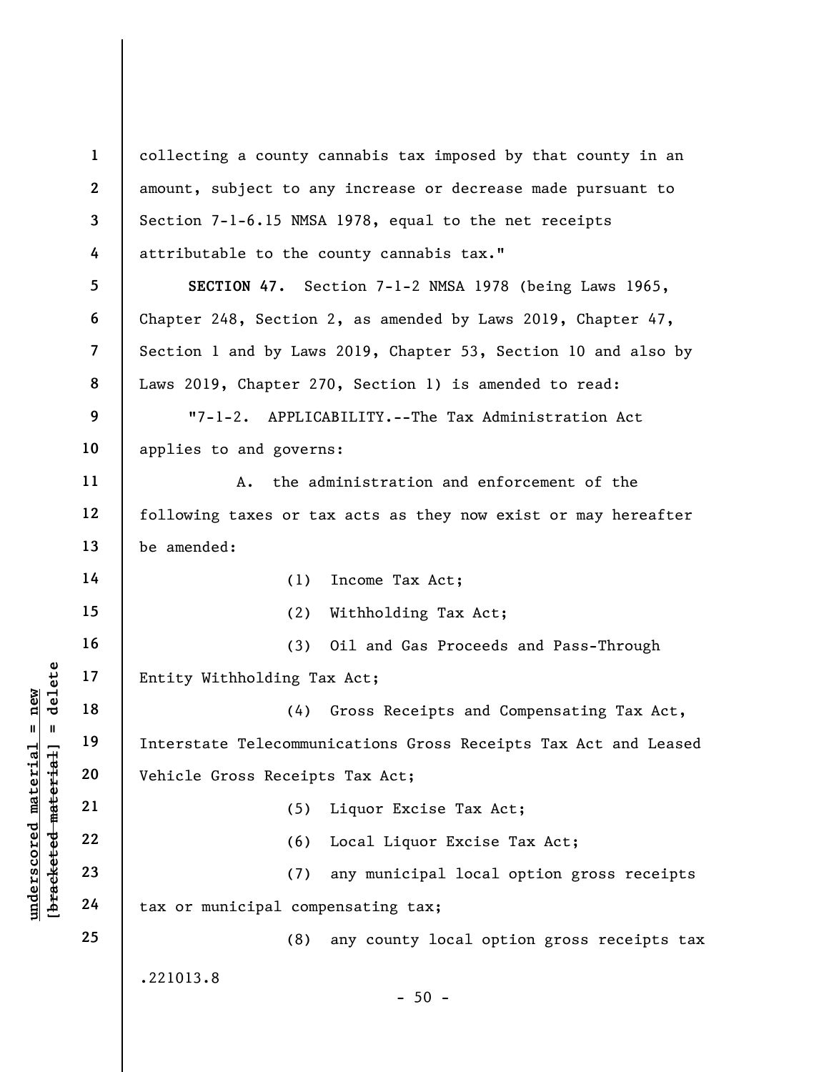collecting a county cannabis tax imposed by that county in an amount, subject to any increase or decrease made pursuant to Section 7-1-6.15 NMSA 1978, equal to the net receipts attributable to the county cannabis tax."

**SECTION 47.** Section 7-1-2 NMSA 1978 (being Laws 1965, Chapter 248, Section 2, as amended by Laws 2019, Chapter 47, Section 1 and by Laws 2019, Chapter 53, Section 10 and also by Laws 2019, Chapter 270, Section 1) is amended to read:

"7-1-2. APPLICABILITY.--The Tax Administration Act applies to and governs:

A. the administration and enforcement of the following taxes or tax acts as they now exist or may hereafter be amended:

(1) Income Tax Act;

(2) Withholding Tax Act;

(3) Oil and Gas Proceeds and Pass-Through Entity Withholding Tax Act;

(4) Gross Receipts and Compensating Tax Act, Interstate Telecommunications Gross Receipts Tax Act and Leased Vehicle Gross Receipts Tax Act;

(5) Liquor Excise Tax Act;

(6) Local Liquor Excise Tax Act;

(7) any municipal local option gross receipts tax or municipal compensating tax;

(8) any county local option gross receipts tax

.221013.8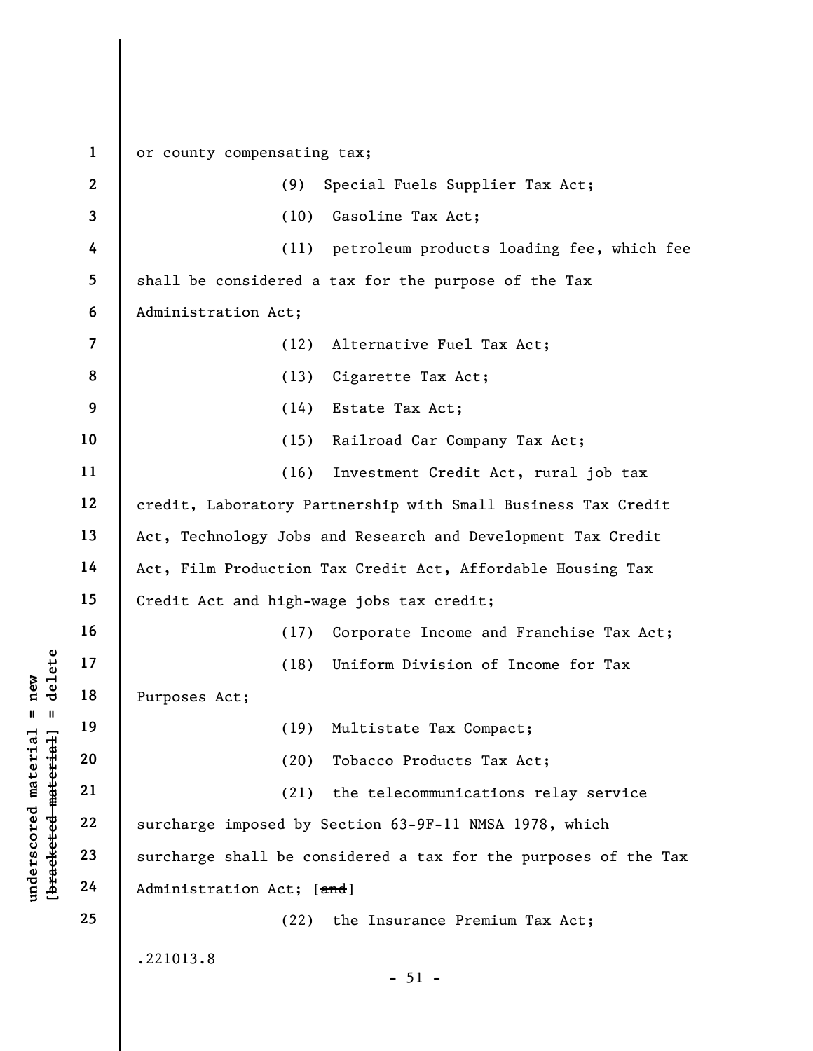or county compensating tax;

(9) Special Fuels Supplier Tax Act;

(10) Gasoline Tax Act;

(11) petroleum products loading fee, which fee shall be considered a tax for the purpose of the Tax Administration Act;

(12) Alternative Fuel Tax Act;

(13) Cigarette Tax Act;

(14) Estate Tax Act;

(15) Railroad Car Company Tax Act;

(16) Investment Credit Act, rural job tax credit, Laboratory Partnership with Small Business Tax Credit Act, Technology Jobs and Research and Development Tax Credit Act, Film Production Tax Credit Act, Affordable Housing Tax Credit Act and high-wage jobs tax credit;

(17) Corporate Income and Franchise Tax Act;

(18) Uniform Division of Income for Tax Purposes Act;

(19) Multistate Tax Compact;

(20) Tobacco Products Tax Act;

(21) the telecommunications relay service surcharge imposed by Section 63-9F-11 NMSA 1978, which surcharge shall be considered a tax for the purposes of the Tax Administration Act; [~~and~~]

(22) the Insurance Premium Tax Act;

.221013.8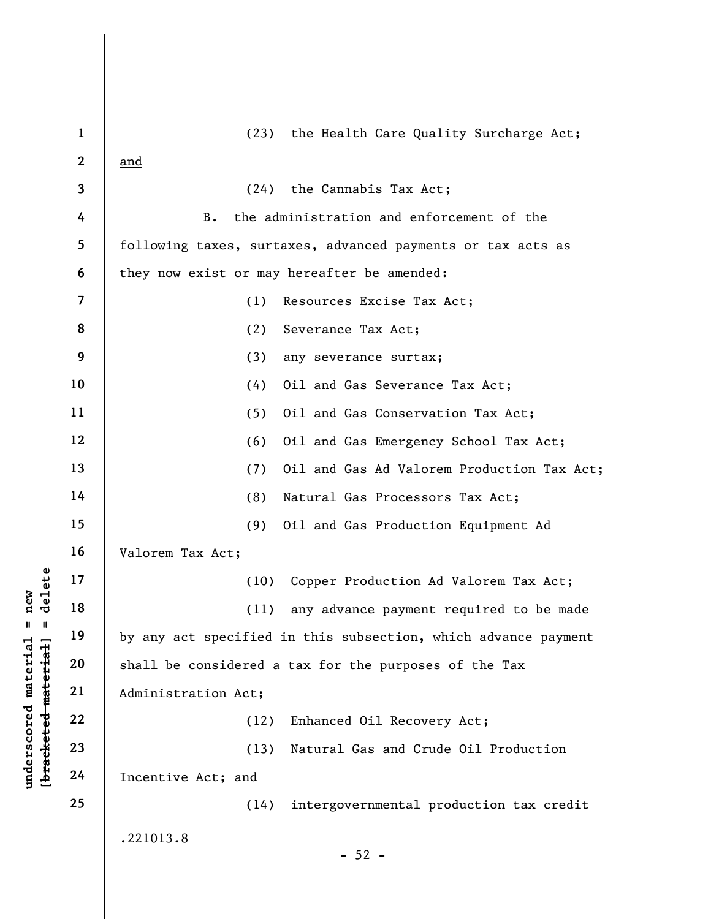(23) the Health Care Quality Surcharge Act; <u>and</u>

<u>(24) the Cannabis Tax Act</u>;

B. the administration and enforcement of the following taxes, surtaxes, advanced payments or tax acts as they now exist or may hereafter be amended:

(1) Resources Excise Tax Act;

(2) Severance Tax Act;

(3) any severance surtax;

(4) Oil and Gas Severance Tax Act;

(5) Oil and Gas Conservation Tax Act;

(6) Oil and Gas Emergency School Tax Act;

(7) Oil and Gas Ad Valorem Production Tax Act;

(8) Natural Gas Processors Tax Act;

(9) Oil and Gas Production Equipment Ad Valorem Tax Act;

(10) Copper Production Ad Valorem Tax Act;

(11) any advance payment required to be made by any act specified in this subsection, which advance payment shall be considered a tax for the purposes of the Tax Administration Act;

(12) Enhanced Oil Recovery Act;

(13) Natural Gas and Crude Oil Production Incentive Act; and

(14) intergovernmental production tax credit

.221013.8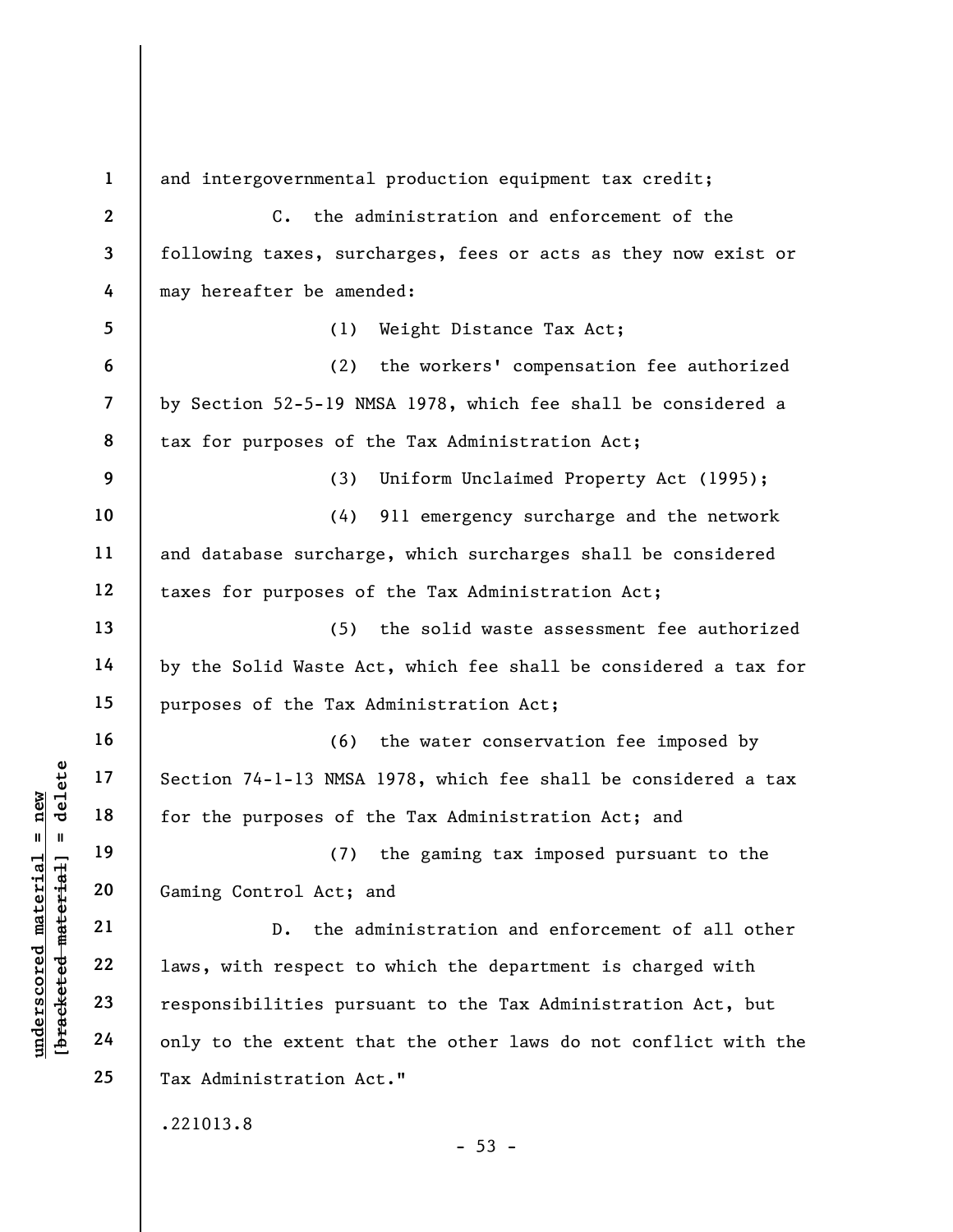and intergovernmental production equipment tax credit;

C. the administration and enforcement of the following taxes, surcharges, fees or acts as they now exist or may hereafter be amended:

(1) Weight Distance Tax Act;

(2) the workers' compensation fee authorized by Section 52-5-19 NMSA 1978, which fee shall be considered a tax for purposes of the Tax Administration Act;

(3) Uniform Unclaimed Property Act (1995);

(4) 911 emergency surcharge and the network and database surcharge, which surcharges shall be considered taxes for purposes of the Tax Administration Act;

(5) the solid waste assessment fee authorized by the Solid Waste Act, which fee shall be considered a tax for purposes of the Tax Administration Act;

(6) the water conservation fee imposed by Section 74-1-13 NMSA 1978, which fee shall be considered a tax for the purposes of the Tax Administration Act; and

(7) the gaming tax imposed pursuant to the Gaming Control Act; and

D. the administration and enforcement of all other laws, with respect to which the department is charged with responsibilities pursuant to the Tax Administration Act, but only to the extent that the other laws do not conflict with the Tax Administration Act."

.221013.8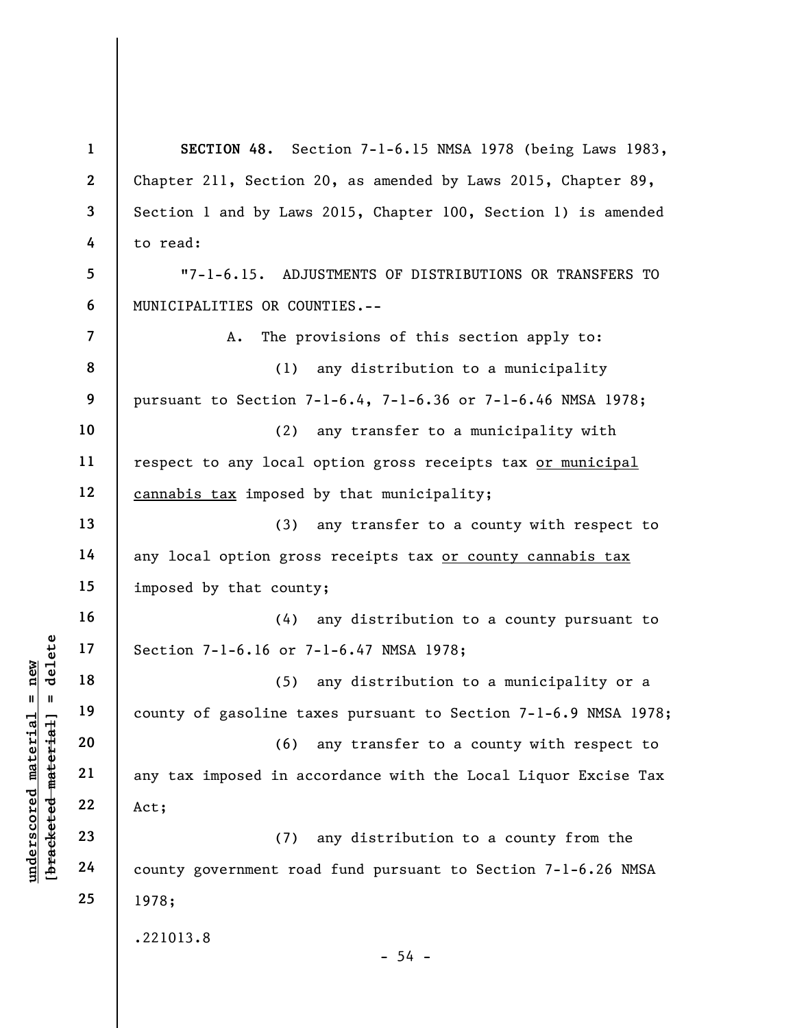**SECTION 48.** Section 7-1-6.15 NMSA 1978 (being Laws 1983, Chapter 211, Section 20, as amended by Laws 2015, Chapter 89, Section 1 and by Laws 2015, Chapter 100, Section 1) is amended to read:

"7-1-6.15. ADJUSTMENTS OF DISTRIBUTIONS OR TRANSFERS TO MUNICIPALITIES OR COUNTIES.--

A. The provisions of this section apply to:

(1) any distribution to a municipality pursuant to Section 7-1-6.4, 7-1-6.36 or 7-1-6.46 NMSA 1978;

(2) any transfer to a municipality with respect to any local option gross receipts tax <u>or municipal cannabis tax</u> imposed by that municipality;

(3) any transfer to a county with respect to any local option gross receipts tax <u>or county cannabis tax</u> imposed by that county;

(4) any distribution to a county pursuant to Section 7-1-6.16 or 7-1-6.47 NMSA 1978;

(5) any distribution to a municipality or a county of gasoline taxes pursuant to Section 7-1-6.9 NMSA 1978;

(6) any transfer to a county with respect to any tax imposed in accordance with the Local Liquor Excise Tax Act;

(7) any distribution to a county from the county government road fund pursuant to Section 7-1-6.26 NMSA 1978;

.221013.8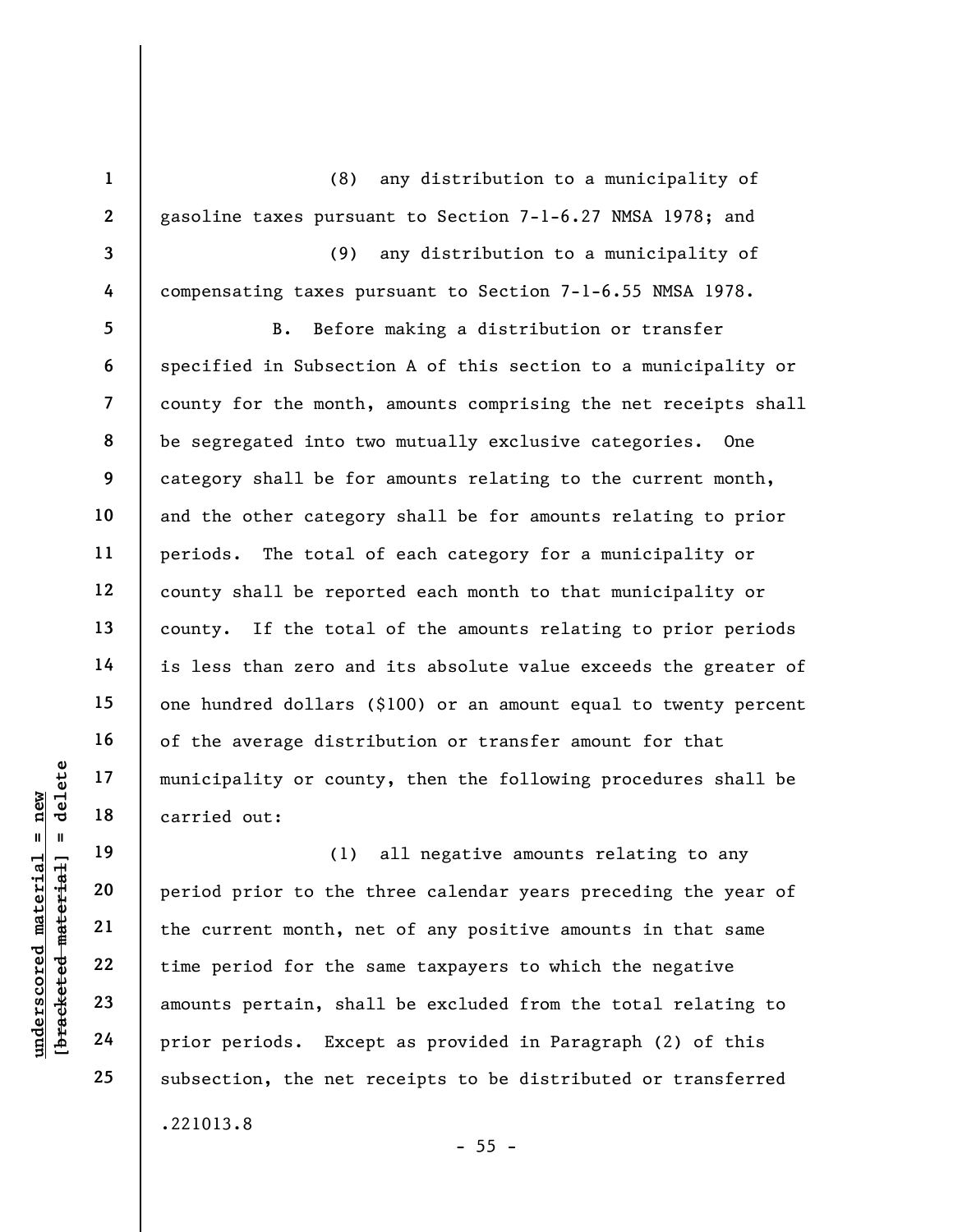(8) any distribution to a municipality of gasoline taxes pursuant to Section 7-1-6.27 NMSA 1978; and

(9) any distribution to a municipality of compensating taxes pursuant to Section 7-1-6.55 NMSA 1978.

B. Before making a distribution or transfer specified in Subsection A of this section to a municipality or county for the month, amounts comprising the net receipts shall be segregated into two mutually exclusive categories. One category shall be for amounts relating to the current month, and the other category shall be for amounts relating to prior periods. The total of each category for a municipality or county shall be reported each month to that municipality or county. If the total of the amounts relating to prior periods is less than zero and its absolute value exceeds the greater of one hundred dollars ($100) or an amount equal to twenty percent of the average distribution or transfer amount for that municipality or county, then the following procedures shall be carried out:

(1) all negative amounts relating to any period prior to the three calendar years preceding the year of the current month, net of any positive amounts in that same time period for the same taxpayers to which the negative amounts pertain, shall be excluded from the total relating to prior periods. Except as provided in Paragraph (2) of this subsection, the net receipts to be distributed or transferred

.221013.8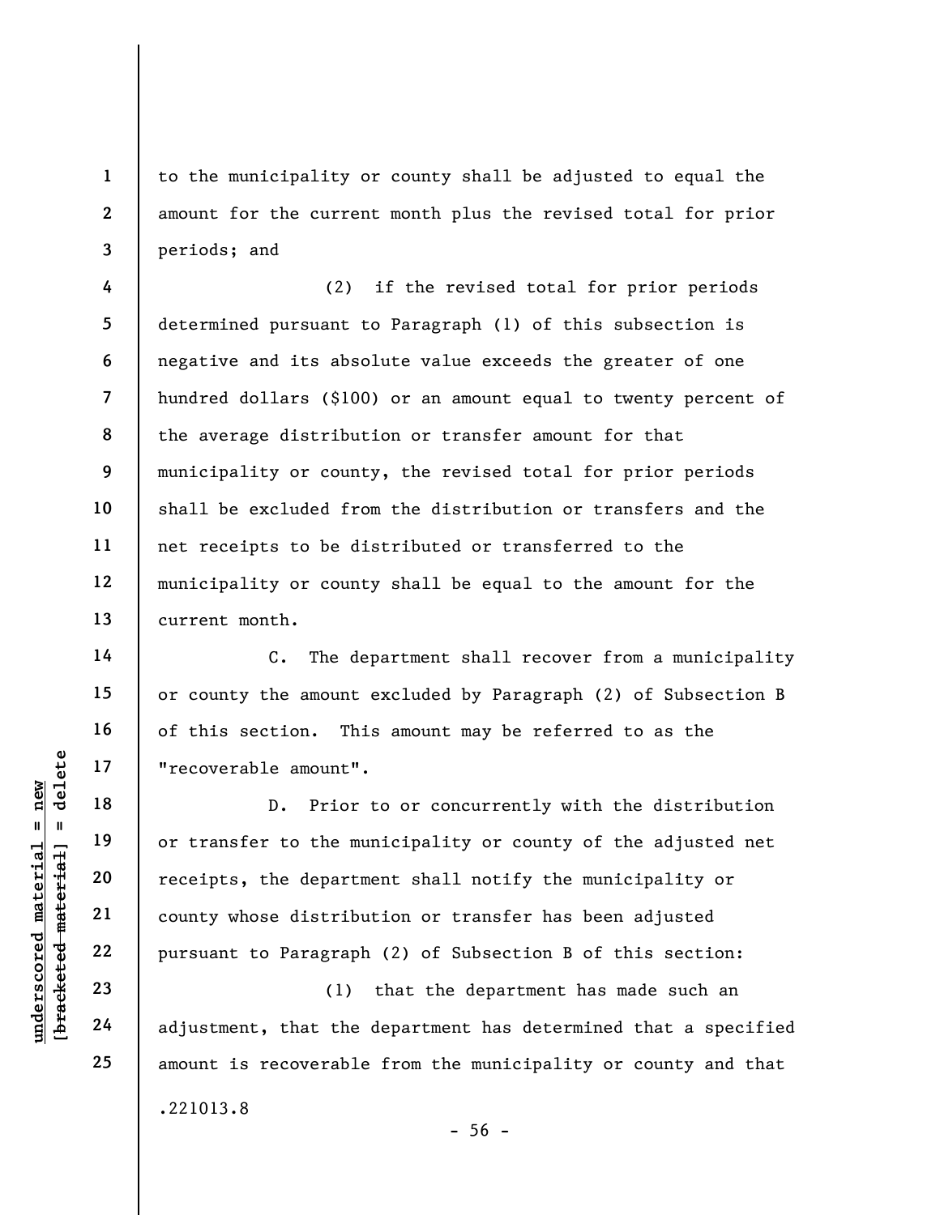to the municipality or county shall be adjusted to equal the amount for the current month plus the revised total for prior periods; and

(2) if the revised total for prior periods determined pursuant to Paragraph (1) of this subsection is negative and its absolute value exceeds the greater of one hundred dollars ($100) or an amount equal to twenty percent of the average distribution or transfer amount for that municipality or county, the revised total for prior periods shall be excluded from the distribution or transfers and the net receipts to be distributed or transferred to the municipality or county shall be equal to the amount for the current month.

C. The department shall recover from a municipality or county the amount excluded by Paragraph (2) of Subsection B of this section. This amount may be referred to as the "recoverable amount".

D. Prior to or concurrently with the distribution or transfer to the municipality or county of the adjusted net receipts, the department shall notify the municipality or county whose distribution or transfer has been adjusted pursuant to Paragraph (2) of Subsection B of this section:

(1) that the department has made such an adjustment, that the department has determined that a specified amount is recoverable from the municipality or county and that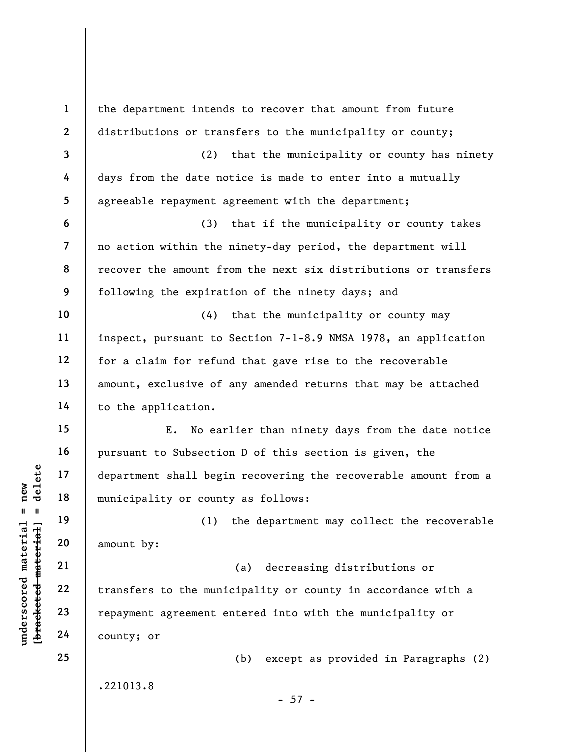the department intends to recover that amount from future distributions or transfers to the municipality or county;

(2) that the municipality or county has ninety days from the date notice is made to enter into a mutually agreeable repayment agreement with the department;

(3) that if the municipality or county takes no action within the ninety-day period, the department will recover the amount from the next six distributions or transfers following the expiration of the ninety days; and

(4) that the municipality or county may inspect, pursuant to Section 7-1-8.9 NMSA 1978, an application for a claim for refund that gave rise to the recoverable amount, exclusive of any amended returns that may be attached to the application.

E. No earlier than ninety days from the date notice pursuant to Subsection D of this section is given, the department shall begin recovering the recoverable amount from a municipality or county as follows:

(1) the department may collect the recoverable amount by:

(a) decreasing distributions or transfers to the municipality or county in accordance with a repayment agreement entered into with the municipality or county; or

(b) except as provided in Paragraphs (2)

.221013.8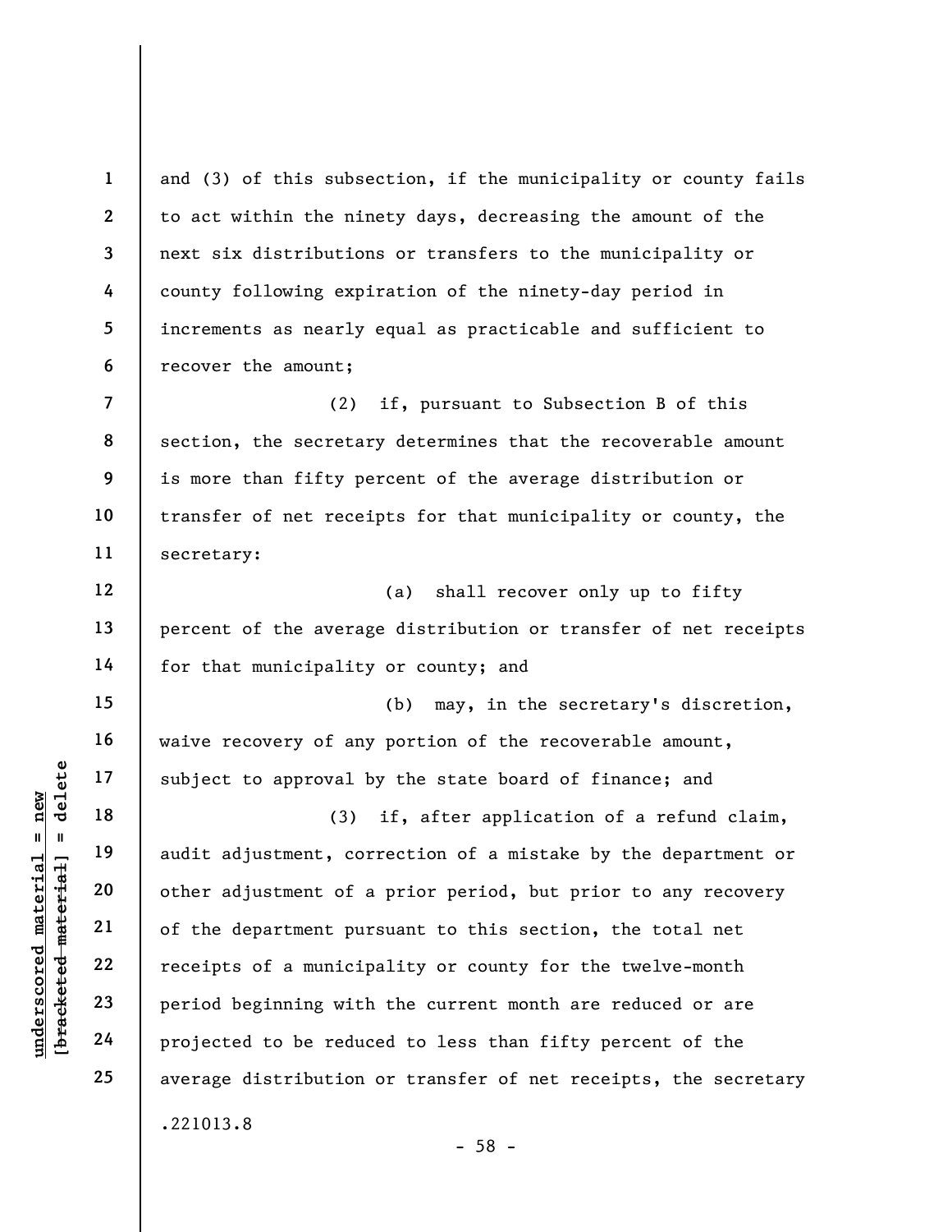and (3) of this subsection, if the municipality or county fails to act within the ninety days, decreasing the amount of the next six distributions or transfers to the municipality or county following expiration of the ninety-day period in increments as nearly equal as practicable and sufficient to recover the amount;

(2) if, pursuant to Subsection B of this section, the secretary determines that the recoverable amount is more than fifty percent of the average distribution or transfer of net receipts for that municipality or county, the secretary:

(a) shall recover only up to fifty percent of the average distribution or transfer of net receipts for that municipality or county; and

(b) may, in the secretary's discretion, waive recovery of any portion of the recoverable amount, subject to approval by the state board of finance; and

(3) if, after application of a refund claim, audit adjustment, correction of a mistake by the department or other adjustment of a prior period, but prior to any recovery of the department pursuant to this section, the total net receipts of a municipality or county for the twelve-month period beginning with the current month are reduced or are projected to be reduced to less than fifty percent of the average distribution or transfer of net receipts, the secretary

.221013.8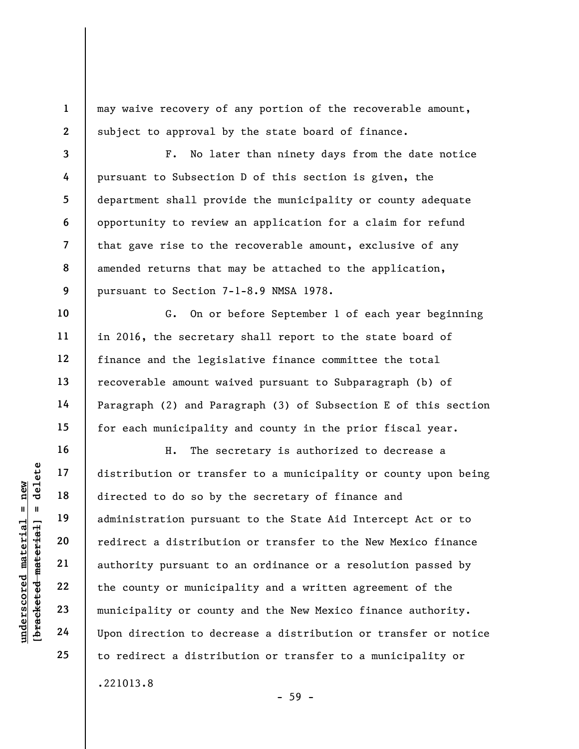may waive recovery of any portion of the recoverable amount, subject to approval by the state board of finance.

F. No later than ninety days from the date notice pursuant to Subsection D of this section is given, the department shall provide the municipality or county adequate opportunity to review an application for a claim for refund that gave rise to the recoverable amount, exclusive of any amended returns that may be attached to the application, pursuant to Section 7-1-8.9 NMSA 1978.

G. On or before September 1 of each year beginning in 2016, the secretary shall report to the state board of finance and the legislative finance committee the total recoverable amount waived pursuant to Subparagraph (b) of Paragraph (2) and Paragraph (3) of Subsection E of this section for each municipality and county in the prior fiscal year.

H. The secretary is authorized to decrease a distribution or transfer to a municipality or county upon being directed to do so by the secretary of finance and administration pursuant to the State Aid Intercept Act or to redirect a distribution or transfer to the New Mexico finance authority pursuant to an ordinance or a resolution passed by the county or municipality and a written agreement of the municipality or county and the New Mexico finance authority. Upon direction to decrease a distribution or transfer or notice to redirect a distribution or transfer to a municipality or

.221013.8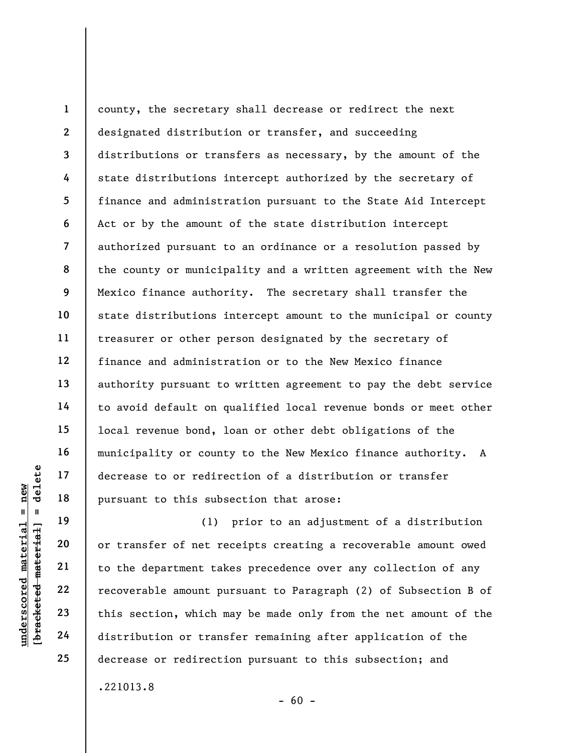county, the secretary shall decrease or redirect the next designated distribution or transfer, and succeeding distributions or transfers as necessary, by the amount of the state distributions intercept authorized by the secretary of finance and administration pursuant to the State Aid Intercept Act or by the amount of the state distribution intercept authorized pursuant to an ordinance or a resolution passed by the county or municipality and a written agreement with the New Mexico finance authority. The secretary shall transfer the state distributions intercept amount to the municipal or county treasurer or other person designated by the secretary of finance and administration or to the New Mexico finance authority pursuant to written agreement to pay the debt service to avoid default on qualified local revenue bonds or meet other local revenue bond, loan or other debt obligations of the municipality or county to the New Mexico finance authority. A decrease to or redirection of a distribution or transfer pursuant to this subsection that arose:

(1) prior to an adjustment of a distribution or transfer of net receipts creating a recoverable amount owed to the department takes precedence over any collection of any recoverable amount pursuant to Paragraph (2) of Subsection B of this section, which may be made only from the net amount of the distribution or transfer remaining after application of the decrease or redirection pursuant to this subsection; and

.221013.8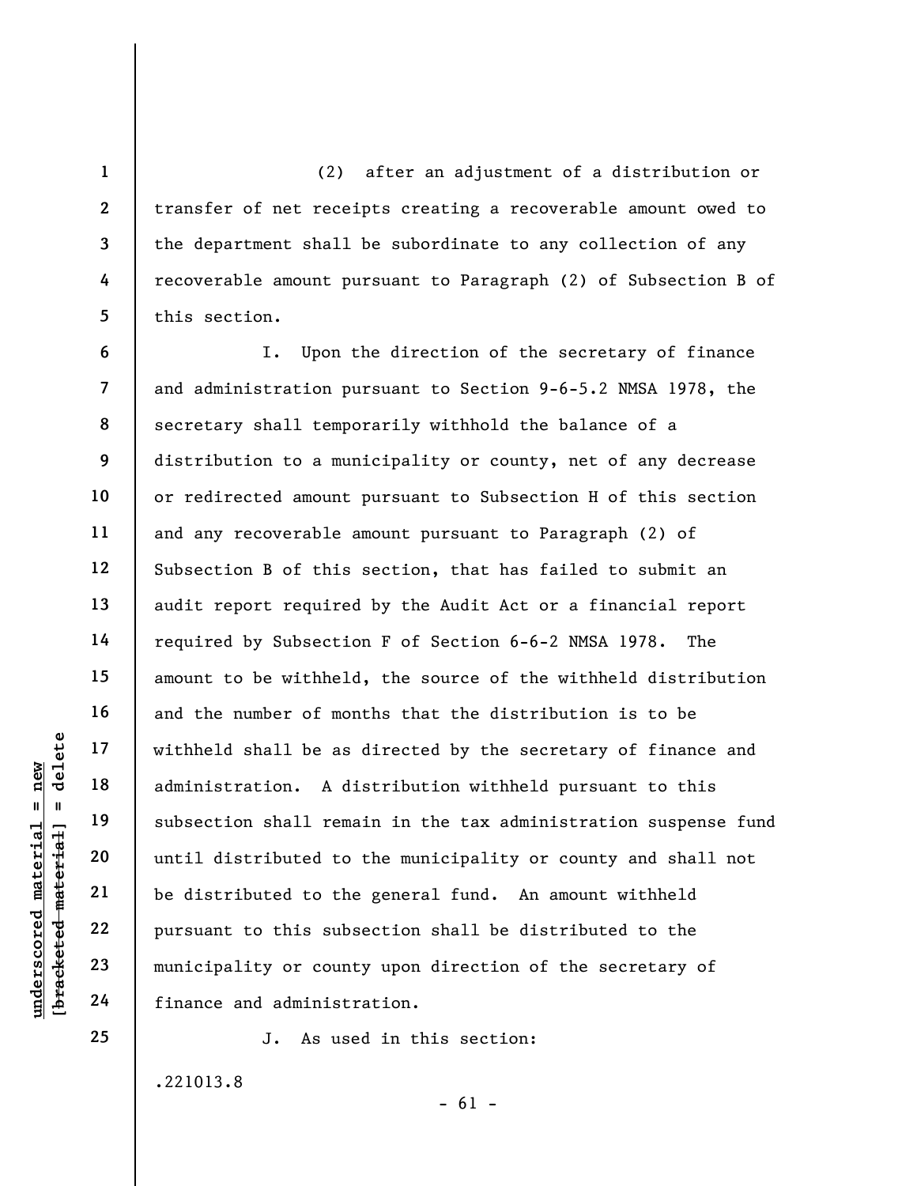(2) after an adjustment of a distribution or transfer of net receipts creating a recoverable amount owed to the department shall be subordinate to any collection of any recoverable amount pursuant to Paragraph (2) of Subsection B of this section.

I. Upon the direction of the secretary of finance and administration pursuant to Section 9-6-5.2 NMSA 1978, the secretary shall temporarily withhold the balance of a distribution to a municipality or county, net of any decrease or redirected amount pursuant to Subsection H of this section and any recoverable amount pursuant to Paragraph (2) of Subsection B of this section, that has failed to submit an audit report required by the Audit Act or a financial report required by Subsection F of Section 6-6-2 NMSA 1978. The amount to be withheld, the source of the withheld distribution and the number of months that the distribution is to be withheld shall be as directed by the secretary of finance and administration. A distribution withheld pursuant to this subsection shall remain in the tax administration suspense fund until distributed to the municipality or county and shall not be distributed to the general fund. An amount withheld pursuant to this subsection shall be distributed to the municipality or county upon direction of the secretary of finance and administration.

J. As used in this section:

.221013.8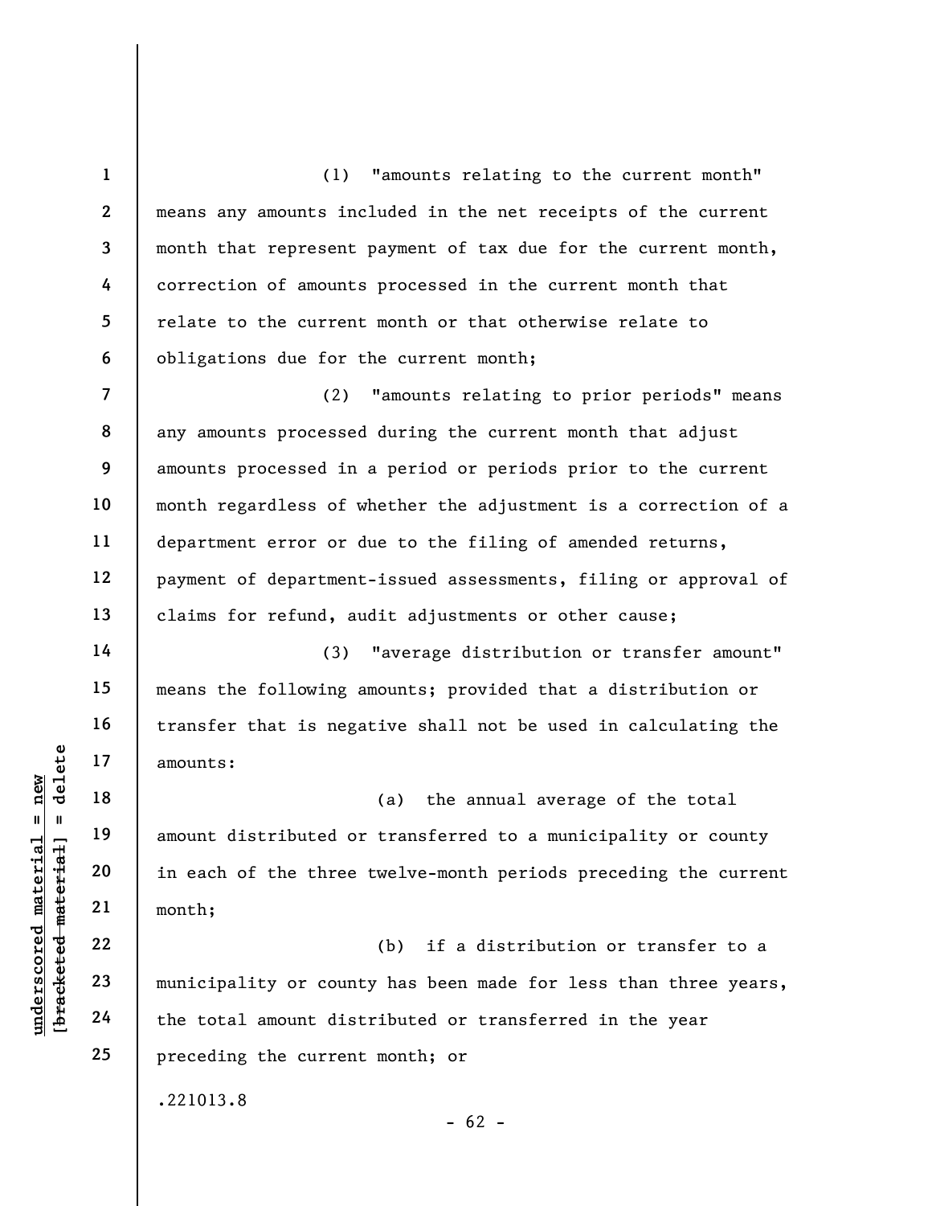(1) "amounts relating to the current month" means any amounts included in the net receipts of the current month that represent payment of tax due for the current month, correction of amounts processed in the current month that relate to the current month or that otherwise relate to obligations due for the current month;

(2) "amounts relating to prior periods" means any amounts processed during the current month that adjust amounts processed in a period or periods prior to the current month regardless of whether the adjustment is a correction of a department error or due to the filing of amended returns, payment of department-issued assessments, filing or approval of claims for refund, audit adjustments or other cause;

(3) "average distribution or transfer amount" means the following amounts; provided that a distribution or transfer that is negative shall not be used in calculating the amounts:

(a) the annual average of the total amount distributed or transferred to a municipality or county in each of the three twelve-month periods preceding the current month;

(b) if a distribution or transfer to a municipality or county has been made for less than three years, the total amount distributed or transferred in the year preceding the current month; or

.221013.8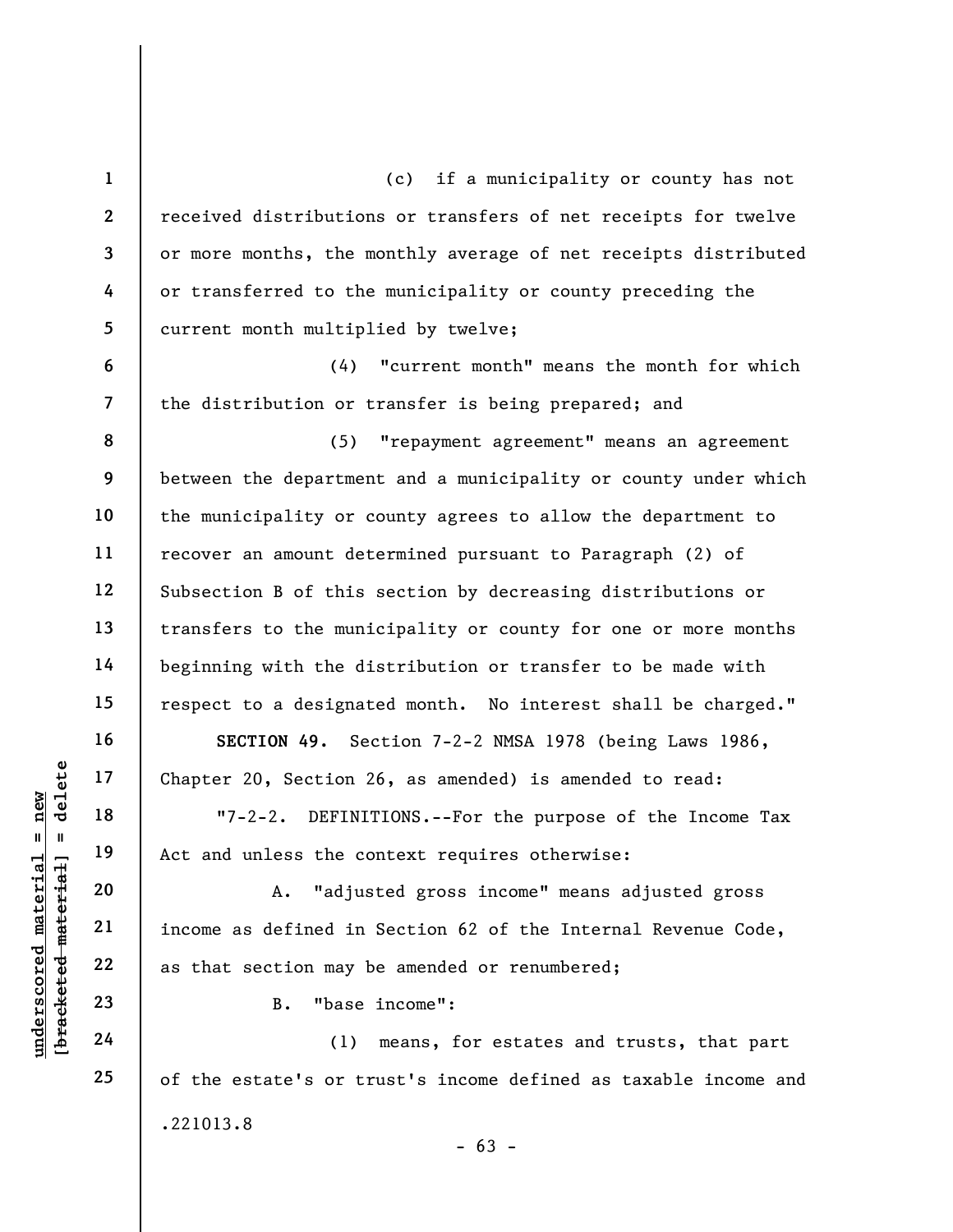(c) if a municipality or county has not received distributions or transfers of net receipts for twelve or more months, the monthly average of net receipts distributed or transferred to the municipality or county preceding the current month multiplied by twelve;

(4) "current month" means the month for which the distribution or transfer is being prepared; and

(5) "repayment agreement" means an agreement between the department and a municipality or county under which the municipality or county agrees to allow the department to recover an amount determined pursuant to Paragraph (2) of Subsection B of this section by decreasing distributions or transfers to the municipality or county for one or more months beginning with the distribution or transfer to be made with respect to a designated month. No interest shall be charged."

**SECTION 49.** Section 7-2-2 NMSA 1978 (being Laws 1986, Chapter 20, Section 26, as amended) is amended to read:

"7-2-2. DEFINITIONS.--For the purpose of the Income Tax Act and unless the context requires otherwise:

A. "adjusted gross income" means adjusted gross income as defined in Section 62 of the Internal Revenue Code, as that section may be amended or renumbered;

B. "base income":

(1) means, for estates and trusts, that part of the estate's or trust's income defined as taxable income and

.221013.8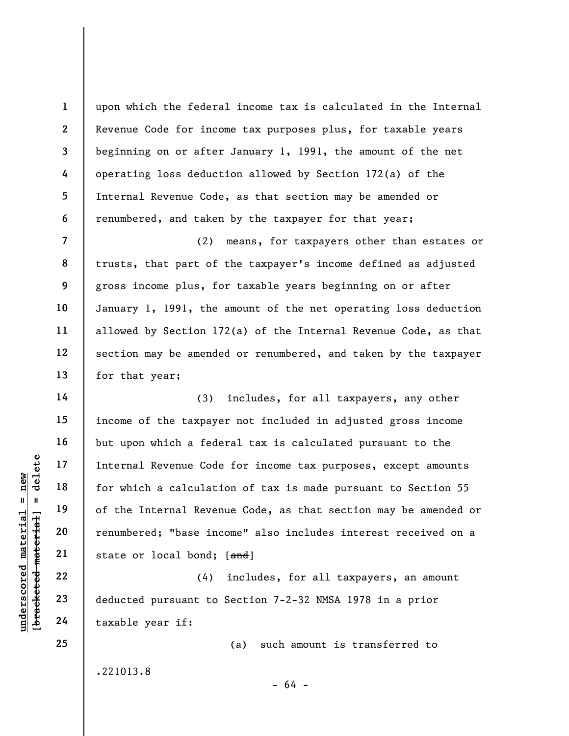upon which the federal income tax is calculated in the Internal Revenue Code for income tax purposes plus, for taxable years beginning on or after January 1, 1991, the amount of the net operating loss deduction allowed by Section 172(a) of the Internal Revenue Code, as that section may be amended or renumbered, and taken by the taxpayer for that year;

(2) means, for taxpayers other than estates or trusts, that part of the taxpayer's income defined as adjusted gross income plus, for taxable years beginning on or after January 1, 1991, the amount of the net operating loss deduction allowed by Section 172(a) of the Internal Revenue Code, as that section may be amended or renumbered, and taken by the taxpayer for that year;

(3) includes, for all taxpayers, any other income of the taxpayer not included in adjusted gross income but upon which a federal tax is calculated pursuant to the Internal Revenue Code for income tax purposes, except amounts for which a calculation of tax is made pursuant to Section 55 of the Internal Revenue Code, as that section may be amended or renumbered; "base income" also includes interest received on a state or local bond; [~~and~~]

(4) includes, for all taxpayers, an amount deducted pursuant to Section 7-2-32 NMSA 1978 in a prior taxable year if:

(a) such amount is transferred to

.221013.8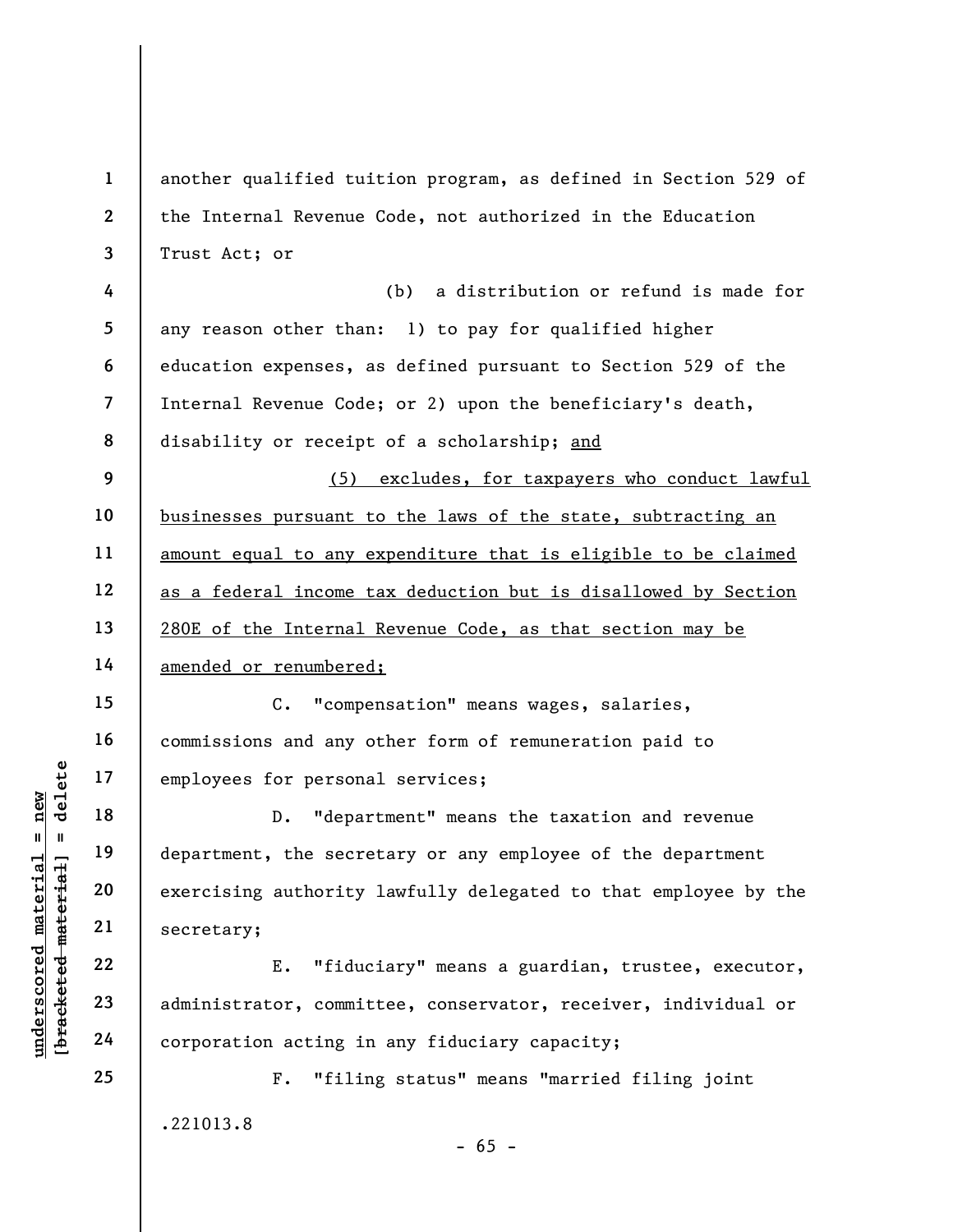another qualified tuition program, as defined in Section 529 of the Internal Revenue Code, not authorized in the Education Trust Act; or

(b) a distribution or refund is made for any reason other than: 1) to pay for qualified higher education expenses, as defined pursuant to Section 529 of the Internal Revenue Code; or 2) upon the beneficiary's death, disability or receipt of a scholarship; <u>and</u>

<u>(5) excludes, for taxpayers who conduct lawful businesses pursuant to the laws of the state, subtracting an amount equal to any expenditure that is eligible to be claimed as a federal income tax deduction but is disallowed by Section 280E of the Internal Revenue Code, as that section may be amended or renumbered;</u>

C. "compensation" means wages, salaries, commissions and any other form of remuneration paid to employees for personal services;

D. "department" means the taxation and revenue department, the secretary or any employee of the department exercising authority lawfully delegated to that employee by the secretary;

E. "fiduciary" means a guardian, trustee, executor, administrator, committee, conservator, receiver, individual or corporation acting in any fiduciary capacity;

F. "filing status" means "married filing joint

.221013.8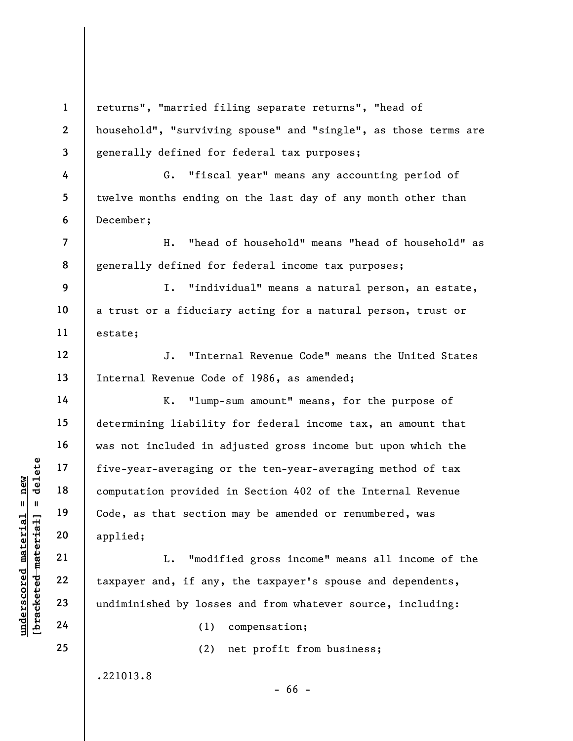returns", "married filing separate returns", "head of household", "surviving spouse" and "single", as those terms are generally defined for federal tax purposes;

G. "fiscal year" means any accounting period of twelve months ending on the last day of any month other than December;

H. "head of household" means "head of household" as generally defined for federal income tax purposes;

I. "individual" means a natural person, an estate, a trust or a fiduciary acting for a natural person, trust or estate;

J. "Internal Revenue Code" means the United States Internal Revenue Code of 1986, as amended;

K. "lump-sum amount" means, for the purpose of determining liability for federal income tax, an amount that was not included in adjusted gross income but upon which the five-year-averaging or the ten-year-averaging method of tax computation provided in Section 402 of the Internal Revenue Code, as that section may be amended or renumbered, was applied;

L. "modified gross income" means all income of the taxpayer and, if any, the taxpayer's spouse and dependents, undiminished by losses and from whatever source, including:

(1) compensation;

(2) net profit from business;

.221013.8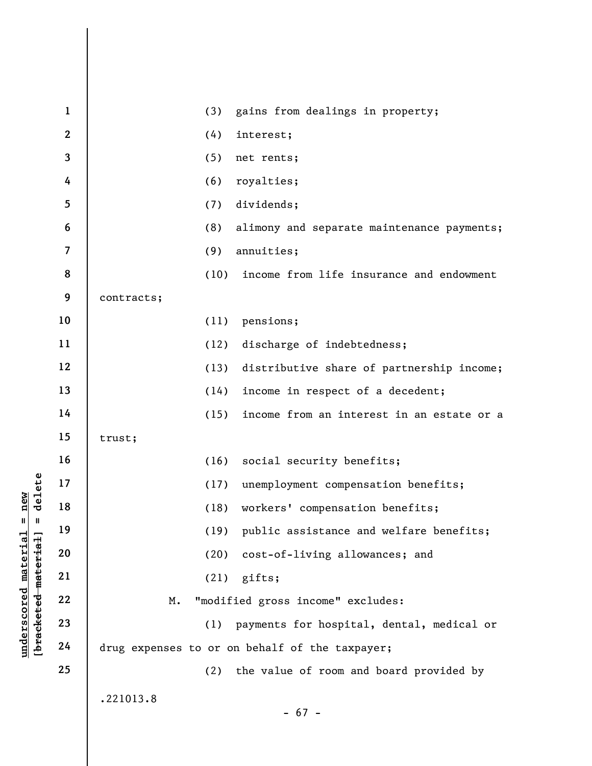(3) gains from dealings in property;

(4) interest;

(5) net rents;

(6) royalties;

(7) dividends;

(8) alimony and separate maintenance payments;

(9) annuities;

(10) income from life insurance and endowment contracts;

(11) pensions;

(12) discharge of indebtedness;

(13) distributive share of partnership income;

(14) income in respect of a decedent;

(15) income from an interest in an estate or a trust;

(16) social security benefits;

(17) unemployment compensation benefits;

(18) workers' compensation benefits;

(19) public assistance and welfare benefits;

(20) cost-of-living allowances; and

(21) gifts;

M. "modified gross income" excludes:

(1) payments for hospital, dental, medical or drug expenses to or on behalf of the taxpayer;

(2) the value of room and board provided by

.221013.8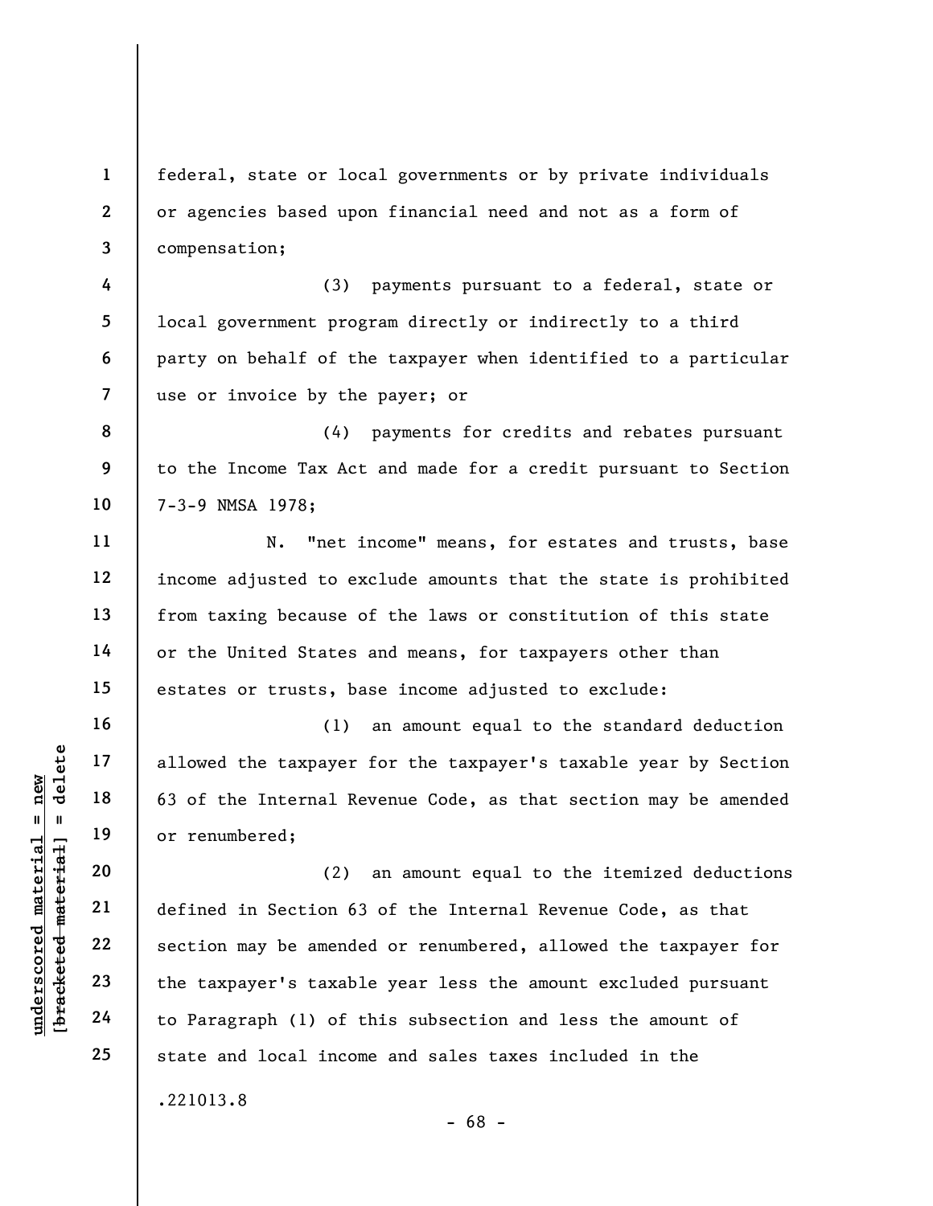federal, state or local governments or by private individuals or agencies based upon financial need and not as a form of compensation;

(3) payments pursuant to a federal, state or local government program directly or indirectly to a third party on behalf of the taxpayer when identified to a particular use or invoice by the payer; or

(4) payments for credits and rebates pursuant to the Income Tax Act and made for a credit pursuant to Section 7-3-9 NMSA 1978;

N. "net income" means, for estates and trusts, base income adjusted to exclude amounts that the state is prohibited from taxing because of the laws or constitution of this state or the United States and means, for taxpayers other than estates or trusts, base income adjusted to exclude:

(1) an amount equal to the standard deduction allowed the taxpayer for the taxpayer's taxable year by Section 63 of the Internal Revenue Code, as that section may be amended or renumbered;

(2) an amount equal to the itemized deductions defined in Section 63 of the Internal Revenue Code, as that section may be amended or renumbered, allowed the taxpayer for the taxpayer's taxable year less the amount excluded pursuant to Paragraph (1) of this subsection and less the amount of state and local income and sales taxes included in the

.221013.8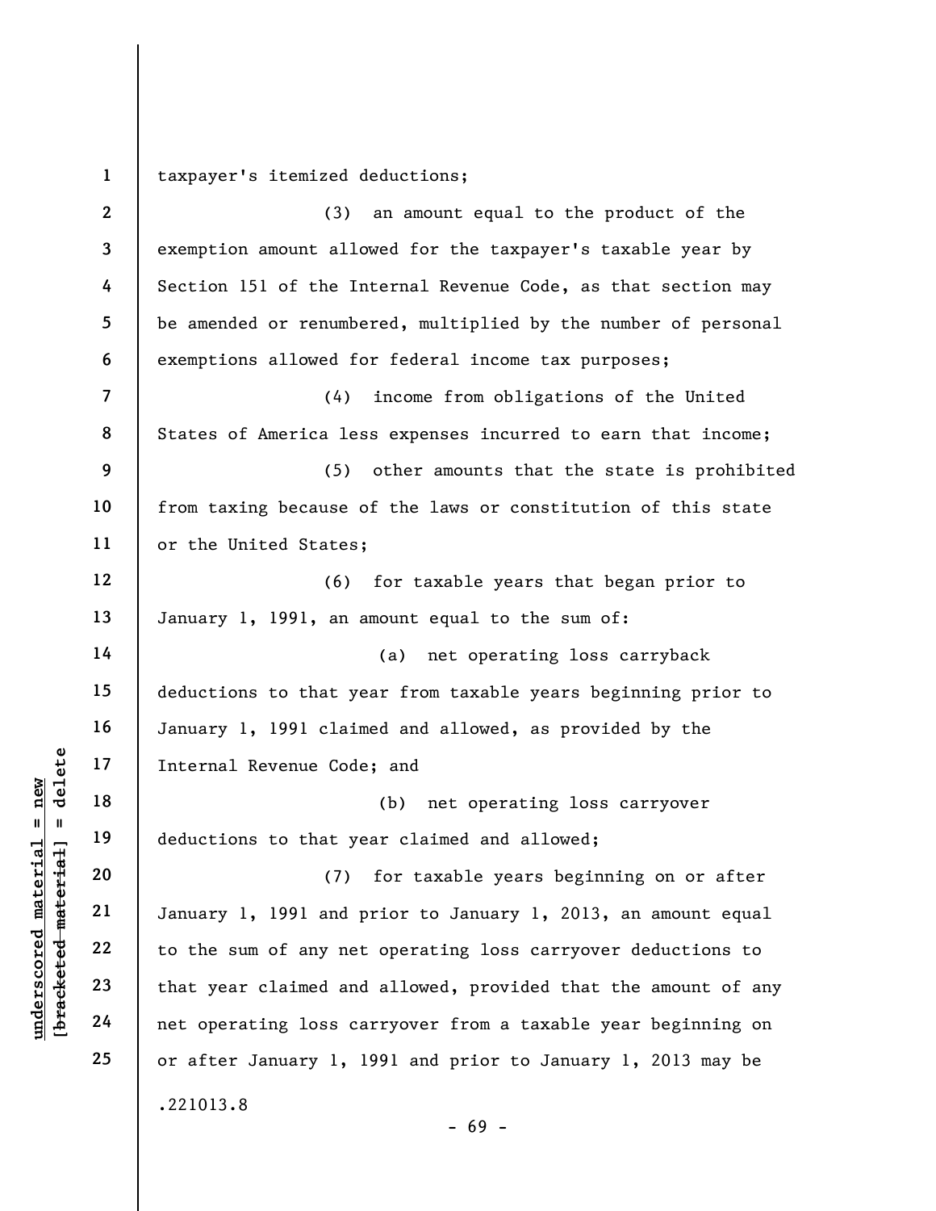taxpayer's itemized deductions;

(3) an amount equal to the product of the exemption amount allowed for the taxpayer's taxable year by Section 151 of the Internal Revenue Code, as that section may be amended or renumbered, multiplied by the number of personal exemptions allowed for federal income tax purposes;

(4) income from obligations of the United States of America less expenses incurred to earn that income;

(5) other amounts that the state is prohibited from taxing because of the laws or constitution of this state or the United States;

(6) for taxable years that began prior to January 1, 1991, an amount equal to the sum of:

(a) net operating loss carryback deductions to that year from taxable years beginning prior to January 1, 1991 claimed and allowed, as provided by the Internal Revenue Code; and

(b) net operating loss carryover deductions to that year claimed and allowed;

(7) for taxable years beginning on or after January 1, 1991 and prior to January 1, 2013, an amount equal to the sum of any net operating loss carryover deductions to that year claimed and allowed, provided that the amount of any net operating loss carryover from a taxable year beginning on or after January 1, 1991 and prior to January 1, 2013 may be

.221013.8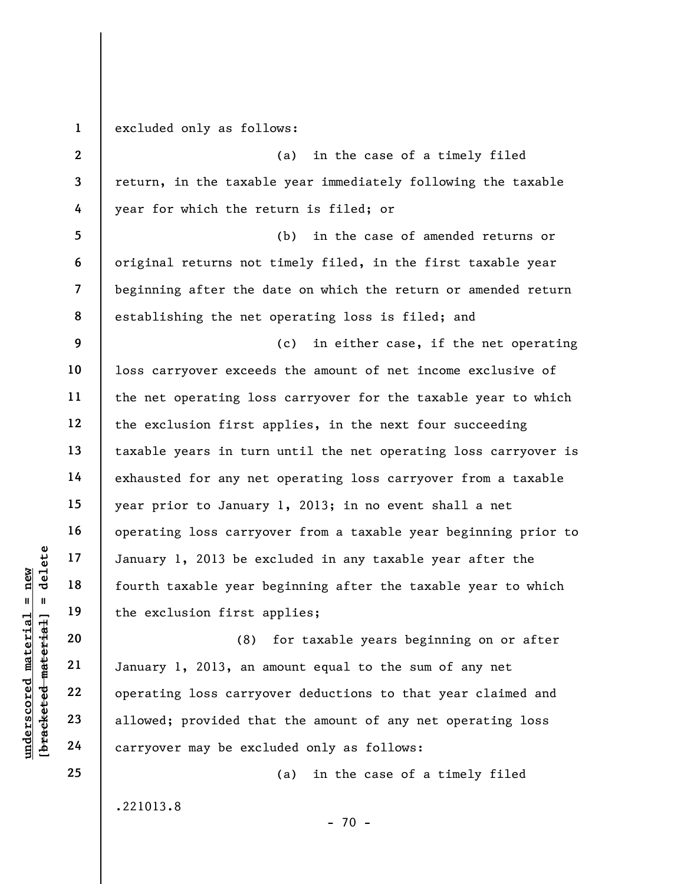excluded only as follows:

(a) in the case of a timely filed return, in the taxable year immediately following the taxable year for which the return is filed; or

(b) in the case of amended returns or original returns not timely filed, in the first taxable year beginning after the date on which the return or amended return establishing the net operating loss is filed; and

(c) in either case, if the net operating loss carryover exceeds the amount of net income exclusive of the net operating loss carryover for the taxable year to which the exclusion first applies, in the next four succeeding taxable years in turn until the net operating loss carryover is exhausted for any net operating loss carryover from a taxable year prior to January 1, 2013; in no event shall a net operating loss carryover from a taxable year beginning prior to January 1, 2013 be excluded in any taxable year after the fourth taxable year beginning after the taxable year to which the exclusion first applies;

(8) for taxable years beginning on or after January 1, 2013, an amount equal to the sum of any net operating loss carryover deductions to that year claimed and allowed; provided that the amount of any net operating loss carryover may be excluded only as follows:

(a) in the case of a timely filed

.221013.8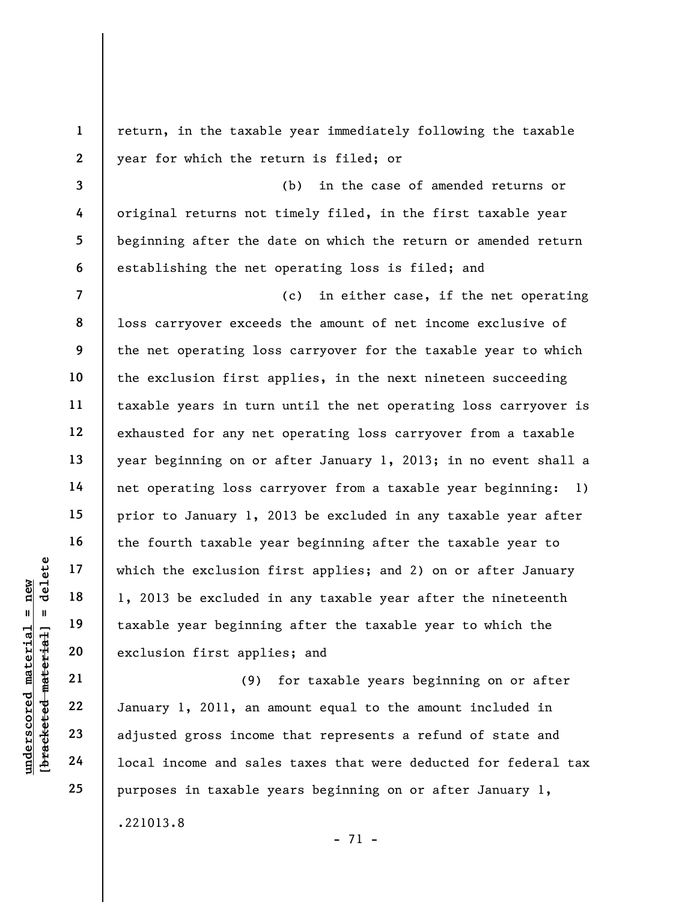return, in the taxable year immediately following the taxable year for which the return is filed; or

(b) in the case of amended returns or original returns not timely filed, in the first taxable year beginning after the date on which the return or amended return establishing the net operating loss is filed; and

(c) in either case, if the net operating loss carryover exceeds the amount of net income exclusive of the net operating loss carryover for the taxable year to which the exclusion first applies, in the next nineteen succeeding taxable years in turn until the net operating loss carryover is exhausted for any net operating loss carryover from a taxable year beginning on or after January 1, 2013; in no event shall a net operating loss carryover from a taxable year beginning: 1) prior to January 1, 2013 be excluded in any taxable year after the fourth taxable year beginning after the taxable year to which the exclusion first applies; and 2) on or after January 1, 2013 be excluded in any taxable year after the nineteenth taxable year beginning after the taxable year to which the exclusion first applies; and

(9) for taxable years beginning on or after January 1, 2011, an amount equal to the amount included in adjusted gross income that represents a refund of state and local income and sales taxes that were deducted for federal tax purposes in taxable years beginning on or after January 1,

.221013.8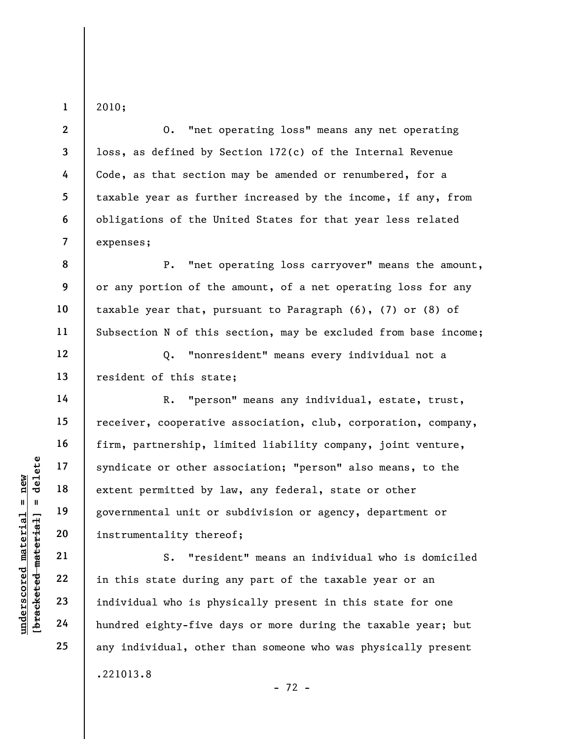2010;

O. "net operating loss" means any net operating loss, as defined by Section 172(c) of the Internal Revenue Code, as that section may be amended or renumbered, for a taxable year as further increased by the income, if any, from obligations of the United States for that year less related expenses;

P. "net operating loss carryover" means the amount, or any portion of the amount, of a net operating loss for any taxable year that, pursuant to Paragraph (6), (7) or (8) of Subsection N of this section, may be excluded from base income;

Q. "nonresident" means every individual not a resident of this state;

R. "person" means any individual, estate, trust, receiver, cooperative association, club, corporation, company, firm, partnership, limited liability company, joint venture, syndicate or other association; "person" also means, to the extent permitted by law, any federal, state or other governmental unit or subdivision or agency, department or instrumentality thereof;

S. "resident" means an individual who is domiciled in this state during any part of the taxable year or an individual who is physically present in this state for one hundred eighty-five days or more during the taxable year; but any individual, other than someone who was physically present

.221013.8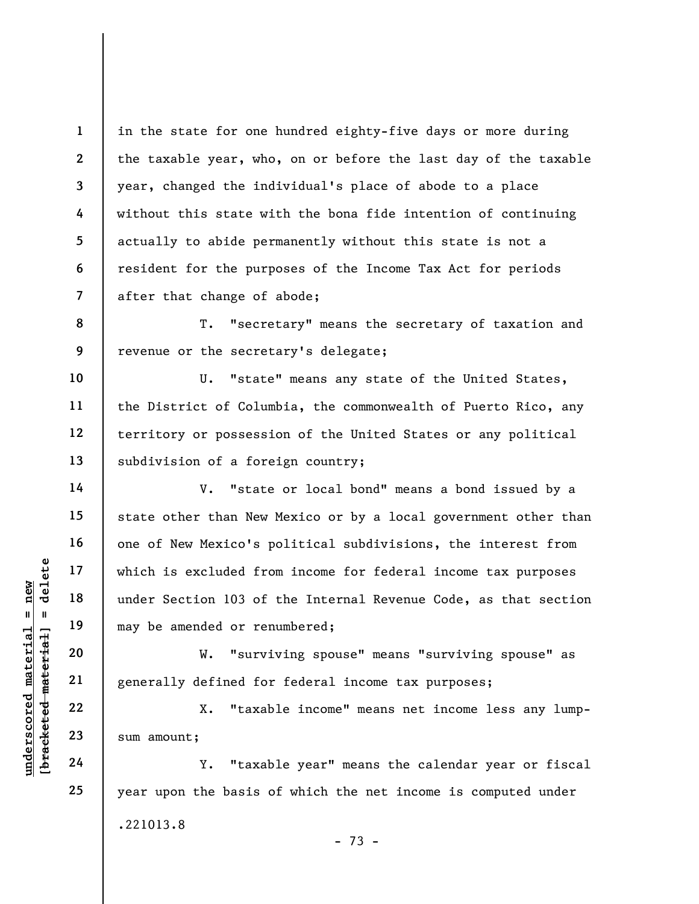in the state for one hundred eighty-five days or more during the taxable year, who, on or before the last day of the taxable year, changed the individual's place of abode to a place without this state with the bona fide intention of continuing actually to abide permanently without this state is not a resident for the purposes of the Income Tax Act for periods after that change of abode;

T. "secretary" means the secretary of taxation and revenue or the secretary's delegate;

U. "state" means any state of the United States, the District of Columbia, the commonwealth of Puerto Rico, any territory or possession of the United States or any political subdivision of a foreign country;

V. "state or local bond" means a bond issued by a state other than New Mexico or by a local government other than one of New Mexico's political subdivisions, the interest from which is excluded from income for federal income tax purposes under Section 103 of the Internal Revenue Code, as that section may be amended or renumbered;

W. "surviving spouse" means "surviving spouse" as generally defined for federal income tax purposes;

X. "taxable income" means net income less any lump-sum amount;

Y. "taxable year" means the calendar year or fiscal year upon the basis of which the net income is computed under

.221013.8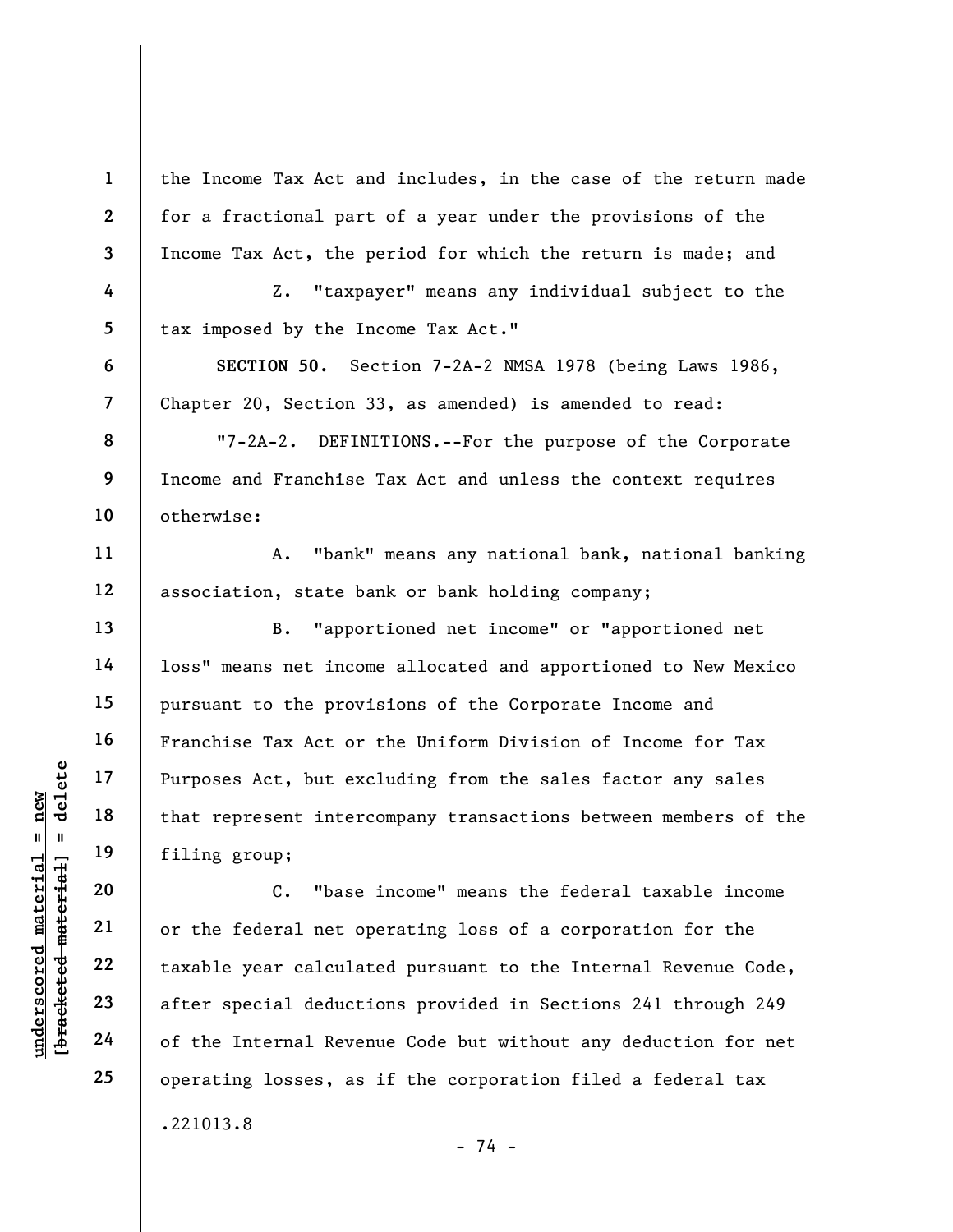the Income Tax Act and includes, in the case of the return made for a fractional part of a year under the provisions of the Income Tax Act, the period for which the return is made; and

Z. "taxpayer" means any individual subject to the tax imposed by the Income Tax Act."

**SECTION 50.** Section 7-2A-2 NMSA 1978 (being Laws 1986, Chapter 20, Section 33, as amended) is amended to read:

"7-2A-2. DEFINITIONS.--For the purpose of the Corporate Income and Franchise Tax Act and unless the context requires otherwise:

A. "bank" means any national bank, national banking association, state bank or bank holding company;

B. "apportioned net income" or "apportioned net loss" means net income allocated and apportioned to New Mexico pursuant to the provisions of the Corporate Income and Franchise Tax Act or the Uniform Division of Income for Tax Purposes Act, but excluding from the sales factor any sales that represent intercompany transactions between members of the filing group;

C. "base income" means the federal taxable income or the federal net operating loss of a corporation for the taxable year calculated pursuant to the Internal Revenue Code, after special deductions provided in Sections 241 through 249 of the Internal Revenue Code but without any deduction for net operating losses, as if the corporation filed a federal tax

.221013.8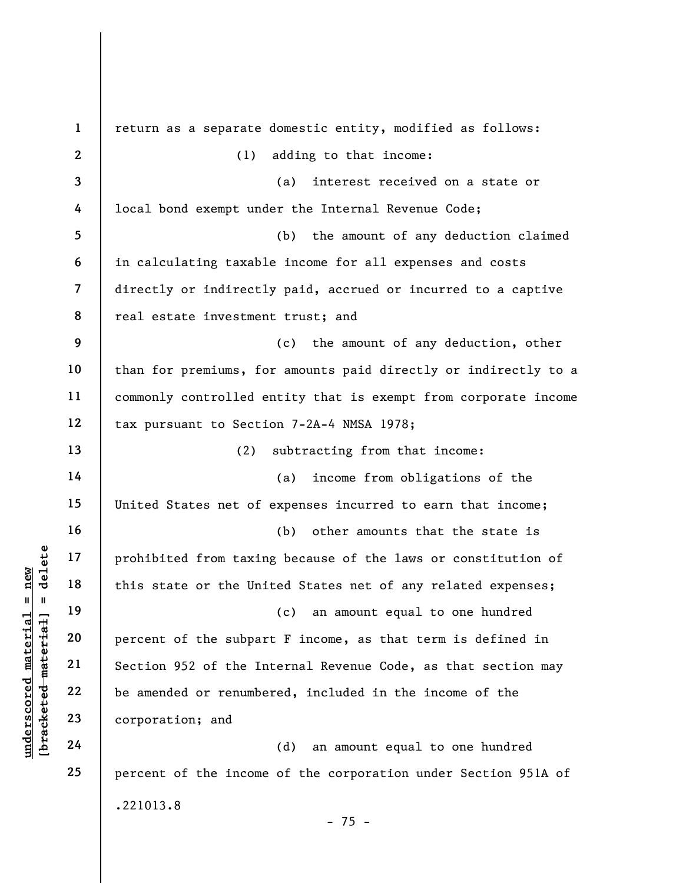return as a separate domestic entity, modified as follows:

(1) adding to that income:

(a) interest received on a state or local bond exempt under the Internal Revenue Code;

(b) the amount of any deduction claimed in calculating taxable income for all expenses and costs directly or indirectly paid, accrued or incurred to a captive real estate investment trust; and

(c) the amount of any deduction, other than for premiums, for amounts paid directly or indirectly to a commonly controlled entity that is exempt from corporate income tax pursuant to Section 7-2A-4 NMSA 1978;

(2) subtracting from that income:

(a) income from obligations of the United States net of expenses incurred to earn that income;

(b) other amounts that the state is prohibited from taxing because of the laws or constitution of this state or the United States net of any related expenses;

(c) an amount equal to one hundred percent of the subpart F income, as that term is defined in Section 952 of the Internal Revenue Code, as that section may be amended or renumbered, included in the income of the corporation; and

(d) an amount equal to one hundred percent of the income of the corporation under Section 951A of

.221013.8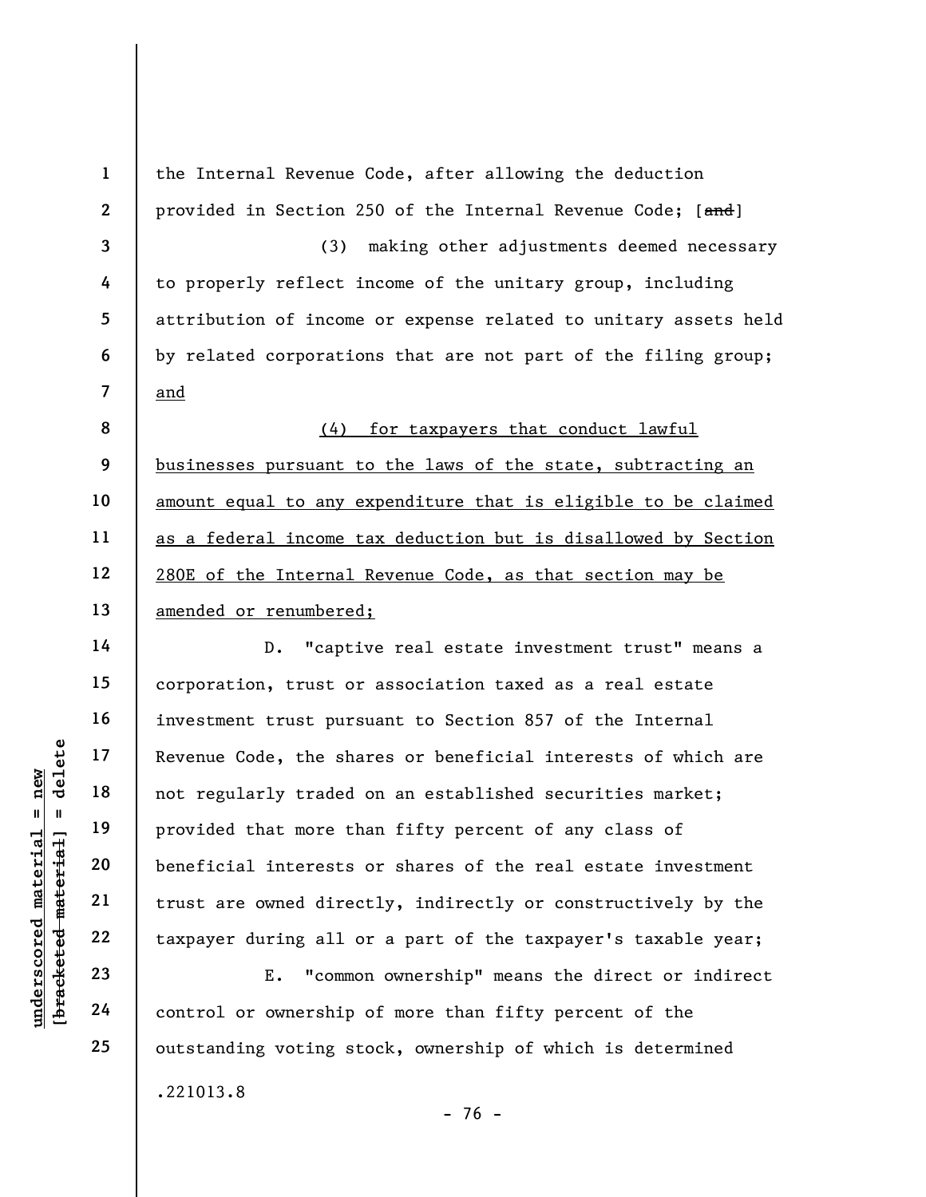the Internal Revenue Code, after allowing the deduction provided in Section 250 of the Internal Revenue Code; [~~and~~]

(3) making other adjustments deemed necessary to properly reflect income of the unitary group, including attribution of income or expense related to unitary assets held by related corporations that are not part of the filing group; <u>and</u>

<u>(4) for taxpayers that conduct lawful businesses pursuant to the laws of the state, subtracting an amount equal to any expenditure that is eligible to be claimed as a federal income tax deduction but is disallowed by Section 280E of the Internal Revenue Code, as that section may be amended or renumbered;</u>

D. "captive real estate investment trust" means a corporation, trust or association taxed as a real estate investment trust pursuant to Section 857 of the Internal Revenue Code, the shares or beneficial interests of which are not regularly traded on an established securities market; provided that more than fifty percent of any class of beneficial interests or shares of the real estate investment trust are owned directly, indirectly or constructively by the taxpayer during all or a part of the taxpayer's taxable year;

E. "common ownership" means the direct or indirect control or ownership of more than fifty percent of the outstanding voting stock, ownership of which is determined

.221013.8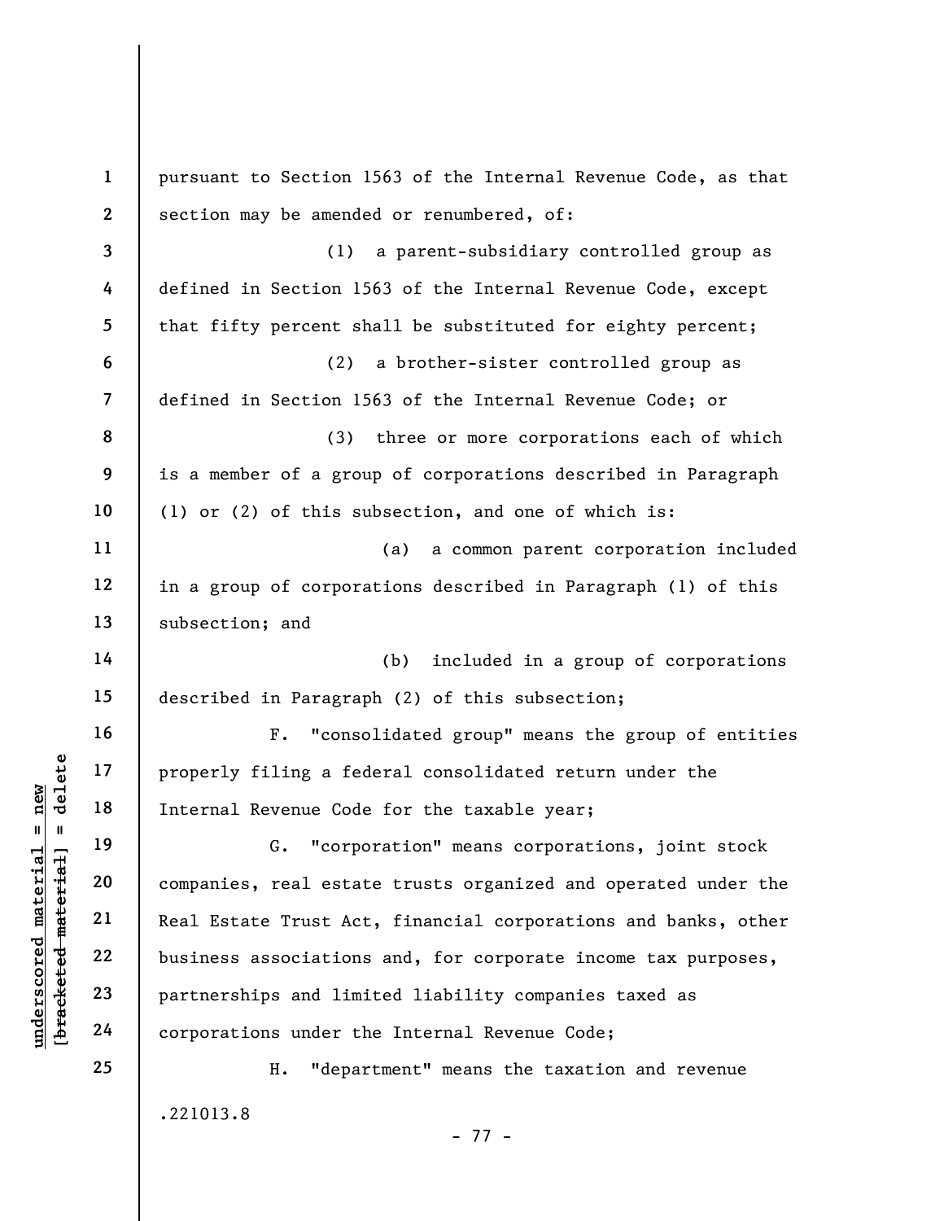pursuant to Section 1563 of the Internal Revenue Code, as that section may be amended or renumbered, of:

(1) a parent-subsidiary controlled group as defined in Section 1563 of the Internal Revenue Code, except that fifty percent shall be substituted for eighty percent;

(2) a brother-sister controlled group as defined in Section 1563 of the Internal Revenue Code; or

(3) three or more corporations each of which is a member of a group of corporations described in Paragraph (1) or (2) of this subsection, and one of which is:

(a) a common parent corporation included in a group of corporations described in Paragraph (1) of this subsection; and

(b) included in a group of corporations described in Paragraph (2) of this subsection;

F. "consolidated group" means the group of entities properly filing a federal consolidated return under the Internal Revenue Code for the taxable year;

G. "corporation" means corporations, joint stock companies, real estate trusts organized and operated under the Real Estate Trust Act, financial corporations and banks, other business associations and, for corporate income tax purposes, partnerships and limited liability companies taxed as corporations under the Internal Revenue Code;

H. "department" means the taxation and revenue

.221013.8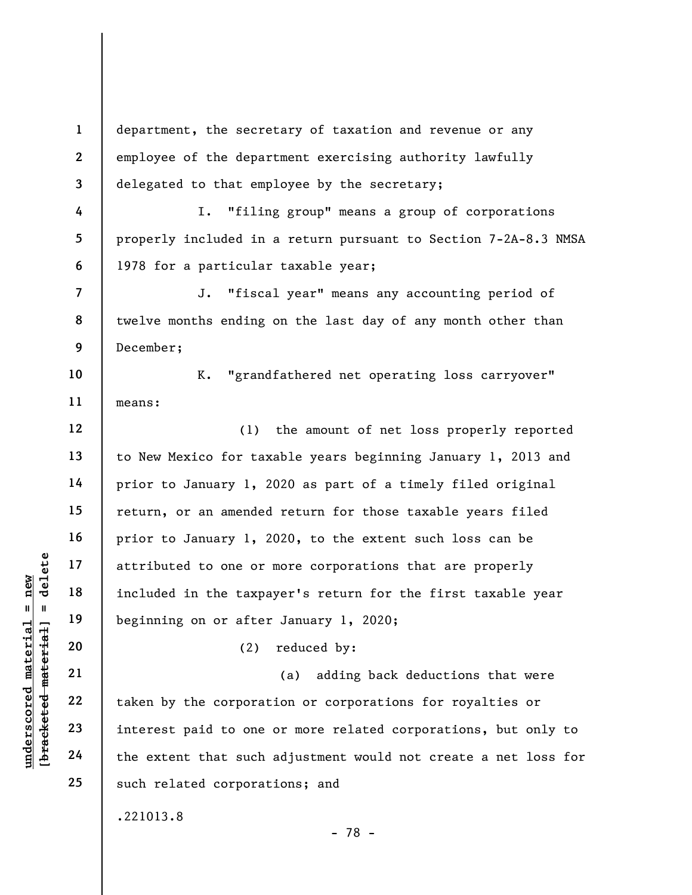department, the secretary of taxation and revenue or any employee of the department exercising authority lawfully delegated to that employee by the secretary;

I. "filing group" means a group of corporations properly included in a return pursuant to Section 7-2A-8.3 NMSA 1978 for a particular taxable year;

J. "fiscal year" means any accounting period of twelve months ending on the last day of any month other than December;

K. "grandfathered net operating loss carryover" means:

(1) the amount of net loss properly reported to New Mexico for taxable years beginning January 1, 2013 and prior to January 1, 2020 as part of a timely filed original return, or an amended return for those taxable years filed prior to January 1, 2020, to the extent such loss can be attributed to one or more corporations that are properly included in the taxpayer's return for the first taxable year beginning on or after January 1, 2020;

(2) reduced by:

(a) adding back deductions that were taken by the corporation or corporations for royalties or interest paid to one or more related corporations, but only to the extent that such adjustment would not create a net loss for such related corporations; and

.221013.8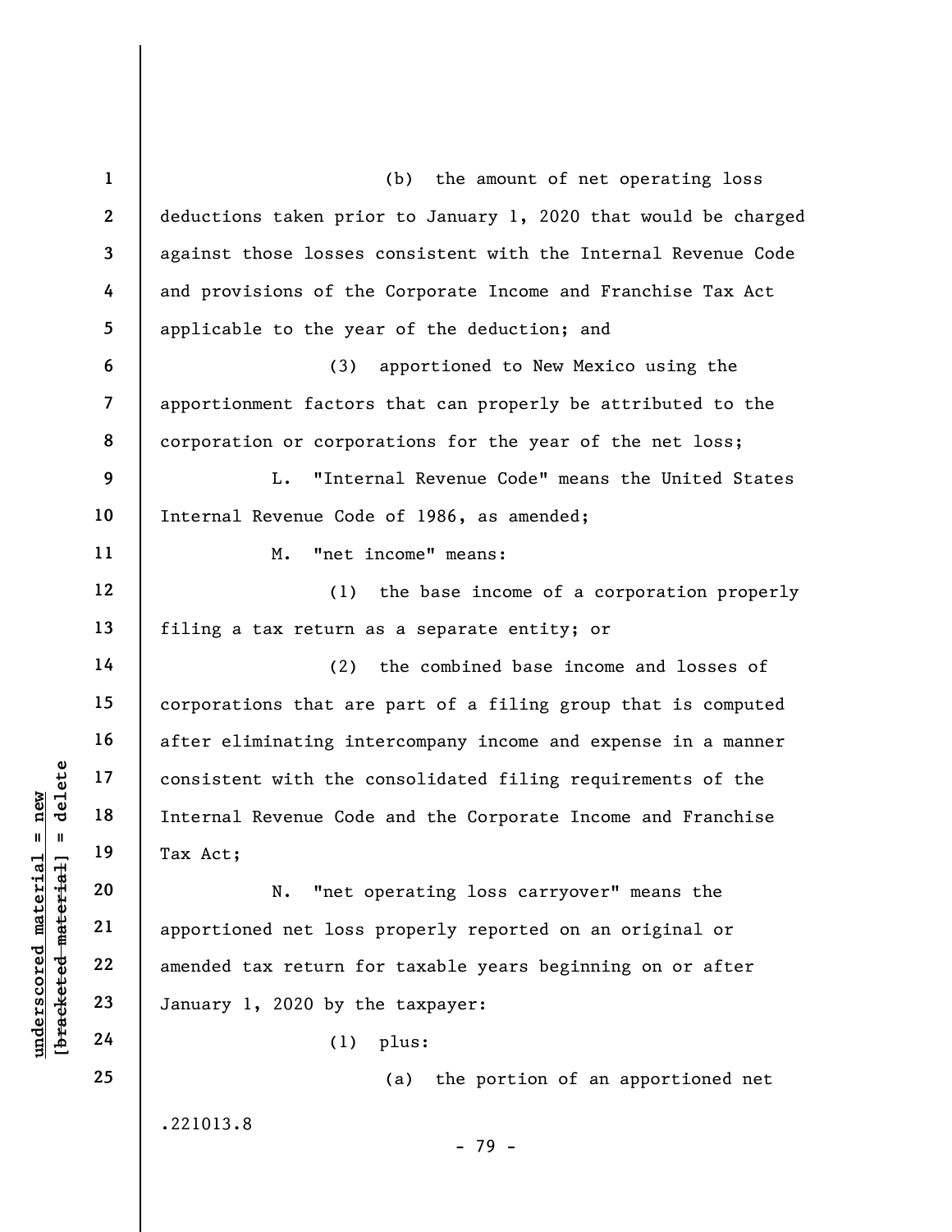(b) the amount of net operating loss deductions taken prior to January 1, 2020 that would be charged against those losses consistent with the Internal Revenue Code and provisions of the Corporate Income and Franchise Tax Act applicable to the year of the deduction; and

(3) apportioned to New Mexico using the apportionment factors that can properly be attributed to the corporation or corporations for the year of the net loss;

L. "Internal Revenue Code" means the United States Internal Revenue Code of 1986, as amended;

M. "net income" means:

(1) the base income of a corporation properly filing a tax return as a separate entity; or

(2) the combined base income and losses of corporations that are part of a filing group that is computed after eliminating intercompany income and expense in a manner consistent with the consolidated filing requirements of the Internal Revenue Code and the Corporate Income and Franchise Tax Act;

N. "net operating loss carryover" means the apportioned net loss properly reported on an original or amended tax return for taxable years beginning on or after January 1, 2020 by the taxpayer:

(1) plus:

(a) the portion of an apportioned net

.221013.8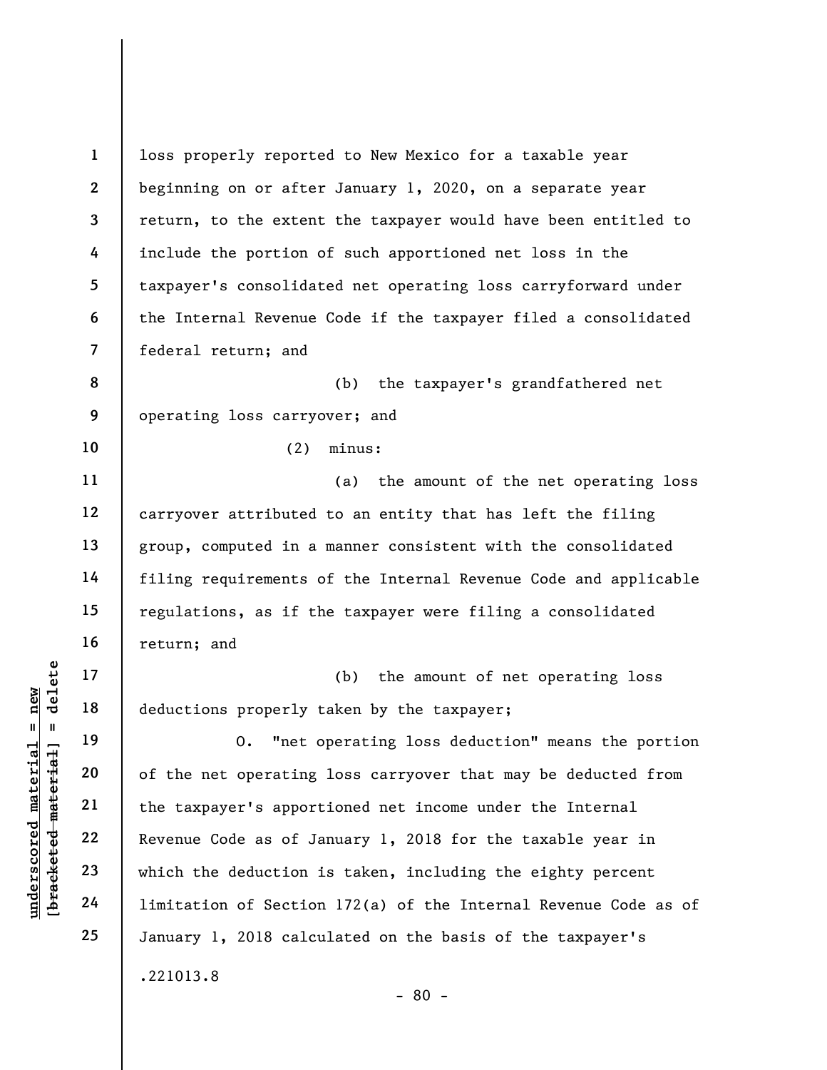loss properly reported to New Mexico for a taxable year beginning on or after January 1, 2020, on a separate year return, to the extent the taxpayer would have been entitled to include the portion of such apportioned net loss in the taxpayer's consolidated net operating loss carryforward under the Internal Revenue Code if the taxpayer filed a consolidated federal return; and

(b) the taxpayer's grandfathered net operating loss carryover; and

(2) minus:

(a) the amount of the net operating loss carryover attributed to an entity that has left the filing group, computed in a manner consistent with the consolidated filing requirements of the Internal Revenue Code and applicable regulations, as if the taxpayer were filing a consolidated return; and

(b) the amount of net operating loss deductions properly taken by the taxpayer;

O. "net operating loss deduction" means the portion of the net operating loss carryover that may be deducted from the taxpayer's apportioned net income under the Internal Revenue Code as of January 1, 2018 for the taxable year in which the deduction is taken, including the eighty percent limitation of Section 172(a) of the Internal Revenue Code as of January 1, 2018 calculated on the basis of the taxpayer's

.221013.8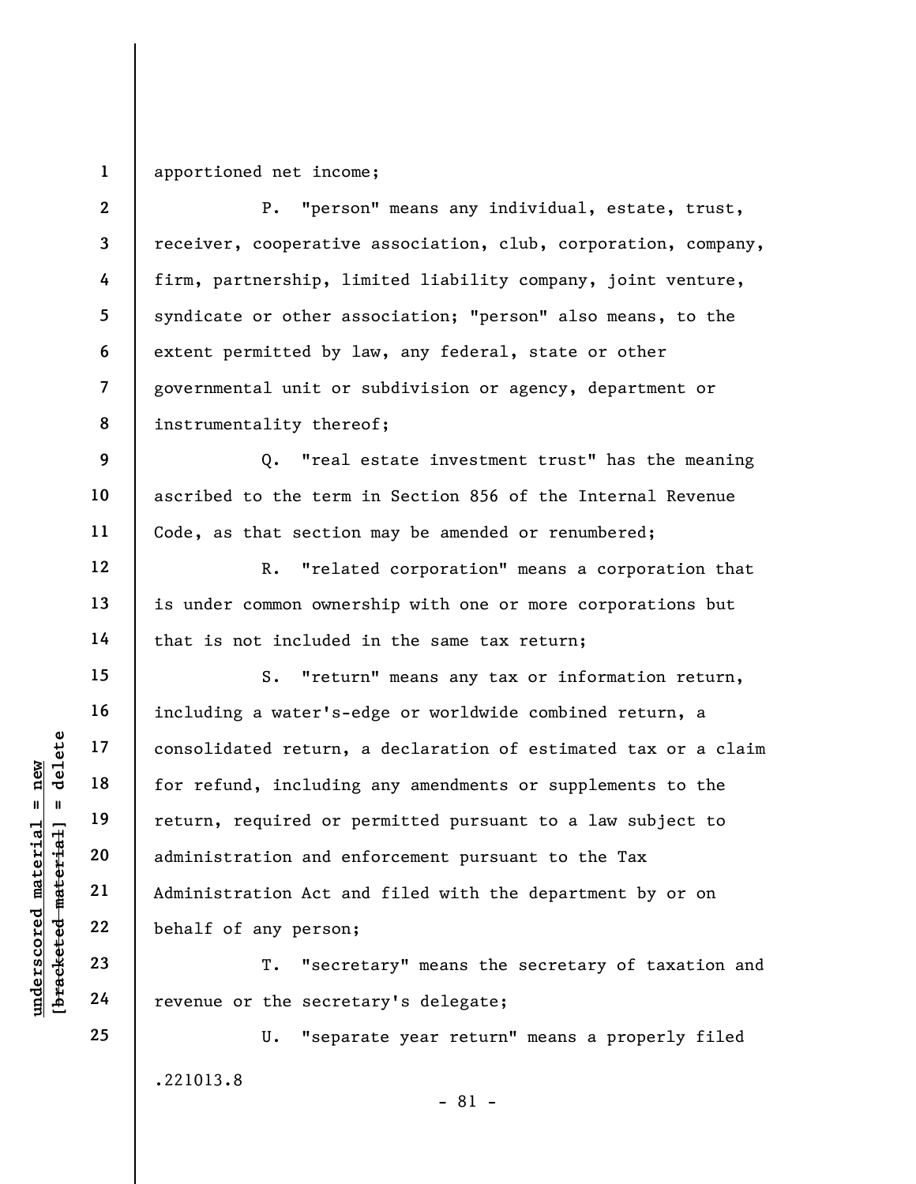apportioned net income;

P. "person" means any individual, estate, trust, receiver, cooperative association, club, corporation, company, firm, partnership, limited liability company, joint venture, syndicate or other association; "person" also means, to the extent permitted by law, any federal, state or other governmental unit or subdivision or agency, department or instrumentality thereof;

Q. "real estate investment trust" has the meaning ascribed to the term in Section 856 of the Internal Revenue Code, as that section may be amended or renumbered;

R. "related corporation" means a corporation that is under common ownership with one or more corporations but that is not included in the same tax return;

S. "return" means any tax or information return, including a water's-edge or worldwide combined return, a consolidated return, a declaration of estimated tax or a claim for refund, including any amendments or supplements to the return, required or permitted pursuant to a law subject to administration and enforcement pursuant to the Tax Administration Act and filed with the department by or on behalf of any person;

T. "secretary" means the secretary of taxation and revenue or the secretary's delegate;

U. "separate year return" means a properly filed

.221013.8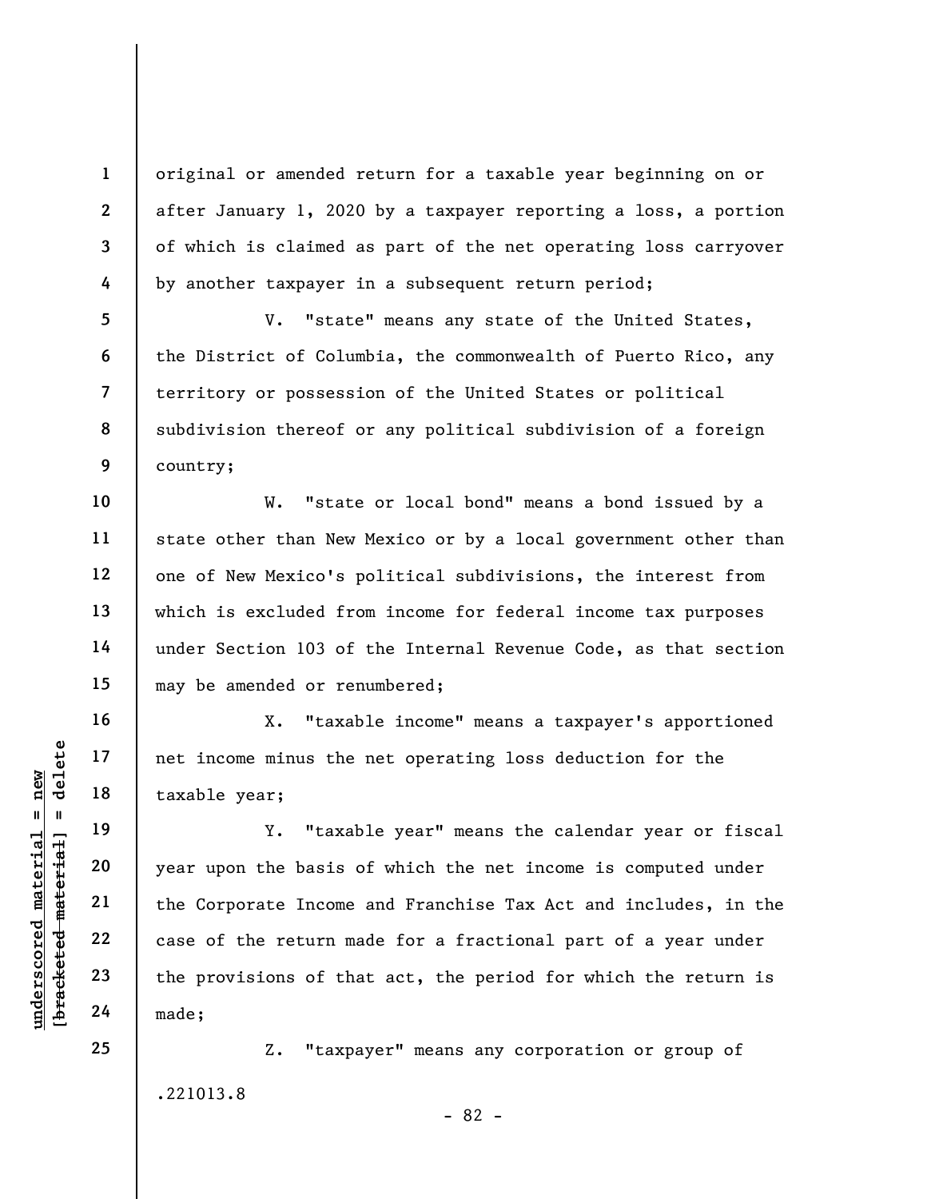original or amended return for a taxable year beginning on or after January 1, 2020 by a taxpayer reporting a loss, a portion of which is claimed as part of the net operating loss carryover by another taxpayer in a subsequent return period;

V. "state" means any state of the United States, the District of Columbia, the commonwealth of Puerto Rico, any territory or possession of the United States or political subdivision thereof or any political subdivision of a foreign country;

W. "state or local bond" means a bond issued by a state other than New Mexico or by a local government other than one of New Mexico's political subdivisions, the interest from which is excluded from income for federal income tax purposes under Section 103 of the Internal Revenue Code, as that section may be amended or renumbered;

X. "taxable income" means a taxpayer's apportioned net income minus the net operating loss deduction for the taxable year;

Y. "taxable year" means the calendar year or fiscal year upon the basis of which the net income is computed under the Corporate Income and Franchise Tax Act and includes, in the case of the return made for a fractional part of a year under the provisions of that act, the period for which the return is made;

Z. "taxpayer" means any corporation or group of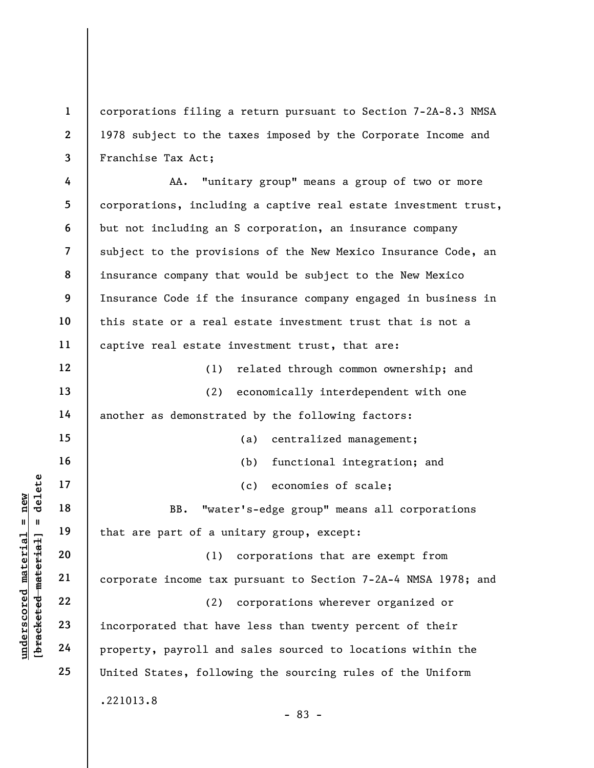corporations filing a return pursuant to Section 7-2A-8.3 NMSA 1978 subject to the taxes imposed by the Corporate Income and Franchise Tax Act;

AA. "unitary group" means a group of two or more corporations, including a captive real estate investment trust, but not including an S corporation, an insurance company subject to the provisions of the New Mexico Insurance Code, an insurance company that would be subject to the New Mexico Insurance Code if the insurance company engaged in business in this state or a real estate investment trust that is not a captive real estate investment trust, that are:

(1) related through common ownership; and

(2) economically interdependent with one another as demonstrated by the following factors:

(a) centralized management;

(b) functional integration; and

(c) economies of scale;

BB. "water's-edge group" means all corporations that are part of a unitary group, except:

(1) corporations that are exempt from corporate income tax pursuant to Section 7-2A-4 NMSA 1978; and

(2) corporations wherever organized or incorporated that have less than twenty percent of their property, payroll and sales sourced to locations within the United States, following the sourcing rules of the Uniform

.221013.8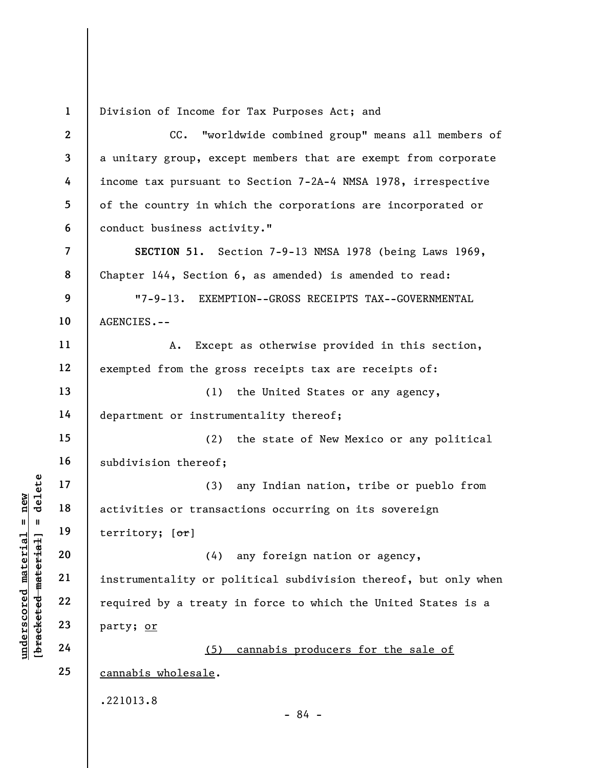Division of Income for Tax Purposes Act; and

CC. "worldwide combined group" means all members of a unitary group, except members that are exempt from corporate income tax pursuant to Section 7-2A-4 NMSA 1978, irrespective of the country in which the corporations are incorporated or conduct business activity."

**SECTION 51.** Section 7-9-13 NMSA 1978 (being Laws 1969, Chapter 144, Section 6, as amended) is amended to read:

"7-9-13. EXEMPTION--GROSS RECEIPTS TAX--GOVERNMENTAL AGENCIES.--

A. Except as otherwise provided in this section, exempted from the gross receipts tax are receipts of:

(1) the United States or any agency, department or instrumentality thereof;

(2) the state of New Mexico or any political subdivision thereof;

(3) any Indian nation, tribe or pueblo from activities or transactions occurring on its sovereign territory; [~~or~~]

(4) any foreign nation or agency, instrumentality or political subdivision thereof, but only when required by a treaty in force to which the United States is a party; <u>or</u>

<u>(5) cannabis producers for the sale of cannabis wholesale</u>.

.221013.8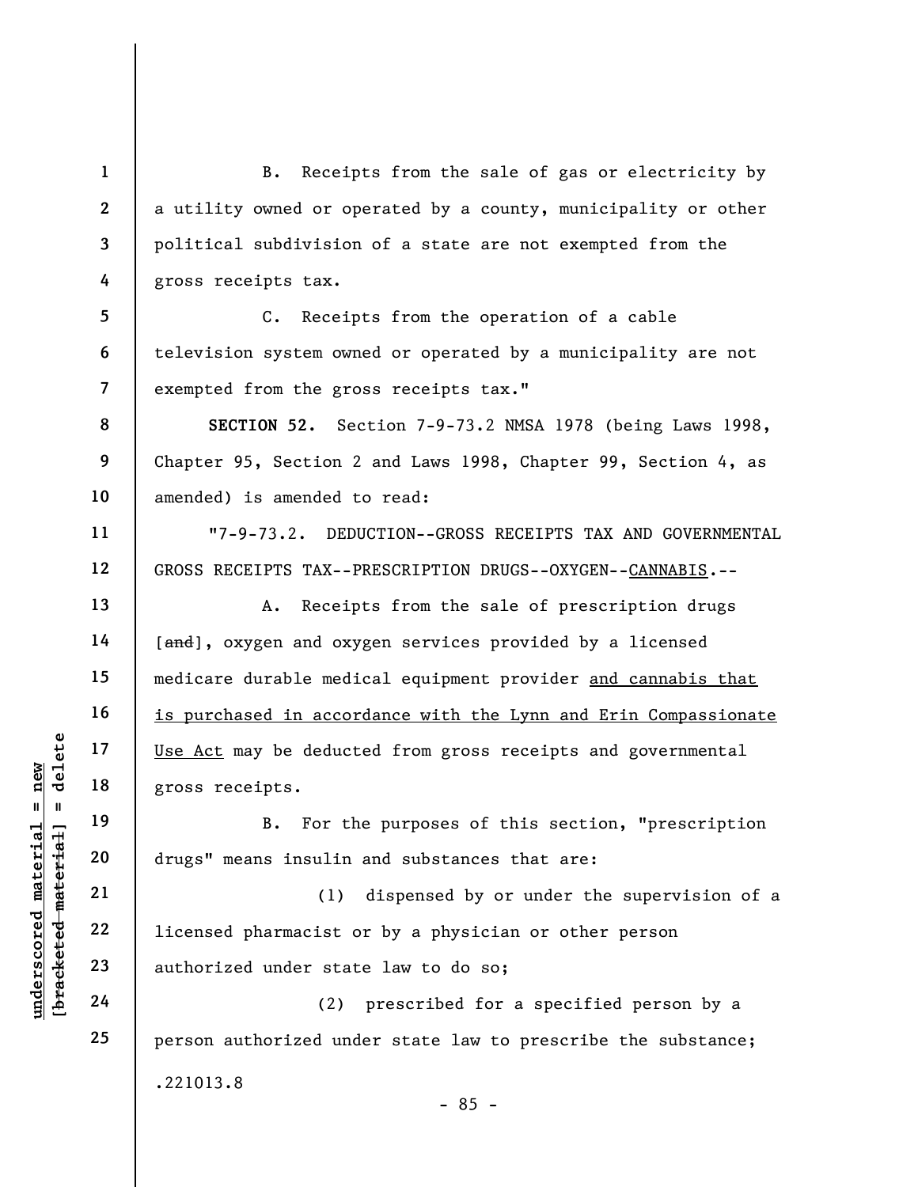B. Receipts from the sale of gas or electricity by a utility owned or operated by a county, municipality or other political subdivision of a state are not exempted from the gross receipts tax.

C. Receipts from the operation of a cable television system owned or operated by a municipality are not exempted from the gross receipts tax."

**SECTION 52.** Section 7-9-73.2 NMSA 1978 (being Laws 1998, Chapter 95, Section 2 and Laws 1998, Chapter 99, Section 4, as amended) is amended to read:

"7-9-73.2. DEDUCTION--GROSS RECEIPTS TAX AND GOVERNMENTAL GROSS RECEIPTS TAX--PRESCRIPTION DRUGS--OXYGEN--CANNABIS.--

A. Receipts from the sale of prescription drugs [~~and~~], oxygen and oxygen services provided by a licensed medicare durable medical equipment provider and cannabis that is purchased in accordance with the Lynn and Erin Compassionate Use Act may be deducted from gross receipts and governmental gross receipts.

B. For the purposes of this section, "prescription drugs" means insulin and substances that are:

(1) dispensed by or under the supervision of a licensed pharmacist or by a physician or other person authorized under state law to do so;

(2) prescribed for a specified person by a person authorized under state law to prescribe the substance;

.221013.8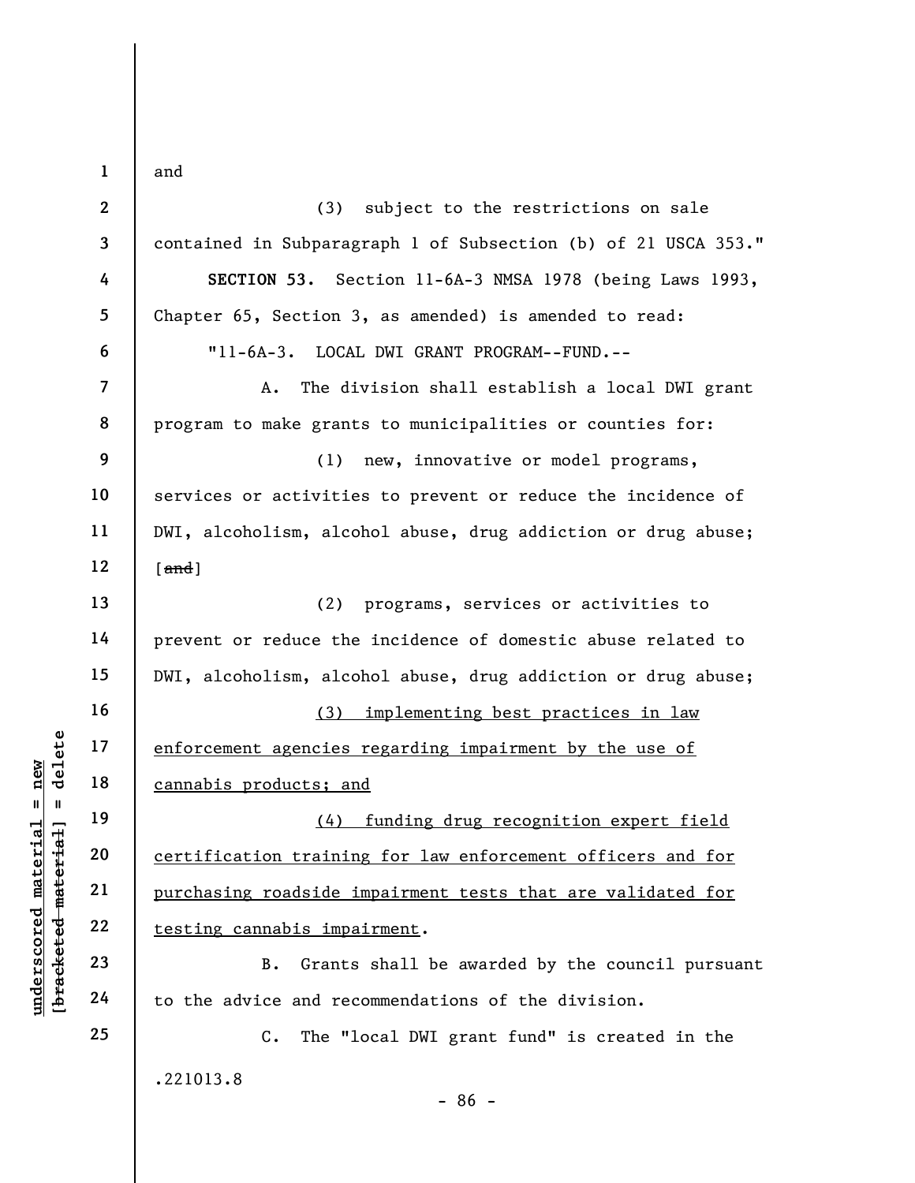and

(3) subject to the restrictions on sale contained in Subparagraph 1 of Subsection (b) of 21 USCA 353."

**SECTION 53.** Section 11-6A-3 NMSA 1978 (being Laws 1993, Chapter 65, Section 3, as amended) is amended to read:

"11-6A-3. LOCAL DWI GRANT PROGRAM--FUND.--

A. The division shall establish a local DWI grant program to make grants to municipalities or counties for:

(1) new, innovative or model programs, services or activities to prevent or reduce the incidence of DWI, alcoholism, alcohol abuse, drug addiction or drug abuse; [~~and~~]

(2) programs, services or activities to prevent or reduce the incidence of domestic abuse related to DWI, alcoholism, alcohol abuse, drug addiction or drug abuse;

<u>(3) implementing best practices in law enforcement agencies regarding impairment by the use of cannabis products; and</u>

<u>(4) funding drug recognition expert field certification training for law enforcement officers and for purchasing roadside impairment tests that are validated for testing cannabis impairment</u>.

B. Grants shall be awarded by the council pursuant to the advice and recommendations of the division.

C. The "local DWI grant fund" is created in the

.221013.8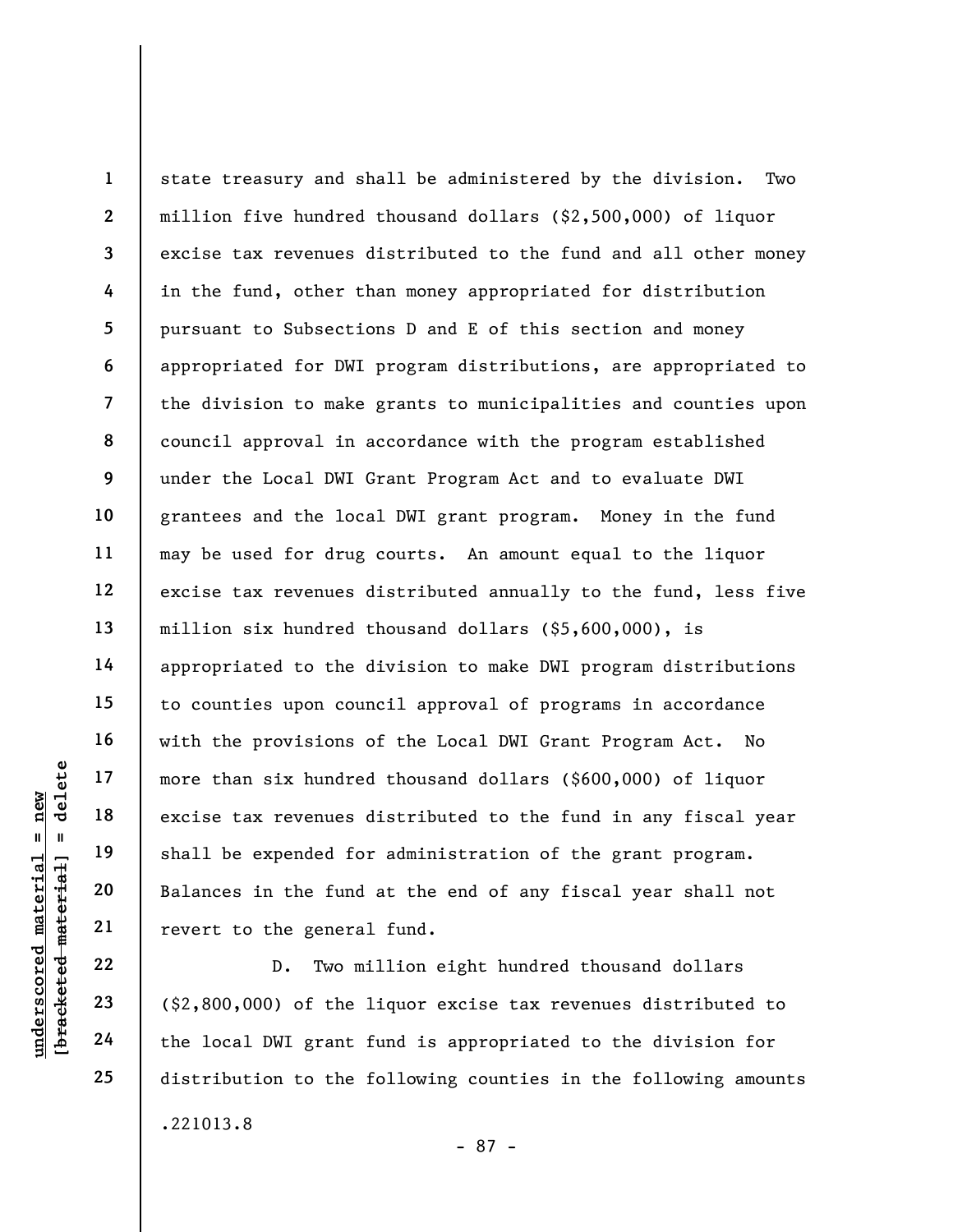state treasury and shall be administered by the division. Two million five hundred thousand dollars ($2,500,000) of liquor excise tax revenues distributed to the fund and all other money in the fund, other than money appropriated for distribution pursuant to Subsections D and E of this section and money appropriated for DWI program distributions, are appropriated to the division to make grants to municipalities and counties upon council approval in accordance with the program established under the Local DWI Grant Program Act and to evaluate DWI grantees and the local DWI grant program. Money in the fund may be used for drug courts. An amount equal to the liquor excise tax revenues distributed annually to the fund, less five million six hundred thousand dollars ($5,600,000), is appropriated to the division to make DWI program distributions to counties upon council approval of programs in accordance with the provisions of the Local DWI Grant Program Act. No more than six hundred thousand dollars ($600,000) of liquor excise tax revenues distributed to the fund in any fiscal year shall be expended for administration of the grant program. Balances in the fund at the end of any fiscal year shall not revert to the general fund.

D. Two million eight hundred thousand dollars ($2,800,000) of the liquor excise tax revenues distributed to the local DWI grant fund is appropriated to the division for distribution to the following counties in the following amounts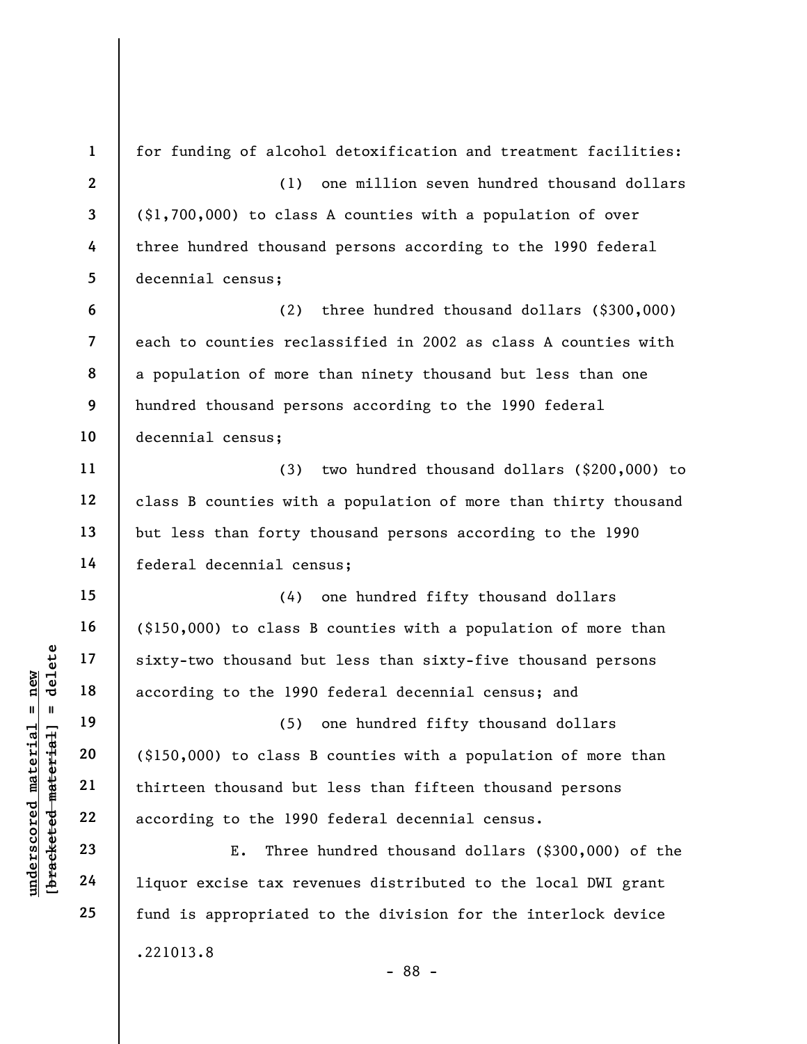for funding of alcohol detoxification and treatment facilities:

(1) one million seven hundred thousand dollars ($1,700,000) to class A counties with a population of over three hundred thousand persons according to the 1990 federal decennial census;

(2) three hundred thousand dollars ($300,000) each to counties reclassified in 2002 as class A counties with a population of more than ninety thousand but less than one hundred thousand persons according to the 1990 federal decennial census;

(3) two hundred thousand dollars ($200,000) to class B counties with a population of more than thirty thousand but less than forty thousand persons according to the 1990 federal decennial census;

(4) one hundred fifty thousand dollars ($150,000) to class B counties with a population of more than sixty-two thousand but less than sixty-five thousand persons according to the 1990 federal decennial census; and

(5) one hundred fifty thousand dollars ($150,000) to class B counties with a population of more than thirteen thousand but less than fifteen thousand persons according to the 1990 federal decennial census.

E. Three hundred thousand dollars ($300,000) of the liquor excise tax revenues distributed to the local DWI grant fund is appropriated to the division for the interlock device

.221013.8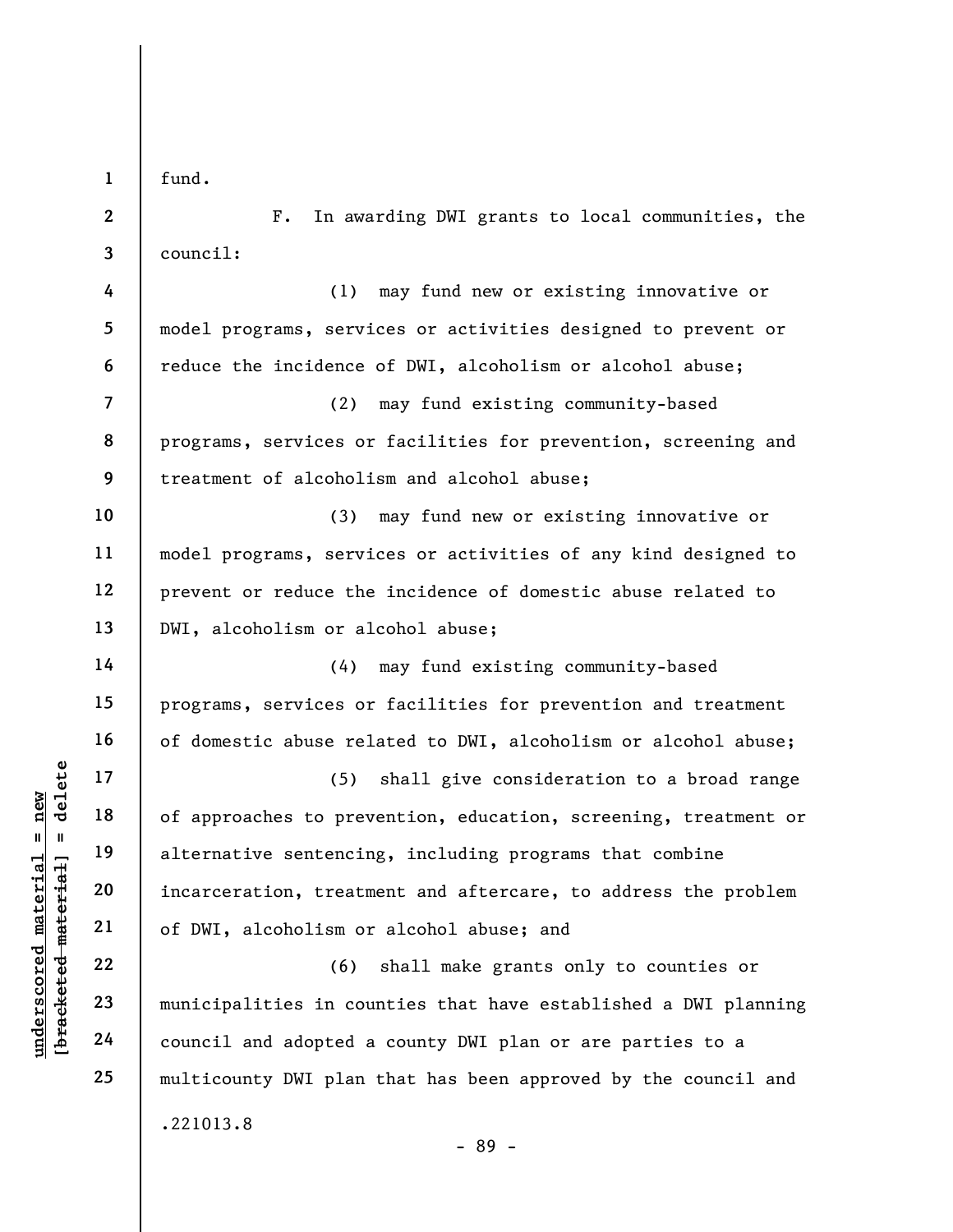fund.

F. In awarding DWI grants to local communities, the council:

(1) may fund new or existing innovative or model programs, services or activities designed to prevent or reduce the incidence of DWI, alcoholism or alcohol abuse;

(2) may fund existing community-based programs, services or facilities for prevention, screening and treatment of alcoholism and alcohol abuse;

(3) may fund new or existing innovative or model programs, services or activities of any kind designed to prevent or reduce the incidence of domestic abuse related to DWI, alcoholism or alcohol abuse;

(4) may fund existing community-based programs, services or facilities for prevention and treatment of domestic abuse related to DWI, alcoholism or alcohol abuse;

(5) shall give consideration to a broad range of approaches to prevention, education, screening, treatment or alternative sentencing, including programs that combine incarceration, treatment and aftercare, to address the problem of DWI, alcoholism or alcohol abuse; and

(6) shall make grants only to counties or municipalities in counties that have established a DWI planning council and adopted a county DWI plan or are parties to a multicounty DWI plan that has been approved by the council and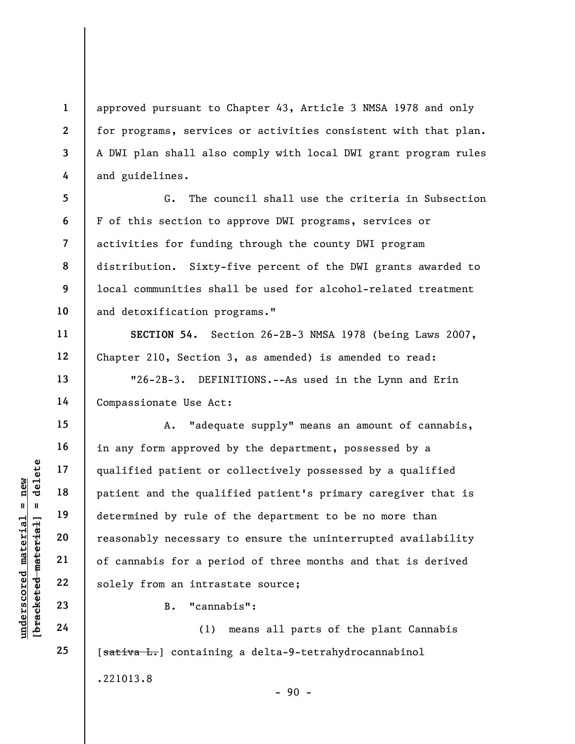approved pursuant to Chapter 43, Article 3 NMSA 1978 and only for programs, services or activities consistent with that plan. A DWI plan shall also comply with local DWI grant program rules and guidelines.

G. The council shall use the criteria in Subsection F of this section to approve DWI programs, services or activities for funding through the county DWI program distribution. Sixty-five percent of the DWI grants awarded to local communities shall be used for alcohol-related treatment and detoxification programs."

**SECTION 54.** Section 26-2B-3 NMSA 1978 (being Laws 2007, Chapter 210, Section 3, as amended) is amended to read:

"26-2B-3. DEFINITIONS.--As used in the Lynn and Erin Compassionate Use Act:

A. "adequate supply" means an amount of cannabis, in any form approved by the department, possessed by a qualified patient or collectively possessed by a qualified patient and the qualified patient's primary caregiver that is determined by rule of the department to be no more than reasonably necessary to ensure the uninterrupted availability of cannabis for a period of three months and that is derived solely from an intrastate source;

B. "cannabis":

(1) means all parts of the plant Cannabis [~~sativa L.~~] containing a delta-9-tetrahydrocannabinol

.221013.8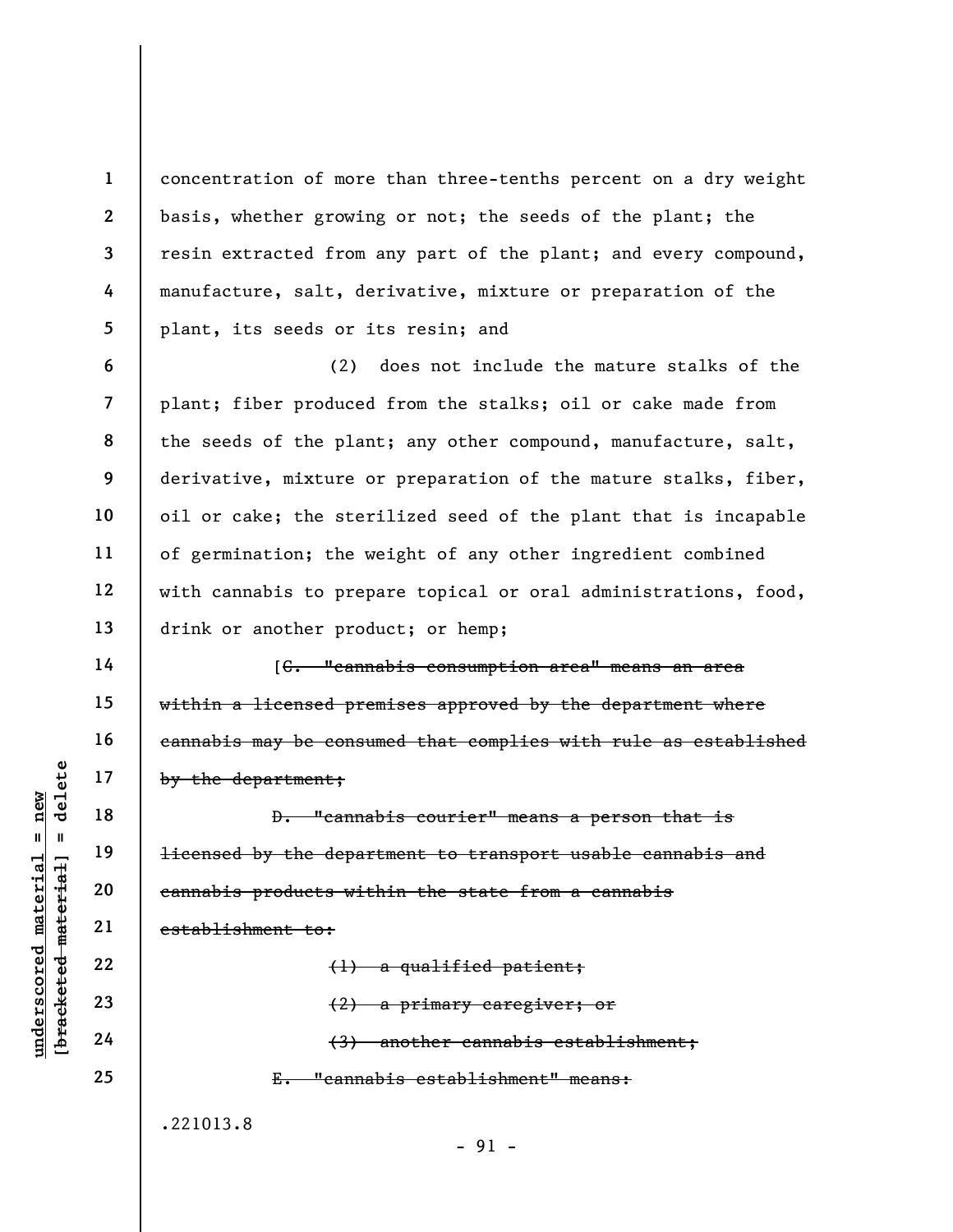concentration of more than three-tenths percent on a dry weight basis, whether growing or not; the seeds of the plant; the resin extracted from any part of the plant; and every compound, manufacture, salt, derivative, mixture or preparation of the plant, its seeds or its resin; and

(2) does not include the mature stalks of the plant; fiber produced from the stalks; oil or cake made from the seeds of the plant; any other compound, manufacture, salt, derivative, mixture or preparation of the mature stalks, fiber, oil or cake; the sterilized seed of the plant that is incapable of germination; the weight of any other ingredient combined with cannabis to prepare topical or oral administrations, food, drink or another product; or hemp;

[~~C. "cannabis consumption area" means an area within a licensed premises approved by the department where cannabis may be consumed that complies with rule as established by the department;~~

~~D. "cannabis courier" means a person that is licensed by the department to transport usable cannabis and cannabis products within the state from a cannabis establishment to:~~

~~(1) a qualified patient;~~

~~(2) a primary caregiver; or~~

~~(3) another cannabis establishment;~~

~~E. "cannabis establishment" means:~~

.221013.8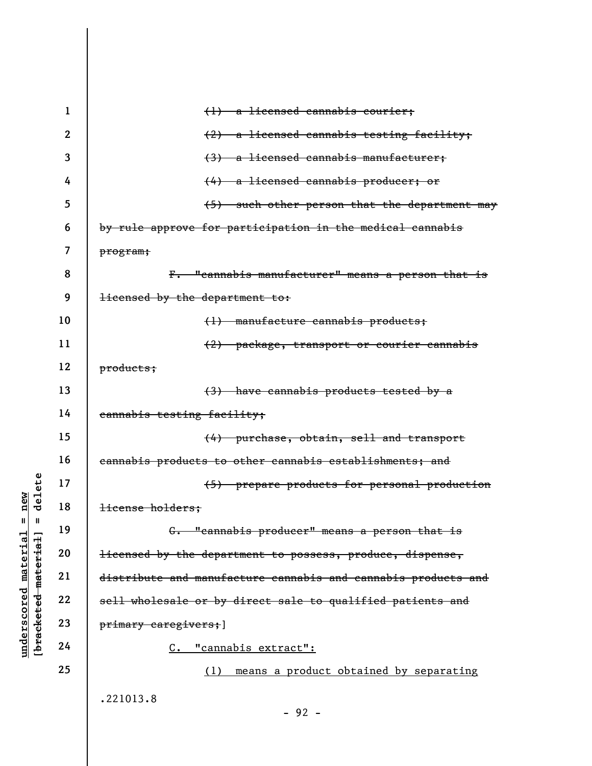~~(1) a licensed cannabis courier;~~

~~(2) a licensed cannabis testing facility;~~

~~(3) a licensed cannabis manufacturer;~~

~~(4) a licensed cannabis producer; or~~

~~(5) such other person that the department may by rule approve for participation in the medical cannabis program;~~

~~F. "cannabis manufacturer" means a person that is licensed by the department to:~~

~~(1) manufacture cannabis products;~~

~~(2) package, transport or courier cannabis products;~~

~~(3) have cannabis products tested by a cannabis testing facility;~~

~~(4) purchase, obtain, sell and transport cannabis products to other cannabis establishments; and~~

~~(5) prepare products for personal production license holders;~~

~~G. "cannabis producer" means a person that is licensed by the department to possess, produce, dispense, distribute and manufacture cannabis and cannabis products and sell wholesale or by direct sale to qualified patients and primary caregivers;~~]

<u>C. "cannabis extract":</u>

<u>(1) means a product obtained by separating</u>

.221013.8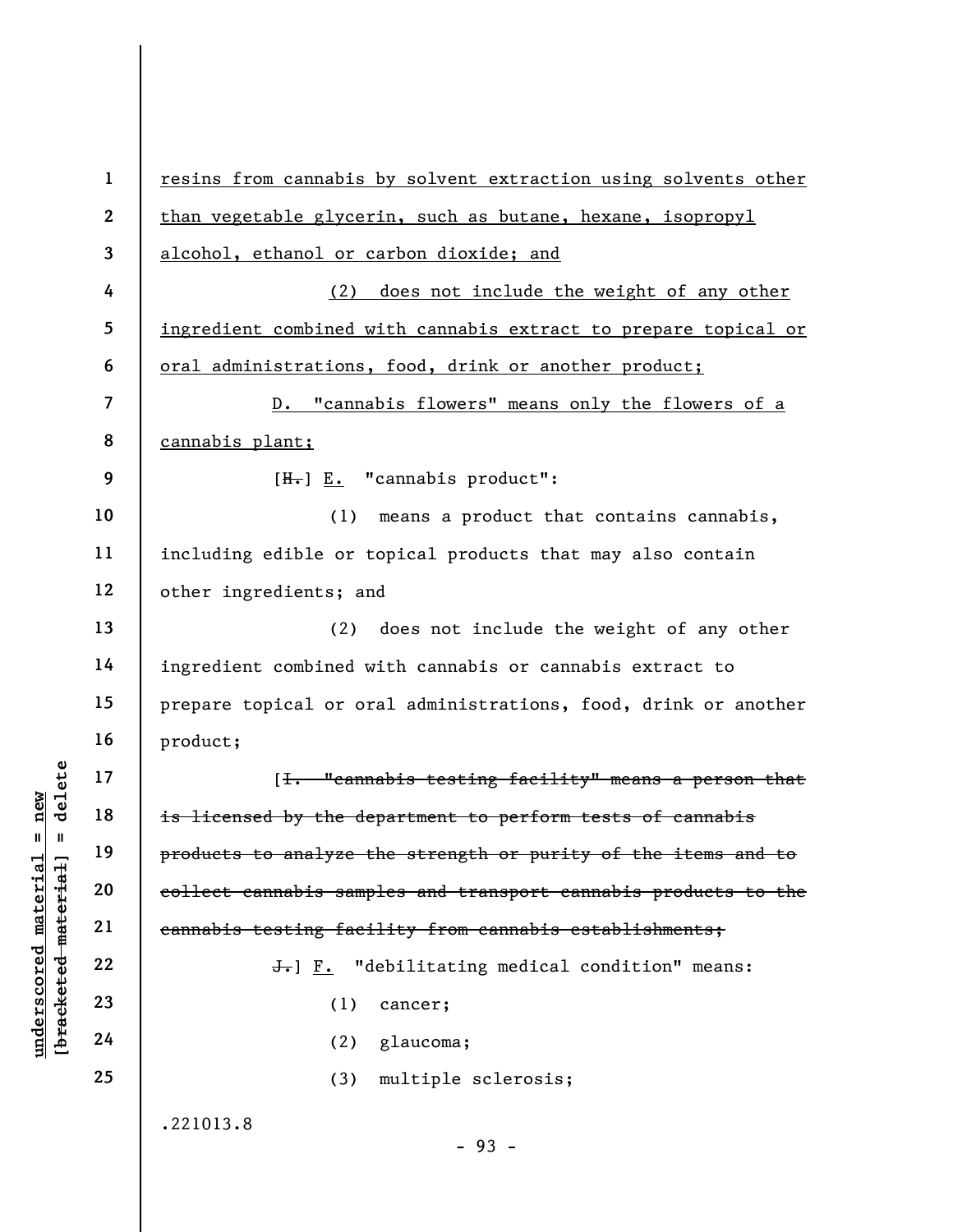resins from cannabis by solvent extraction using solvents other than vegetable glycerin, such as butane, hexane, isopropyl alcohol, ethanol or carbon dioxide; and

(2) does not include the weight of any other ingredient combined with cannabis extract to prepare topical or oral administrations, food, drink or another product;

D. "cannabis flowers" means only the flowers of a cannabis plant;

[H.] E. "cannabis product":

(1) means a product that contains cannabis, including edible or topical products that may also contain other ingredients; and

(2) does not include the weight of any other ingredient combined with cannabis or cannabis extract to prepare topical or oral administrations, food, drink or another product;

[~~I. "cannabis testing facility" means a person that is licensed by the department to perform tests of cannabis products to analyze the strength or purity of the items and to collect cannabis samples and transport cannabis products to the cannabis testing facility from cannabis establishments;~~

~~J.~~] F. "debilitating medical condition" means:

(1) cancer;

(2) glaucoma;

(3) multiple sclerosis;

.221013.8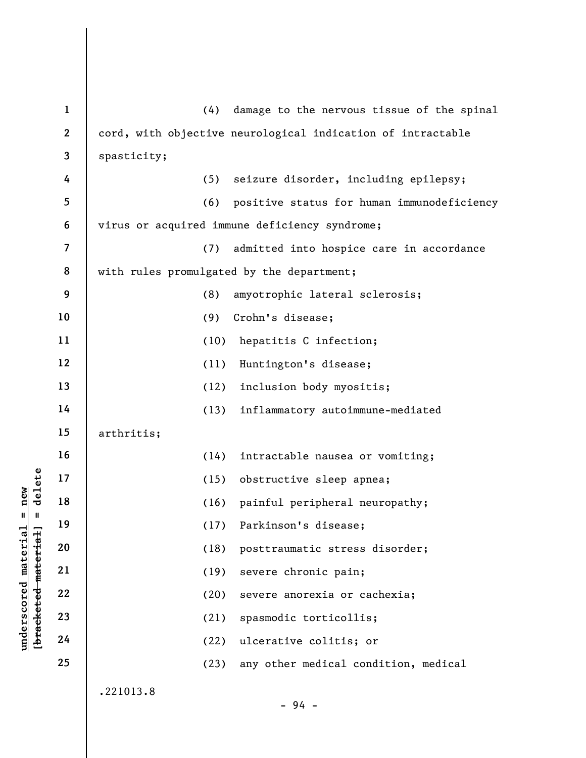(4) damage to the nervous tissue of the spinal cord, with objective neurological indication of intractable spasticity;

(5) seizure disorder, including epilepsy;

(6) positive status for human immunodeficiency virus or acquired immune deficiency syndrome;

(7) admitted into hospice care in accordance with rules promulgated by the department;

(8) amyotrophic lateral sclerosis;

(9) Crohn's disease;

(10) hepatitis C infection;

(11) Huntington's disease;

(12) inclusion body myositis;

(13) inflammatory autoimmune-mediated arthritis;

(14) intractable nausea or vomiting;

(15) obstructive sleep apnea;

(16) painful peripheral neuropathy;

(17) Parkinson's disease;

(18) posttraumatic stress disorder;

(19) severe chronic pain;

(20) severe anorexia or cachexia;

(21) spasmodic torticollis;

(22) ulcerative colitis; or

(23) any other medical condition, medical

.221013.8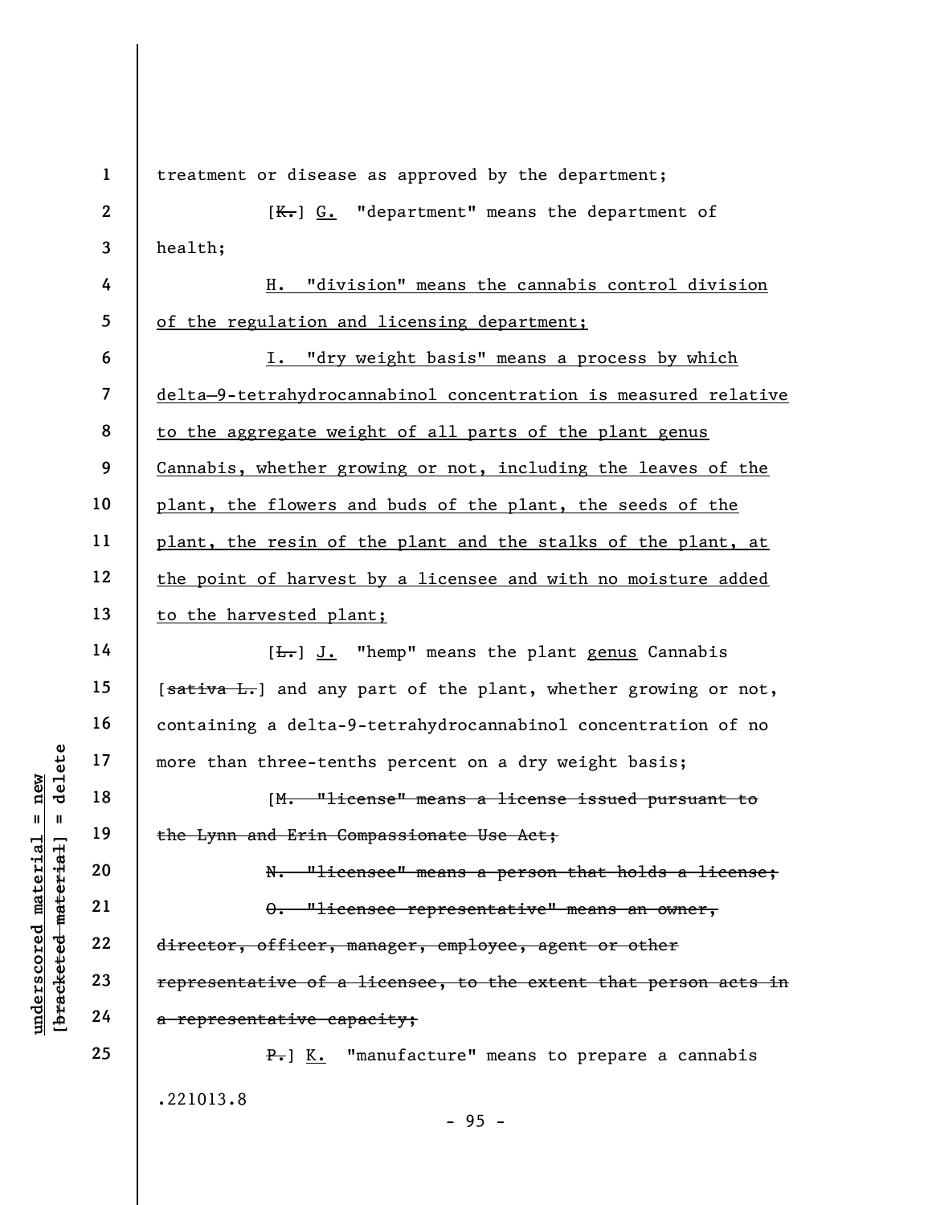treatment or disease as approved by the department;

[~~K.~~] G. "department" means the department of health;

H. "division" means the cannabis control division of the regulation and licensing department;

I. "dry weight basis" means a process by which delta-9-tetrahydrocannabinol concentration is measured relative to the aggregate weight of all parts of the plant genus Cannabis, whether growing or not, including the leaves of the plant, the flowers and buds of the plant, the seeds of the plant, the resin of the plant and the stalks of the plant, at the point of harvest by a licensee and with no moisture added to the harvested plant;

[~~L.~~] J. "hemp" means the plant genus Cannabis [~~sativa L.~~] and any part of the plant, whether growing or not, containing a delta-9-tetrahydrocannabinol concentration of no more than three-tenths percent on a dry weight basis;

[~~M. "license" means a license issued pursuant to the Lynn and Erin Compassionate Use Act;~~

~~N. "licensee" means a person that holds a license;~~

~~O. "licensee representative" means an owner, director, officer, manager, employee, agent or other representative of a licensee, to the extent that person acts in a representative capacity;~~

~~P.~~] K. "manufacture" means to prepare a cannabis

.221013.8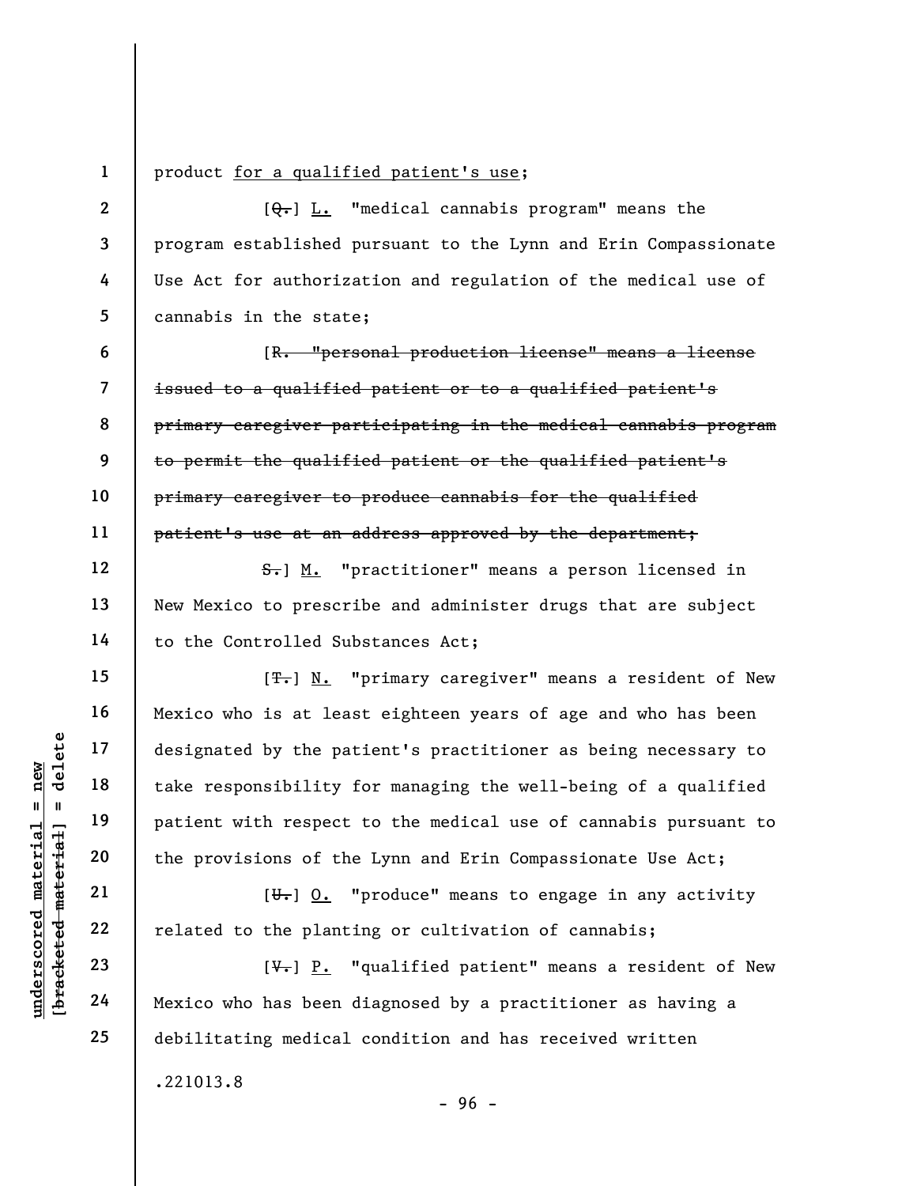product for a qualified patient's use;

[Q.] L. "medical cannabis program" means the program established pursuant to the Lynn and Erin Compassionate Use Act for authorization and regulation of the medical use of cannabis in the state;

[~~R. "personal production license" means a license issued to a qualified patient or to a qualified patient's primary caregiver participating in the medical cannabis program to permit the qualified patient or the qualified patient's primary caregiver to produce cannabis for the qualified patient's use at an address approved by the department;~~

~~S.~~] M. "practitioner" means a person licensed in New Mexico to prescribe and administer drugs that are subject to the Controlled Substances Act;

[~~T.~~] N. "primary caregiver" means a resident of New Mexico who is at least eighteen years of age and who has been designated by the patient's practitioner as being necessary to take responsibility for managing the well-being of a qualified patient with respect to the medical use of cannabis pursuant to the provisions of the Lynn and Erin Compassionate Use Act;

[~~U.~~] O. "produce" means to engage in any activity related to the planting or cultivation of cannabis;

[~~V.~~] P. "qualified patient" means a resident of New Mexico who has been diagnosed by a practitioner as having a debilitating medical condition and has received written

.221013.8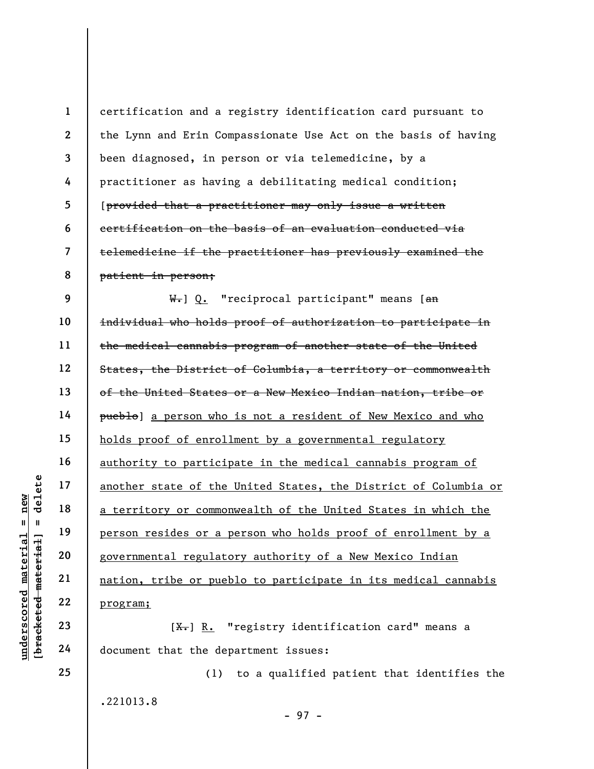certification and a registry identification card pursuant to the Lynn and Erin Compassionate Use Act on the basis of having been diagnosed, in person or via telemedicine, by a practitioner as having a debilitating medical condition; [~~provided that a practitioner may only issue a written certification on the basis of an evaluation conducted via telemedicine if the practitioner has previously examined the patient in person;~~

~~W.~~] <u>Q.</u> "reciprocal participant" means [~~an individual who holds proof of authorization to participate in the medical cannabis program of another state of the United States, the District of Columbia, a territory or commonwealth of the United States or a New Mexico Indian nation, tribe or pueblo~~] <u>a person who is not a resident of New Mexico and who holds proof of enrollment by a governmental regulatory authority to participate in the medical cannabis program of another state of the United States, the District of Columbia or a territory or commonwealth of the United States in which the person resides or a person who holds proof of enrollment by a governmental regulatory authority of a New Mexico Indian nation, tribe or pueblo to participate in its medical cannabis program;</u>

[~~X.~~] <u>R.</u> "registry identification card" means a document that the department issues:

(1) to a qualified patient that identifies the

.221013.8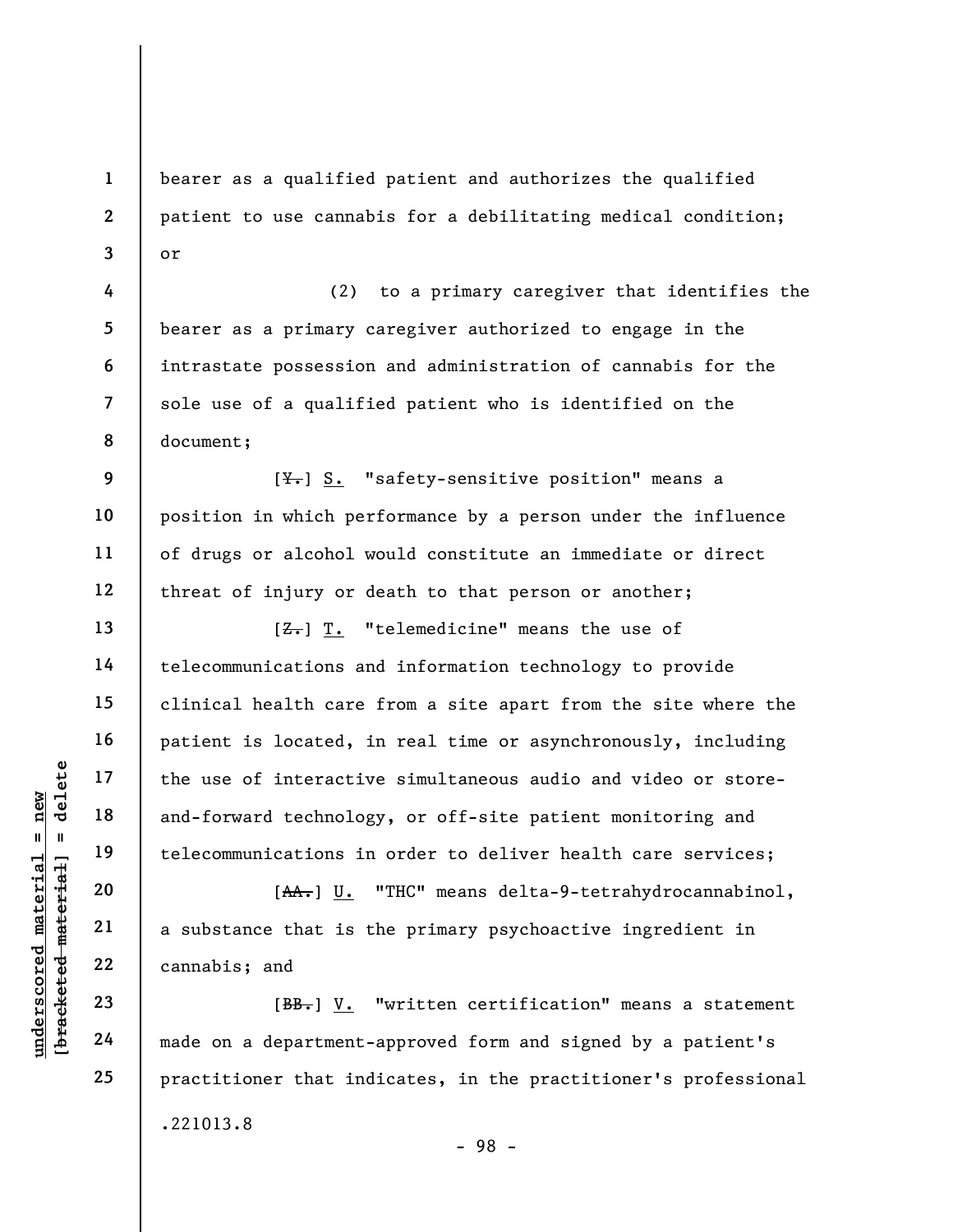bearer as a qualified patient and authorizes the qualified patient to use cannabis for a debilitating medical condition; or

(2) to a primary caregiver that identifies the bearer as a primary caregiver authorized to engage in the intrastate possession and administration of cannabis for the sole use of a qualified patient who is identified on the document;

[~~Y.~~] S. "safety-sensitive position" means a position in which performance by a person under the influence of drugs or alcohol would constitute an immediate or direct threat of injury or death to that person or another;

[~~Z.~~] T. "telemedicine" means the use of telecommunications and information technology to provide clinical health care from a site apart from the site where the patient is located, in real time or asynchronously, including the use of interactive simultaneous audio and video or store-and-forward technology, or off-site patient monitoring and telecommunications in order to deliver health care services;

[~~AA.~~] U. "THC" means delta-9-tetrahydrocannabinol, a substance that is the primary psychoactive ingredient in cannabis; and

[~~BB.~~] V. "written certification" means a statement made on a department-approved form and signed by a patient's practitioner that indicates, in the practitioner's professional

.221013.8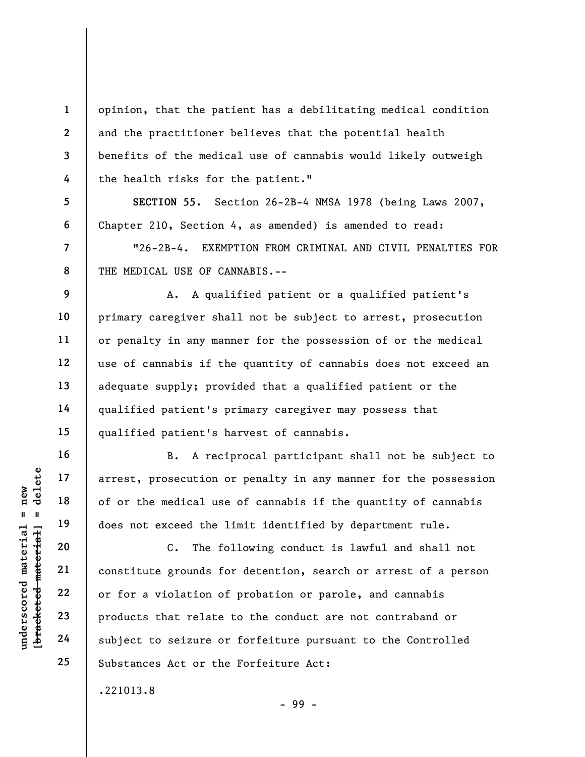opinion, that the patient has a debilitating medical condition and the practitioner believes that the potential health benefits of the medical use of cannabis would likely outweigh the health risks for the patient."

**SECTION 55.** Section 26-2B-4 NMSA 1978 (being Laws 2007, Chapter 210, Section 4, as amended) is amended to read:

"26-2B-4. EXEMPTION FROM CRIMINAL AND CIVIL PENALTIES FOR THE MEDICAL USE OF CANNABIS.--

A. A qualified patient or a qualified patient's primary caregiver shall not be subject to arrest, prosecution or penalty in any manner for the possession of or the medical use of cannabis if the quantity of cannabis does not exceed an adequate supply; provided that a qualified patient or the qualified patient's primary caregiver may possess that qualified patient's harvest of cannabis.

B. A reciprocal participant shall not be subject to arrest, prosecution or penalty in any manner for the possession of or the medical use of cannabis if the quantity of cannabis does not exceed the limit identified by department rule.

C. The following conduct is lawful and shall not constitute grounds for detention, search or arrest of a person or for a violation of probation or parole, and cannabis products that relate to the conduct are not contraband or subject to seizure or forfeiture pursuant to the Controlled Substances Act or the Forfeiture Act:

.221013.8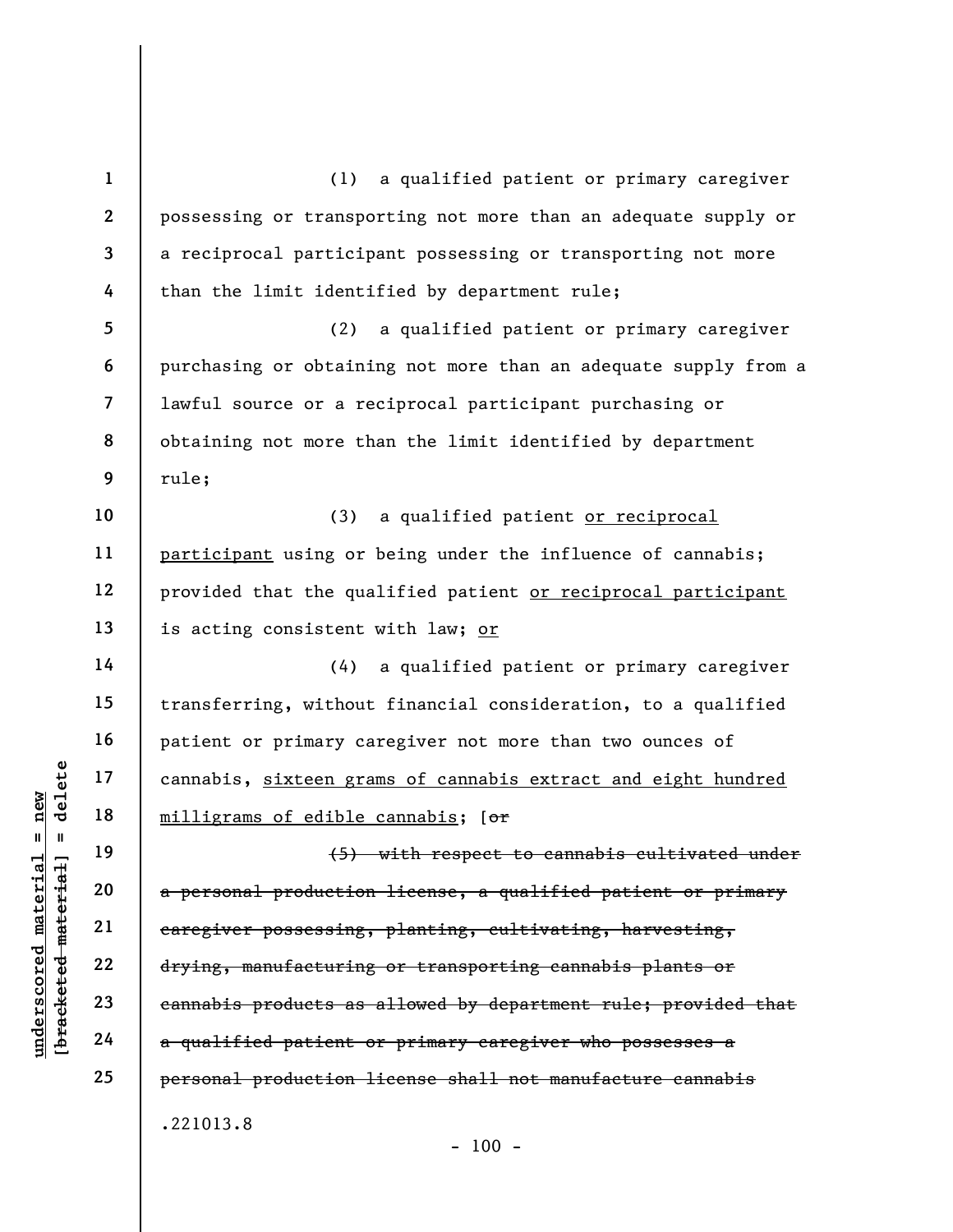(1) a qualified patient or primary caregiver possessing or transporting not more than an adequate supply or a reciprocal participant possessing or transporting not more than the limit identified by department rule;

(2) a qualified patient or primary caregiver purchasing or obtaining not more than an adequate supply from a lawful source or a reciprocal participant purchasing or obtaining not more than the limit identified by department rule;

(3) a qualified patient <u>or reciprocal participant</u> using or being under the influence of cannabis; provided that the qualified patient <u>or reciprocal participant</u> is acting consistent with law; <u>or</u>

(4) a qualified patient or primary caregiver transferring, without financial consideration, to a qualified patient or primary caregiver not more than two ounces of cannabis, <u>sixteen grams of cannabis extract and eight hundred milligrams of edible cannabis</u>; [~~or~~

~~(5) with respect to cannabis cultivated under a personal production license, a qualified patient or primary caregiver possessing, planting, cultivating, harvesting, drying, manufacturing or transporting cannabis plants or cannabis products as allowed by department rule; provided that a qualified patient or primary caregiver who possesses a personal production license shall not manufacture cannabis~~

.221013.8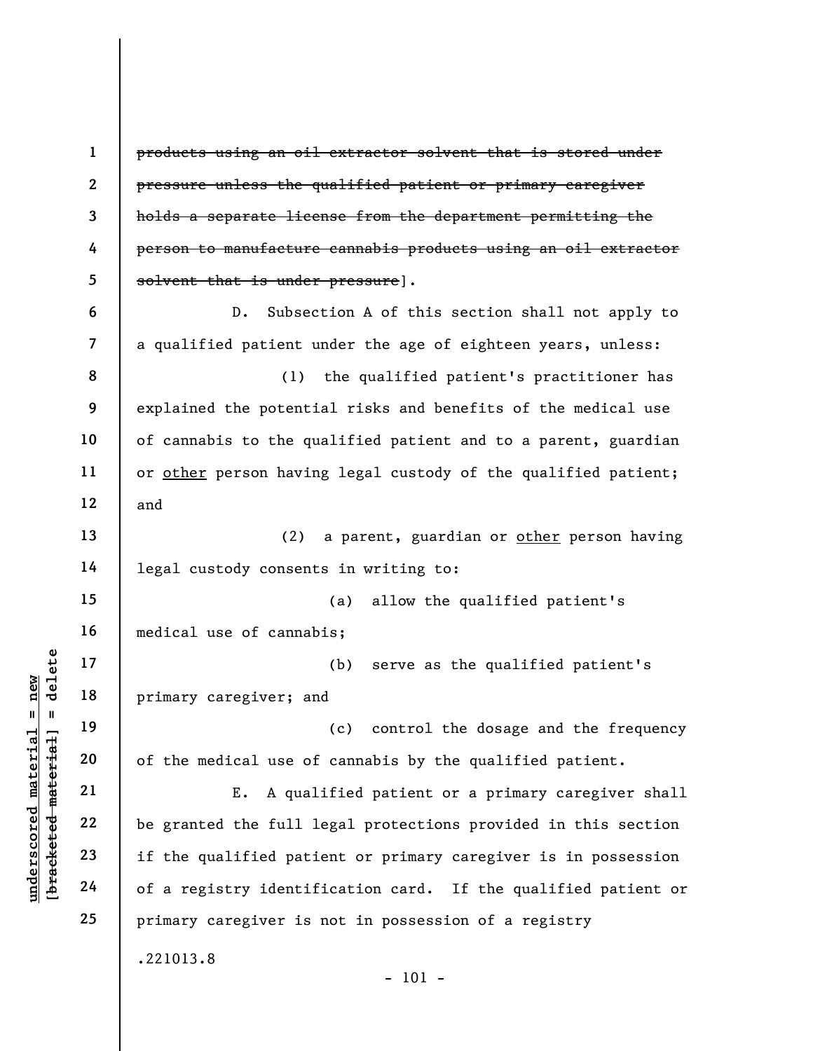~~products using an oil extractor solvent that is stored under pressure unless the qualified patient or primary caregiver holds a separate license from the department permitting the person to manufacture cannabis products using an oil extractor solvent that is under pressure~~].

D. Subsection A of this section shall not apply to a qualified patient under the age of eighteen years, unless:

(1) the qualified patient's practitioner has explained the potential risks and benefits of the medical use of cannabis to the qualified patient and to a parent, guardian or <u>other</u> person having legal custody of the qualified patient; and

(2) a parent, guardian or <u>other</u> person having legal custody consents in writing to:

(a) allow the qualified patient's medical use of cannabis;

(b) serve as the qualified patient's primary caregiver; and

(c) control the dosage and the frequency of the medical use of cannabis by the qualified patient.

E. A qualified patient or a primary caregiver shall be granted the full legal protections provided in this section if the qualified patient or primary caregiver is in possession of a registry identification card. If the qualified patient or primary caregiver is not in possession of a registry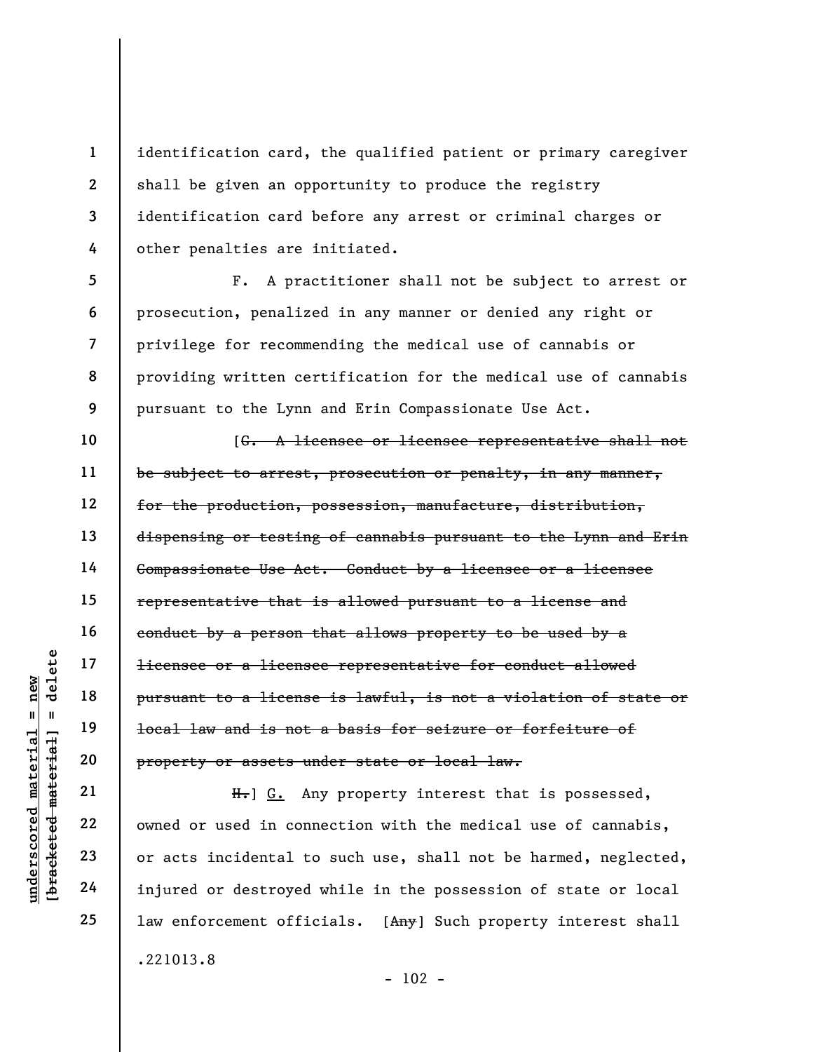identification card, the qualified patient or primary caregiver shall be given an opportunity to produce the registry identification card before any arrest or criminal charges or other penalties are initiated.

F. A practitioner shall not be subject to arrest or prosecution, penalized in any manner or denied any right or privilege for recommending the medical use of cannabis or providing written certification for the medical use of cannabis pursuant to the Lynn and Erin Compassionate Use Act.

[~~G. A licensee or licensee representative shall not be subject to arrest, prosecution or penalty, in any manner, for the production, possession, manufacture, distribution, dispensing or testing of cannabis pursuant to the Lynn and Erin Compassionate Use Act. Conduct by a licensee or a licensee representative that is allowed pursuant to a license and conduct by a person that allows property to be used by a licensee or a licensee representative for conduct allowed pursuant to a license is lawful, is not a violation of state or local law and is not a basis for seizure or forfeiture of property or assets under state or local law.~~

~~H.~~] <u>G.</u> Any property interest that is possessed, owned or used in connection with the medical use of cannabis, or acts incidental to such use, shall not be harmed, neglected, injured or destroyed while in the possession of state or local law enforcement officials. [~~Any~~] Such property interest shall

.221013.8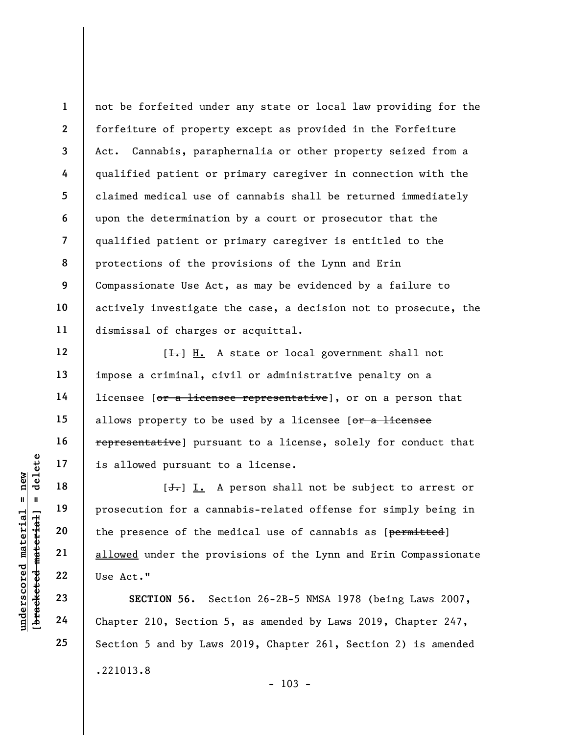not be forfeited under any state or local law providing for the forfeiture of property except as provided in the Forfeiture Act. Cannabis, paraphernalia or other property seized from a qualified patient or primary caregiver in connection with the claimed medical use of cannabis shall be returned immediately upon the determination by a court or prosecutor that the qualified patient or primary caregiver is entitled to the protections of the provisions of the Lynn and Erin Compassionate Use Act, as may be evidenced by a failure to actively investigate the case, a decision not to prosecute, the dismissal of charges or acquittal.

[~~I.~~] H. A state or local government shall not impose a criminal, civil or administrative penalty on a licensee [~~or a licensee representative~~], or on a person that allows property to be used by a licensee [~~or a licensee representative~~] pursuant to a license, solely for conduct that is allowed pursuant to a license.

[~~J.~~] I. A person shall not be subject to arrest or prosecution for a cannabis-related offense for simply being in the presence of the medical use of cannabis as [~~permitted~~] allowed under the provisions of the Lynn and Erin Compassionate Use Act."

**SECTION 56.** Section 26-2B-5 NMSA 1978 (being Laws 2007, Chapter 210, Section 5, as amended by Laws 2019, Chapter 247, Section 5 and by Laws 2019, Chapter 261, Section 2) is amended

.221013.8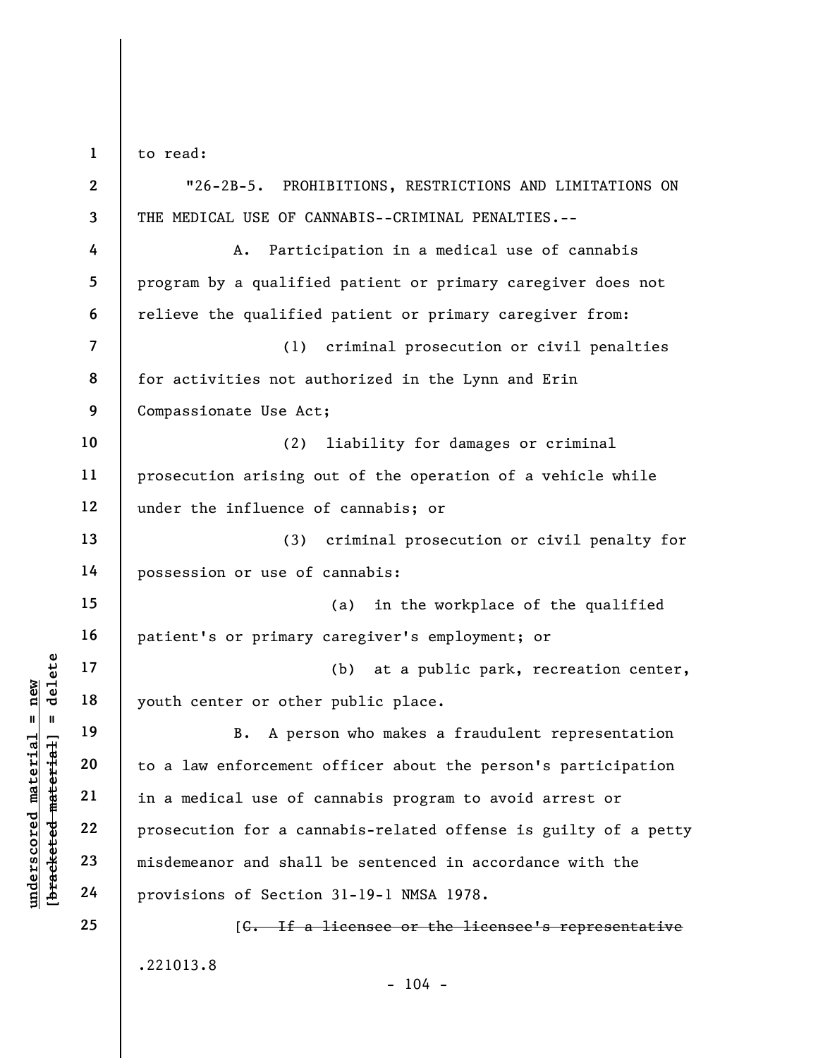to read:

"26-2B-5. PROHIBITIONS, RESTRICTIONS AND LIMITATIONS ON THE MEDICAL USE OF CANNABIS--CRIMINAL PENALTIES.--

A. Participation in a medical use of cannabis program by a qualified patient or primary caregiver does not relieve the qualified patient or primary caregiver from:

(1) criminal prosecution or civil penalties for activities not authorized in the Lynn and Erin Compassionate Use Act;

(2) liability for damages or criminal prosecution arising out of the operation of a vehicle while under the influence of cannabis; or

(3) criminal prosecution or civil penalty for possession or use of cannabis:

(a) in the workplace of the qualified patient's or primary caregiver's employment; or

(b) at a public park, recreation center, youth center or other public place.

B. A person who makes a fraudulent representation to a law enforcement officer about the person's participation in a medical use of cannabis program to avoid arrest or prosecution for a cannabis-related offense is guilty of a petty misdemeanor and shall be sentenced in accordance with the provisions of Section 31-19-1 NMSA 1978.

[~~C. If a licensee or the licensee's representative~~

.221013.8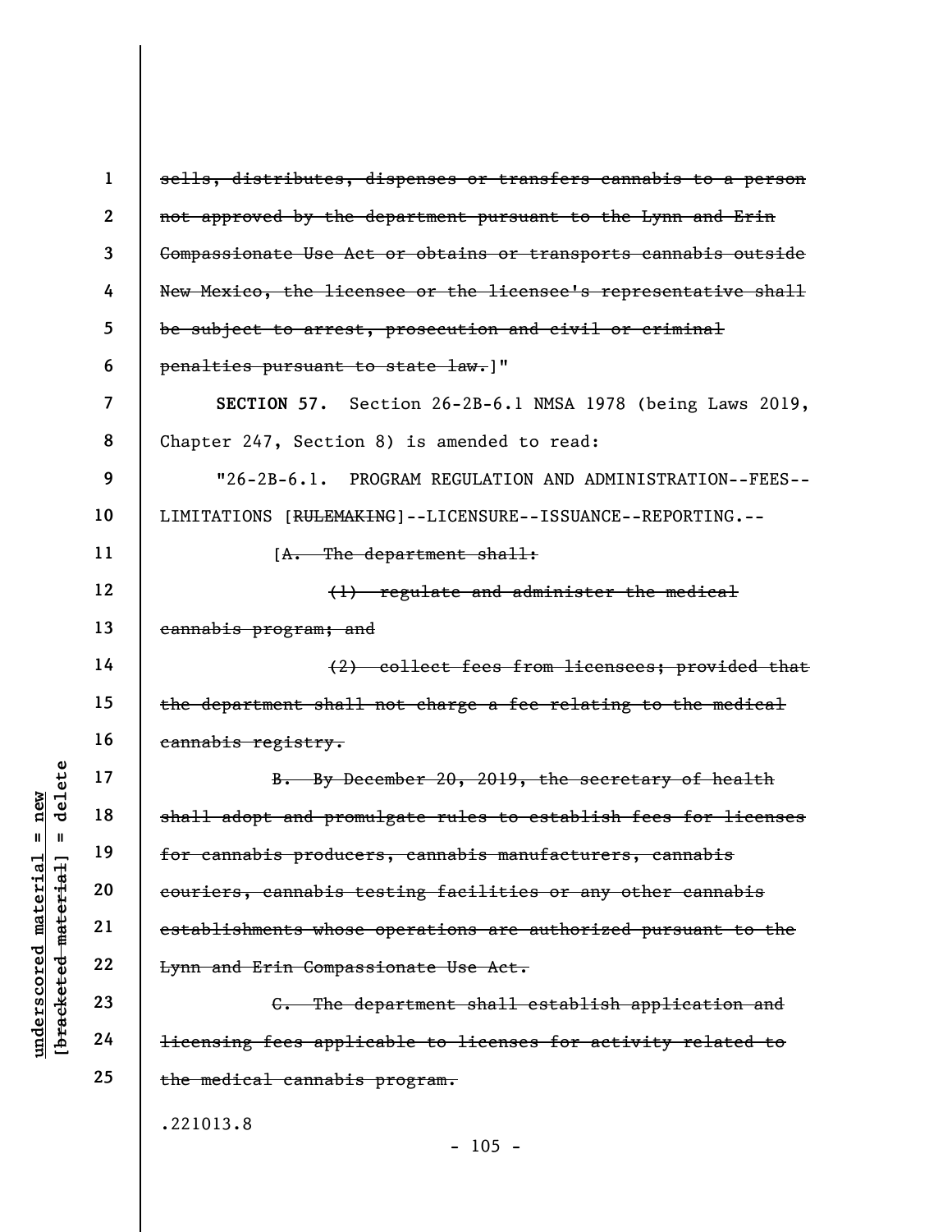~~sells, distributes, dispenses or transfers cannabis to a person not approved by the department pursuant to the Lynn and Erin Compassionate Use Act or obtains or transports cannabis outside New Mexico, the licensee or the licensee's representative shall be subject to arrest, prosecution and civil or criminal penalties pursuant to state law.~~]"

**SECTION 57.** Section 26-2B-6.1 NMSA 1978 (being Laws 2019, Chapter 247, Section 8) is amended to read:

"26-2B-6.1. PROGRAM REGULATION AND ADMINISTRATION--FEES--LIMITATIONS [~~RULEMAKING~~]--LICENSURE--ISSUANCE--REPORTING.--

[~~A. The department shall:~~

~~(1) regulate and administer the medical cannabis program; and~~

~~(2) collect fees from licensees; provided that the department shall not charge a fee relating to the medical cannabis registry.~~

~~B. By December 20, 2019, the secretary of health shall adopt and promulgate rules to establish fees for licenses for cannabis producers, cannabis manufacturers, cannabis couriers, cannabis testing facilities or any other cannabis establishments whose operations are authorized pursuant to the Lynn and Erin Compassionate Use Act.~~

~~C. The department shall establish application and licensing fees applicable to licenses for activity related to the medical cannabis program.~~

.221013.8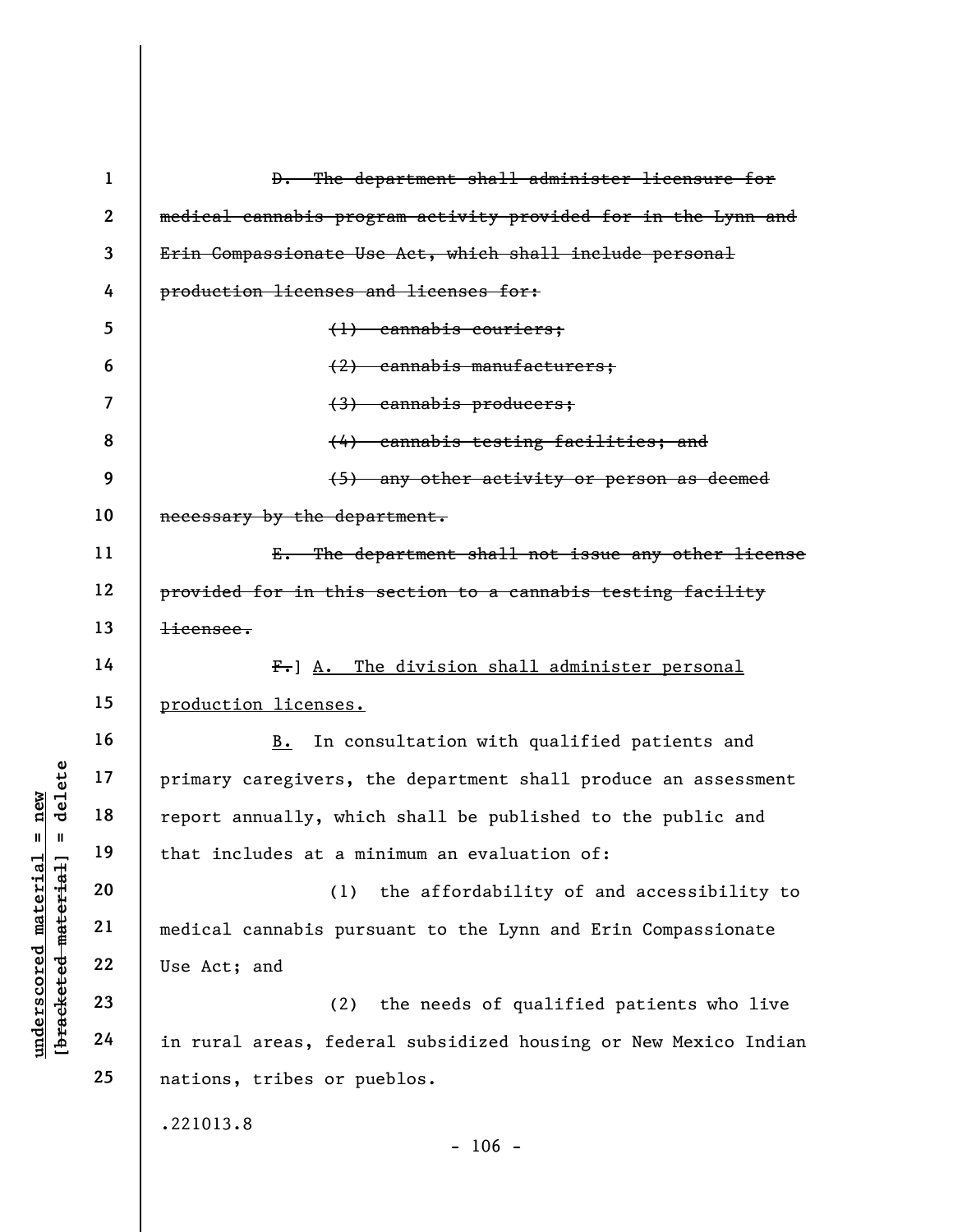~~D. The department shall administer licensure for medical cannabis program activity provided for in the Lynn and Erin Compassionate Use Act, which shall include personal production licenses and licenses for:~~

~~(1) cannabis couriers;~~

~~(2) cannabis manufacturers;~~

~~(3) cannabis producers;~~

~~(4) cannabis testing facilities; and~~

~~(5) any other activity or person as deemed necessary by the department.~~

~~E. The department shall not issue any other license provided for in this section to a cannabis testing facility licensee.~~

~~F.~~] <u>A. The division shall administer personal production licenses.</u>

<u>B.</u> In consultation with qualified patients and primary caregivers, the department shall produce an assessment report annually, which shall be published to the public and that includes at a minimum an evaluation of:

(1) the affordability of and accessibility to medical cannabis pursuant to the Lynn and Erin Compassionate Use Act; and

(2) the needs of qualified patients who live in rural areas, federal subsidized housing or New Mexico Indian nations, tribes or pueblos.

.221013.8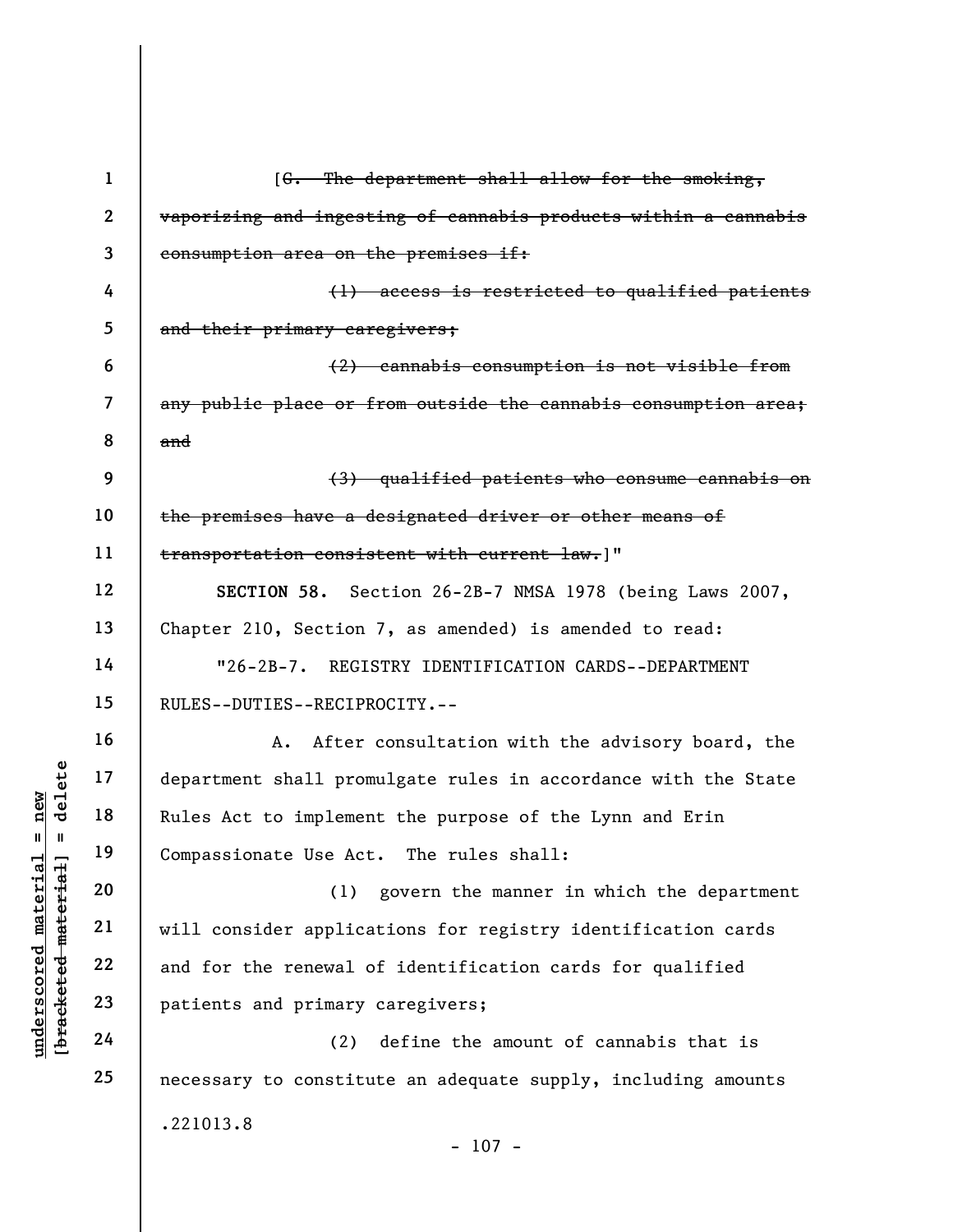[~~G. The department shall allow for the smoking, vaporizing and ingesting of cannabis products within a cannabis consumption area on the premises if:~~

~~(1) access is restricted to qualified patients and their primary caregivers;~~

~~(2) cannabis consumption is not visible from any public place or from outside the cannabis consumption area; and~~

~~(3) qualified patients who consume cannabis on the premises have a designated driver or other means of transportation consistent with current law.~~]"

**SECTION 58.** Section 26-2B-7 NMSA 1978 (being Laws 2007, Chapter 210, Section 7, as amended) is amended to read:

"26-2B-7. REGISTRY IDENTIFICATION CARDS--DEPARTMENT RULES--DUTIES--RECIPROCITY.--

A. After consultation with the advisory board, the department shall promulgate rules in accordance with the State Rules Act to implement the purpose of the Lynn and Erin Compassionate Use Act. The rules shall:

(1) govern the manner in which the department will consider applications for registry identification cards and for the renewal of identification cards for qualified patients and primary caregivers;

(2) define the amount of cannabis that is necessary to constitute an adequate supply, including amounts

.221013.8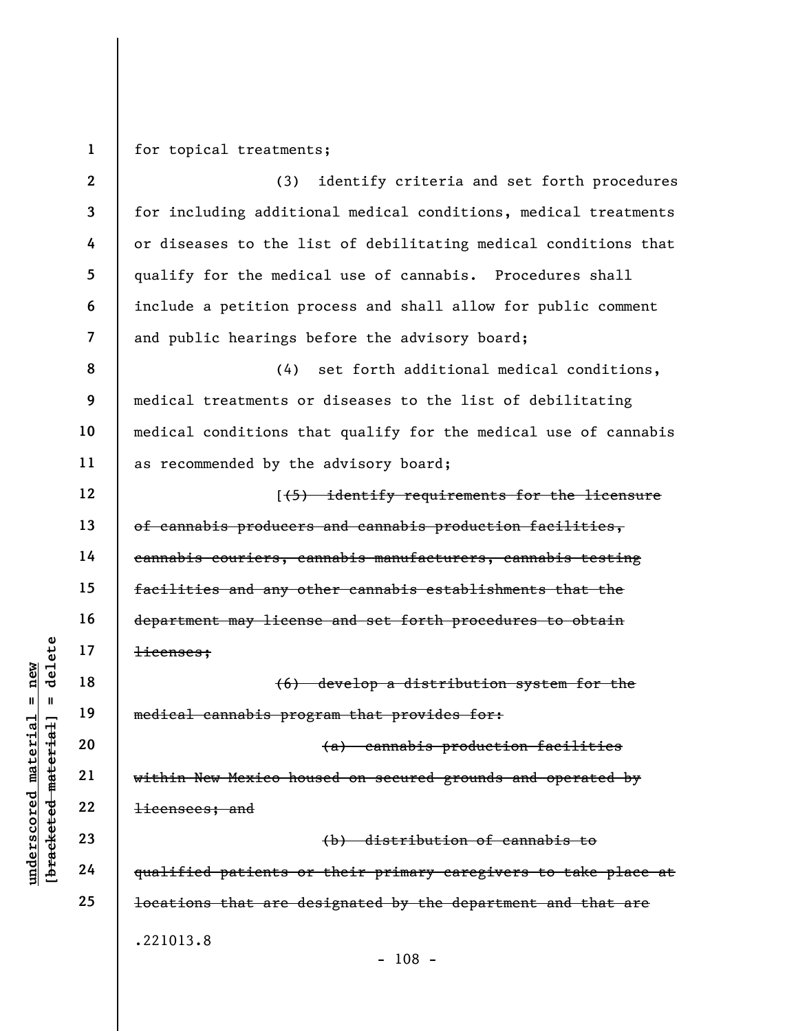for topical treatments;

(3) identify criteria and set forth procedures for including additional medical conditions, medical treatments or diseases to the list of debilitating medical conditions that qualify for the medical use of cannabis. Procedures shall include a petition process and shall allow for public comment and public hearings before the advisory board;

(4) set forth additional medical conditions, medical treatments or diseases to the list of debilitating medical conditions that qualify for the medical use of cannabis as recommended by the advisory board;

[~~(5) identify requirements for the licensure of cannabis producers and cannabis production facilities, cannabis couriers, cannabis manufacturers, cannabis testing facilities and any other cannabis establishments that the department may license and set forth procedures to obtain licenses;~~

~~(6) develop a distribution system for the medical cannabis program that provides for:~~

~~(a) cannabis production facilities within New Mexico housed on secured grounds and operated by licensees; and~~

~~(b) distribution of cannabis to qualified patients or their primary caregivers to take place at locations that are designated by the department and that are~~

.221013.8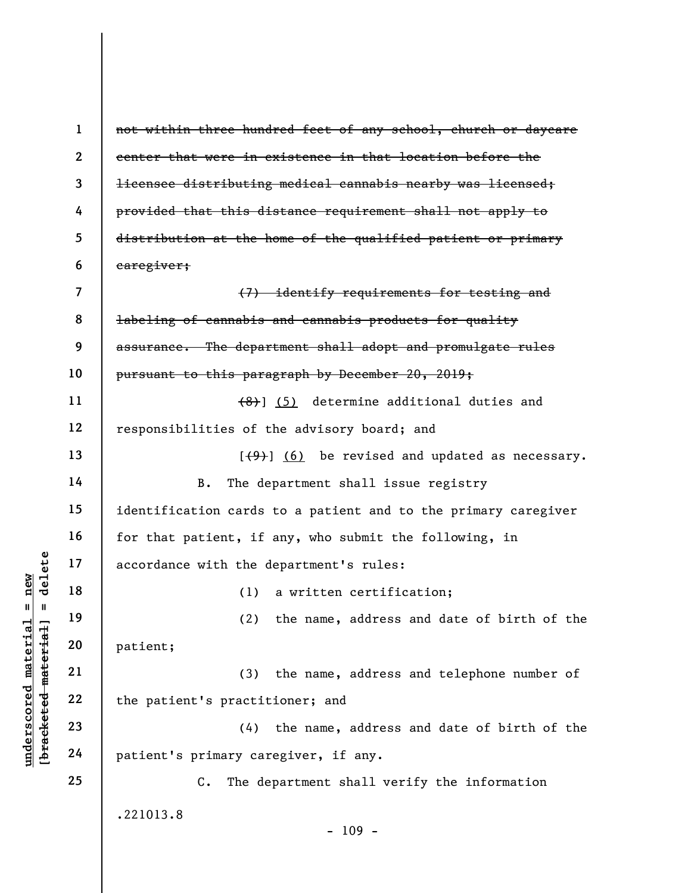~~not within three hundred feet of any school, church or daycare center that were in existence in that location before the licensee distributing medical cannabis nearby was licensed; provided that this distance requirement shall not apply to distribution at the home of the qualified patient or primary caregiver;~~

~~(7) identify requirements for testing and labeling of cannabis and cannabis products for quality assurance. The department shall adopt and promulgate rules pursuant to this paragraph by December 20, 2019;~~

~~(8)~~] <u>(5)</u> determine additional duties and responsibilities of the advisory board; and

[~~(9)~~] <u>(6)</u> be revised and updated as necessary.

B. The department shall issue registry identification cards to a patient and to the primary caregiver for that patient, if any, who submit the following, in accordance with the department's rules:

(1) a written certification;

(2) the name, address and date of birth of the patient;

(3) the name, address and telephone number of the patient's practitioner; and

(4) the name, address and date of birth of the patient's primary caregiver, if any.

C. The department shall verify the information

.221013.8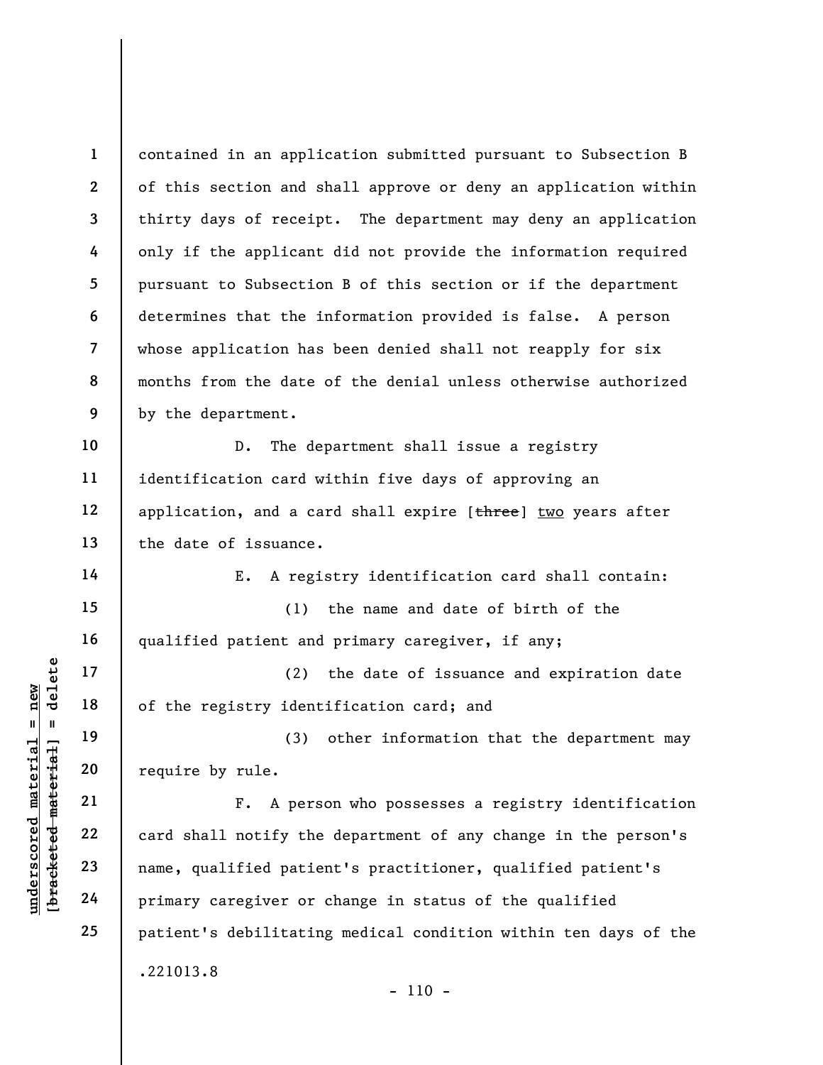contained in an application submitted pursuant to Subsection B of this section and shall approve or deny an application within thirty days of receipt. The department may deny an application only if the applicant did not provide the information required pursuant to Subsection B of this section or if the department determines that the information provided is false. A person whose application has been denied shall not reapply for six months from the date of the denial unless otherwise authorized by the department.

D. The department shall issue a registry identification card within five days of approving an application, and a card shall expire [~~three~~] <u>two</u> years after the date of issuance.

E. A registry identification card shall contain:

(1) the name and date of birth of the qualified patient and primary caregiver, if any;

(2) the date of issuance and expiration date of the registry identification card; and

(3) other information that the department may require by rule.

F. A person who possesses a registry identification card shall notify the department of any change in the person's name, qualified patient's practitioner, qualified patient's primary caregiver or change in status of the qualified patient's debilitating medical condition within ten days of the

.221013.8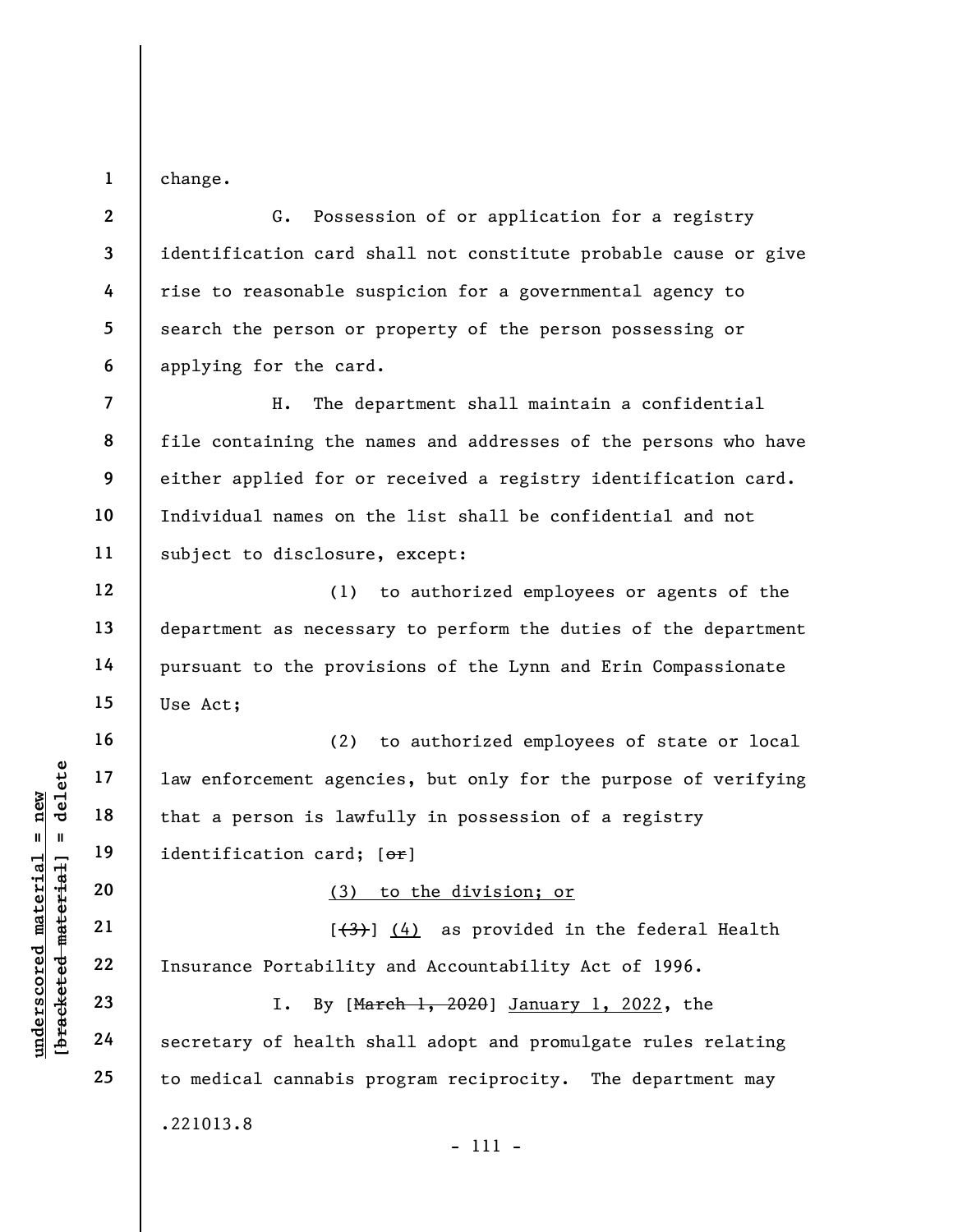change.

G. Possession of or application for a registry identification card shall not constitute probable cause or give rise to reasonable suspicion for a governmental agency to search the person or property of the person possessing or applying for the card.

H. The department shall maintain a confidential file containing the names and addresses of the persons who have either applied for or received a registry identification card. Individual names on the list shall be confidential and not subject to disclosure, except:

(1) to authorized employees or agents of the department as necessary to perform the duties of the department pursuant to the provisions of the Lynn and Erin Compassionate Use Act;

(2) to authorized employees of state or local law enforcement agencies, but only for the purpose of verifying that a person is lawfully in possession of a registry identification card; [~~or~~]

<u>(3) to the division; or</u>

[~~(3)~~] <u>(4)</u> as provided in the federal Health Insurance Portability and Accountability Act of 1996.

I. By [~~March 1, 2020~~] <u>January 1, 2022</u>, the secretary of health shall adopt and promulgate rules relating to medical cannabis program reciprocity. The department may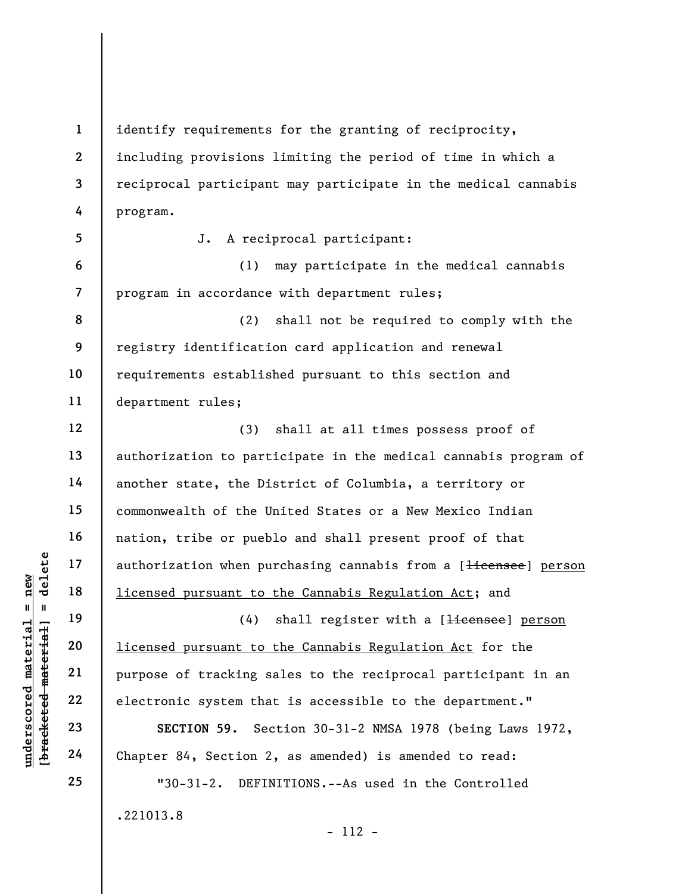identify requirements for the granting of reciprocity, including provisions limiting the period of time in which a reciprocal participant may participate in the medical cannabis program.

J. A reciprocal participant:

(1) may participate in the medical cannabis program in accordance with department rules;

(2) shall not be required to comply with the registry identification card application and renewal requirements established pursuant to this section and department rules;

(3) shall at all times possess proof of authorization to participate in the medical cannabis program of another state, the District of Columbia, a territory or commonwealth of the United States or a New Mexico Indian nation, tribe or pueblo and shall present proof of that authorization when purchasing cannabis from a [~~licensee~~] <u>person licensed pursuant to the Cannabis Regulation Act</u>; and

(4) shall register with a [~~licensee~~] <u>person licensed pursuant to the Cannabis Regulation Act</u> for the purpose of tracking sales to the reciprocal participant in an electronic system that is accessible to the department."

**SECTION 59.** Section 30-31-2 NMSA 1978 (being Laws 1972, Chapter 84, Section 2, as amended) is amended to read:

"30-31-2. DEFINITIONS.--As used in the Controlled

.221013.8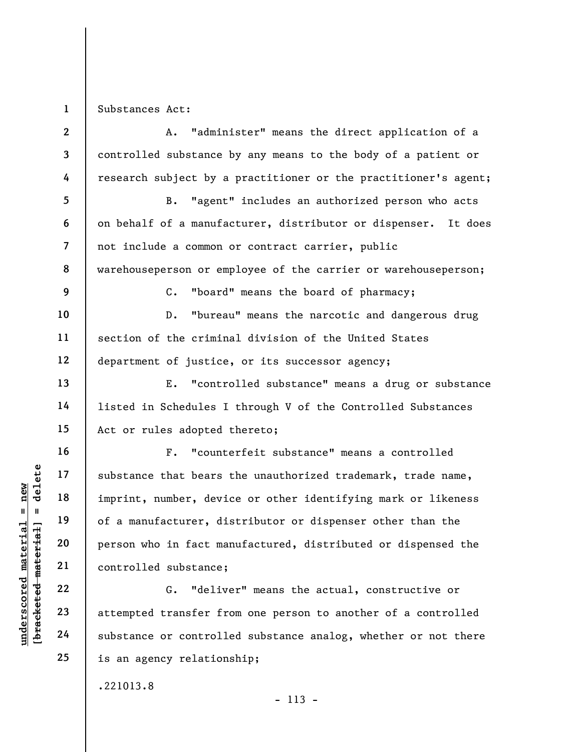Substances Act:

A. "administer" means the direct application of a controlled substance by any means to the body of a patient or research subject by a practitioner or the practitioner's agent;

B. "agent" includes an authorized person who acts on behalf of a manufacturer, distributor or dispenser. It does not include a common or contract carrier, public warehouseperson or employee of the carrier or warehouseperson;

C. "board" means the board of pharmacy;

D. "bureau" means the narcotic and dangerous drug section of the criminal division of the United States department of justice, or its successor agency;

E. "controlled substance" means a drug or substance listed in Schedules I through V of the Controlled Substances Act or rules adopted thereto;

F. "counterfeit substance" means a controlled substance that bears the unauthorized trademark, trade name, imprint, number, device or other identifying mark or likeness of a manufacturer, distributor or dispenser other than the person who in fact manufactured, distributed or dispensed the controlled substance;

G. "deliver" means the actual, constructive or attempted transfer from one person to another of a controlled substance or controlled substance analog, whether or not there is an agency relationship;

.221013.8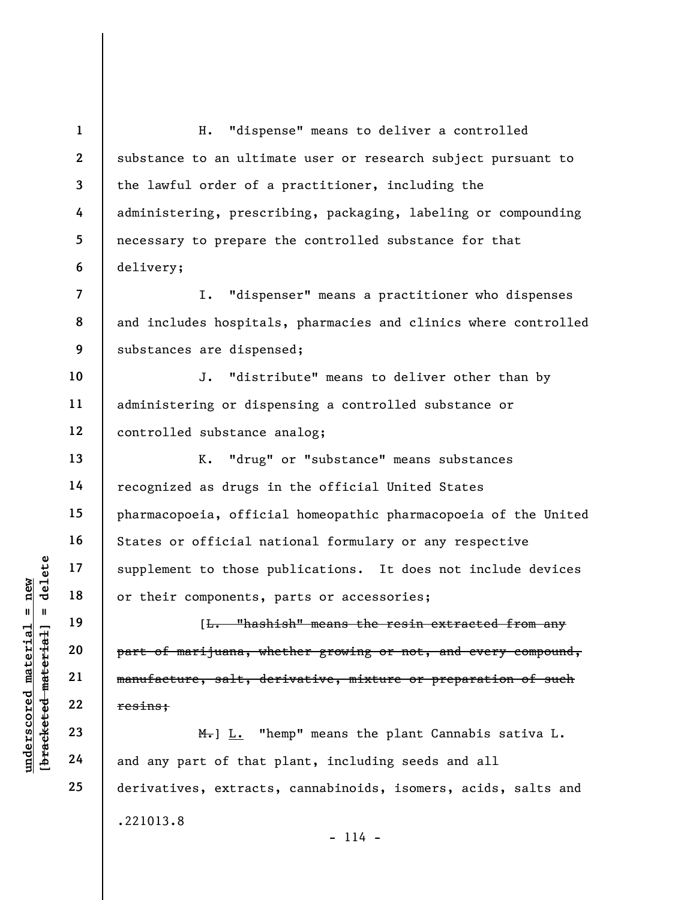H. "dispense" means to deliver a controlled substance to an ultimate user or research subject pursuant to the lawful order of a practitioner, including the administering, prescribing, packaging, labeling or compounding necessary to prepare the controlled substance for that delivery;

I. "dispenser" means a practitioner who dispenses and includes hospitals, pharmacies and clinics where controlled substances are dispensed;

J. "distribute" means to deliver other than by administering or dispensing a controlled substance or controlled substance analog;

K. "drug" or "substance" means substances recognized as drugs in the official United States pharmacopoeia, official homeopathic pharmacopoeia of the United States or official national formulary or any respective supplement to those publications. It does not include devices or their components, parts or accessories;

[~~L. "hashish" means the resin extracted from any part of marijuana, whether growing or not, and every compound, manufacture, salt, derivative, mixture or preparation of such resins;~~

~~M.~~] <u>L.</u> "hemp" means the plant Cannabis sativa L. and any part of that plant, including seeds and all derivatives, extracts, cannabinoids, isomers, acids, salts and

.221013.8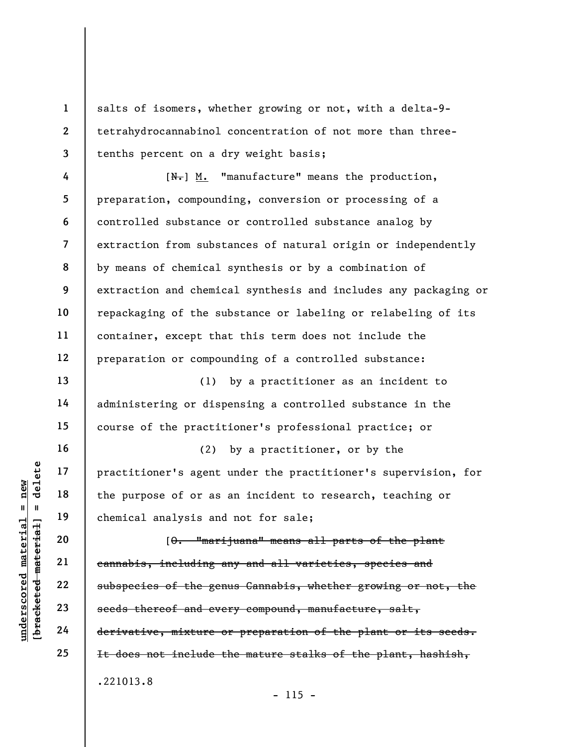salts of isomers, whether growing or not, with a delta-9-tetrahydrocannabinol concentration of not more than three-tenths percent on a dry weight basis;

[~~N.~~] M. "manufacture" means the production, preparation, compounding, conversion or processing of a controlled substance or controlled substance analog by extraction from substances of natural origin or independently by means of chemical synthesis or by a combination of extraction and chemical synthesis and includes any packaging or repackaging of the substance or labeling or relabeling of its container, except that this term does not include the preparation or compounding of a controlled substance:

(1) by a practitioner as an incident to administering or dispensing a controlled substance in the course of the practitioner's professional practice; or

(2) by a practitioner, or by the practitioner's agent under the practitioner's supervision, for the purpose of or as an incident to research, teaching or chemical analysis and not for sale;

[~~O. "marijuana" means all parts of the plant cannabis, including any and all varieties, species and subspecies of the genus Cannabis, whether growing or not, the seeds thereof and every compound, manufacture, salt, derivative, mixture or preparation of the plant or its seeds. It does not include the mature stalks of the plant, hashish,~~

.221013.8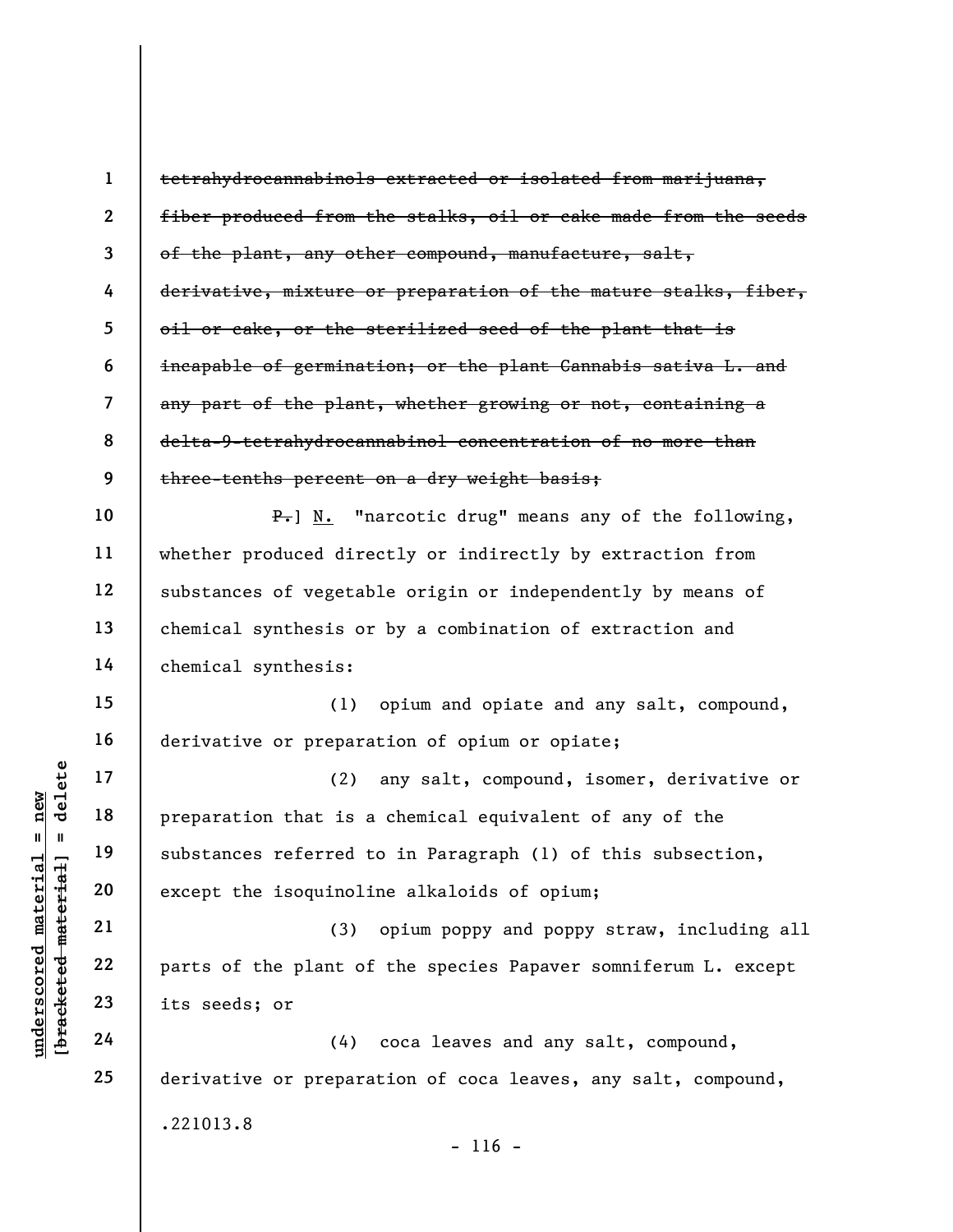~~tetrahydrocannabinols extracted or isolated from marijuana, fiber produced from the stalks, oil or cake made from the seeds of the plant, any other compound, manufacture, salt, derivative, mixture or preparation of the mature stalks, fiber, oil or cake, or the sterilized seed of the plant that is incapable of germination; or the plant Cannabis sativa L. and any part of the plant, whether growing or not, containing a delta-9-tetrahydrocannabinol concentration of no more than three-tenths percent on a dry weight basis;~~

~~P.~~] <u>N.</u> "narcotic drug" means any of the following, whether produced directly or indirectly by extraction from substances of vegetable origin or independently by means of chemical synthesis or by a combination of extraction and chemical synthesis:

(1) opium and opiate and any salt, compound, derivative or preparation of opium or opiate;

(2) any salt, compound, isomer, derivative or preparation that is a chemical equivalent of any of the substances referred to in Paragraph (1) of this subsection, except the isoquinoline alkaloids of opium;

(3) opium poppy and poppy straw, including all parts of the plant of the species Papaver somniferum L. except its seeds; or

(4) coca leaves and any salt, compound, derivative or preparation of coca leaves, any salt, compound,

.221013.8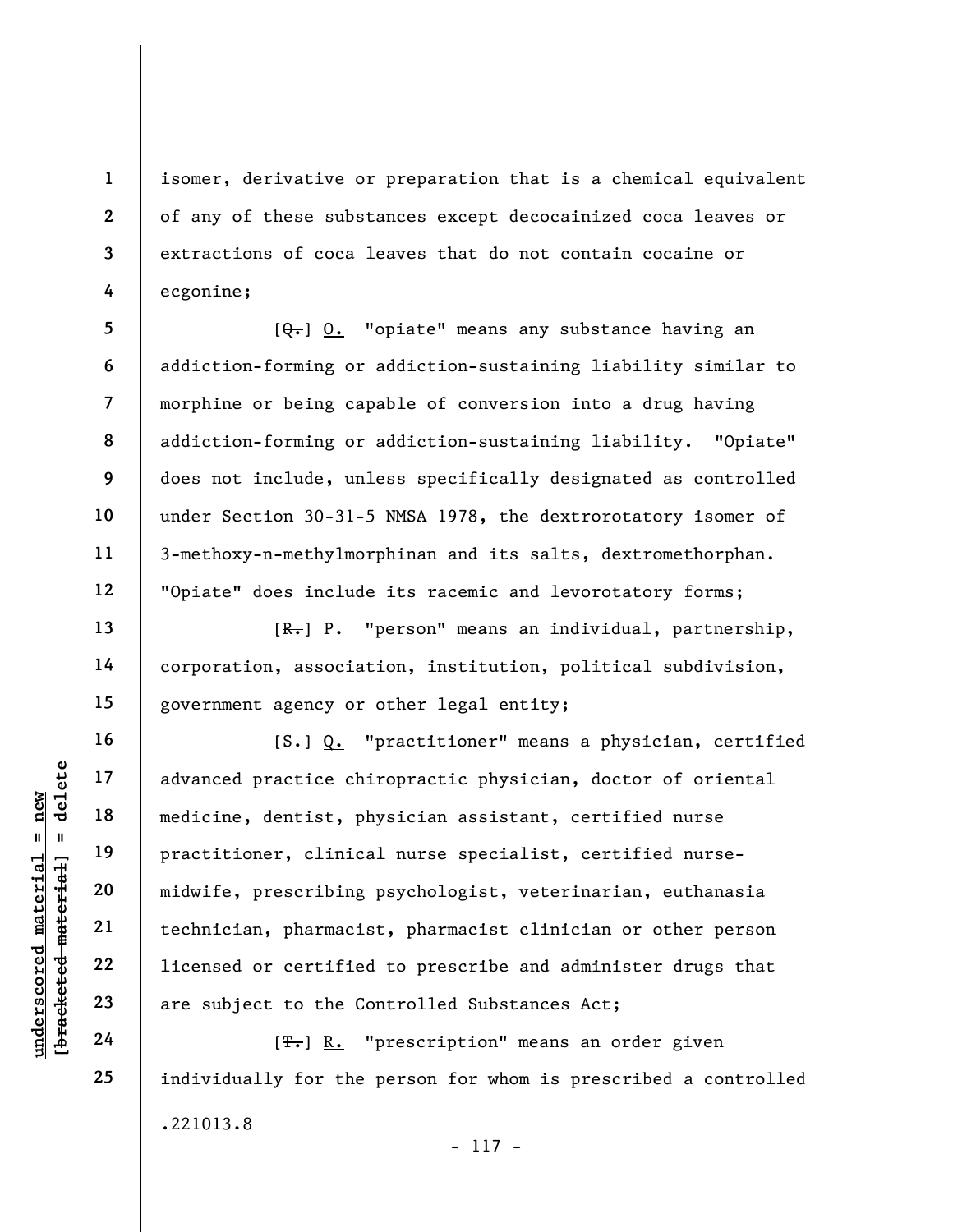isomer, derivative or preparation that is a chemical equivalent of any of these substances except decocainized coca leaves or extractions of coca leaves that do not contain cocaine or ecgonine;

[~~Q.~~] O. "opiate" means any substance having an addiction-forming or addiction-sustaining liability similar to morphine or being capable of conversion into a drug having addiction-forming or addiction-sustaining liability. "Opiate" does not include, unless specifically designated as controlled under Section 30-31-5 NMSA 1978, the dextrorotatory isomer of 3-methoxy-n-methylmorphinan and its salts, dextromethorphan. "Opiate" does include its racemic and levorotatory forms;

[~~R.~~] P. "person" means an individual, partnership, corporation, association, institution, political subdivision, government agency or other legal entity;

[~~S.~~] Q. "practitioner" means a physician, certified advanced practice chiropractic physician, doctor of oriental medicine, dentist, physician assistant, certified nurse practitioner, clinical nurse specialist, certified nurse-midwife, prescribing psychologist, veterinarian, euthanasia technician, pharmacist, pharmacist clinician or other person licensed or certified to prescribe and administer drugs that are subject to the Controlled Substances Act;

[~~T.~~] R. "prescription" means an order given individually for the person for whom is prescribed a controlled

.221013.8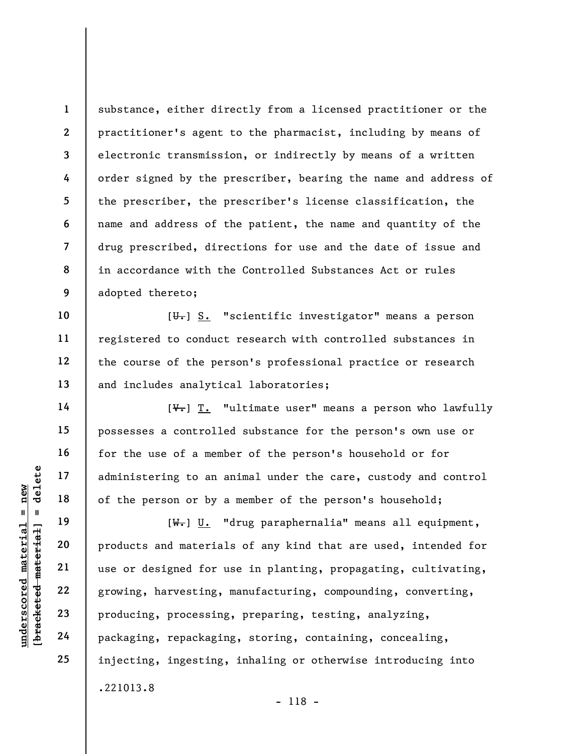substance, either directly from a licensed practitioner or the practitioner's agent to the pharmacist, including by means of electronic transmission, or indirectly by means of a written order signed by the prescriber, bearing the name and address of the prescriber, the prescriber's license classification, the name and address of the patient, the name and quantity of the drug prescribed, directions for use and the date of issue and in accordance with the Controlled Substances Act or rules adopted thereto;

[~~U.~~] S. "scientific investigator" means a person registered to conduct research with controlled substances in the course of the person's professional practice or research and includes analytical laboratories;

[~~V.~~] T. "ultimate user" means a person who lawfully possesses a controlled substance for the person's own use or for the use of a member of the person's household or for administering to an animal under the care, custody and control of the person or by a member of the person's household;

[~~W.~~] U. "drug paraphernalia" means all equipment, products and materials of any kind that are used, intended for use or designed for use in planting, propagating, cultivating, growing, harvesting, manufacturing, compounding, converting, producing, processing, preparing, testing, analyzing, packaging, repackaging, storing, containing, concealing, injecting, ingesting, inhaling or otherwise introducing into

.221013.8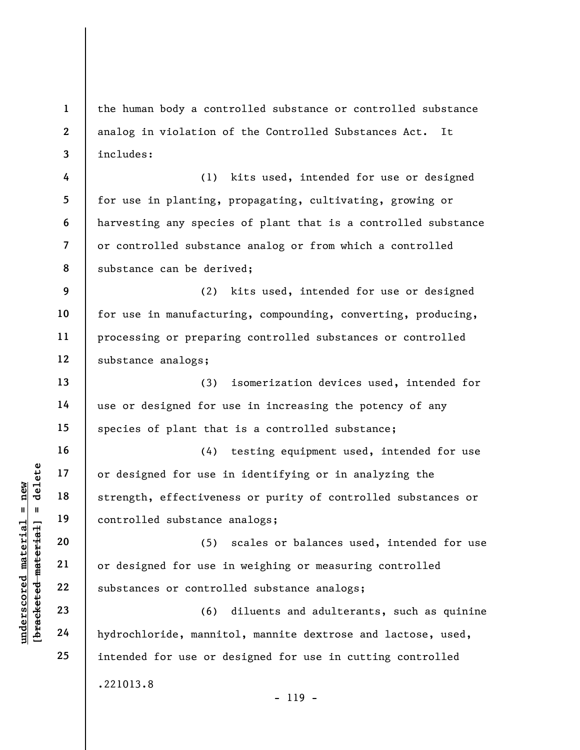the human body a controlled substance or controlled substance analog in violation of the Controlled Substances Act. It includes:

(1) kits used, intended for use or designed for use in planting, propagating, cultivating, growing or harvesting any species of plant that is a controlled substance or controlled substance analog or from which a controlled substance can be derived;

(2) kits used, intended for use or designed for use in manufacturing, compounding, converting, producing, processing or preparing controlled substances or controlled substance analogs;

(3) isomerization devices used, intended for use or designed for use in increasing the potency of any species of plant that is a controlled substance;

(4) testing equipment used, intended for use or designed for use in identifying or in analyzing the strength, effectiveness or purity of controlled substances or controlled substance analogs;

(5) scales or balances used, intended for use or designed for use in weighing or measuring controlled substances or controlled substance analogs;

(6) diluents and adulterants, such as quinine hydrochloride, mannitol, mannite dextrose and lactose, used, intended for use or designed for use in cutting controlled

.221013.8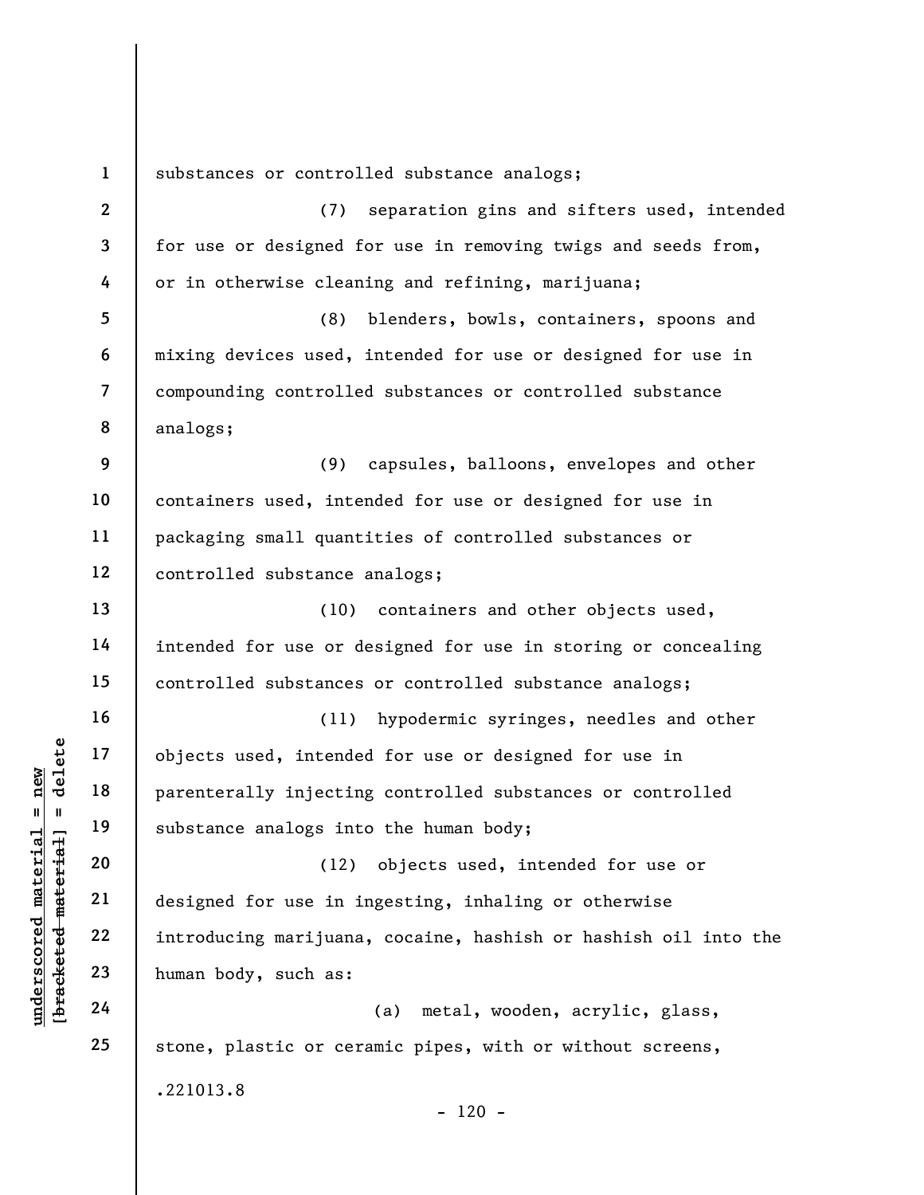substances or controlled substance analogs;

(7) separation gins and sifters used, intended for use or designed for use in removing twigs and seeds from, or in otherwise cleaning and refining, marijuana;

(8) blenders, bowls, containers, spoons and mixing devices used, intended for use or designed for use in compounding controlled substances or controlled substance analogs;

(9) capsules, balloons, envelopes and other containers used, intended for use or designed for use in packaging small quantities of controlled substances or controlled substance analogs;

(10) containers and other objects used, intended for use or designed for use in storing or concealing controlled substances or controlled substance analogs;

(11) hypodermic syringes, needles and other objects used, intended for use or designed for use in parenterally injecting controlled substances or controlled substance analogs into the human body;

(12) objects used, intended for use or designed for use in ingesting, inhaling or otherwise introducing marijuana, cocaine, hashish or hashish oil into the human body, such as:

(a) metal, wooden, acrylic, glass, stone, plastic or ceramic pipes, with or without screens,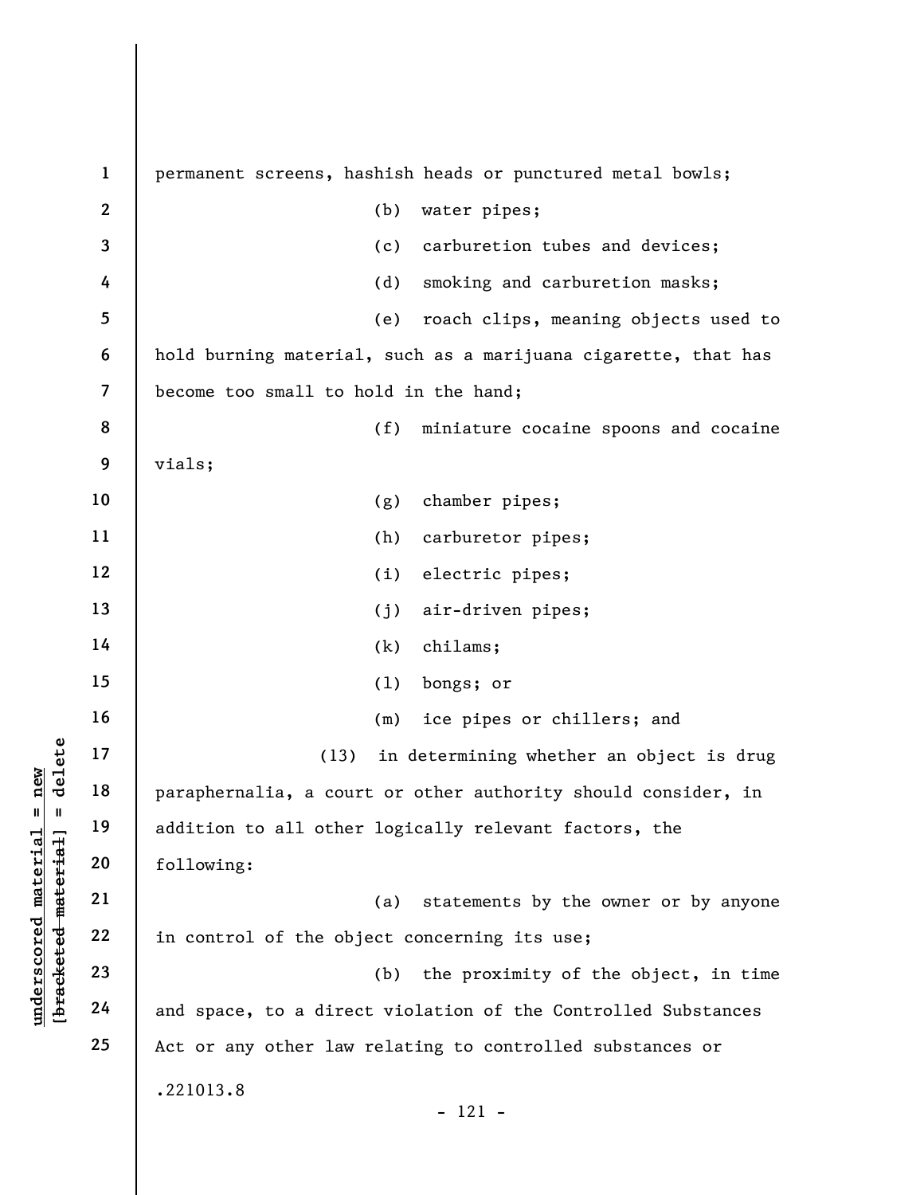permanent screens, hashish heads or punctured metal bowls;

(b) water pipes;

(c) carburetion tubes and devices;

(d) smoking and carburetion masks;

(e) roach clips, meaning objects used to hold burning material, such as a marijuana cigarette, that has become too small to hold in the hand;

(f) miniature cocaine spoons and cocaine vials;

(g) chamber pipes;

(h) carburetor pipes;

(i) electric pipes;

(j) air-driven pipes;

(k) chilams;

(l) bongs; or

(m) ice pipes or chillers; and

(13) in determining whether an object is drug paraphernalia, a court or other authority should consider, in addition to all other logically relevant factors, the following:

(a) statements by the owner or by anyone in control of the object concerning its use;

(b) the proximity of the object, in time and space, to a direct violation of the Controlled Substances Act or any other law relating to controlled substances or

.221013.8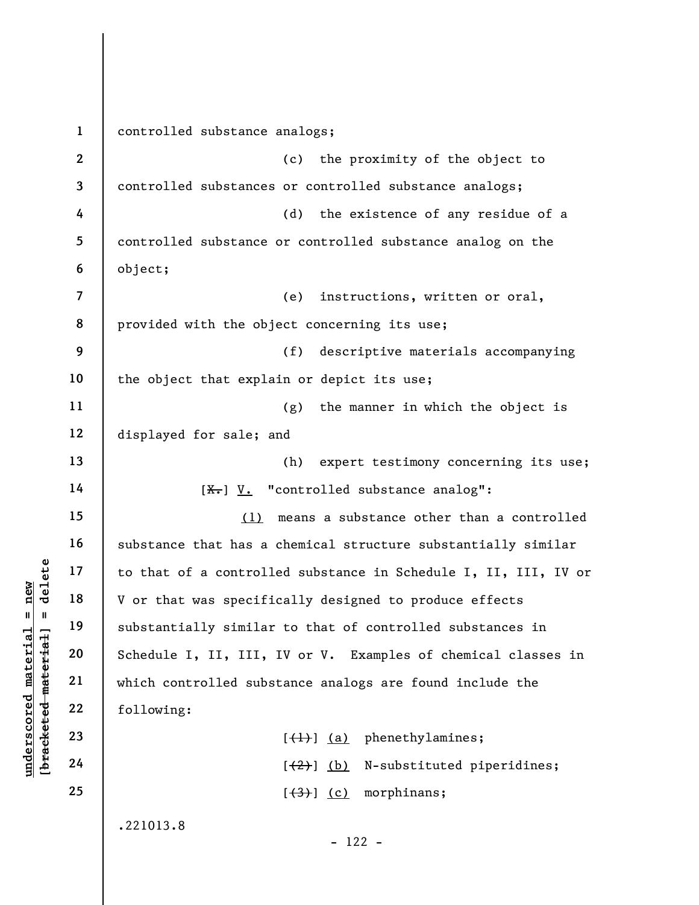controlled substance analogs;

(c) the proximity of the object to controlled substances or controlled substance analogs;

(d) the existence of any residue of a controlled substance or controlled substance analog on the object;

(e) instructions, written or oral, provided with the object concerning its use;

(f) descriptive materials accompanying the object that explain or depict its use;

(g) the manner in which the object is displayed for sale; and

(h) expert testimony concerning its use;

[~~X.~~] V. "controlled substance analog":

(1) means a substance other than a controlled substance that has a chemical structure substantially similar to that of a controlled substance in Schedule I, II, III, IV or V or that was specifically designed to produce effects substantially similar to that of controlled substances in Schedule I, II, III, IV or V. Examples of chemical classes in which controlled substance analogs are found include the following:

[~~(1)~~] (a) phenethylamines;

[~~(2)~~] (b) N-substituted piperidines;

[~~(3)~~] (c) morphinans;

.221013.8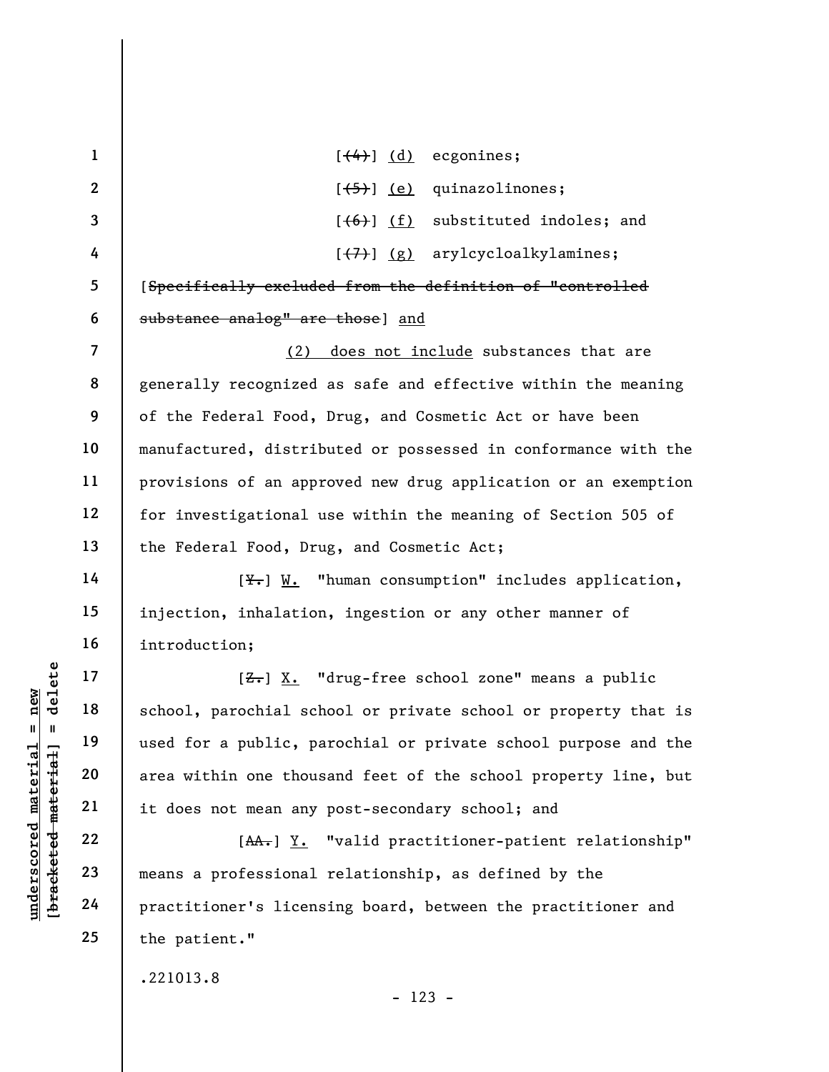[~~(4)~~] <u>(d)</u> ecgonines;

[~~(5)~~] <u>(e)</u> quinazolinones;

[~~(6)~~] <u>(f)</u> substituted indoles; and

[~~(7)~~] <u>(g)</u> arylcycloalkylamines;

[~~Specifically excluded from the definition of "controlled substance analog" are those~~] <u>and</u>

<u>(2) does not include</u> substances that are generally recognized as safe and effective within the meaning of the Federal Food, Drug, and Cosmetic Act or have been manufactured, distributed or possessed in conformance with the provisions of an approved new drug application or an exemption for investigational use within the meaning of Section 505 of the Federal Food, Drug, and Cosmetic Act;

[~~Y.~~] <u>W.</u> "human consumption" includes application, injection, inhalation, ingestion or any other manner of introduction;

[~~Z.~~] <u>X.</u> "drug-free school zone" means a public school, parochial school or private school or property that is used for a public, parochial or private school purpose and the area within one thousand feet of the school property line, but it does not mean any post-secondary school; and

[~~AA.~~] <u>Y.</u> "valid practitioner-patient relationship" means a professional relationship, as defined by the practitioner's licensing board, between the practitioner and the patient."

.221013.8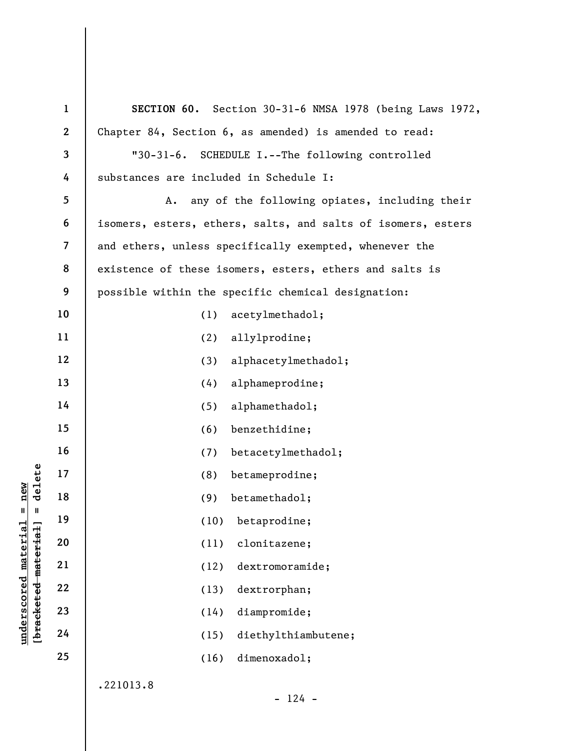**SECTION 60.** Section 30-31-6 NMSA 1978 (being Laws 1972, Chapter 84, Section 6, as amended) is amended to read:

"30-31-6. SCHEDULE I.--The following controlled substances are included in Schedule I:

A. any of the following opiates, including their isomers, esters, ethers, salts, and salts of isomers, esters and ethers, unless specifically exempted, whenever the existence of these isomers, esters, ethers and salts is possible within the specific chemical designation:

(1) acetylmethadol;

(2) allylprodine;

(3) alphacetylmethadol;

(4) alphameprodine;

(5) alphamethadol;

(6) benzethidine;

(7) betacetylmethadol;

(8) betameprodine;

(9) betamethadol;

(10) betaprodine;

(11) clonitazene;

(12) dextromoramide;

(13) dextrorphan;

(14) diampromide;

(15) diethylthiambutene;

(16) dimenoxadol;

.221013.8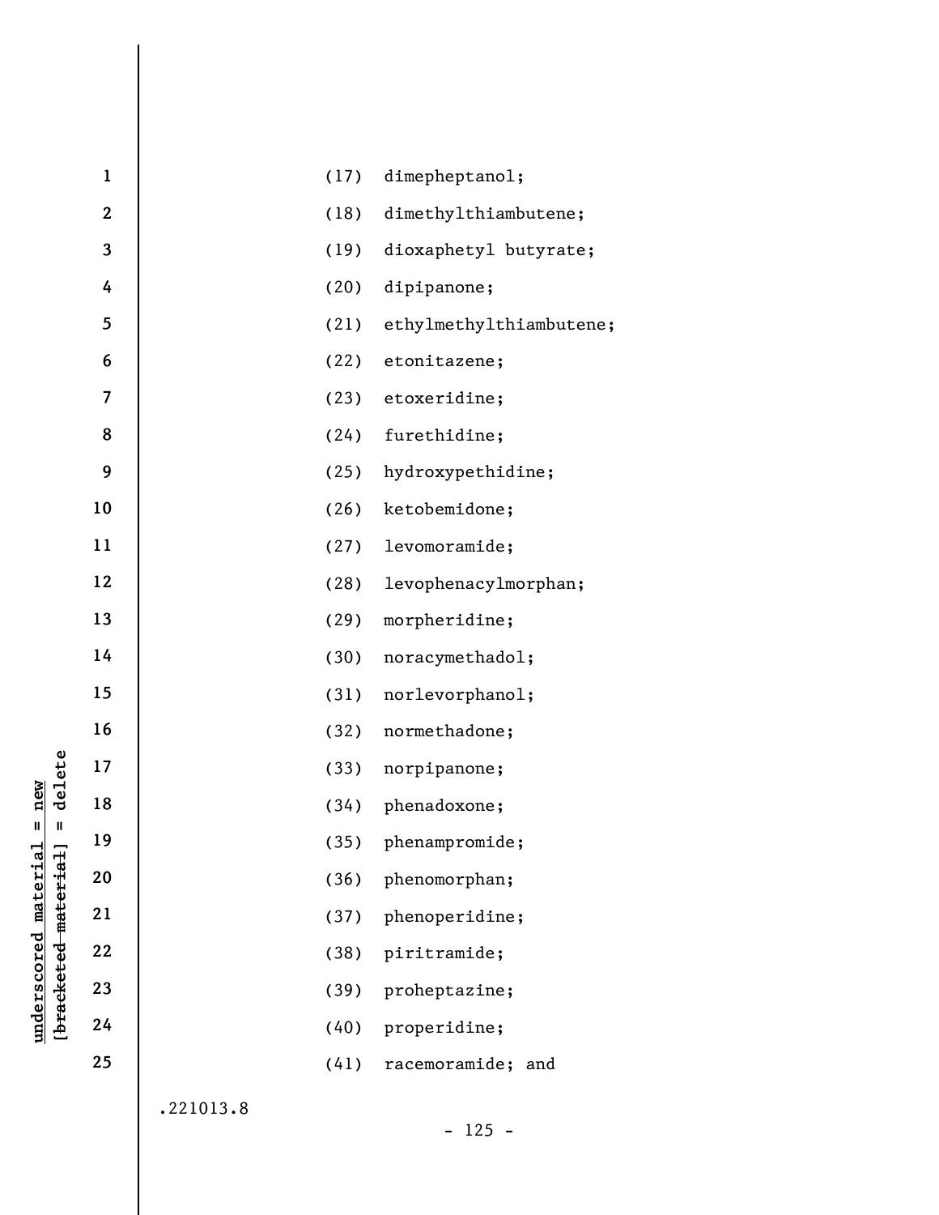(17) dimepheptanol;

(18) dimethylthiambutene;

(19) dioxaphetyl butyrate;

(20) dipipanone;

(21) ethylmethylthiambutene;

(22) etonitazene;

(23) etoxeridine;

(24) furethidine;

(25) hydroxypethidine;

(26) ketobemidone;

(27) levomoramide;

(28) levophenacylmorphan;

(29) morpheridine;

(30) noracymethadol;

(31) norlevorphanol;

(32) normethadone;

(33) norpipanone;

(34) phenadoxone;

(35) phenampromide;

(36) phenomorphan;

(37) phenoperidine;

(38) piritramide;

(39) proheptazine;

(40) properidine;

(41) racemoramide; and

.221013.8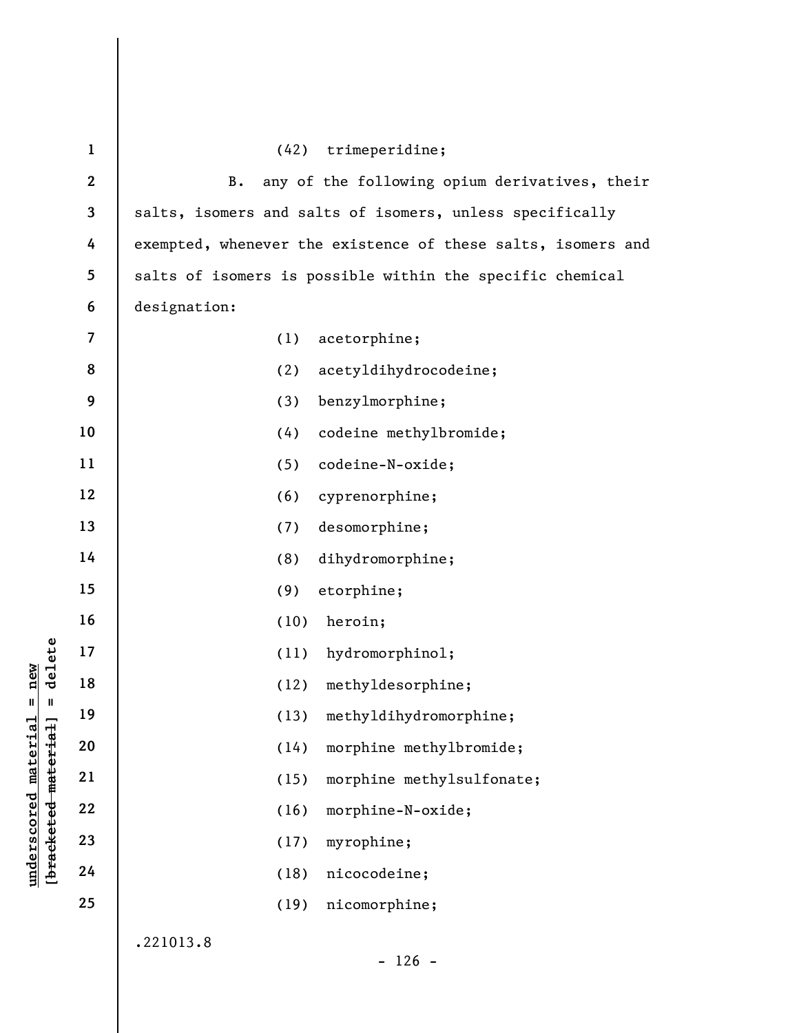(42) trimeperidine;

B. any of the following opium derivatives, their salts, isomers and salts of isomers, unless specifically exempted, whenever the existence of these salts, isomers and salts of isomers is possible within the specific chemical designation:

(1) acetorphine;

(2) acetyldihydrocodeine;

(3) benzylmorphine;

(4) codeine methylbromide;

(5) codeine-N-oxide;

(6) cyprenorphine;

(7) desomorphine;

(8) dihydromorphine;

(9) etorphine;

(10) heroin;

(11) hydromorphinol;

(12) methyldesorphine;

(13) methyldihydromorphine;

(14) morphine methylbromide;

(15) morphine methylsulfonate;

(16) morphine-N-oxide;

(17) myrophine;

(18) nicocodeine;

(19) nicomorphine;

.221013.8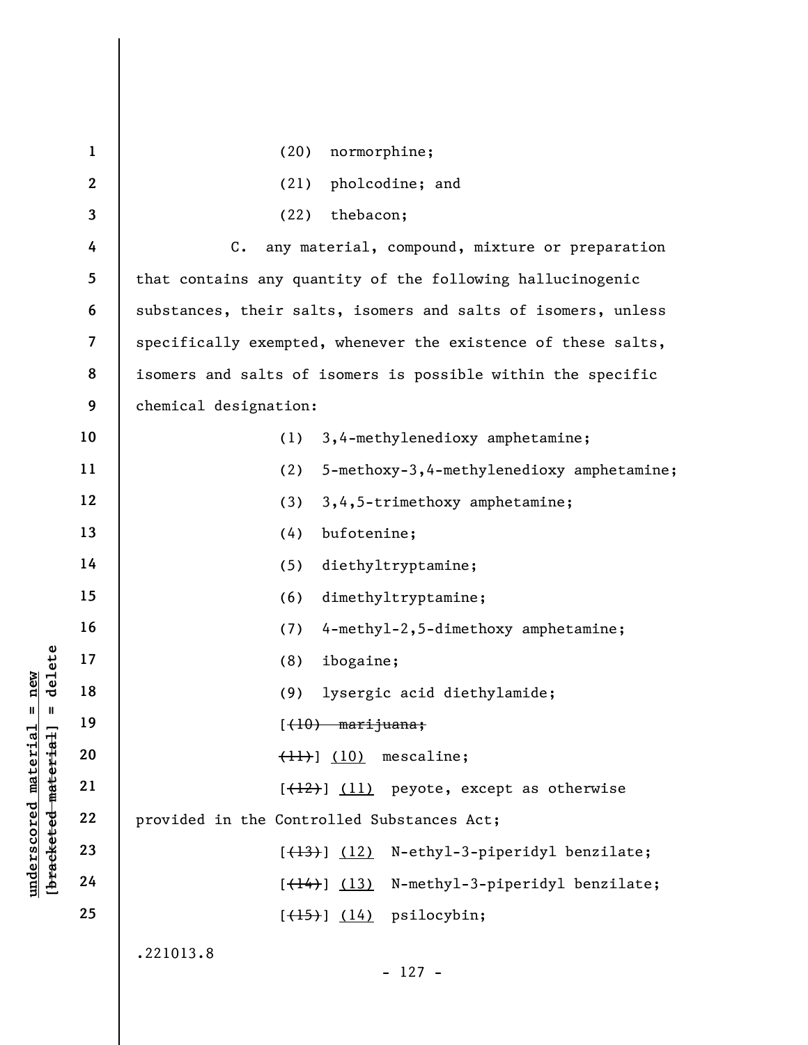(20) normorphine;

(21) pholcodine; and

(22) thebacon;

C. any material, compound, mixture or preparation that contains any quantity of the following hallucinogenic substances, their salts, isomers and salts of isomers, unless specifically exempted, whenever the existence of these salts, isomers and salts of isomers is possible within the specific chemical designation:

(1) 3,4-methylenedioxy amphetamine;

(2) 5-methoxy-3,4-methylenedioxy amphetamine;

(3) 3,4,5-trimethoxy amphetamine;

(4) bufotenine;

(5) diethyltryptamine;

(6) dimethyltryptamine;

(7) 4-methyl-2,5-dimethoxy amphetamine;

(8) ibogaine;

(9) lysergic acid diethylamide;

[~~(10) marijuana;~~

~~(11)~~] <u>(10)</u> mescaline;

[~~(12)~~] <u>(11)</u> peyote, except as otherwise provided in the Controlled Substances Act;

[~~(13)~~] <u>(12)</u> N-ethyl-3-piperidyl benzilate;

[~~(14)~~] <u>(13)</u> N-methyl-3-piperidyl benzilate;

[~~(15)~~] <u>(14)</u> psilocybin;

.221013.8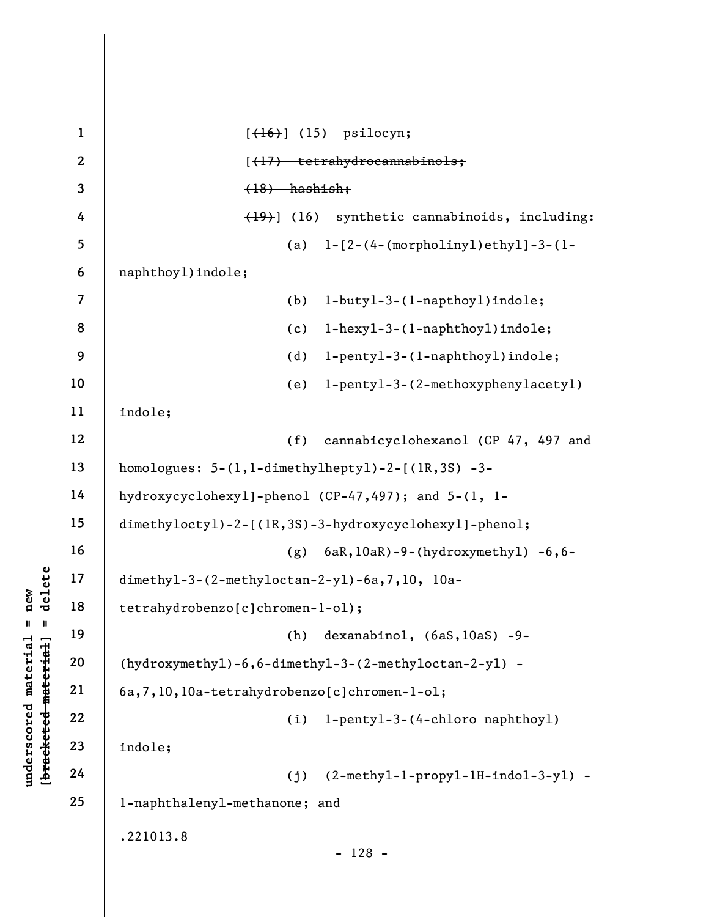[~~(16)~~] <u>(15)</u> psilocyn;

[~~(17) tetrahydrocannabinols;~~

~~(18) hashish;~~

~~(19)~~] <u>(16)</u> synthetic cannabinoids, including:

(a) 1-[2-(4-(morpholinyl)ethyl]-3-(1-naphthoyl)indole;

(b) 1-butyl-3-(1-napthoyl)indole;

(c) 1-hexyl-3-(1-naphthoyl)indole;

(d) 1-pentyl-3-(1-naphthoyl)indole;

(e) 1-pentyl-3-(2-methoxyphenylacetyl) indole;

(f) cannabicyclohexanol (CP 47, 497 and homologues: 5-(1,1-dimethylheptyl)-2-[(1R,3S) -3-hydroxycyclohexyl]-phenol (CP-47,497); and 5-(1, 1-dimethyloctyl)-2-[(1R,3S)-3-hydroxycyclohexyl]-phenol;

(g) 6aR,10aR)-9-(hydroxymethyl) -6,6-dimethyl-3-(2-methyloctan-2-yl)-6a,7,10, 10a-tetrahydrobenzo[c]chromen-1-ol);

(h) dexanabinol, (6aS,10aS) -9-(hydroxymethyl)-6,6-dimethyl-3-(2-methyloctan-2-yl) -6a,7,10,10a-tetrahydrobenzo[c]chromen-1-ol;

(i) 1-pentyl-3-(4-chloro naphthoyl) indole;

(j) (2-methyl-1-propyl-1H-indol-3-yl) -1-naphthalenyl-methanone; and

.221013.8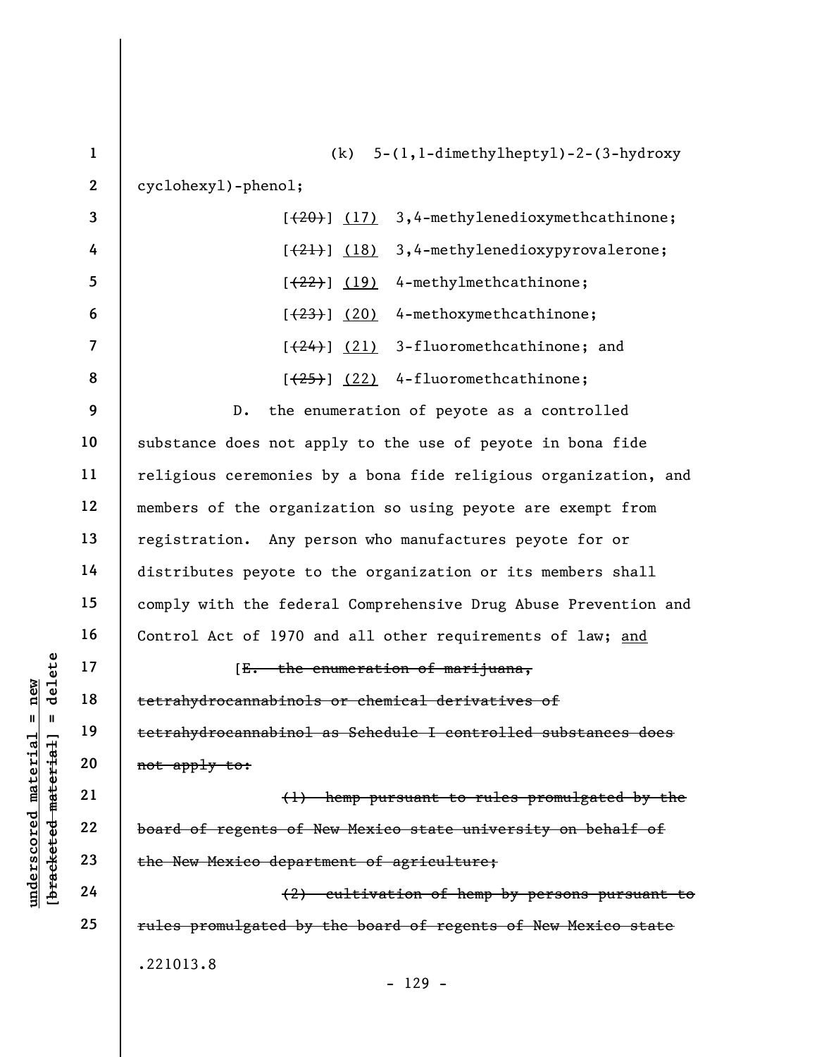(k) 5-(1,1-dimethylheptyl)-2-(3-hydroxy cyclohexyl)-phenol;

[~~(20)~~] (17) 3,4-methylenedioxymethcathinone;

[~~(21)~~] (18) 3,4-methylenedioxypyrovalerone;

[~~(22)~~] (19) 4-methylmethcathinone;

[~~(23)~~] (20) 4-methoxymethcathinone;

[~~(24)~~] (21) 3-fluoromethcathinone; and

[~~(25)~~] (22) 4-fluoromethcathinone;

D. the enumeration of peyote as a controlled substance does not apply to the use of peyote in bona fide religious ceremonies by a bona fide religious organization, and members of the organization so using peyote are exempt from registration. Any person who manufactures peyote for or distributes peyote to the organization or its members shall comply with the federal Comprehensive Drug Abuse Prevention and Control Act of 1970 and all other requirements of law; <u>and</u>

[~~E. the enumeration of marijuana, tetrahydrocannabinols or chemical derivatives of tetrahydrocannabinol as Schedule I controlled substances does not apply to:~~

~~(1) hemp pursuant to rules promulgated by the board of regents of New Mexico state university on behalf of the New Mexico department of agriculture;~~

~~(2) cultivation of hemp by persons pursuant to rules promulgated by the board of regents of New Mexico state~~

.221013.8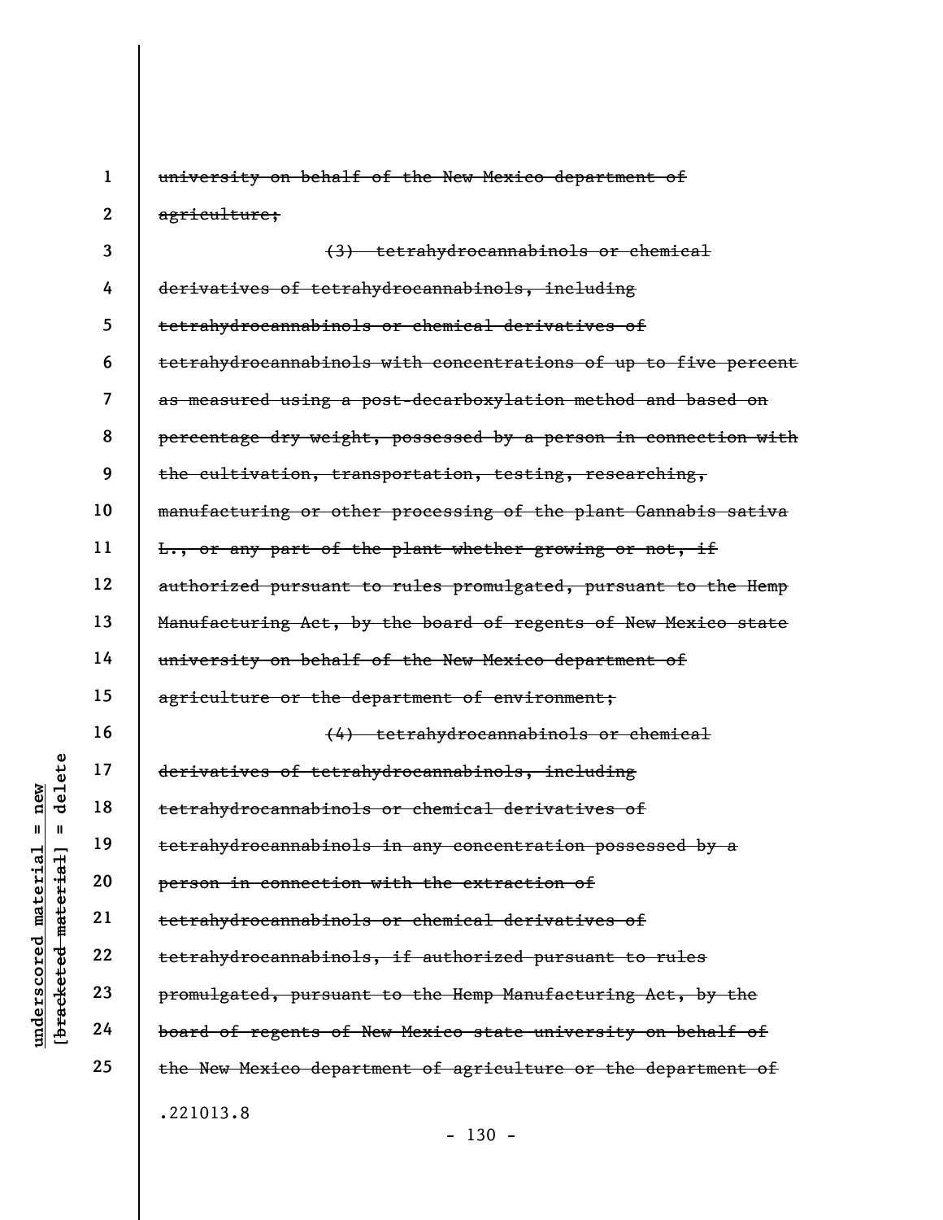~~university on behalf of the New Mexico department of agriculture;~~

~~(3) tetrahydrocannabinols or chemical derivatives of tetrahydrocannabinols, including tetrahydrocannabinols or chemical derivatives of tetrahydrocannabinols with concentrations of up to five percent as measured using a post-decarboxylation method and based on percentage dry weight, possessed by a person in connection with the cultivation, transportation, testing, researching, manufacturing or other processing of the plant Cannabis sativa L., or any part of the plant whether growing or not, if authorized pursuant to rules promulgated, pursuant to the Hemp Manufacturing Act, by the board of regents of New Mexico state university on behalf of the New Mexico department of agriculture or the department of environment;~~

~~(4) tetrahydrocannabinols or chemical derivatives of tetrahydrocannabinols, including tetrahydrocannabinols or chemical derivatives of tetrahydrocannabinols in any concentration possessed by a person in connection with the extraction of tetrahydrocannabinols or chemical derivatives of tetrahydrocannabinols, if authorized pursuant to rules promulgated, pursuant to the Hemp Manufacturing Act, by the board of regents of New Mexico state university on behalf of the New Mexico department of agriculture or the department of~~

.221013.8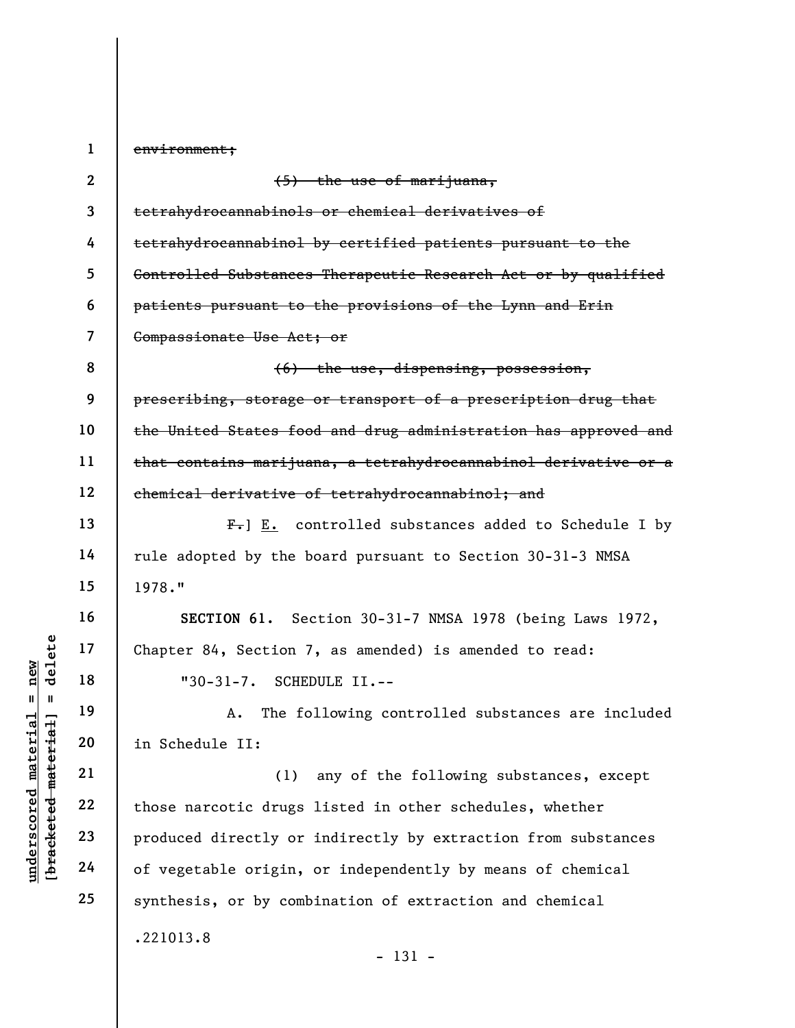~~environment;~~

~~(5) the use of marijuana, tetrahydrocannabinols or chemical derivatives of tetrahydrocannabinol by certified patients pursuant to the Controlled Substances Therapeutic Research Act or by qualified patients pursuant to the provisions of the Lynn and Erin Compassionate Use Act; or~~

~~(6) the use, dispensing, possession, prescribing, storage or transport of a prescription drug that the United States food and drug administration has approved and that contains marijuana, a tetrahydrocannabinol derivative or a chemical derivative of tetrahydrocannabinol; and~~

~~F.~~] <u>E.</u> controlled substances added to Schedule I by rule adopted by the board pursuant to Section 30-31-3 NMSA 1978."

**SECTION 61.** Section 30-31-7 NMSA 1978 (being Laws 1972, Chapter 84, Section 7, as amended) is amended to read:

"30-31-7. SCHEDULE II.--

A. The following controlled substances are included in Schedule II:

(1) any of the following substances, except those narcotic drugs listed in other schedules, whether produced directly or indirectly by extraction from substances of vegetable origin, or independently by means of chemical synthesis, or by combination of extraction and chemical

.221013.8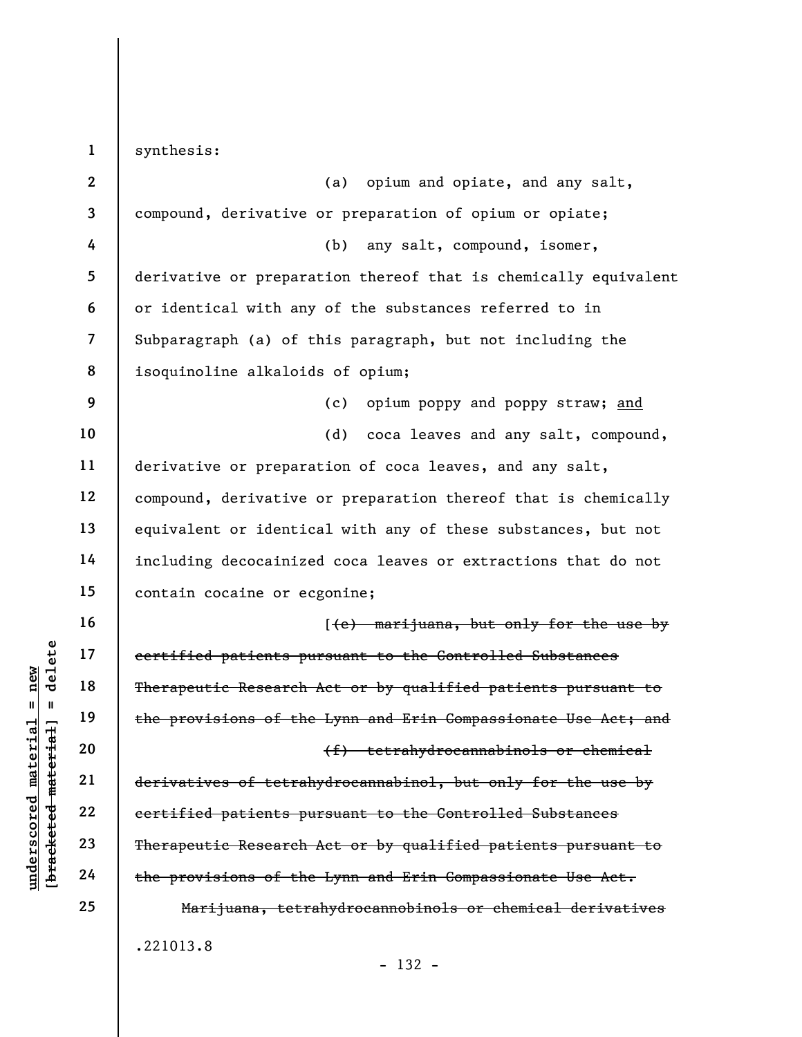synthesis:

(a) opium and opiate, and any salt, compound, derivative or preparation of opium or opiate;

(b) any salt, compound, isomer, derivative or preparation thereof that is chemically equivalent or identical with any of the substances referred to in Subparagraph (a) of this paragraph, but not including the isoquinoline alkaloids of opium;

(c) opium poppy and poppy straw; <u>and</u>

(d) coca leaves and any salt, compound, derivative or preparation of coca leaves, and any salt, compound, derivative or preparation thereof that is chemically equivalent or identical with any of these substances, but not including decocainized coca leaves or extractions that do not contain cocaine or ecgonine;

[~~(e) marijuana, but only for the use by certified patients pursuant to the Controlled Substances Therapeutic Research Act or by qualified patients pursuant to the provisions of the Lynn and Erin Compassionate Use Act; and~~

~~(f) tetrahydrocannabinols or chemical derivatives of tetrahydrocannabinol, but only for the use by certified patients pursuant to the Controlled Substances Therapeutic Research Act or by qualified patients pursuant to the provisions of the Lynn and Erin Compassionate Use Act.~~

~~Marijuana, tetrahydrocannobinols or chemical derivatives~~

.221013.8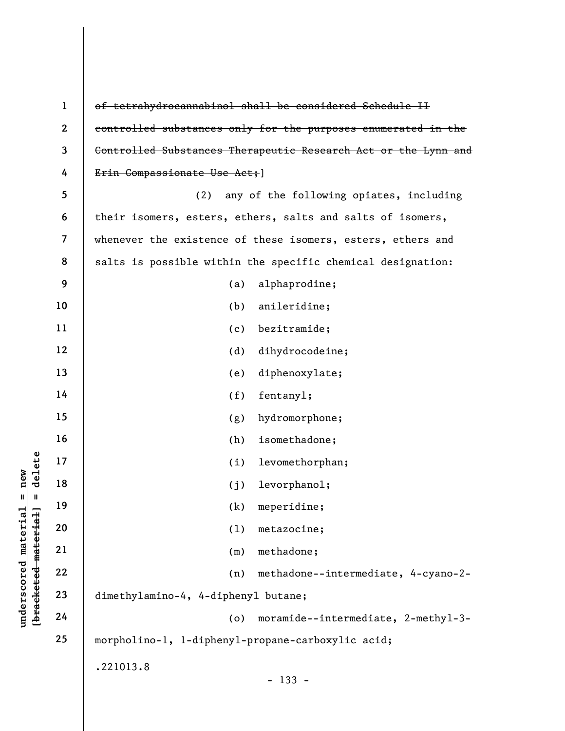~~of tetrahydrocannabinol shall be considered Schedule II controlled substances only for the purposes enumerated in the Controlled Substances Therapeutic Research Act or the Lynn and Erin Compassionate Use Act;~~]

(2) any of the following opiates, including their isomers, esters, ethers, salts and salts of isomers, whenever the existence of these isomers, esters, ethers and salts is possible within the specific chemical designation:

(a) alphaprodine;

(b) anileridine;

(c) bezitramide;

(d) dihydrocodeine;

(e) diphenoxylate;

(f) fentanyl;

(g) hydromorphone;

(h) isomethadone;

(i) levomethorphan;

(j) levorphanol;

(k) meperidine;

(l) metazocine;

(m) methadone;

(n) methadone--intermediate, 4-cyano-2-dimethylamino-4, 4-diphenyl butane;

(o) moramide--intermediate, 2-methyl-3-morpholino-1, 1-diphenyl-propane-carboxylic acid;

.221013.8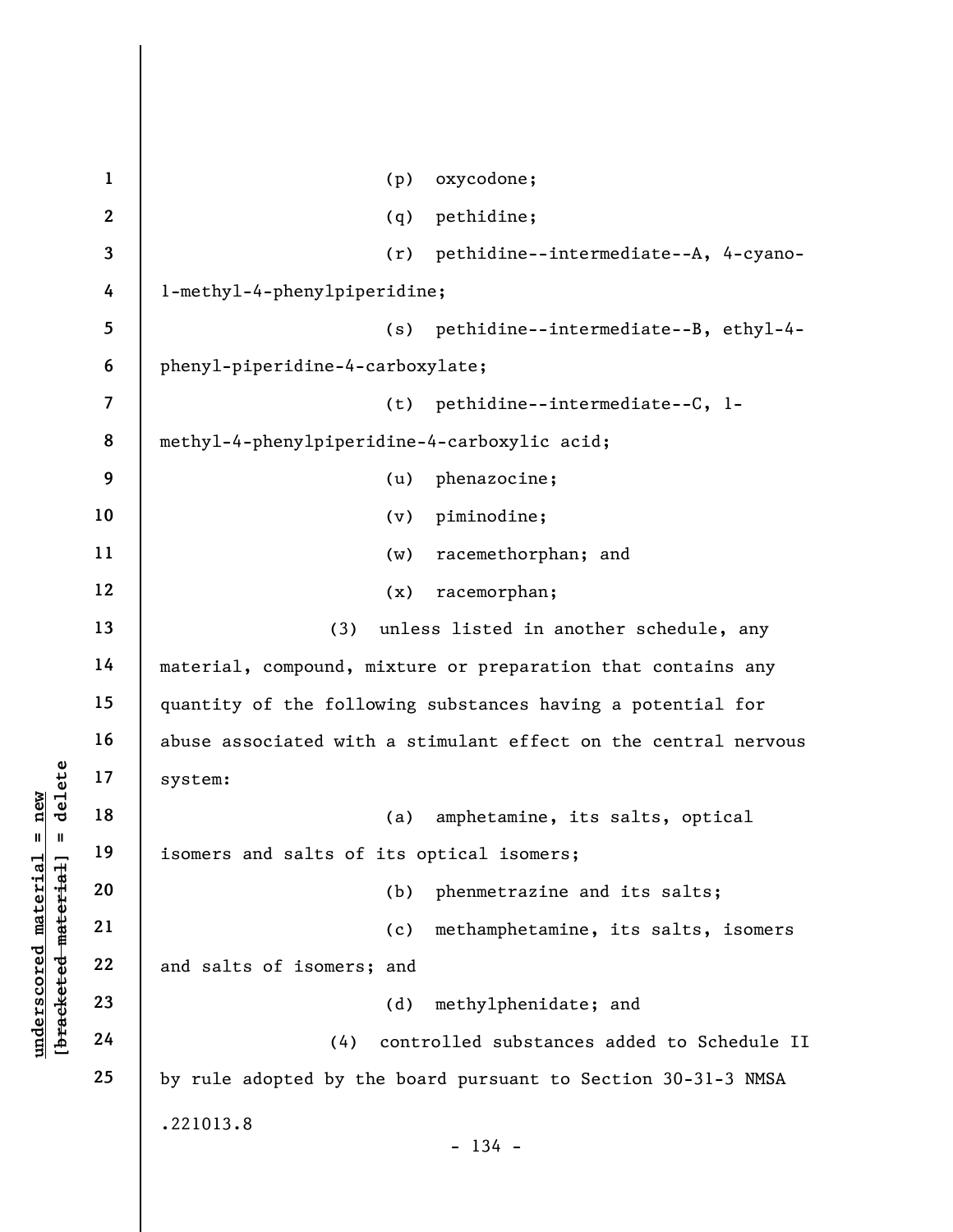(p) oxycodone;

(q) pethidine;

(r) pethidine--intermediate--A, 4-cyano-1-methyl-4-phenylpiperidine;

(s) pethidine--intermediate--B, ethyl-4-phenyl-piperidine-4-carboxylate;

(t) pethidine--intermediate--C, 1-methyl-4-phenylpiperidine-4-carboxylic acid;

(u) phenazocine;

(v) piminodine;

(w) racemethorphan; and

(x) racemorphan;

(3) unless listed in another schedule, any material, compound, mixture or preparation that contains any quantity of the following substances having a potential for abuse associated with a stimulant effect on the central nervous system:

(a) amphetamine, its salts, optical isomers and salts of its optical isomers;

(b) phenmetrazine and its salts;

(c) methamphetamine, its salts, isomers and salts of isomers; and

(d) methylphenidate; and

(4) controlled substances added to Schedule II by rule adopted by the board pursuant to Section 30-31-3 NMSA

.221013.8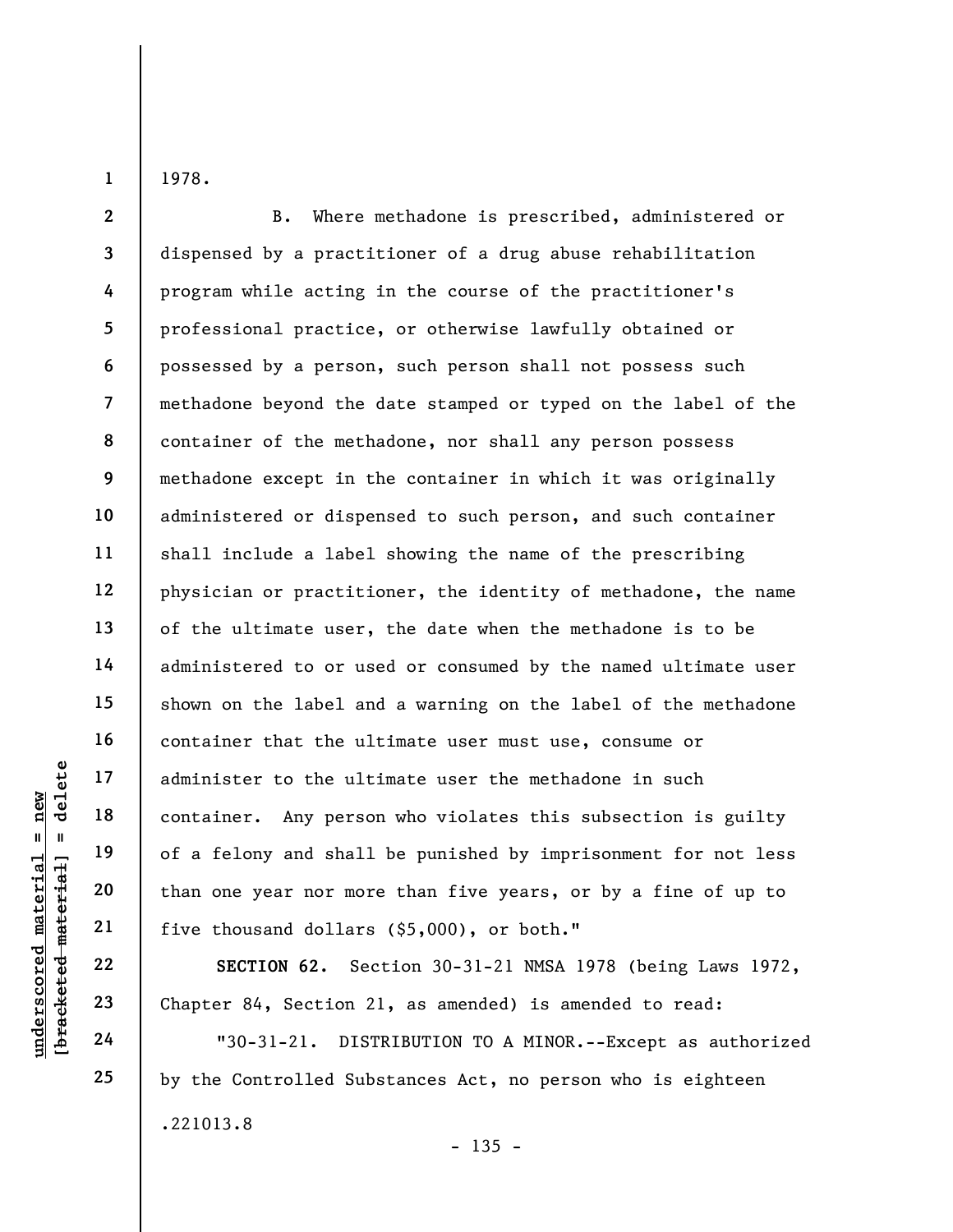1978.

B. Where methadone is prescribed, administered or dispensed by a practitioner of a drug abuse rehabilitation program while acting in the course of the practitioner's professional practice, or otherwise lawfully obtained or possessed by a person, such person shall not possess such methadone beyond the date stamped or typed on the label of the container of the methadone, nor shall any person possess methadone except in the container in which it was originally administered or dispensed to such person, and such container shall include a label showing the name of the prescribing physician or practitioner, the identity of methadone, the name of the ultimate user, the date when the methadone is to be administered to or used or consumed by the named ultimate user shown on the label and a warning on the label of the methadone container that the ultimate user must use, consume or administer to the ultimate user the methadone in such container. Any person who violates this subsection is guilty of a felony and shall be punished by imprisonment for not less than one year nor more than five years, or by a fine of up to five thousand dollars ($5,000), or both."

**SECTION 62.** Section 30-31-21 NMSA 1978 (being Laws 1972, Chapter 84, Section 21, as amended) is amended to read:

"30-31-21. DISTRIBUTION TO A MINOR.--Except as authorized by the Controlled Substances Act, no person who is eighteen

.221013.8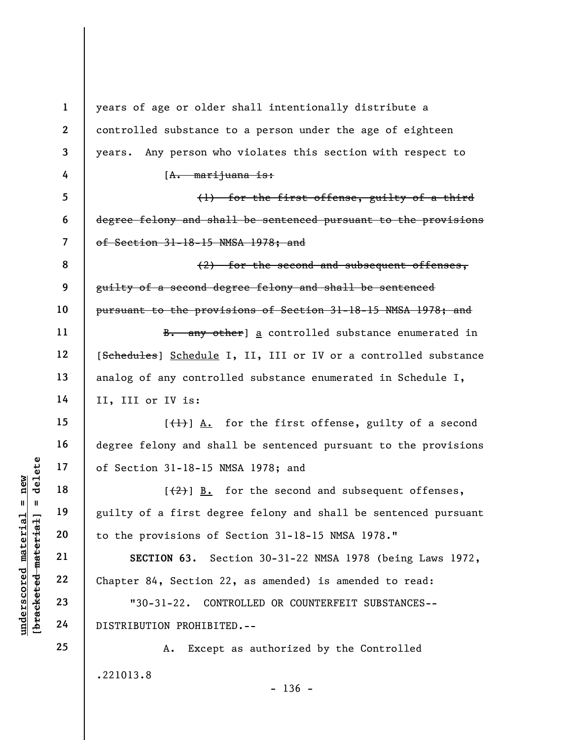years of age or older shall intentionally distribute a controlled substance to a person under the age of eighteen years. Any person who violates this section with respect to

[~~A. marijuana is:~~

~~(1) for the first offense, guilty of a third degree felony and shall be sentenced pursuant to the provisions of Section 31-18-15 NMSA 1978; and~~

~~(2) for the second and subsequent offenses, guilty of a second degree felony and shall be sentenced pursuant to the provisions of Section 31-18-15 NMSA 1978; and~~

~~B. any other~~] <u>a</u> controlled substance enumerated in [~~Schedules~~] <u>Schedule</u> I, II, III or IV or a controlled substance analog of any controlled substance enumerated in Schedule I, II, III or IV is:

[~~(1)~~] <u>A.</u> for the first offense, guilty of a second degree felony and shall be sentenced pursuant to the provisions of Section 31-18-15 NMSA 1978; and

[~~(2)~~] <u>B.</u> for the second and subsequent offenses, guilty of a first degree felony and shall be sentenced pursuant to the provisions of Section 31-18-15 NMSA 1978."

**SECTION 63.** Section 30-31-22 NMSA 1978 (being Laws 1972, Chapter 84, Section 22, as amended) is amended to read:

"30-31-22. CONTROLLED OR COUNTERFEIT SUBSTANCES--DISTRIBUTION PROHIBITED.--

A. Except as authorized by the Controlled

.221013.8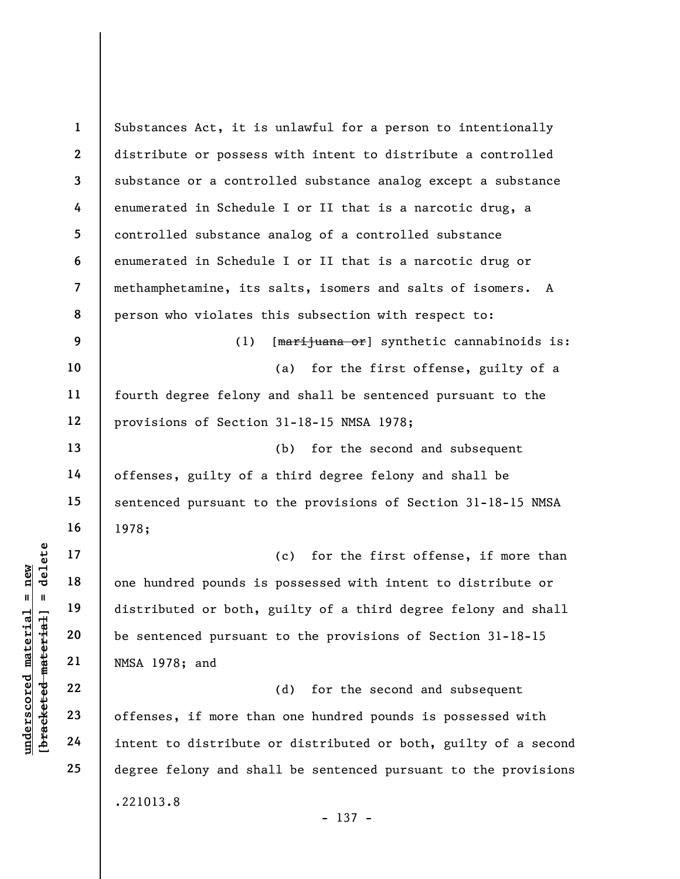Substances Act, it is unlawful for a person to intentionally distribute or possess with intent to distribute a controlled substance or a controlled substance analog except a substance enumerated in Schedule I or II that is a narcotic drug, a controlled substance analog of a controlled substance enumerated in Schedule I or II that is a narcotic drug or methamphetamine, its salts, isomers and salts of isomers. A person who violates this subsection with respect to:

(1) [~~marijuana or~~] synthetic cannabinoids is:

(a) for the first offense, guilty of a fourth degree felony and shall be sentenced pursuant to the provisions of Section 31-18-15 NMSA 1978;

(b) for the second and subsequent offenses, guilty of a third degree felony and shall be sentenced pursuant to the provisions of Section 31-18-15 NMSA 1978;

(c) for the first offense, if more than one hundred pounds is possessed with intent to distribute or distributed or both, guilty of a third degree felony and shall be sentenced pursuant to the provisions of Section 31-18-15 NMSA 1978; and

(d) for the second and subsequent offenses, if more than one hundred pounds is possessed with intent to distribute or distributed or both, guilty of a second degree felony and shall be sentenced pursuant to the provisions

.221013.8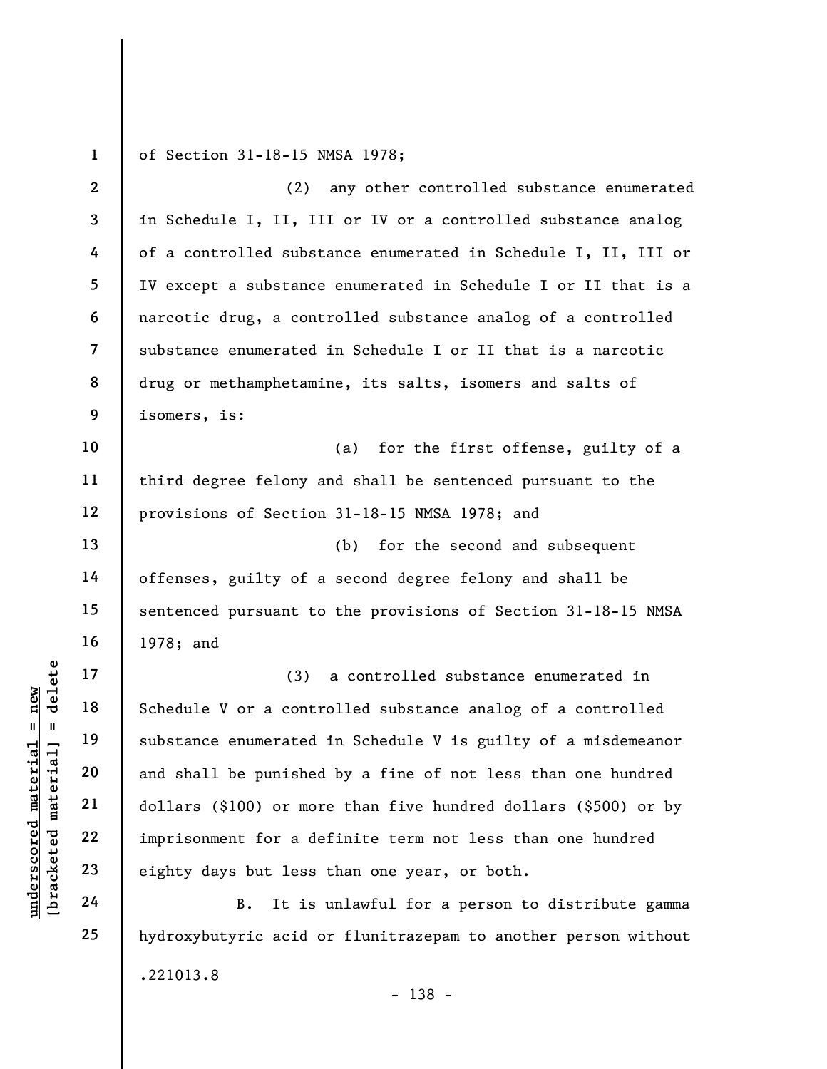of Section 31-18-15 NMSA 1978;

(2) any other controlled substance enumerated in Schedule I, II, III or IV or a controlled substance analog of a controlled substance enumerated in Schedule I, II, III or IV except a substance enumerated in Schedule I or II that is a narcotic drug, a controlled substance analog of a controlled substance enumerated in Schedule I or II that is a narcotic drug or methamphetamine, its salts, isomers and salts of isomers, is:

(a) for the first offense, guilty of a third degree felony and shall be sentenced pursuant to the provisions of Section 31-18-15 NMSA 1978; and

(b) for the second and subsequent offenses, guilty of a second degree felony and shall be sentenced pursuant to the provisions of Section 31-18-15 NMSA 1978; and

(3) a controlled substance enumerated in Schedule V or a controlled substance analog of a controlled substance enumerated in Schedule V is guilty of a misdemeanor and shall be punished by a fine of not less than one hundred dollars ($100) or more than five hundred dollars ($500) or by imprisonment for a definite term not less than one hundred eighty days but less than one year, or both.

B. It is unlawful for a person to distribute gamma hydroxybutyric acid or flunitrazepam to another person without

.221013.8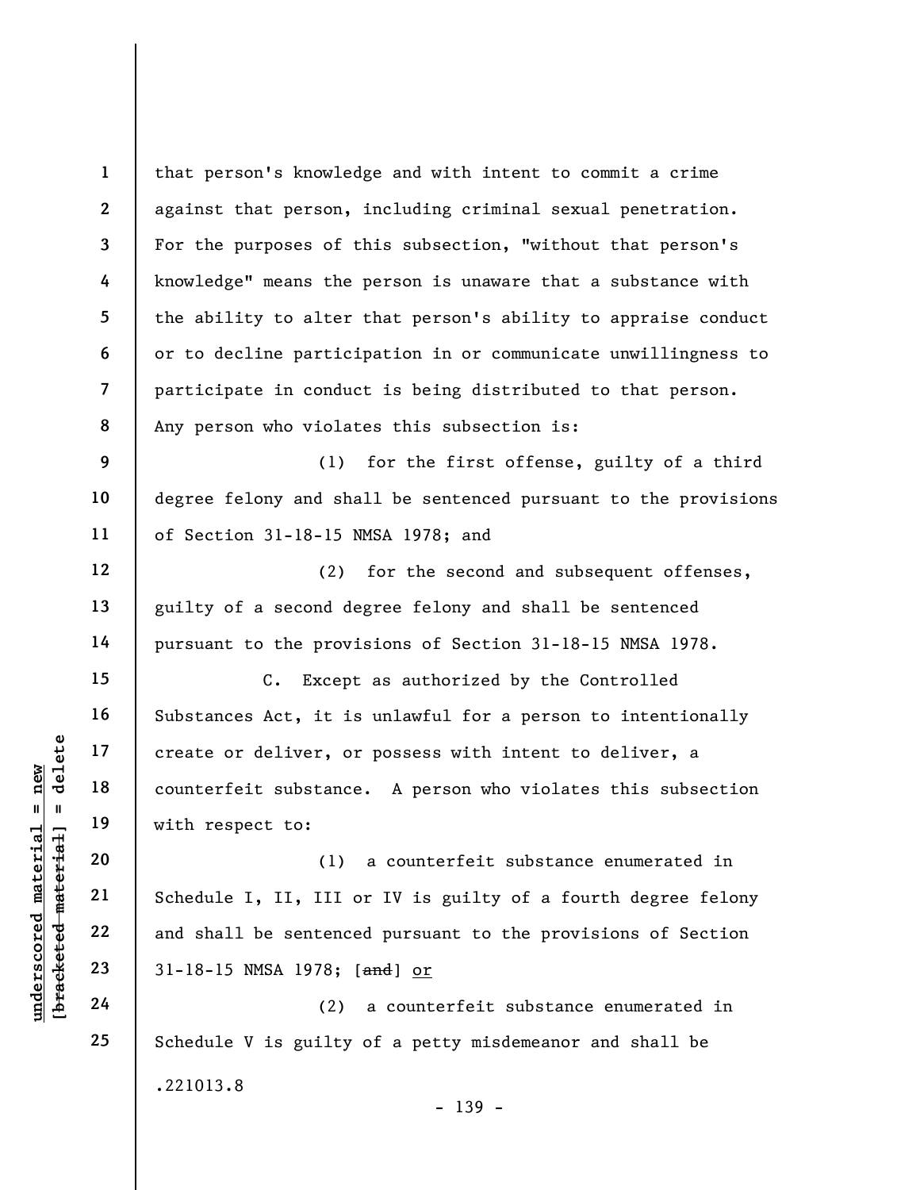that person's knowledge and with intent to commit a crime against that person, including criminal sexual penetration. For the purposes of this subsection, "without that person's knowledge" means the person is unaware that a substance with the ability to alter that person's ability to appraise conduct or to decline participation in or communicate unwillingness to participate in conduct is being distributed to that person. Any person who violates this subsection is:

(1) for the first offense, guilty of a third degree felony and shall be sentenced pursuant to the provisions of Section 31-18-15 NMSA 1978; and

(2) for the second and subsequent offenses, guilty of a second degree felony and shall be sentenced pursuant to the provisions of Section 31-18-15 NMSA 1978.

C. Except as authorized by the Controlled Substances Act, it is unlawful for a person to intentionally create or deliver, or possess with intent to deliver, a counterfeit substance. A person who violates this subsection with respect to:

(1) a counterfeit substance enumerated in Schedule I, II, III or IV is guilty of a fourth degree felony and shall be sentenced pursuant to the provisions of Section 31-18-15 NMSA 1978; [~~and~~] <u>or</u>

(2) a counterfeit substance enumerated in Schedule V is guilty of a petty misdemeanor and shall be

.221013.8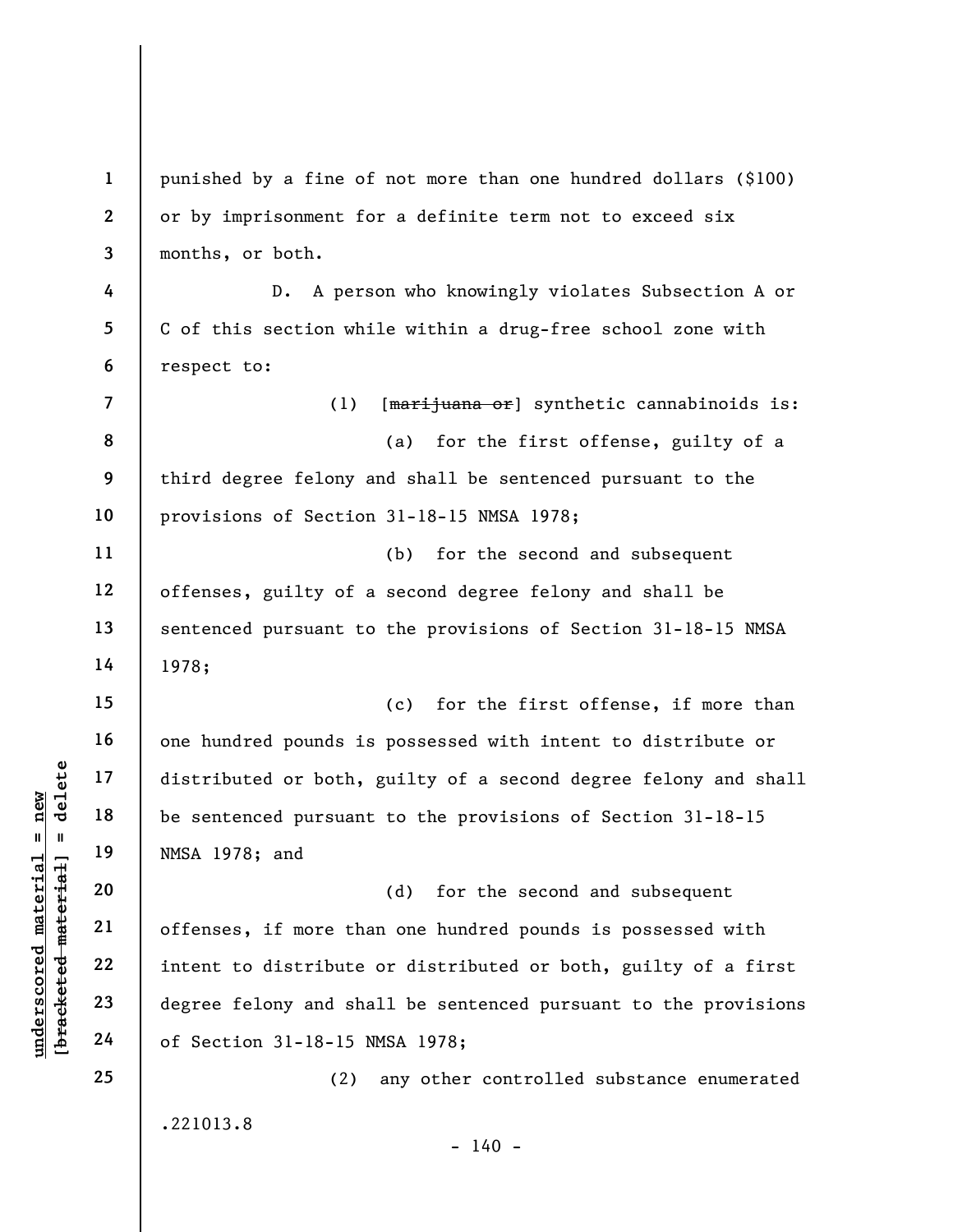punished by a fine of not more than one hundred dollars ($100) or by imprisonment for a definite term not to exceed six months, or both.

D. A person who knowingly violates Subsection A or C of this section while within a drug-free school zone with respect to:

(1) [~~marijuana or~~] synthetic cannabinoids is:

(a) for the first offense, guilty of a third degree felony and shall be sentenced pursuant to the provisions of Section 31-18-15 NMSA 1978;

(b) for the second and subsequent offenses, guilty of a second degree felony and shall be sentenced pursuant to the provisions of Section 31-18-15 NMSA 1978;

(c) for the first offense, if more than one hundred pounds is possessed with intent to distribute or distributed or both, guilty of a second degree felony and shall be sentenced pursuant to the provisions of Section 31-18-15 NMSA 1978; and

(d) for the second and subsequent offenses, if more than one hundred pounds is possessed with intent to distribute or distributed or both, guilty of a first degree felony and shall be sentenced pursuant to the provisions of Section 31-18-15 NMSA 1978;

(2) any other controlled substance enumerated

.221013.8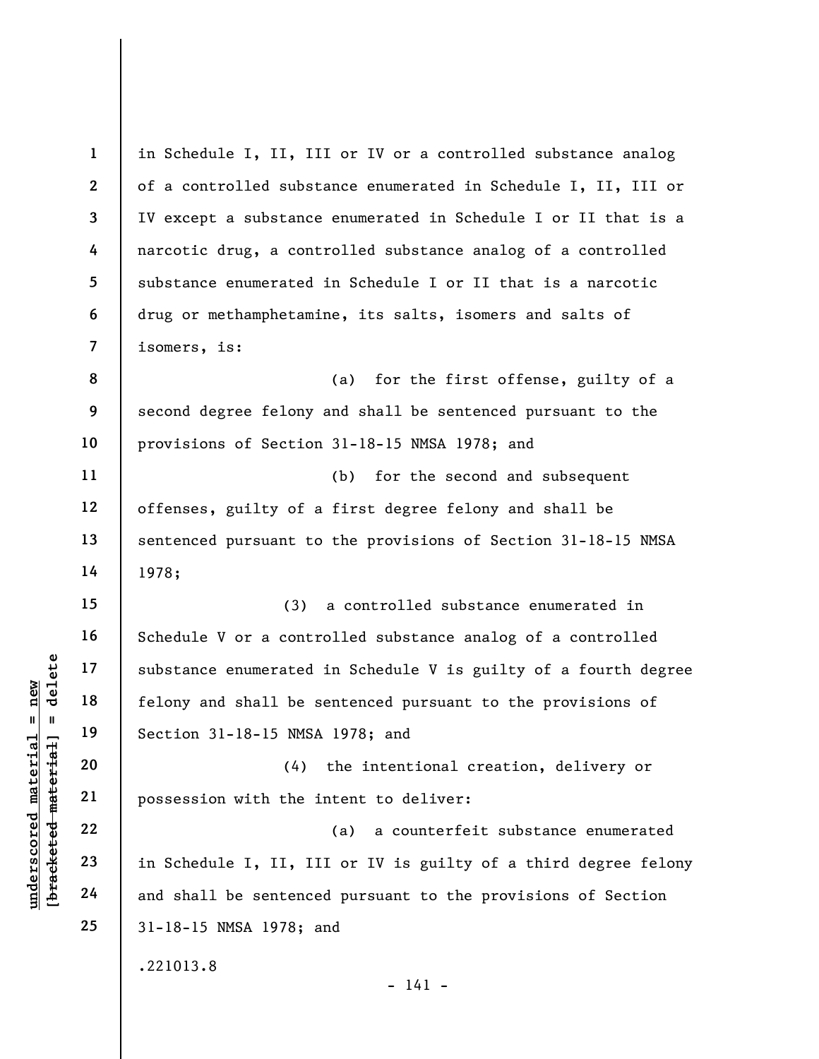in Schedule I, II, III or IV or a controlled substance analog of a controlled substance enumerated in Schedule I, II, III or IV except a substance enumerated in Schedule I or II that is a narcotic drug, a controlled substance analog of a controlled substance enumerated in Schedule I or II that is a narcotic drug or methamphetamine, its salts, isomers and salts of isomers, is:

(a) for the first offense, guilty of a second degree felony and shall be sentenced pursuant to the provisions of Section 31-18-15 NMSA 1978; and

(b) for the second and subsequent offenses, guilty of a first degree felony and shall be sentenced pursuant to the provisions of Section 31-18-15 NMSA 1978;

(3) a controlled substance enumerated in Schedule V or a controlled substance analog of a controlled substance enumerated in Schedule V is guilty of a fourth degree felony and shall be sentenced pursuant to the provisions of Section 31-18-15 NMSA 1978; and

(4) the intentional creation, delivery or possession with the intent to deliver:

(a) a counterfeit substance enumerated in Schedule I, II, III or IV is guilty of a third degree felony and shall be sentenced pursuant to the provisions of Section 31-18-15 NMSA 1978; and

.221013.8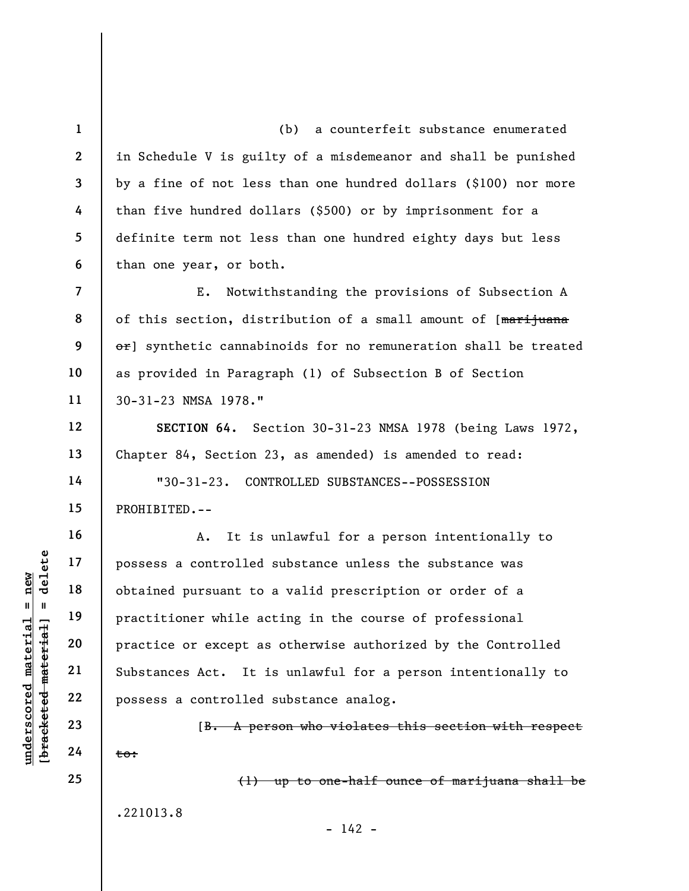(b) a counterfeit substance enumerated in Schedule V is guilty of a misdemeanor and shall be punished by a fine of not less than one hundred dollars ($100) nor more than five hundred dollars ($500) or by imprisonment for a definite term not less than one hundred eighty days but less than one year, or both.

E. Notwithstanding the provisions of Subsection A of this section, distribution of a small amount of [~~marijuana or~~] synthetic cannabinoids for no remuneration shall be treated as provided in Paragraph (1) of Subsection B of Section 30-31-23 NMSA 1978."

**SECTION 64.** Section 30-31-23 NMSA 1978 (being Laws 1972, Chapter 84, Section 23, as amended) is amended to read:

"30-31-23. CONTROLLED SUBSTANCES--POSSESSION PROHIBITED.--

A. It is unlawful for a person intentionally to possess a controlled substance unless the substance was obtained pursuant to a valid prescription or order of a practitioner while acting in the course of professional practice or except as otherwise authorized by the Controlled Substances Act. It is unlawful for a person intentionally to possess a controlled substance analog.

[~~B. A person who violates this section with respect to:~~

~~(1) up to one-half ounce of marijuana shall be~~

.221013.8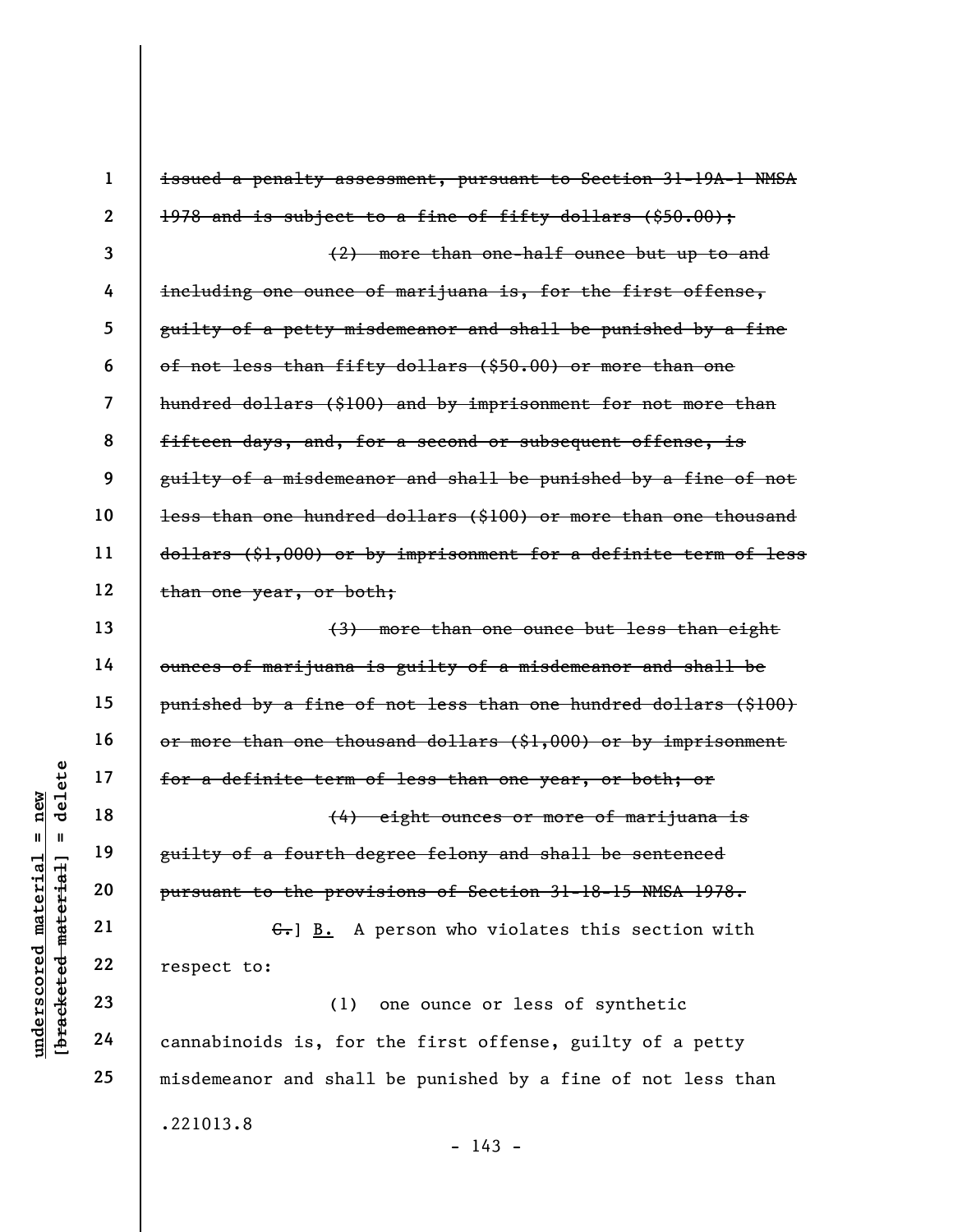~~issued a penalty assessment, pursuant to Section 31-19A-1 NMSA 1978 and is subject to a fine of fifty dollars ($50.00);~~

~~(2) more than one-half ounce but up to and including one ounce of marijuana is, for the first offense, guilty of a petty misdemeanor and shall be punished by a fine of not less than fifty dollars ($50.00) or more than one hundred dollars ($100) and by imprisonment for not more than fifteen days, and, for a second or subsequent offense, is guilty of a misdemeanor and shall be punished by a fine of not less than one hundred dollars ($100) or more than one thousand dollars ($1,000) or by imprisonment for a definite term of less than one year, or both;~~

~~(3) more than one ounce but less than eight ounces of marijuana is guilty of a misdemeanor and shall be punished by a fine of not less than one hundred dollars ($100) or more than one thousand dollars ($1,000) or by imprisonment for a definite term of less than one year, or both; or~~

~~(4) eight ounces or more of marijuana is guilty of a fourth degree felony and shall be sentenced pursuant to the provisions of Section 31-18-15 NMSA 1978.~~

~~C.~~] <u>B.</u> A person who violates this section with respect to:

(1) one ounce or less of synthetic cannabinoids is, for the first offense, guilty of a petty misdemeanor and shall be punished by a fine of not less than

.221013.8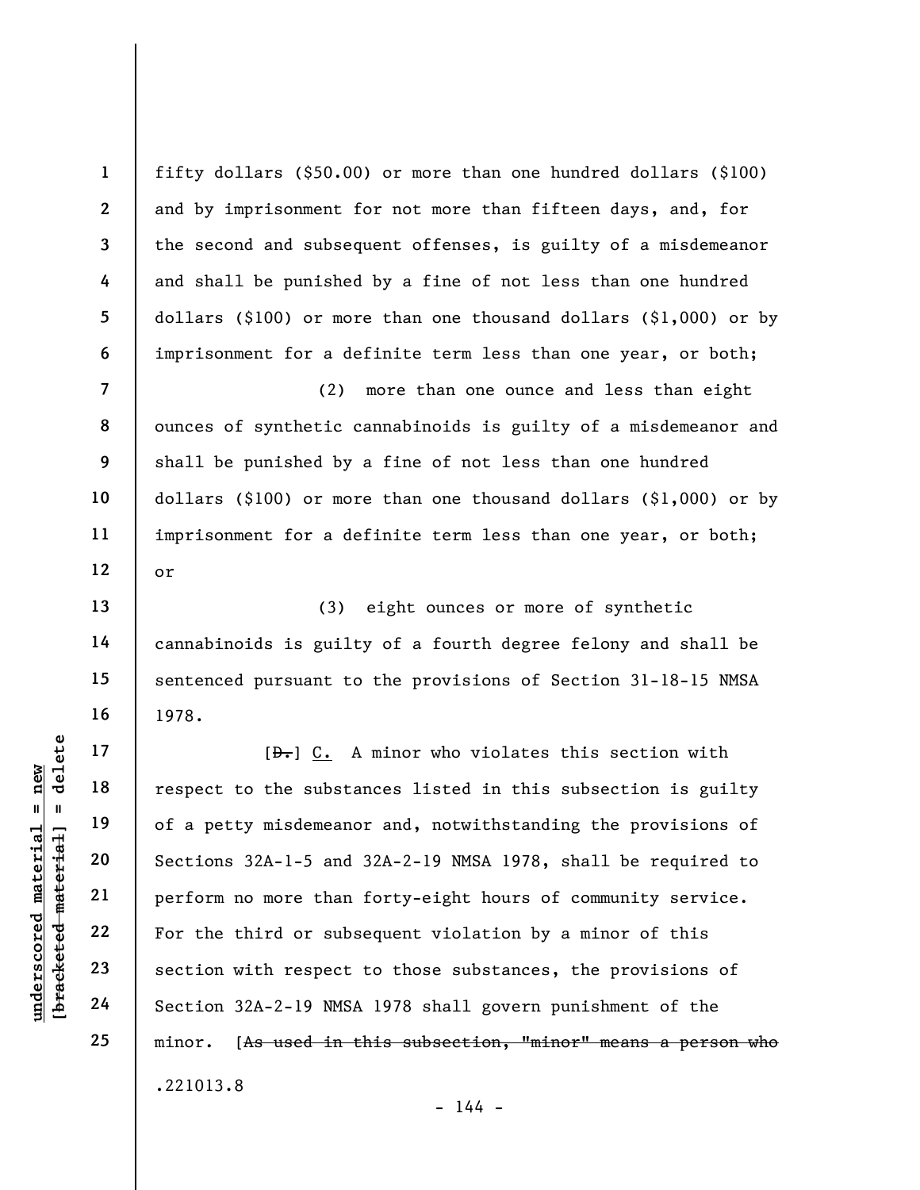fifty dollars ($50.00) or more than one hundred dollars ($100) and by imprisonment for not more than fifteen days, and, for the second and subsequent offenses, is guilty of a misdemeanor and shall be punished by a fine of not less than one hundred dollars ($100) or more than one thousand dollars ($1,000) or by imprisonment for a definite term less than one year, or both;

(2) more than one ounce and less than eight ounces of synthetic cannabinoids is guilty of a misdemeanor and shall be punished by a fine of not less than one hundred dollars ($100) or more than one thousand dollars ($1,000) or by imprisonment for a definite term less than one year, or both; or

(3) eight ounces or more of synthetic cannabinoids is guilty of a fourth degree felony and shall be sentenced pursuant to the provisions of Section 31-18-15 NMSA 1978.

[~~D.~~] C. A minor who violates this section with respect to the substances listed in this subsection is guilty of a petty misdemeanor and, notwithstanding the provisions of Sections 32A-1-5 and 32A-2-19 NMSA 1978, shall be required to perform no more than forty-eight hours of community service. For the third or subsequent violation by a minor of this section with respect to those substances, the provisions of Section 32A-2-19 NMSA 1978 shall govern punishment of the minor. [~~As used in this subsection, "minor" means a person who~~

.221013.8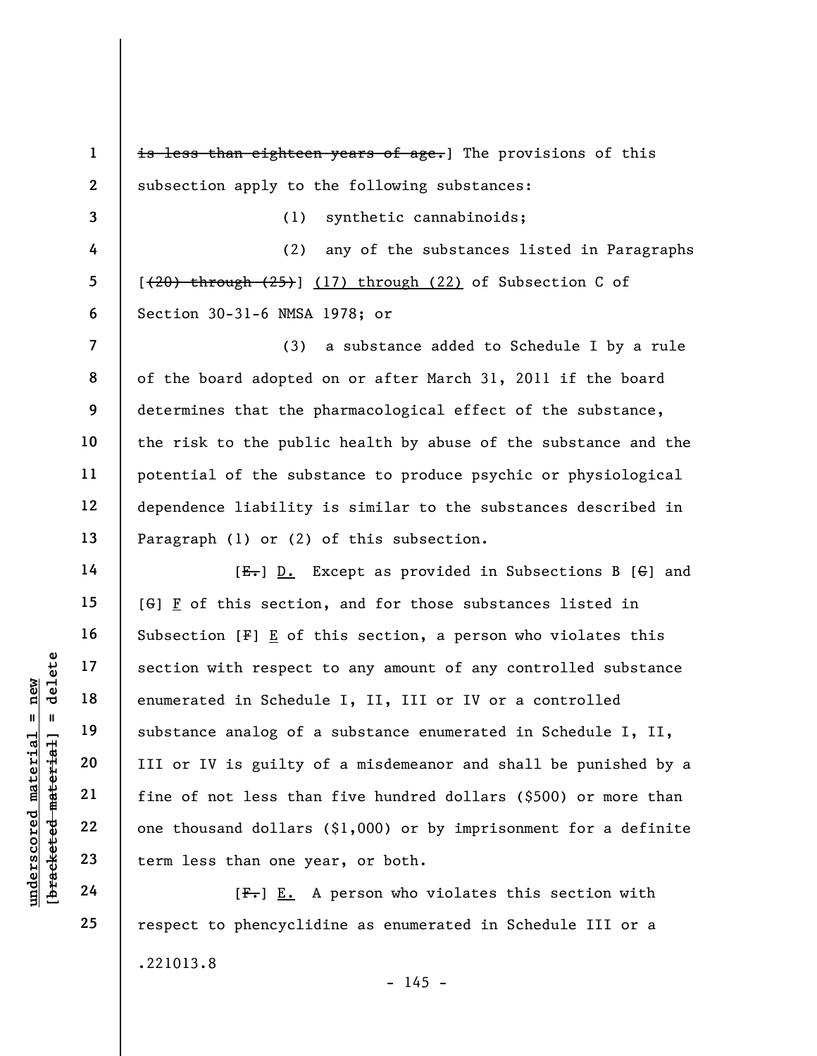~~is less than eighteen years of age.~~] The provisions of this subsection apply to the following substances:

(1) synthetic cannabinoids;

(2) any of the substances listed in Paragraphs [~~(20) through (25)~~] <u>(17) through (22)</u> of Subsection C of Section 30-31-6 NMSA 1978; or

(3) a substance added to Schedule I by a rule of the board adopted on or after March 31, 2011 if the board determines that the pharmacological effect of the substance, the risk to the public health by abuse of the substance and the potential of the substance to produce psychic or physiological dependence liability is similar to the substances described in Paragraph (1) or (2) of this subsection.

[~~E.~~] <u>D.</u> Except as provided in Subsections B [~~C~~] and [~~G~~] <u>F</u> of this section, and for those substances listed in Subsection [~~F~~] <u>E</u> of this section, a person who violates this section with respect to any amount of any controlled substance enumerated in Schedule I, II, III or IV or a controlled substance analog of a substance enumerated in Schedule I, II, III or IV is guilty of a misdemeanor and shall be punished by a fine of not less than five hundred dollars ($500) or more than one thousand dollars ($1,000) or by imprisonment for a definite term less than one year, or both.

[~~F.~~] <u>E.</u> A person who violates this section with respect to phencyclidine as enumerated in Schedule III or a

.221013.8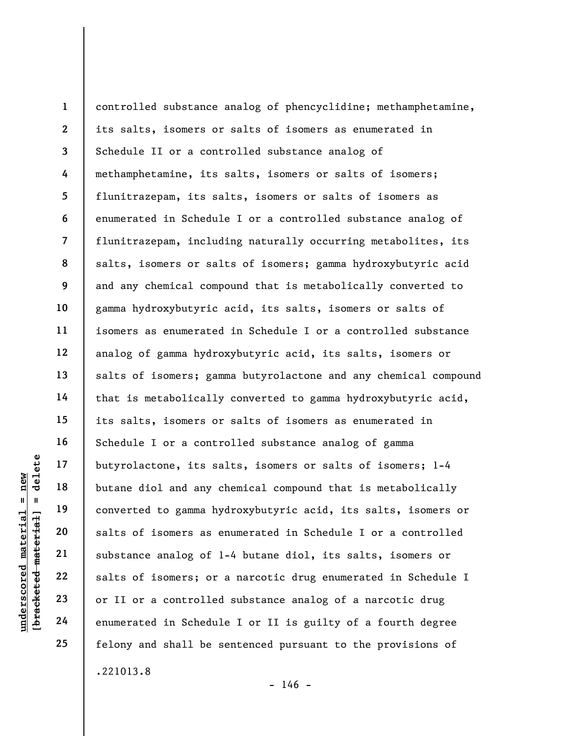controlled substance analog of phencyclidine; methamphetamine, its salts, isomers or salts of isomers as enumerated in Schedule II or a controlled substance analog of methamphetamine, its salts, isomers or salts of isomers; flunitrazepam, its salts, isomers or salts of isomers as enumerated in Schedule I or a controlled substance analog of flunitrazepam, including naturally occurring metabolites, its salts, isomers or salts of isomers; gamma hydroxybutyric acid and any chemical compound that is metabolically converted to gamma hydroxybutyric acid, its salts, isomers or salts of isomers as enumerated in Schedule I or a controlled substance analog of gamma hydroxybutyric acid, its salts, isomers or salts of isomers; gamma butyrolactone and any chemical compound that is metabolically converted to gamma hydroxybutyric acid, its salts, isomers or salts of isomers as enumerated in Schedule I or a controlled substance analog of gamma butyrolactone, its salts, isomers or salts of isomers; 1-4 butane diol and any chemical compound that is metabolically converted to gamma hydroxybutyric acid, its salts, isomers or salts of isomers as enumerated in Schedule I or a controlled substance analog of 1-4 butane diol, its salts, isomers or salts of isomers; or a narcotic drug enumerated in Schedule I or II or a controlled substance analog of a narcotic drug enumerated in Schedule I or II is guilty of a fourth degree felony and shall be sentenced pursuant to the provisions of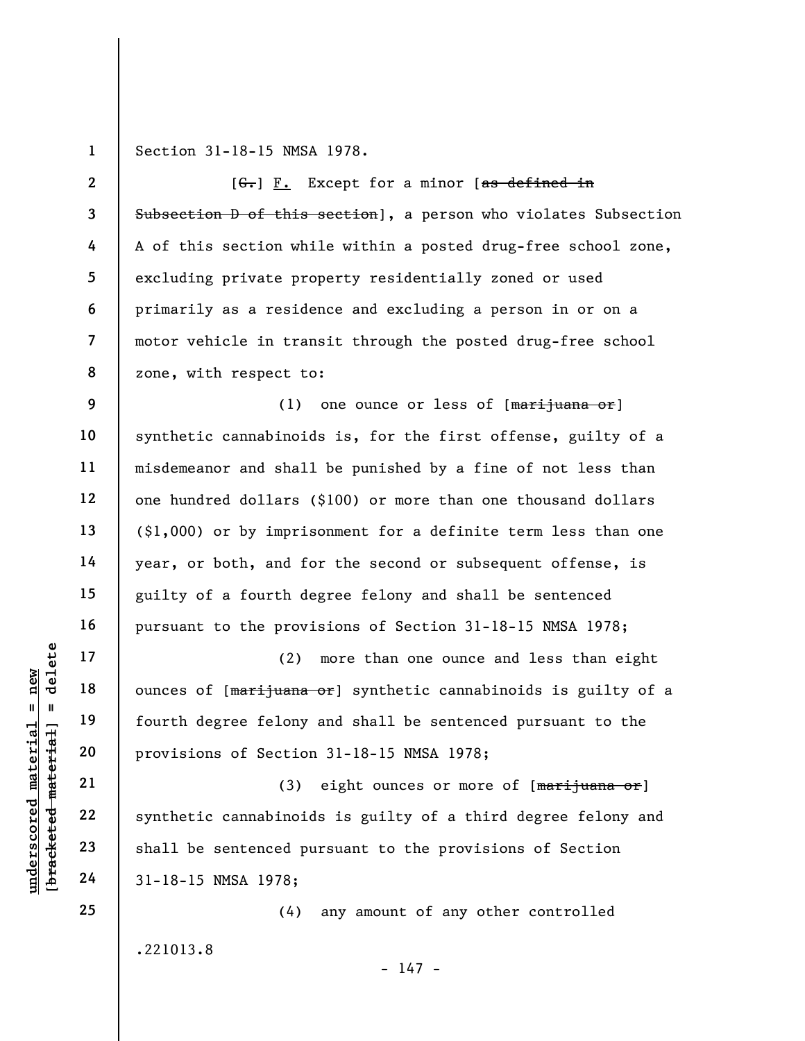Section 31-18-15 NMSA 1978.

[~~G.~~] <u>F.</u> Except for a minor [~~as defined in Subsection D of this section~~], a person who violates Subsection A of this section while within a posted drug-free school zone, excluding private property residentially zoned or used primarily as a residence and excluding a person in or on a motor vehicle in transit through the posted drug-free school zone, with respect to:

(1) one ounce or less of [~~marijuana or~~] synthetic cannabinoids is, for the first offense, guilty of a misdemeanor and shall be punished by a fine of not less than one hundred dollars ($100) or more than one thousand dollars ($1,000) or by imprisonment for a definite term less than one year, or both, and for the second or subsequent offense, is guilty of a fourth degree felony and shall be sentenced pursuant to the provisions of Section 31-18-15 NMSA 1978;

(2) more than one ounce and less than eight ounces of [~~marijuana or~~] synthetic cannabinoids is guilty of a fourth degree felony and shall be sentenced pursuant to the provisions of Section 31-18-15 NMSA 1978;

(3) eight ounces or more of [~~marijuana or~~] synthetic cannabinoids is guilty of a third degree felony and shall be sentenced pursuant to the provisions of Section 31-18-15 NMSA 1978;

(4) any amount of any other controlled

.221013.8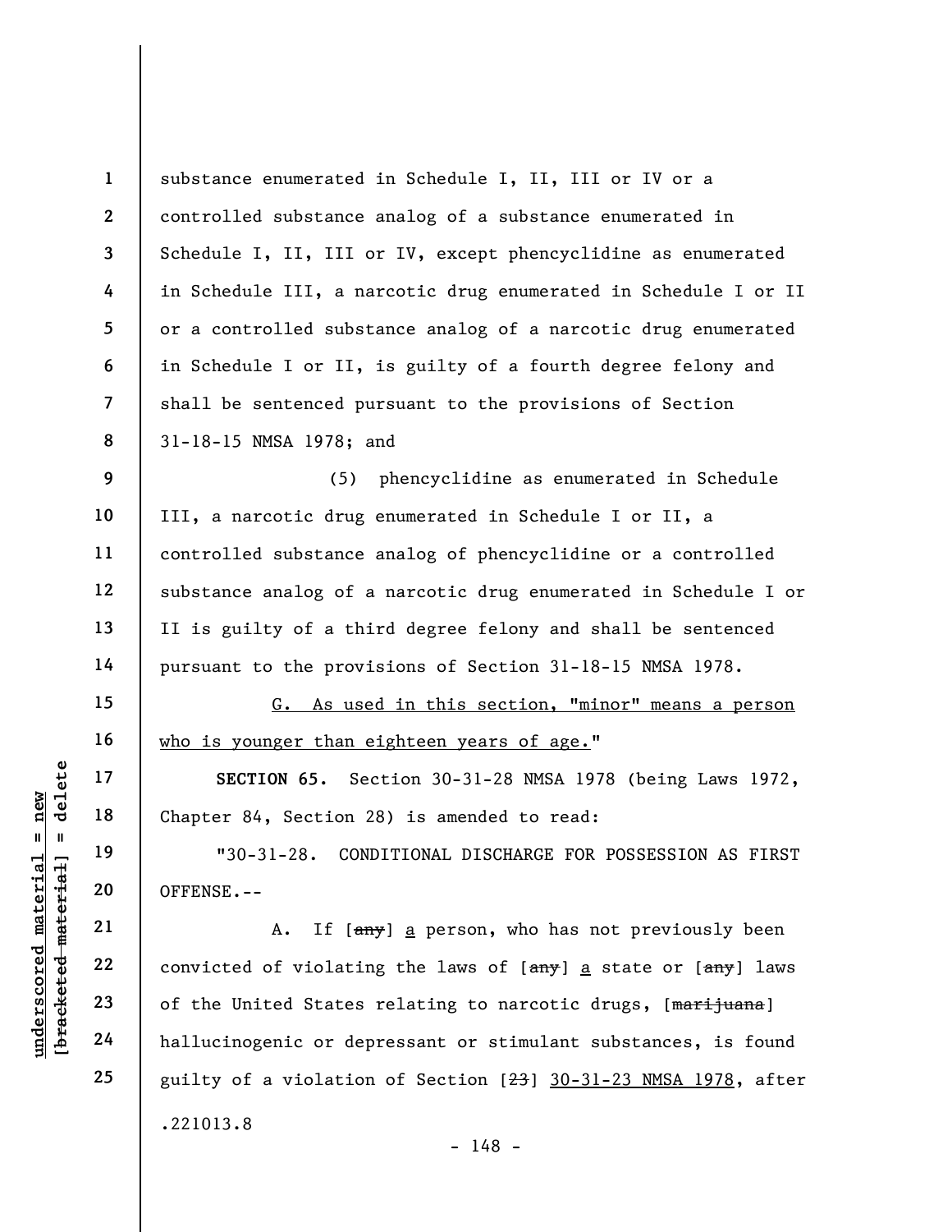substance enumerated in Schedule I, II, III or IV or a controlled substance analog of a substance enumerated in Schedule I, II, III or IV, except phencyclidine as enumerated in Schedule III, a narcotic drug enumerated in Schedule I or II or a controlled substance analog of a narcotic drug enumerated in Schedule I or II, is guilty of a fourth degree felony and shall be sentenced pursuant to the provisions of Section 31-18-15 NMSA 1978; and

(5) phencyclidine as enumerated in Schedule III, a narcotic drug enumerated in Schedule I or II, a controlled substance analog of phencyclidine or a controlled substance analog of a narcotic drug enumerated in Schedule I or II is guilty of a third degree felony and shall be sentenced pursuant to the provisions of Section 31-18-15 NMSA 1978.

G. As used in this section, "minor" means a person who is younger than eighteen years of age."

**SECTION 65.** Section 30-31-28 NMSA 1978 (being Laws 1972, Chapter 84, Section 28) is amended to read:

"30-31-28. CONDITIONAL DISCHARGE FOR POSSESSION AS FIRST OFFENSE.--

A. If [~~any~~] a person, who has not previously been convicted of violating the laws of [~~any~~] a state or [~~any~~] laws of the United States relating to narcotic drugs, [~~marijuana~~] hallucinogenic or depressant or stimulant substances, is found guilty of a violation of Section [~~23~~] 30-31-23 NMSA 1978, after

.221013.8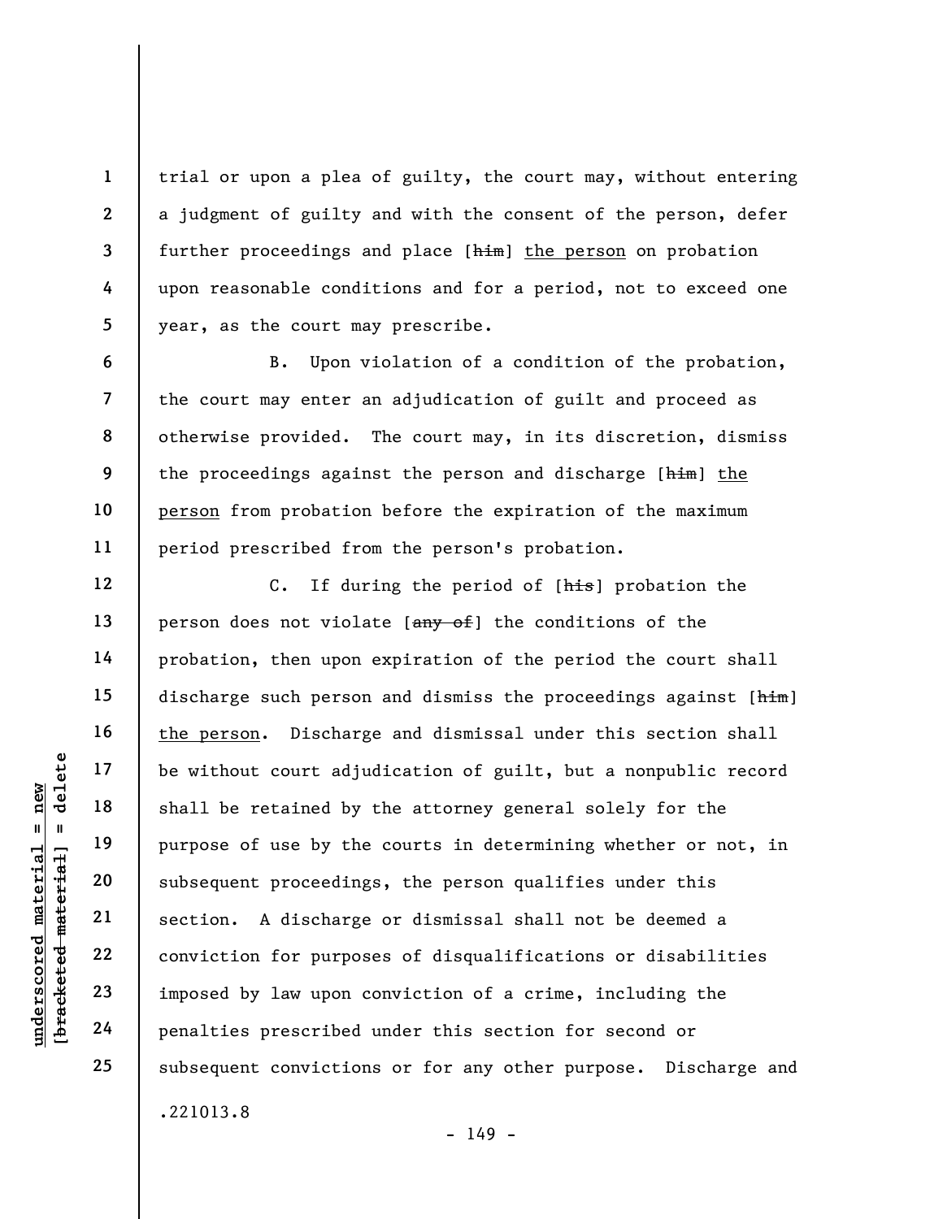trial or upon a plea of guilty, the court may, without entering a judgment of guilty and with the consent of the person, defer further proceedings and place [~~him~~] <u>the person</u> on probation upon reasonable conditions and for a period, not to exceed one year, as the court may prescribe.

B. Upon violation of a condition of the probation, the court may enter an adjudication of guilt and proceed as otherwise provided. The court may, in its discretion, dismiss the proceedings against the person and discharge [~~him~~] <u>the person</u> from probation before the expiration of the maximum period prescribed from the person's probation.

C. If during the period of [~~his~~] probation the person does not violate [~~any of~~] the conditions of the probation, then upon expiration of the period the court shall discharge such person and dismiss the proceedings against [~~him~~] <u>the person</u>. Discharge and dismissal under this section shall be without court adjudication of guilt, but a nonpublic record shall be retained by the attorney general solely for the purpose of use by the courts in determining whether or not, in subsequent proceedings, the person qualifies under this section. A discharge or dismissal shall not be deemed a conviction for purposes of disqualifications or disabilities imposed by law upon conviction of a crime, including the penalties prescribed under this section for second or subsequent convictions or for any other purpose. Discharge and

.221013.8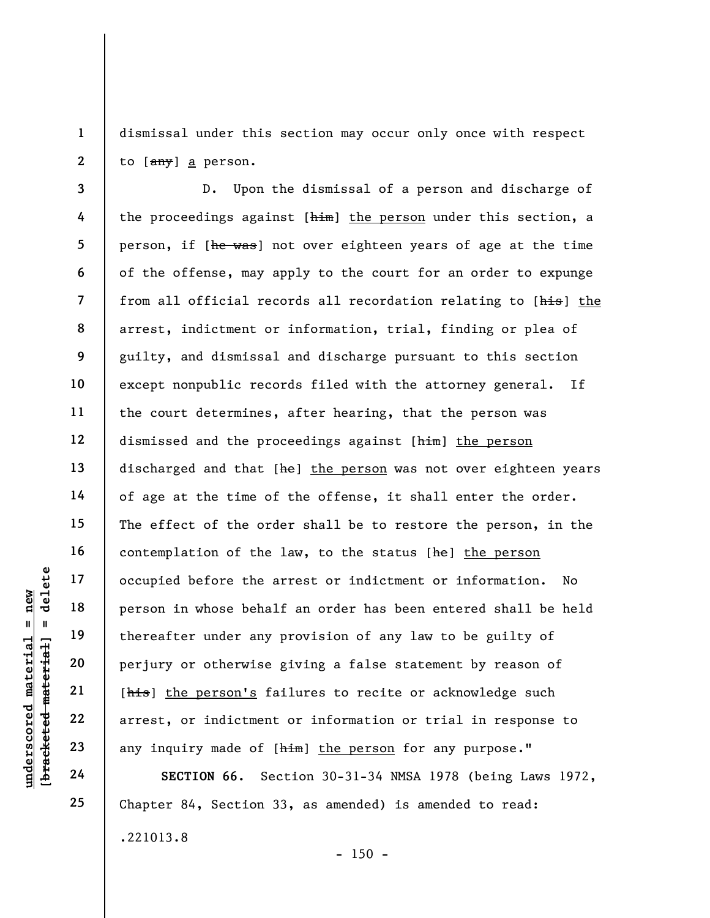dismissal under this section may occur only once with respect to [~~any~~] a person.

D. Upon the dismissal of a person and discharge of the proceedings against [~~him~~] the person under this section, a person, if [~~he was~~] not over eighteen years of age at the time of the offense, may apply to the court for an order to expunge from all official records all recordation relating to [~~his~~] the arrest, indictment or information, trial, finding or plea of guilty, and dismissal and discharge pursuant to this section except nonpublic records filed with the attorney general. If the court determines, after hearing, that the person was dismissed and the proceedings against [~~him~~] the person discharged and that [~~he~~] the person was not over eighteen years of age at the time of the offense, it shall enter the order. The effect of the order shall be to restore the person, in the contemplation of the law, to the status [~~he~~] the person occupied before the arrest or indictment or information. No person in whose behalf an order has been entered shall be held thereafter under any provision of any law to be guilty of perjury or otherwise giving a false statement by reason of [~~his~~] the person's failures to recite or acknowledge such arrest, or indictment or information or trial in response to any inquiry made of [~~him~~] the person for any purpose."

**SECTION 66.** Section 30-31-34 NMSA 1978 (being Laws 1972, Chapter 84, Section 33, as amended) is amended to read:

.221013.8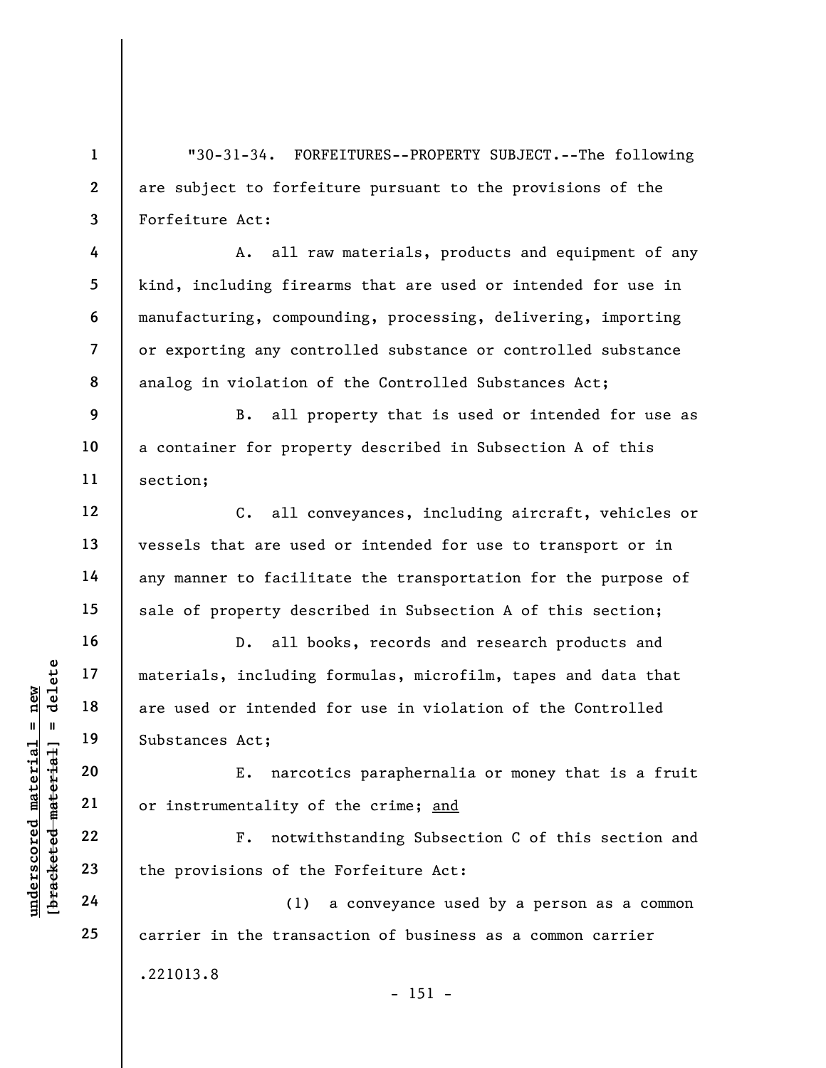"30-31-34. FORFEITURES--PROPERTY SUBJECT.--The following are subject to forfeiture pursuant to the provisions of the Forfeiture Act:

A. all raw materials, products and equipment of any kind, including firearms that are used or intended for use in manufacturing, compounding, processing, delivering, importing or exporting any controlled substance or controlled substance analog in violation of the Controlled Substances Act;

B. all property that is used or intended for use as a container for property described in Subsection A of this section;

C. all conveyances, including aircraft, vehicles or vessels that are used or intended for use to transport or in any manner to facilitate the transportation for the purpose of sale of property described in Subsection A of this section;

D. all books, records and research products and materials, including formulas, microfilm, tapes and data that are used or intended for use in violation of the Controlled Substances Act;

E. narcotics paraphernalia or money that is a fruit or instrumentality of the crime; <u>and</u>

F. notwithstanding Subsection C of this section and the provisions of the Forfeiture Act:

(1) a conveyance used by a person as a common carrier in the transaction of business as a common carrier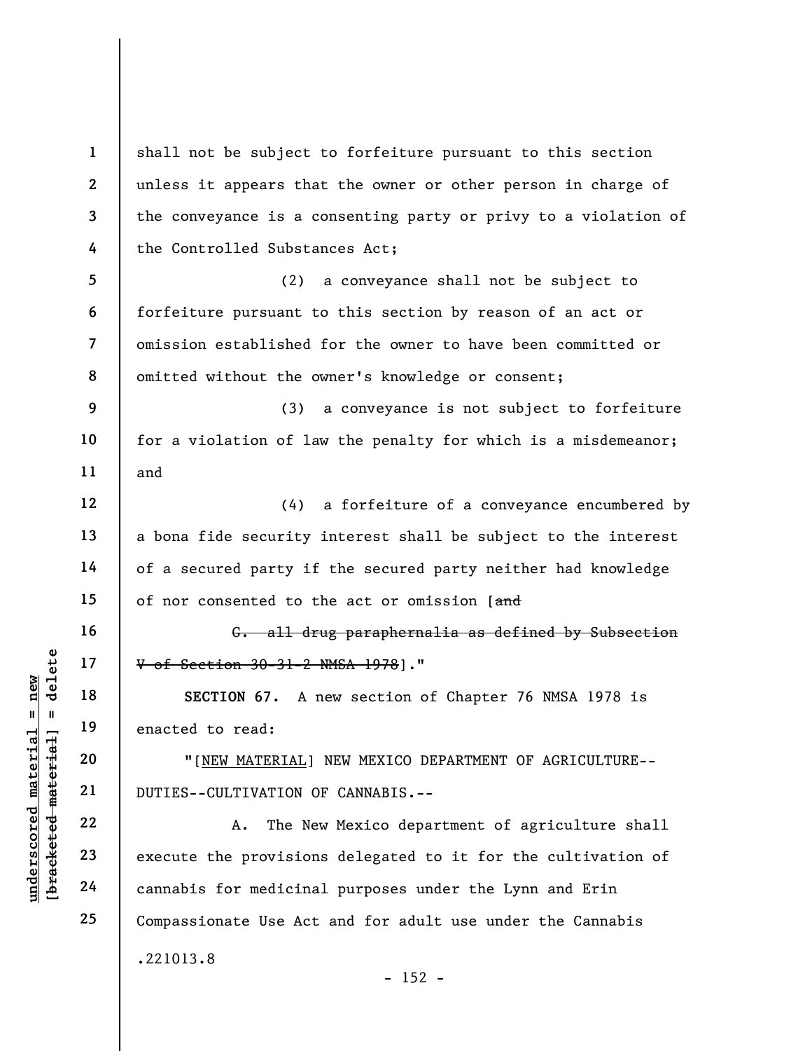shall not be subject to forfeiture pursuant to this section unless it appears that the owner or other person in charge of the conveyance is a consenting party or privy to a violation of the Controlled Substances Act;

(2) a conveyance shall not be subject to forfeiture pursuant to this section by reason of an act or omission established for the owner to have been committed or omitted without the owner's knowledge or consent;

(3) a conveyance is not subject to forfeiture for a violation of law the penalty for which is a misdemeanor; and

(4) a forfeiture of a conveyance encumbered by a bona fide security interest shall be subject to the interest of a secured party if the secured party neither had knowledge of nor consented to the act or omission [~~and~~

~~G. all drug paraphernalia as defined by Subsection V of Section 30-31-2 NMSA 1978~~]."

**SECTION 67.** A new section of Chapter 76 NMSA 1978 is enacted to read:

"[<u>NEW MATERIAL</u>] NEW MEXICO DEPARTMENT OF AGRICULTURE--DUTIES--CULTIVATION OF CANNABIS.--

A. The New Mexico department of agriculture shall execute the provisions delegated to it for the cultivation of cannabis for medicinal purposes under the Lynn and Erin Compassionate Use Act and for adult use under the Cannabis

.221013.8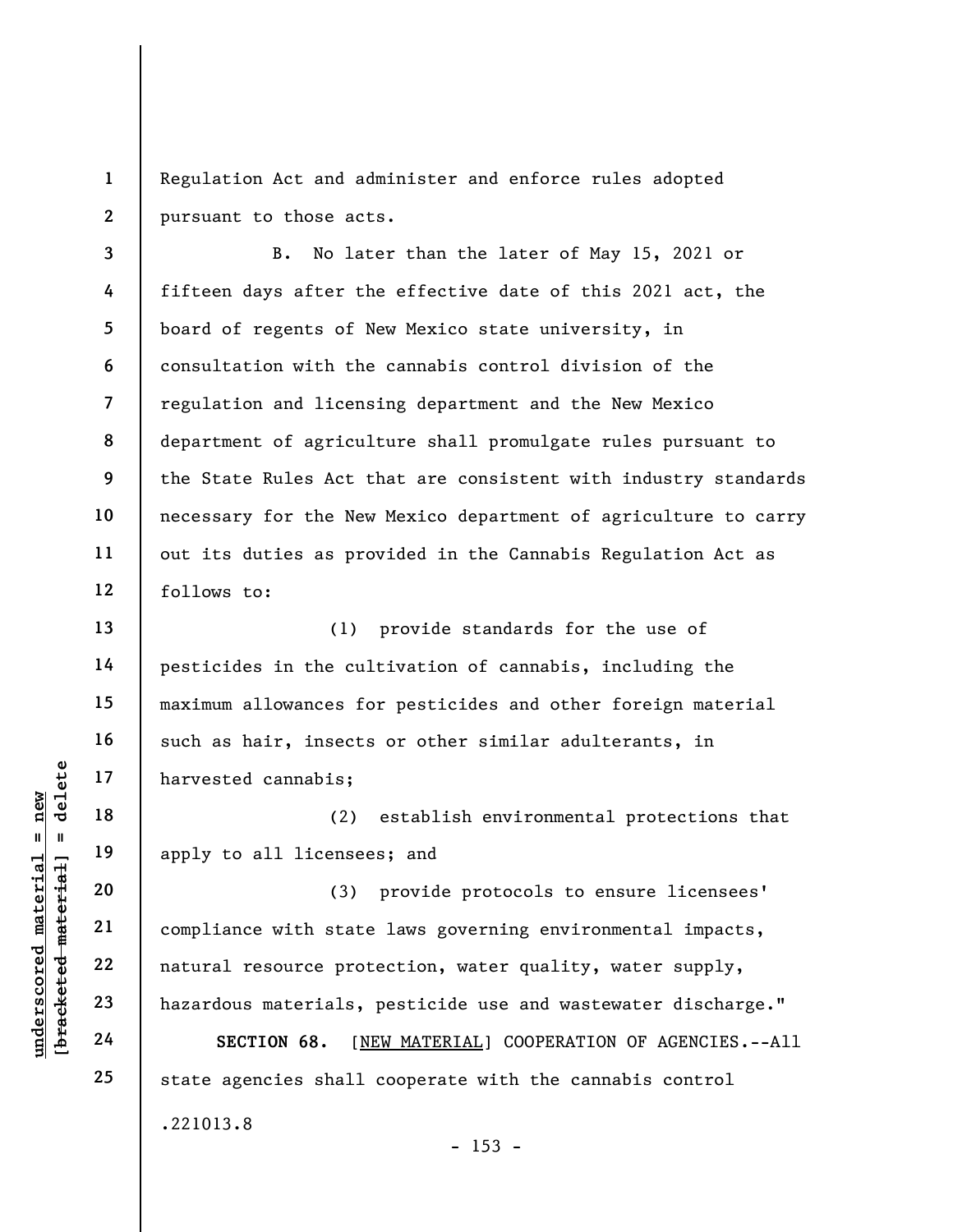Regulation Act and administer and enforce rules adopted pursuant to those acts.

B. No later than the later of May 15, 2021 or fifteen days after the effective date of this 2021 act, the board of regents of New Mexico state university, in consultation with the cannabis control division of the regulation and licensing department and the New Mexico department of agriculture shall promulgate rules pursuant to the State Rules Act that are consistent with industry standards necessary for the New Mexico department of agriculture to carry out its duties as provided in the Cannabis Regulation Act as follows to:

(1) provide standards for the use of pesticides in the cultivation of cannabis, including the maximum allowances for pesticides and other foreign material such as hair, insects or other similar adulterants, in harvested cannabis;

(2) establish environmental protections that apply to all licensees; and

(3) provide protocols to ensure licensees' compliance with state laws governing environmental impacts, natural resource protection, water quality, water supply, hazardous materials, pesticide use and wastewater discharge."

**SECTION 68.** [NEW MATERIAL] COOPERATION OF AGENCIES.--All state agencies shall cooperate with the cannabis control

.221013.8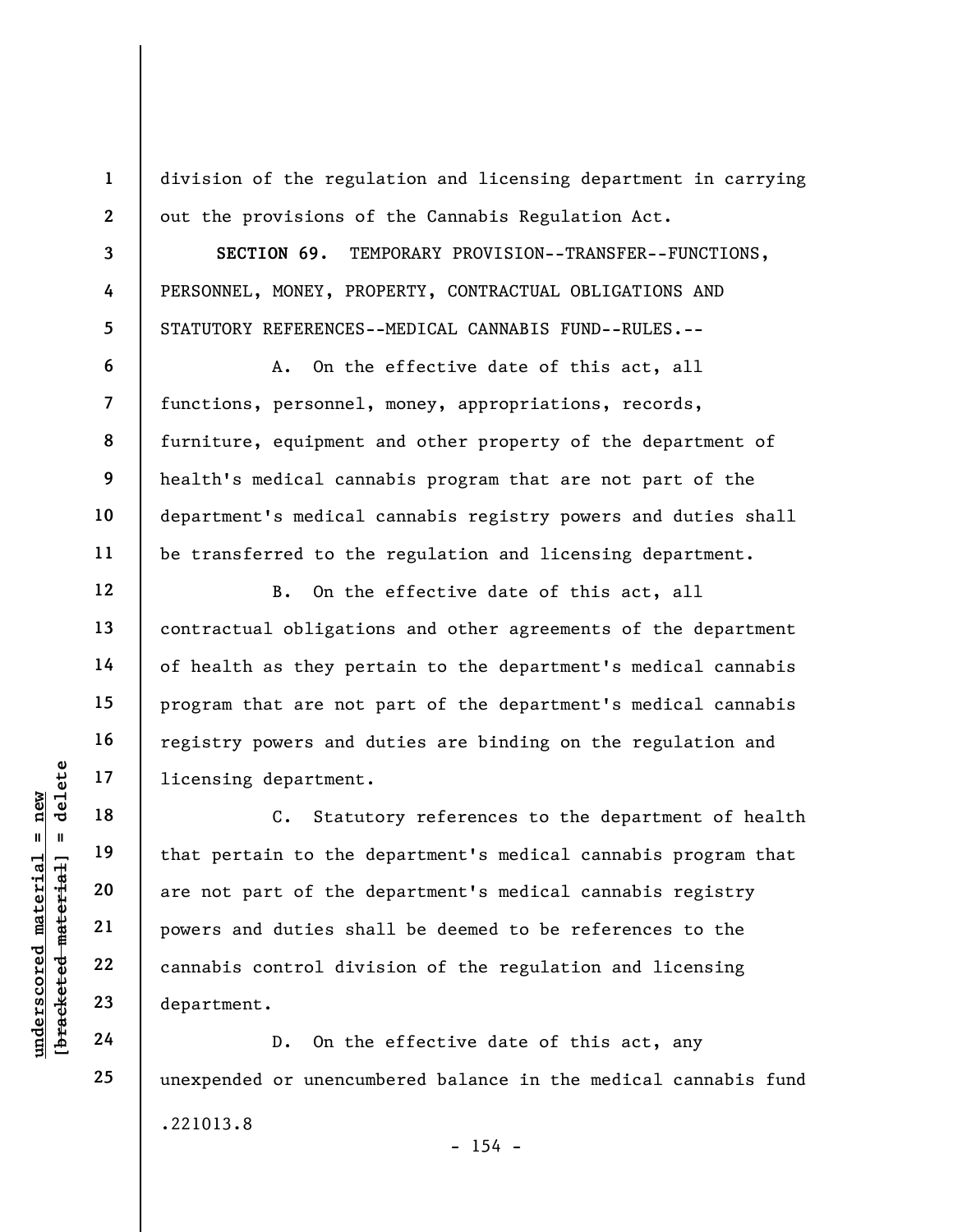division of the regulation and licensing department in carrying out the provisions of the Cannabis Regulation Act.

**SECTION 69.** TEMPORARY PROVISION--TRANSFER--FUNCTIONS, PERSONNEL, MONEY, PROPERTY, CONTRACTUAL OBLIGATIONS AND STATUTORY REFERENCES--MEDICAL CANNABIS FUND--RULES.--

A. On the effective date of this act, all functions, personnel, money, appropriations, records, furniture, equipment and other property of the department of health's medical cannabis program that are not part of the department's medical cannabis registry powers and duties shall be transferred to the regulation and licensing department.

B. On the effective date of this act, all contractual obligations and other agreements of the department of health as they pertain to the department's medical cannabis program that are not part of the department's medical cannabis registry powers and duties are binding on the regulation and licensing department.

C. Statutory references to the department of health that pertain to the department's medical cannabis program that are not part of the department's medical cannabis registry powers and duties shall be deemed to be references to the cannabis control division of the regulation and licensing department.

D. On the effective date of this act, any unexpended or unencumbered balance in the medical cannabis fund

.221013.8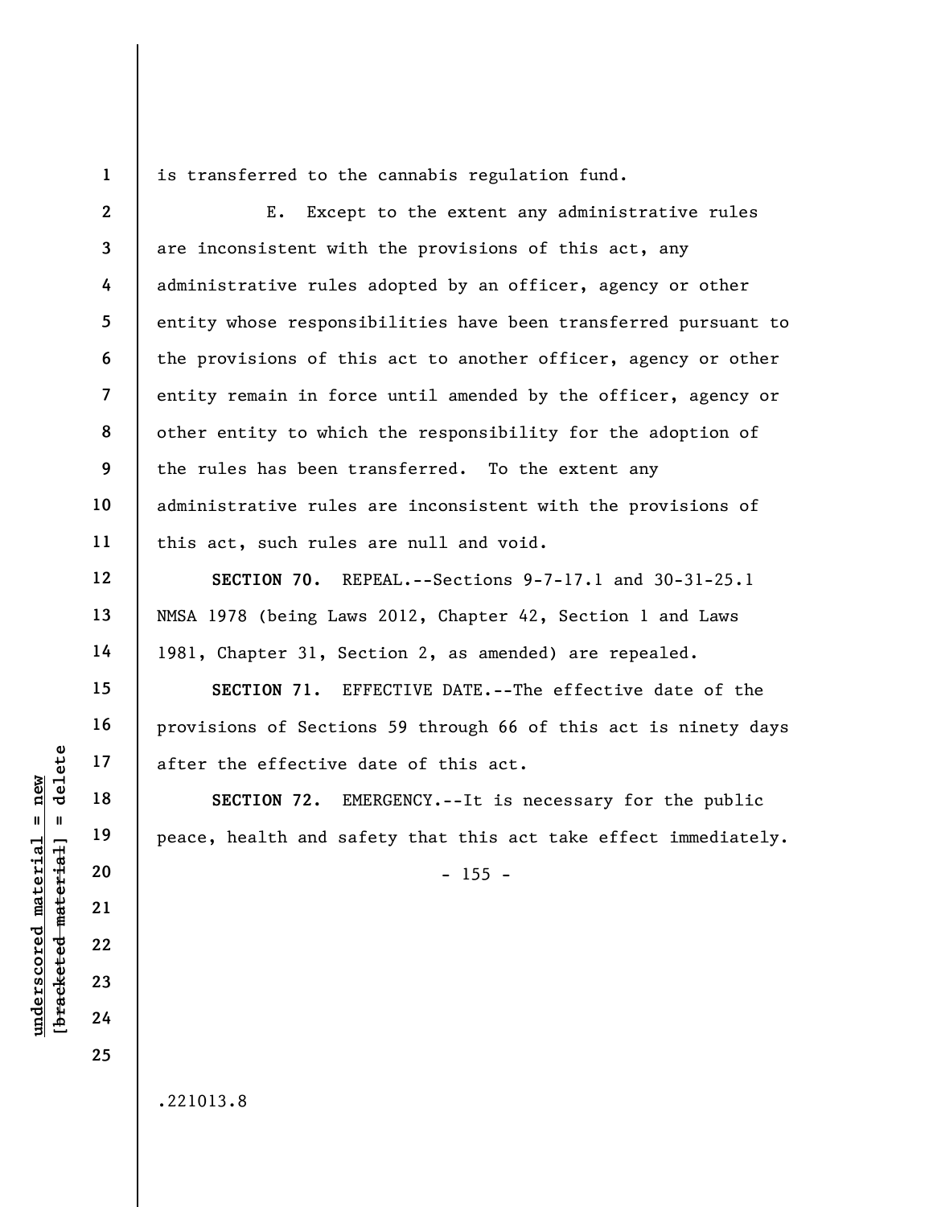is transferred to the cannabis regulation fund.

E. Except to the extent any administrative rules are inconsistent with the provisions of this act, any administrative rules adopted by an officer, agency or other entity whose responsibilities have been transferred pursuant to the provisions of this act to another officer, agency or other entity remain in force until amended by the officer, agency or other entity to which the responsibility for the adoption of the rules has been transferred. To the extent any administrative rules are inconsistent with the provisions of this act, such rules are null and void.

**SECTION 70.** REPEAL.--Sections 9-7-17.1 and 30-31-25.1 NMSA 1978 (being Laws 2012, Chapter 42, Section 1 and Laws 1981, Chapter 31, Section 2, as amended) are repealed.

**SECTION 71.** EFFECTIVE DATE.--The effective date of the provisions of Sections 59 through 66 of this act is ninety days after the effective date of this act.

**SECTION 72.** EMERGENCY.--It is necessary for the public peace, health and safety that this act take effect immediately.

.221013.8